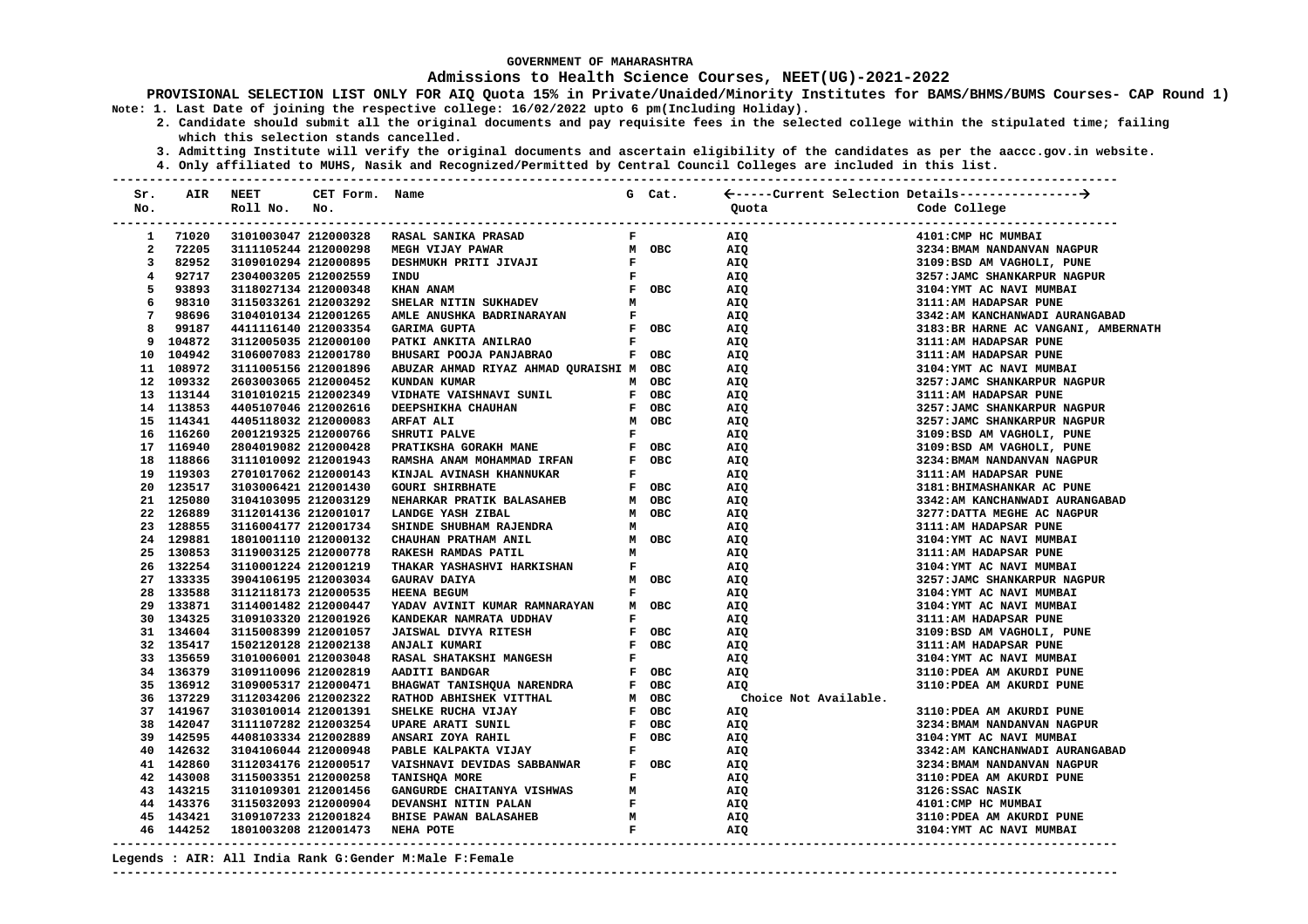# GOVERNMENT OF MAHARASHTRA

## Admissions to Health Science Courses, NEET(UG)-2021-2022

**PROVISIONAL SELECTION LIST ONLY FOR AIQ Quota 15% in Private/Unaided/Minority Institutes for BAMS/BHMS/BUMS Courses- CAP Round 1)**

**Note: 1. Last Date of joining the respective college: 16/02/2022 upto 6 pm(Including Holiday).**

**2. Candidate should submit all the original documents and pay requisite fees in the selected college within the stipulated time; failing which this selection stands cancelled.**

**3. Admitting Institute will verify the original documents and ascertain eligibility of the candidates as per the aaccc.gov.in website.**

**4. Only affiliated to MUHS, Nasik and Recognized/Permitted by Central Council Colleges are included in this list.**

| Sr. No. | AIR | NEET Roll No. | CET Form. No. | Name | G | Cat. | Current Selection Details: Quota | Code College |
|---|---|---|---|---|---|---|---|---|
| 1 | 71020 | 3101003047 | 212000328 | RASAL SANIKA PRASAD | F | | AIQ | 4101:CMP HC MUMBAI |
| 2 | 72205 | 3111105244 | 212000298 | MEGH VIJAY PAWAR | M | OBC | AIQ | 3234:BMAM NANDANVAN NAGPUR |
| 3 | 82952 | 3109010294 | 212000895 | DESHMUKH PRITI JIVAJI | F | | AIQ | 3109:BSD AM VAGHOLI, PUNE |
| 4 | 92717 | 2304003205 | 212002559 | INDU | F | | AIQ | 3257:JAMC SHANKARPUR NAGPUR |
| 5 | 93893 | 3118027134 | 212000348 | KHAN ANAM | F | OBC | AIQ | 3104:YMT AC NAVI MUMBAI |
| 6 | 98310 | 3115033261 | 212003292 | SHELAR NITIN SUKHADEV | M | | AIQ | 3111:AM HADAPSAR PUNE |
| 7 | 98696 | 3104010134 | 212001265 | AMLE ANUSHKA BADRINARAYAN | F | | AIQ | 3342:AM KANCHANWADI AURANGABAD |
| 8 | 99187 | 4411116140 | 212003354 | GARIMA GUPTA | F | OBC | AIQ | 3183:BR HARNE AC VANGANI, AMBERNATH |
| 9 | 104872 | 3112005035 | 212000100 | PATKI ANKITA ANILRAO | F | | AIQ | 3111:AM HADAPSAR PUNE |
| 10 | 104942 | 3106007083 | 212001780 | BHUSARI POOJA PANJABRAO | F | OBC | AIQ | 3111:AM HADAPSAR PUNE |
| 11 | 108972 | 3111005156 | 212001896 | ABUZAR AHMAD RIYAZ AHMAD QURAISHI | M | OBC | AIQ | 3104:YMT AC NAVI MUMBAI |
| 12 | 109332 | 2603003065 | 212000452 | KUNDAN KUMAR | M | OBC | AIQ | 3257:JAMC SHANKARPUR NAGPUR |
| 13 | 113144 | 3101010215 | 212002349 | VIDHATE VAISHNAVI SUNIL | F | OBC | AIQ | 3111:AM HADAPSAR PUNE |
| 14 | 113853 | 4405107046 | 212002616 | DEEPSHIKHA CHAUHAN | F | OBC | AIQ | 3257:JAMC SHANKARPUR NAGPUR |
| 15 | 114341 | 4405118032 | 212000083 | ARFAT ALI | M | OBC | AIQ | 3257:JAMC SHANKARPUR NAGPUR |
| 16 | 116260 | 2001219325 | 212000766 | SHRUTI PALVE | F | | AIQ | 3109:BSD AM VAGHOLI, PUNE |
| 17 | 116940 | 2804019082 | 212000428 | PRATIKSHA GORAKH MANE | F | OBC | AIQ | 3109:BSD AM VAGHOLI, PUNE |
| 18 | 118866 | 3111010092 | 212001943 | RAMSHA ANAM MOHAMMAD IRFAN | F | OBC | AIQ | 3234:BMAM NANDANVAN NAGPUR |
| 19 | 119303 | 2701017062 | 212000143 | KINJAL AVINASH KHANNUKAR | F | | AIQ | 3111:AM HADAPSAR PUNE |
| 20 | 123517 | 3103006421 | 212001430 | GOURI SHIRBHATE | F | OBC | AIQ | 3181:BHIMASHANKAR AC PUNE |
| 21 | 125080 | 3104103095 | 212003129 | NEHARKAR PRATIK BALASAHEB | M | OBC | AIQ | 3342:AM KANCHANWADI AURANGABAD |
| 22 | 126889 | 3112014136 | 212001017 | LANDGE YASH ZIBAL | M | OBC | AIQ | 3277:DATTA MEGHE AC NAGPUR |
| 23 | 128855 | 3116004177 | 212001734 | SHINDE SHUBHAM RAJENDRA | M | | AIQ | 3111:AM HADAPSAR PUNE |
| 24 | 129881 | 1801001110 | 212000132 | CHAUHAN PRATHAM ANIL | M | OBC | AIQ | 3104:YMT AC NAVI MUMBAI |
| 25 | 130853 | 3119003125 | 212000778 | RAKESH RAMDAS PATIL | M | | AIQ | 3111:AM HADAPSAR PUNE |
| 26 | 132254 | 3110001224 | 212001219 | THAKAR YASHASHVI HARKISHAN | F | | AIQ | 3104:YMT AC NAVI MUMBAI |
| 27 | 133335 | 3904106195 | 212003034 | GAURAV DAIYA | M | OBC | AIQ | 3257:JAMC SHANKARPUR NAGPUR |
| 28 | 133588 | 3112118173 | 212000535 | HEENA BEGUM | F | | AIQ | 3104:YMT AC NAVI MUMBAI |
| 29 | 133871 | 3114001482 | 212000447 | YADAV AVINIT KUMAR RAMNARAYAN | M | OBC | AIQ | 3104:YMT AC NAVI MUMBAI |
| 30 | 134325 | 3109103320 | 212001926 | KANDEKAR NAMRATA UDDHAV | F | | AIQ | 3111:AM HADAPSAR PUNE |
| 31 | 134604 | 3115008399 | 212001057 | JAISWAL DIVYA RITESH | F | OBC | AIQ | 3109:BSD AM VAGHOLI, PUNE |
| 32 | 135417 | 1502120128 | 212002138 | ANJALI KUMARI | F | OBC | AIQ | 3111:AM HADAPSAR PUNE |
| 33 | 135659 | 3101006001 | 212003048 | RASAL SHATAKSHI MANGESH | F | | AIQ | 3104:YMT AC NAVI MUMBAI |
| 34 | 136379 | 3109110096 | 212002819 | AADITI BANDGAR | F | OBC | AIQ | 3110:PDEA AM AKURDI PUNE |
| 35 | 136912 | 3109005317 | 212000471 | BHAGWAT TANISHQUA NARENDRA | F | OBC | AIQ | 3110:PDEA AM AKURDI PUNE |
| 36 | 137229 | 3112034206 | 212002322 | RATHOD ABHISHEK VITTHAL | M | OBC | Choice Not Available. | |
| 37 | 141967 | 3103010014 | 212001391 | SHELKE RUCHA VIJAY | F | OBC | AIQ | 3110:PDEA AM AKURDI PUNE |
| 38 | 142047 | 3111107282 | 212003254 | UPARE ARATI SUNIL | F | OBC | AIQ | 3234:BMAM NANDANVAN NAGPUR |
| 39 | 142595 | 4408103334 | 212002889 | ANSARI ZOYA RAHIL | F | OBC | AIQ | 3104:YMT AC NAVI MUMBAI |
| 40 | 142632 | 3104106044 | 212000948 | PABLE KALPAKTA VIJAY | F | | AIQ | 3342:AM KANCHANWADI AURANGABAD |
| 41 | 142860 | 3112034176 | 212000517 | VAISHNAVI DEVIDAS SABBANWAR | F | OBC | AIQ | 3234:BMAM NANDANVAN NAGPUR |
| 42 | 143008 | 3115003351 | 212000258 | TANISHQA MORE | F | | AIQ | 3110:PDEA AM AKURDI PUNE |
| 43 | 143215 | 3110109301 | 212001456 | GANGURDE CHAITANYA VISHWAS | M | | AIQ | 3126:SSAC NASIK |
| 44 | 143376 | 3115032093 | 212000904 | DEVANSHI NITIN PALAN | F | | AIQ | 4101:CMP HC MUMBAI |
| 45 | 143421 | 3109107233 | 212001824 | BHISE PAWAN BALASAHEB | M | | AIQ | 3110:PDEA AM AKURDI PUNE |
| 46 | 144252 | 1801003208 | 212001473 | NEHA POTE | F | | AIQ | 3104:YMT AC NAVI MUMBAI |

**Legends : AIR: All India Rank G:Gender M:Male F:Female**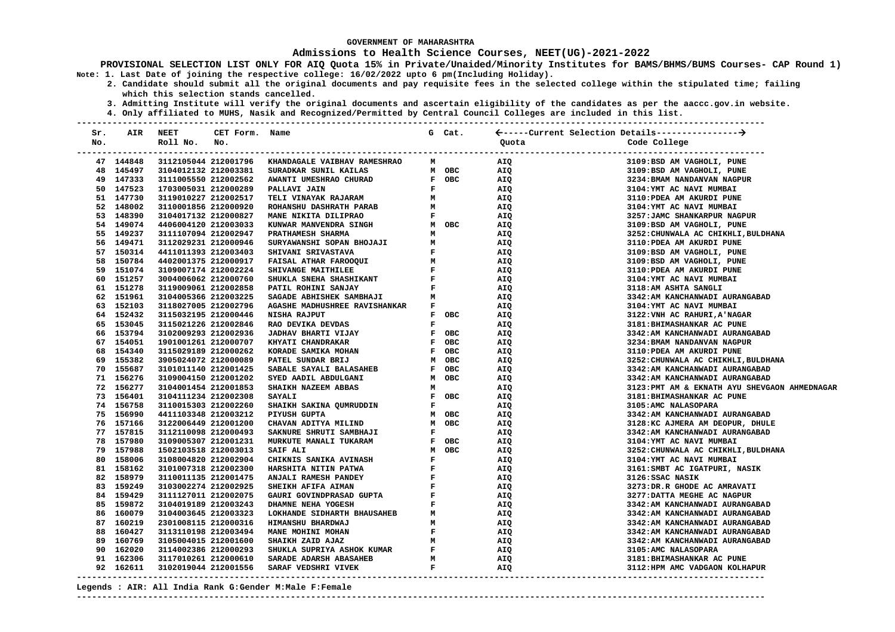GOVERNMENT OF MAHARASHTRA

## Admissions to Health Science Courses, NEET(UG)-2021-2022

**PROVISIONAL SELECTION LIST ONLY FOR AIQ Quota 15% in Private/Unaided/Minority Institutes for BAMS/BHMS/BUMS Courses- CAP Round 1)**

Note: 1. Last Date of joining the respective college: 16/02/2022 upto 6 pm(Including Holiday).

2. Candidate should submit all the original documents and pay requisite fees in the selected college within the stipulated time; failing which this selection stands cancelled.

3. Admitting Institute will verify the original documents and ascertain eligibility of the candidates as per the aaccc.gov.in website.

4. Only affiliated to MUHS, Nasik and Recognized/Permitted by Central Council Colleges are included in this list.

| Sr. No. | AIR | NEET Roll No. | CET Form. No. | Name | G | Cat. | Quota | Code College |
|---|---|---|---|---|---|---|---|---|
| 47 | 144848 | 3112105044 | 212001796 | KHANDAGALE VAIBHAV RAMESHRAO | M | | AIQ | 3109:BSD AM VAGHOLI, PUNE |
| 48 | 145497 | 3104012132 | 212003381 | SURADKAR SUNIL KAILAS | M | OBC | AIQ | 3109:BSD AM VAGHOLI, PUNE |
| 49 | 147333 | 3111005550 | 212002562 | AWANTI UMESHRAO CHURAD | F | OBC | AIQ | 3234:BMAM NANDANVAN NAGPUR |
| 50 | 147523 | 1703005031 | 212000289 | PALLAVI JAIN | F | | AIQ | 3104:YMT AC NAVI MUMBAI |
| 51 | 147730 | 3119010227 | 212002517 | TELI VINAYAK RAJARAM | M | | AIQ | 3110:PDEA AM AKURDI PUNE |
| 52 | 148002 | 3110001856 | 212000920 | ROHANSHU DASHRATH PARAB | M | | AIQ | 3104:YMT AC NAVI MUMBAI |
| 53 | 148390 | 3104017132 | 212000827 | MANE NIKITA DILIPRAO | F | | AIQ | 3257:JAMC SHANKARPUR NAGPUR |
| 54 | 149074 | 4406004120 | 212003033 | KUNWAR MANVENDRA SINGH | M | OBC | AIQ | 3109:BSD AM VAGHOLI, PUNE |
| 55 | 149237 | 3111107094 | 212002947 | PRATHAMESH SHARMA | M | | AIQ | 3252:CHUNWALA AC CHIKHLI,BULDHANA |
| 56 | 149471 | 3112029231 | 212000946 | SURYAWANSHI SOPAN BHOJAJI | M | | AIQ | 3110:PDEA AM AKURDI PUNE |
| 57 | 150314 | 4411011393 | 212003403 | SHIVANI SRIVASTAVA | F | | AIQ | 3109:BSD AM VAGHOLI, PUNE |
| 58 | 150784 | 4402001375 | 212000917 | FAISAL ATHAR FAROOQUI | M | | AIQ | 3109:BSD AM VAGHOLI, PUNE |
| 59 | 151074 | 3109007174 | 212002224 | SHIVANGE MAITHILEE | F | | AIQ | 3110:PDEA AM AKURDI PUNE |
| 60 | 151257 | 3004006062 | 212000760 | SHUKLA SNEHA SHASHIKANT | F | | AIQ | 3104:YMT AC NAVI MUMBAI |
| 61 | 151278 | 3119009061 | 212002858 | PATIL ROHINI SANJAY | F | | AIQ | 3118:AM ASHTA SANGLI |
| 62 | 151961 | 3104005366 | 212003225 | SAGADE ABHISHEK SAMBHAJI | M | | AIQ | 3342:AM KANCHANWADI AURANGABAD |
| 63 | 152103 | 3118027005 | 212002796 | AGASHE MADHUSHREE RAVISHANKAR | F | | AIQ | 3104:YMT AC NAVI MUMBAI |
| 64 | 152432 | 3115032195 | 212000446 | NISHA RAJPUT | F | OBC | AIQ | 3122:VNH AC RAHURI,A'NAGAR |
| 65 | 153045 | 3115021226 | 212002846 | RAO DEVIKA DEVDAS | F | | AIQ | 3181:BHIMASHANKAR AC PUNE |
| 66 | 153794 | 3102009293 | 212002936 | JADHAV BHARTI VIJAY | F | OBC | AIQ | 3342:AM KANCHANWADI AURANGABAD |
| 67 | 154051 | 1901001261 | 212000707 | KHYATI CHANDRAKAR | F | OBC | AIQ | 3234:BMAM NANDANVAN NAGPUR |
| 68 | 154340 | 3115029189 | 212000262 | KORADE SAMIKA MOHAN | F | OBC | AIQ | 3110:PDEA AM AKURDI PUNE |
| 69 | 155382 | 3905024072 | 212000089 | PATEL SUNDAR BRIJ | M | OBC | AIQ | 3252:CHUNWALA AC CHIKHLI,BULDHANA |
| 70 | 155687 | 3101011140 | 212001425 | SABALE SAYALI BALASAHEB | F | OBC | AIQ | 3342:AM KANCHANWADI AURANGABAD |
| 71 | 156276 | 3109004150 | 212001202 | SYED AADIL ABDULGANI | M | OBC | AIQ | 3342:AM KANCHANWADI AURANGABAD |
| 72 | 156277 | 3104001454 | 212001853 | SHAIKH NAZEEM ABBAS | M | | AIQ | 3123:PMT AM & EKNATH AYU SHEVGAON AHMEDNAGAR |
| 73 | 156401 | 3104111234 | 212002308 | SAYALI | F | OBC | AIQ | 3181:BHIMASHANKAR AC PUNE |
| 74 | 156758 | 3110015303 | 212002260 | SHAIKH SAKINA QUMRUDDIN | F | | AIQ | 3105:AMC NALASOPARA |
| 75 | 156990 | 4411103348 | 212003212 | PIYUSH GUPTA | M | OBC | AIQ | 3342:AM KANCHANWADI AURANGABAD |
| 76 | 157166 | 3122006449 | 212001200 | CHAVAN ADITYA MILIND | M | OBC | AIQ | 3128:KC AJMERA AM DEOPUR, DHULE |
| 77 | 157815 | 3112110098 | 212000493 | SAKNURE SHRUTI SAMBHAJI | F | | AIQ | 3342:AM KANCHANWADI AURANGABAD |
| 78 | 157980 | 3109005307 | 212001231 | MURKUTE MANALI TUKARAM | F | OBC | AIQ | 3104:YMT AC NAVI MUMBAI |
| 79 | 157988 | 1502103518 | 212003013 | SAIF ALI | M | OBC | AIQ | 3252:CHUNWALA AC CHIKHLI,BULDHANA |
| 80 | 158006 | 3108004820 | 212002904 | CHIKNIS SANIKA AVINASH | F | | AIQ | 3104:YMT AC NAVI MUMBAI |
| 81 | 158162 | 3101007318 | 212002300 | HARSHITA NITIN PATWA | F | | AIQ | 3161:SMBT AC IGATPURI, NASIK |
| 82 | 158979 | 3110011135 | 212001475 | ANJALI RAMESH PANDEY | F | | AIQ | 3126:SSAC NASIK |
| 83 | 159249 | 3103002274 | 212002925 | SHEIKH AFIFA AIMAN | F | | AIQ | 3273:DR.R GHODE AC AMRAVATI |
| 84 | 159429 | 3111127011 | 212002075 | GAURI GOVINDPRASAD GUPTA | F | | AIQ | 3277:DATTA MEGHE AC NAGPUR |
| 85 | 159872 | 3104019189 | 212003243 | DHAMNE NEHA YOGESH | F | | AIQ | 3342:AM KANCHANWADI AURANGABAD |
| 86 | 160079 | 3104003645 | 212003323 | LOKHANDE SIDHARTH BHAUSAHEB | M | | AIQ | 3342:AM KANCHANWADI AURANGABAD |
| 87 | 160219 | 2301008115 | 212000316 | HIMANSHU BHARDWAJ | M | | AIQ | 3342:AM KANCHANWADI AURANGABAD |
| 88 | 160427 | 3113110198 | 212003494 | MANE MOHINI MOHAN | F | | AIQ | 3342:AM KANCHANWADI AURANGABAD |
| 89 | 160769 | 3105004015 | 212001600 | SHAIKH ZAID AJAZ | M | | AIQ | 3342:AM KANCHANWADI AURANGABAD |
| 90 | 162020 | 3114002386 | 212000293 | SHUKLA SUPRIYA ASHOK KUMAR | F | | AIQ | 3105:AMC NALASOPARA |
| 91 | 162306 | 3117010261 | 212000610 | SARADE ADARSH ABASAHEB | M | | AIQ | 3181:BHIMASHANKAR AC PUNE |
| 92 | 162611 | 3102019044 | 212001556 | SARAF VEDSHRI VIVEK | F | | AIQ | 3112:HPM AMC VADGAON KOLHAPUR |

Legends : AIR: All India Rank G:Gender M:Male F:Female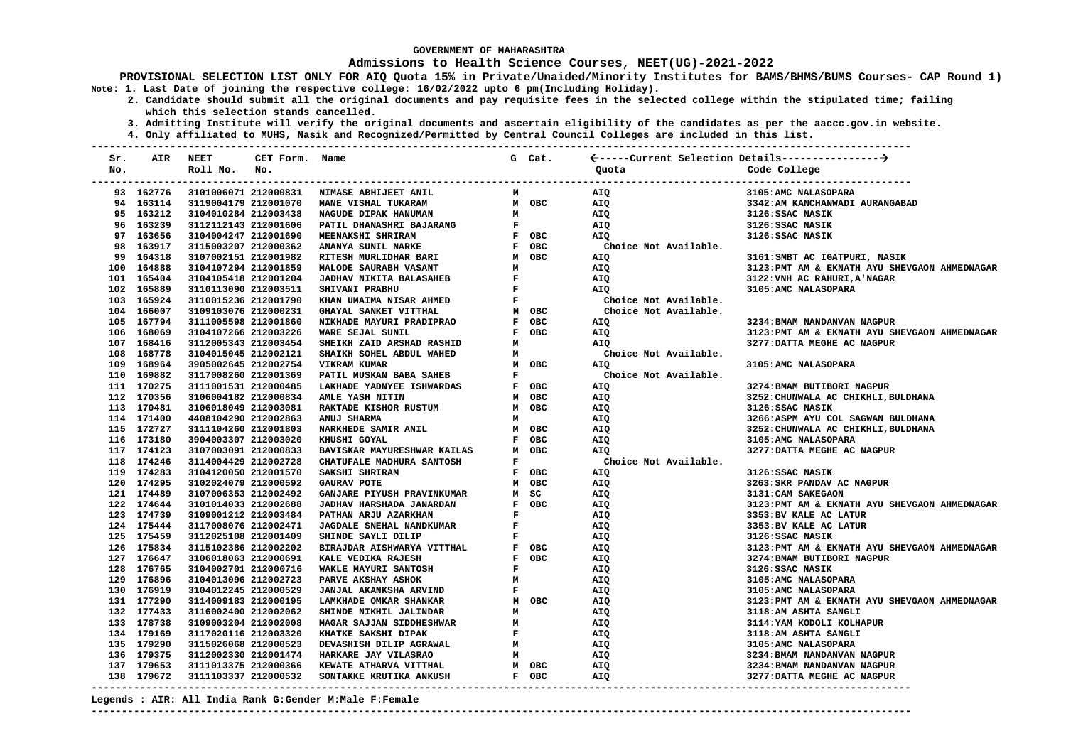GOVERNMENT OF MAHARASHTRA

**Admissions to Health Science Courses, NEET(UG)-2021-2022**

**PROVISIONAL SELECTION LIST ONLY FOR AIQ Quota 15% in Private/Unaided/Minority Institutes for BAMS/BHMS/BUMS Courses- CAP Round 1)**

Note: 1. Last Date of joining the respective college: 16/02/2022 upto 6 pm(Including Holiday).

2. Candidate should submit all the original documents and pay requisite fees in the selected college within the stipulated time; failing which this selection stands cancelled.

3. Admitting Institute will verify the original documents and ascertain eligibility of the candidates as per the aaccc.gov.in website.

4. Only affiliated to MUHS, Nasik and Recognized/Permitted by Central Council Colleges are included in this list.

| Sr. No. | AIR | NEET Roll No. | CET Form. No. | Name | G | Cat. | Quota | Code College |
|---|---|---|---|---|---|---|---|---|
| 93 | 162776 | 3101006071 | 212000831 | NIMASE ABHIJEET ANIL | M | | AIQ | 3105:AMC NALASOPARA |
| 94 | 163114 | 3119004179 | 212001070 | MANE VISHAL TUKARAM | M | OBC | AIQ | 3342:AM KANCHANWADI AURANGABAD |
| 95 | 163212 | 3104010284 | 212003438 | NAGUDE DIPAK HANUMAN | M | | AIQ | 3126:SSAC NASIK |
| 96 | 163239 | 3112112143 | 212001606 | PATIL DHANASHRI BAJARANG | F | | AIQ | 3126:SSAC NASIK |
| 97 | 163656 | 3104004247 | 212001690 | MEENAKSHI SHRIRAM | F | OBC | AIQ | 3126:SSAC NASIK |
| 98 | 163917 | 3115003207 | 212000362 | ANANYA SUNIL NARKE | F | OBC | Choice Not Available. | |
| 99 | 164318 | 3107002151 | 212001982 | RITESH MURLIDHAR BARI | M | OBC | AIQ | 3161:SMBT AC IGATPURI, NASIK |
| 100 | 164888 | 3104107294 | 212001859 | MALODE SAURABH VASANT | M | | AIQ | 3123:PMT AM & EKNATH AYU SHEVGAON AHMEDNAGAR |
| 101 | 165404 | 3104105418 | 212001204 | JADHAV NIKITA BALASAHEB | F | | AIQ | 3122:VNH AC RAHURI,A'NAGAR |
| 102 | 165889 | 3110113090 | 212003511 | SHIVANI PRABHU | F | | AIQ | 3105:AMC NALASOPARA |
| 103 | 165924 | 3110015236 | 212001790 | KHAN UMAIMA NISAR AHMED | F | | Choice Not Available. | |
| 104 | 166007 | 3109103076 | 212000231 | GHAYAL SANKET VITTHAL | M | OBC | Choice Not Available. | |
| 105 | 167794 | 3111005598 | 212001860 | NIKHADE MAYURI PRADIPRAO | F | OBC | AIQ | 3234:BMAM NANDANVAN NAGPUR |
| 106 | 168069 | 3104107266 | 212003226 | WARE SEJAL SUNIL | F | OBC | AIQ | 3123:PMT AM & EKNATH AYU SHEVGAON AHMEDNAGAR |
| 107 | 168416 | 3112005343 | 212003454 | SHEIKH ZAID ARSHAD RASHID | M | | AIQ | 3277:DATTA MEGHE AC NAGPUR |
| 108 | 168778 | 3104015045 | 212002121 | SHAIKH SOHEL ABDUL WAHED | M | | Choice Not Available. | |
| 109 | 168964 | 3905002645 | 212002754 | VIKRAM KUMAR | M | OBC | AIQ | 3105:AMC NALASOPARA |
| 110 | 169882 | 3117008260 | 212001369 | PATIL MUSKAN BABA SAHEB | F | | Choice Not Available. | |
| 111 | 170275 | 3111001531 | 212000485 | LAKHADE YADNYEE ISHWARDAS | F | OBC | AIQ | 3274:BMAM BUTIBORI NAGPUR |
| 112 | 170356 | 3106004182 | 212000834 | AMLE YASH NITIN | M | OBC | AIQ | 3252:CHUNWALA AC CHIKHLI,BULDHANA |
| 113 | 170481 | 3106018049 | 212003081 | RAKTADE KISHOR RUSTUM | M | OBC | AIQ | 3126:SSAC NASIK |
| 114 | 171400 | 4408104290 | 212002863 | ANUJ SHARMA | M | | AIQ | 3266:ASPM AYU COL SAGWAN BULDHANA |
| 115 | 172727 | 3111104260 | 212001803 | NARKHEDE SAMIR ANIL | M | OBC | AIQ | 3252:CHUNWALA AC CHIKHLI,BULDHANA |
| 116 | 173180 | 3904003307 | 212003020 | KHUSHI GOYAL | F | OBC | AIQ | 3105:AMC NALASOPARA |
| 117 | 174123 | 3107003091 | 212000833 | BAVISKAR MAYURESHWAR KAILAS | M | OBC | AIQ | 3277:DATTA MEGHE AC NAGPUR |
| 118 | 174246 | 3114004429 | 212002728 | CHATUFALE MADHURA SANTOSH | F | | Choice Not Available. | |
| 119 | 174283 | 3104120050 | 212001570 | SAKSHI SHRIRAM | F | OBC | AIQ | 3126:SSAC NASIK |
| 120 | 174295 | 3102024079 | 212000592 | GAURAV POTE | M | OBC | AIQ | 3263:SKR PANDAV AC NAGPUR |
| 121 | 174489 | 3107006353 | 212002492 | GANJARE PIYUSH PRAVINKUMAR | M | SC | AIQ | 3131:CAM SAKEGAON |
| 122 | 174644 | 3101014033 | 212002688 | JADHAV HARSHADA JANARDAN | F | OBC | AIQ | 3123:PMT AM & EKNATH AYU SHEVGAON AHMEDNAGAR |
| 123 | 174739 | 3109001212 | 212003484 | PATHAN ARJU AZARKHAN | F | | AIQ | 3353:BV KALE AC LATUR |
| 124 | 175444 | 3117008076 | 212002471 | JAGDALE SNEHAL NANDKUMAR | F | | AIQ | 3353:BV KALE AC LATUR |
| 125 | 175459 | 3112025108 | 212001409 | SHINDE SAYLI DILIP | F | | AIQ | 3126:SSAC NASIK |
| 126 | 175834 | 3115102386 | 212002202 | BIRAJDAR AISHWARYA VITTHAL | F | OBC | AIQ | 3123:PMT AM & EKNATH AYU SHEVGAON AHMEDNAGAR |
| 127 | 176647 | 3106018063 | 212000691 | KALE VEDIKA RAJESH | F | OBC | AIQ | 3274:BMAM BUTIBORI NAGPUR |
| 128 | 176765 | 3104002701 | 212000716 | WAKLE MAYURI SANTOSH | F | | AIQ | 3126:SSAC NASIK |
| 129 | 176896 | 3104013096 | 212002723 | PARVE AKSHAY ASHOK | M | | AIQ | 3105:AMC NALASOPARA |
| 130 | 176919 | 3104012245 | 212000529 | JANJAL AKANKSHA ARVIND | F | | AIQ | 3105:AMC NALASOPARA |
| 131 | 177290 | 3114009183 | 212000195 | LAMKHADE OMKAR SHANKAR | M | OBC | AIQ | 3123:PMT AM & EKNATH AYU SHEVGAON AHMEDNAGAR |
| 132 | 177433 | 3116002400 | 212002062 | SHINDE NIKHIL JALINDAR | M | | AIQ | 3118:AM ASHTA SANGLI |
| 133 | 178738 | 3109003204 | 212002008 | MAGAR SAJJAN SIDDHESHWAR | M | | AIQ | 3114:YAM KODOLI KOLHAPUR |
| 134 | 179169 | 3117020116 | 212003320 | KHATKE SAKSHI DIPAK | F | | AIQ | 3118:AM ASHTA SANGLI |
| 135 | 179290 | 3115026068 | 212000523 | DEVASHISH DILIP AGRAWAL | M | | AIQ | 3105:AMC NALASOPARA |
| 136 | 179375 | 3112002330 | 212001474 | HARKARE JAY VILASRAO | M | | AIQ | 3234:BMAM NANDANVAN NAGPUR |
| 137 | 179653 | 3111013375 | 212000366 | KEWATE ATHARVA VITTHAL | M | OBC | AIQ | 3234:BMAM NANDANVAN NAGPUR |
| 138 | 179672 | 3111103337 | 212000532 | SONTAKKE KRUTIKA ANKUSH | F | OBC | AIQ | 3277:DATTA MEGHE AC NAGPUR |

Legends : AIR: All India Rank G:Gender M:Male F:Female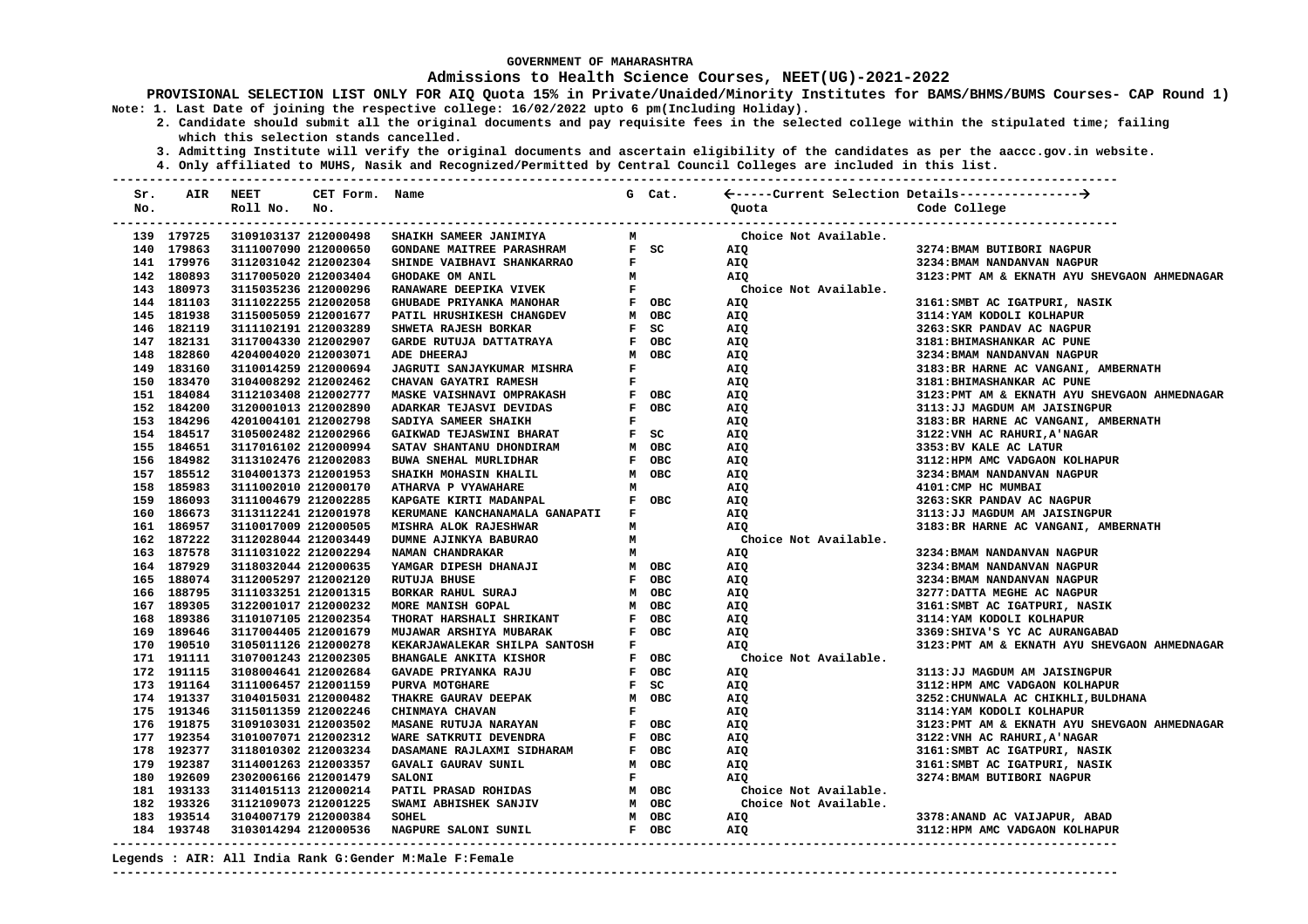GOVERNMENT OF MAHARASHTRA

**Admissions to Health Science Courses, NEET(UG)-2021-2022**

**PROVISIONAL SELECTION LIST ONLY FOR AIQ Quota 15% in Private/Unaided/Minority Institutes for BAMS/BHMS/BUMS Courses- CAP Round 1)**

Note: 1. Last Date of joining the respective college: 16/02/2022 upto 6 pm(Including Holiday).
2. Candidate should submit all the original documents and pay requisite fees in the selected college within the stipulated time; failing which this selection stands cancelled.
3. Admitting Institute will verify the original documents and ascertain eligibility of the candidates as per the aaccc.gov.in website.
4. Only affiliated to MUHS, Nasik and Recognized/Permitted by Central Council Colleges are included in this list.

| Sr. No. | AIR | NEET Roll No. | CET Form. No. | Name | G | Cat. | Quota | Code College |
|---|---|---|---|---|---|---|---|---|
| 139 | 179725 | 3109103137 | 212000498 | SHAIKH SAMEER JANIMIYA | M | | Choice Not Available. | |
| 140 | 179863 | 3111007090 | 212000650 | GONDANE MAITREE PARASHRAM | F | SC | AIQ | 3274:BMAM BUTIBORI NAGPUR |
| 141 | 179976 | 3112031042 | 212002304 | SHINDE VAIBHAVI SHANKARRAO | F | | AIQ | 3234:BMAM NANDANVAN NAGPUR |
| 142 | 180893 | 3117005020 | 212003404 | GHODAKE OM ANIL | M | | AIQ | 3123:PMT AM & EKNATH AYU SHEVGAON AHMEDNAGAR |
| 143 | 180973 | 3115035236 | 212000296 | RANAWARE DEEPIKA VIVEK | F | | Choice Not Available. | |
| 144 | 181103 | 3111022255 | 212002058 | GHUBADE PRIYANKA MANOHAR | F | OBC | AIQ | 3161:SMBT AC IGATPURI, NASIK |
| 145 | 181938 | 3115005059 | 212001677 | PATIL HRUSHIKESH CHANGDEV | M | OBC | AIQ | 3114:YAM KODOLI KOLHAPUR |
| 146 | 182119 | 3111102191 | 212003289 | SHWETA RAJESH BORKAR | F | SC | AIQ | 3263:SKR PANDAV AC NAGPUR |
| 147 | 182131 | 3117004330 | 212002907 | GARDE RUTUJA DATTATRAYA | F | OBC | AIQ | 3181:BHIMASHANKAR AC PUNE |
| 148 | 182860 | 4204004020 | 212003071 | ADE DHEERAJ | M | OBC | AIQ | 3234:BMAM NANDANVAN NAGPUR |
| 149 | 183160 | 3110014259 | 212000694 | JAGRUTI SANJAYKUMAR MISHRA | F | | AIQ | 3183:BR HARNE AC VANGANI, AMBERNATH |
| 150 | 183470 | 3104008292 | 212002462 | CHAVAN GAYATRI RAMESH | F | | AIQ | 3181:BHIMASHANKAR AC PUNE |
| 151 | 184084 | 3112103408 | 212002777 | MASKE VAISHNAVI OMPRAKASH | F | OBC | AIQ | 3123:PMT AM & EKNATH AYU SHEVGAON AHMEDNAGAR |
| 152 | 184200 | 3120001013 | 212002890 | ADARKAR TEJASVI DEVIDAS | F | OBC | AIQ | 3113:JJ MAGDUM AM JAISINGPUR |
| 153 | 184296 | 4201004101 | 212002798 | SADIYA SAMEER SHAIKH | F | | AIQ | 3183:BR HARNE AC VANGANI, AMBERNATH |
| 154 | 184517 | 3105002482 | 212002966 | GAIKWAD TEJASWINI BHARAT | F | SC | AIQ | 3122:VNH AC RAHURI,A'NAGAR |
| 155 | 184651 | 3117016102 | 212000994 | SATAV SHANTANU DHONDIRAM | M | OBC | AIQ | 3353:BV KALE AC LATUR |
| 156 | 184982 | 3113102476 | 212002083 | BUWA SNEHAL MURLIDHAR | F | OBC | AIQ | 3112:HPM AMC VADGAON KOLHAPUR |
| 157 | 185512 | 3104001373 | 212001953 | SHAIKH MOHASIN KHALIL | M | OBC | AIQ | 3234:BMAM NANDANVAN NAGPUR |
| 158 | 185983 | 3111002010 | 212000170 | ATHARVA P VYAWAHARE | M | | AIQ | 4101:CMP HC MUMBAI |
| 159 | 186093 | 3111004679 | 212002285 | KAPGATE KIRTI MADANPAL | F | OBC | AIQ | 3263:SKR PANDAV AC NAGPUR |
| 160 | 186673 | 3113112241 | 212001978 | KERUMANE KANCHANAMALA GANAPATI | F | | AIQ | 3113:JJ MAGDUM AM JAISINGPUR |
| 161 | 186957 | 3110017009 | 212000505 | MISHRA ALOK RAJESHWAR | M | | AIQ | 3183:BR HARNE AC VANGANI, AMBERNATH |
| 162 | 187222 | 3112028044 | 212003449 | DUMNE AJINKYA BABURAO | M | | Choice Not Available. | |
| 163 | 187578 | 3111031022 | 212002294 | NAMAN CHANDRAKAR | M | | AIQ | 3234:BMAM NANDANVAN NAGPUR |
| 164 | 187929 | 3118032044 | 212000635 | YAMGAR DIPESH DHANAJI | M | OBC | AIQ | 3234:BMAM NANDANVAN NAGPUR |
| 165 | 188074 | 3112005297 | 212002120 | RUTUJA BHUSE | F | OBC | AIQ | 3234:BMAM NANDANVAN NAGPUR |
| 166 | 188795 | 3111033251 | 212001315 | BORKAR RAHUL SURAJ | M | OBC | AIQ | 3277:DATTA MEGHE AC NAGPUR |
| 167 | 189305 | 3122001017 | 212000232 | MORE MANISH GOPAL | M | OBC | AIQ | 3161:SMBT AC IGATPURI, NASIK |
| 168 | 189386 | 3110107105 | 212002354 | THORAT HARSHALI SHRIKANT | F | OBC | AIQ | 3114:YAM KODOLI KOLHAPUR |
| 169 | 189646 | 3117004405 | 212001679 | MUJAWAR ARSHIYA MUBARAK | F | OBC | AIQ | 3369:SHIVA'S YC AC AURANGABAD |
| 170 | 190510 | 3105011126 | 212000278 | KEKARJAWALEKAR SHILPA SANTOSH | F | | AIQ | 3123:PMT AM & EKNATH AYU SHEVGAON AHMEDNAGAR |
| 171 | 191111 | 3107001243 | 212002305 | BHANGALE ANKITA KISHOR | F | OBC | Choice Not Available. | |
| 172 | 191115 | 3108004641 | 212002684 | GAVADE PRIYANKA RAJU | F | OBC | AIQ | 3113:JJ MAGDUM AM JAISINGPUR |
| 173 | 191164 | 3111006457 | 212001159 | PURVA MOTGHARE | F | SC | AIQ | 3112:HPM AMC VADGAON KOLHAPUR |
| 174 | 191337 | 3104015031 | 212000482 | THAKRE GAURAV DEEPAK | M | OBC | AIQ | 3252:CHUNWALA AC CHIKHLI,BULDHANA |
| 175 | 191346 | 3115011359 | 212002246 | CHINMAYA CHAVAN | F | | AIQ | 3114:YAM KODOLI KOLHAPUR |
| 176 | 191875 | 3109103031 | 212003502 | MASANE RUTUJA NARAYAN | F | OBC | AIQ | 3123:PMT AM & EKNATH AYU SHEVGAON AHMEDNAGAR |
| 177 | 192354 | 3101007071 | 212002312 | WARE SATKRUTI DEVENDRA | F | OBC | AIQ | 3122:VNH AC RAHURI,A'NAGAR |
| 178 | 192377 | 3118010302 | 212003234 | DASAMANE RAJLAXMI SIDHARAM | F | OBC | AIQ | 3161:SMBT AC IGATPURI, NASIK |
| 179 | 192387 | 3114001263 | 212003357 | GAVALI GAURAV SUNIL | M | OBC | AIQ | 3161:SMBT AC IGATPURI, NASIK |
| 180 | 192609 | 2302006166 | 212001479 | SALONI | F | | AIQ | 3274:BMAM BUTIBORI NAGPUR |
| 181 | 193133 | 3114015113 | 212000214 | PATIL PRASAD ROHIDAS | M | OBC | Choice Not Available. | |
| 182 | 193326 | 3112109073 | 212001225 | SWAMI ABHISHEK SANJIV | M | OBC | Choice Not Available. | |
| 183 | 193514 | 3104007179 | 212000384 | SOHEL | M | OBC | AIQ | 3378:ANAND AC VAIJAPUR, ABAD |
| 184 | 193748 | 3103014294 | 212000536 | NAGPURE SALONI SUNIL | F | OBC | AIQ | 3112:HPM AMC VADGAON KOLHAPUR |

Legends : AIR: All India Rank G:Gender M:Male F:Female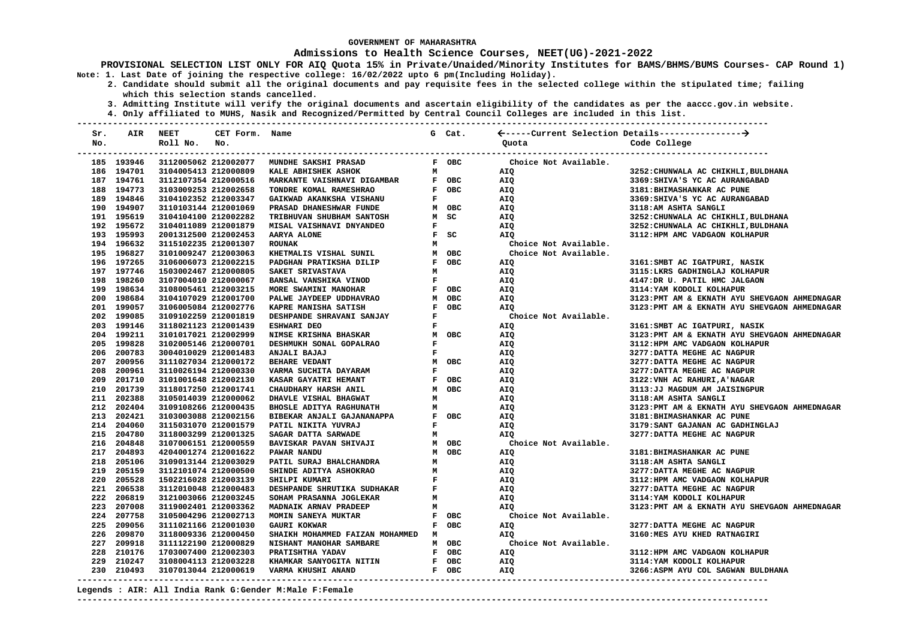GOVERNMENT OF MAHARASHTRA

## Admissions to Health Science Courses, NEET(UG)-2021-2022

**PROVISIONAL SELECTION LIST ONLY FOR AIQ Quota 15% in Private/Unaided/Minority Institutes for BAMS/BHMS/BUMS Courses- CAP Round 1)**

Note: 1. Last Date of joining the respective college: 16/02/2022 upto 6 pm(Including Holiday).

2. Candidate should submit all the original documents and pay requisite fees in the selected college within the stipulated time; failing which this selection stands cancelled.

3. Admitting Institute will verify the original documents and ascertain eligibility of the candidates as per the aaccc.gov.in website.

4. Only affiliated to MUHS, Nasik and Recognized/Permitted by Central Council Colleges are included in this list.

| Sr. No. | AIR | NEET Roll No. | CET Form. No. | Name | G | Cat. | Quota | Code College |
|---|---|---|---|---|---|---|---|---|
| 185 | 193946 | 3112005062 | 212002077 | MUNDHE SAKSHI PRASAD | F | OBC | Choice Not Available. | |
| 186 | 194701 | 3104005413 | 212000809 | KALE ABHISHEK ASHOK | M | | AIQ | 3252:CHUNWALA AC CHIKHLI,BULDHANA |
| 187 | 194761 | 3112107354 | 212000516 | MARKANTE VAISHNAVI DIGAMBAR | F | OBC | AIQ | 3369:SHIVA'S YC AC AURANGABAD |
| 188 | 194773 | 3103009253 | 212002658 | TONDRE KOMAL RAMESHRAO | F | OBC | AIQ | 3181:BHIMASHANKAR AC PUNE |
| 189 | 194846 | 3104102352 | 212003347 | GAIKWAD AKANKSHA VISHANU | F | | AIQ | 3369:SHIVA'S YC AC AURANGABAD |
| 190 | 194907 | 3110103144 | 212001069 | PRASAD DHANESHWAR FUNDE | M | OBC | AIQ | 3118:AM ASHTA SANGLI |
| 191 | 195619 | 3104104100 | 212002282 | TRIBHUVAN SHUBHAM SANTOSH | M | SC | AIQ | 3252:CHUNWALA AC CHIKHLI,BULDHANA |
| 192 | 195672 | 3104011089 | 212001879 | MISAL VAISHNAVI DNYANDEO | F | | AIQ | 3252:CHUNWALA AC CHIKHLI,BULDHANA |
| 193 | 195993 | 2001312500 | 212002453 | AARYA ALONE | F | SC | AIQ | 3112:HPM AMC VADGAON KOLHAPUR |
| 194 | 196632 | 3115102235 | 212001307 | ROUNAK | M | | Choice Not Available. | |
| 195 | 196827 | 3101009247 | 212003063 | KHETMALIS VISHAL SUNIL | M | OBC | Choice Not Available. | |
| 196 | 197265 | 3106006073 | 212002215 | PADGHAN PRATIKSHA DILIP | F | OBC | AIQ | 3161:SMBT AC IGATPURI, NASIK |
| 197 | 197746 | 1503002467 | 212000805 | SAKET SRIVASTAVA | M | | AIQ | 3115:LKRS GADHINGLAJ KOLHAPUR |
| 198 | 198260 | 3107004010 | 212000067 | BANSAL VANSHIKA VINOD | F | | AIQ | 4147:DR U. PATIL HMC JALGAON |
| 199 | 198634 | 3108005461 | 212003215 | MORE SWAMINI MANOHAR | F | OBC | AIQ | 3114:YAM KODOLI KOLHAPUR |
| 200 | 198684 | 3104107029 | 212001700 | PALWE JAYDEEP UDDHAVRAO | M | OBC | AIQ | 3123:PMT AM & EKNATH AYU SHEVGAON AHMEDNAGAR |
| 201 | 199057 | 3106005084 | 212002776 | KAPRE MANISHA SATISH | F | OBC | AIQ | 3123:PMT AM & EKNATH AYU SHEVGAON AHMEDNAGAR |
| 202 | 199085 | 3109102259 | 212001819 | DESHPANDE SHRAVANI SANJAY | F | | Choice Not Available. | |
| 203 | 199146 | 3118021123 | 212001439 | ESHWARI DEO | F | | AIQ | 3161:SMBT AC IGATPURI, NASIK |
| 204 | 199211 | 3101017021 | 212002999 | NIMSE KRISHNA BHASKAR | M | OBC | AIQ | 3123:PMT AM & EKNATH AYU SHEVGAON AHMEDNAGAR |
| 205 | 199828 | 3102005146 | 212000701 | DESHMUKH SONAL GOPALRAO | F | | AIQ | 3112:HPM AMC VADGAON KOLHAPUR |
| 206 | 200783 | 3004010029 | 212001483 | ANJALI BAJAJ | F | | AIQ | 3277:DATTA MEGHE AC NAGPUR |
| 207 | 200956 | 3111027034 | 212000172 | BEHARE VEDANT | M | OBC | AIQ | 3277:DATTA MEGHE AC NAGPUR |
| 208 | 200961 | 3110026194 | 212000330 | VARMA SUCHITA DAYARAM | F | | AIQ | 3277:DATTA MEGHE AC NAGPUR |
| 209 | 201710 | 3101001648 | 212002130 | KASAR GAYATRI HEMANT | F | OBC | AIQ | 3122:VNH AC RAHURI,A'NAGAR |
| 210 | 201739 | 3118017250 | 212001741 | CHAUDHARY HARSH ANIL | M | OBC | AIQ | 3113:JJ MAGDUM AM JAISINGPUR |
| 211 | 202388 | 3105014039 | 212000062 | DHAVLE VISHAL BHAGWAT | M | | AIQ | 3118:AM ASHTA SANGLI |
| 212 | 202404 | 3109108266 | 212000435 | BHOSLE ADITYA RAGHUNATH | M | | AIQ | 3123:PMT AM & EKNATH AYU SHEVGAON AHMEDNAGAR |
| 213 | 202421 | 3103003088 | 212002156 | BIBEKAR ANJALI GAJANANAPPA | F | OBC | AIQ | 3181:BHIMASHANKAR AC PUNE |
| 214 | 204060 | 3115031070 | 212001579 | PATIL NIKITA YUVRAJ | F | | AIQ | 3179:SANT GAJANAN AC GADHINGLAJ |
| 215 | 204780 | 3118003299 | 212001325 | SAGAR DATTA SARWADE | M | | AIQ | 3277:DATTA MEGHE AC NAGPUR |
| 216 | 204848 | 3107006151 | 212000559 | BAVISKAR PAVAN SHIVAJI | M | OBC | Choice Not Available. | |
| 217 | 204893 | 4204001274 | 212001622 | PAWAR NANDU | M | OBC | AIQ | 3181:BHIMASHANKAR AC PUNE |
| 218 | 205106 | 3109013144 | 212003029 | PATIL SURAJ BHALCHANDRA | M | | AIQ | 3118:AM ASHTA SANGLI |
| 219 | 205159 | 3112101074 | 212000500 | SHINDE ADITYA ASHOKRAO | M | | AIQ | 3277:DATTA MEGHE AC NAGPUR |
| 220 | 205528 | 1502216028 | 212003139 | SHILPI KUMARI | F | | AIQ | 3112:HPM AMC VADGAON KOLHAPUR |
| 221 | 206538 | 3112010048 | 212000483 | DESHPANDE SHRUTIKA SUDHAKAR | F | | AIQ | 3277:DATTA MEGHE AC NAGPUR |
| 222 | 206819 | 3121003066 | 212003245 | SOHAM PRASANNA JOGLEKAR | M | | AIQ | 3114:YAM KODOLI KOLHAPUR |
| 223 | 207008 | 3119002401 | 212003362 | MADNAIK ARNAV PRADEEP | M | | AIQ | 3123:PMT AM & EKNATH AYU SHEVGAON AHMEDNAGAR |
| 224 | 207758 | 3105004296 | 212002713 | MOMIN SANEYA MUKTAR | F | OBC | Choice Not Available. | |
| 225 | 209056 | 3111021166 | 212001030 | GAURI KOKWAR | F | OBC | AIQ | 3277:DATTA MEGHE AC NAGPUR |
| 226 | 209870 | 3118009336 | 212000450 | SHAIKH MOHAMMED FAIZAN MOHAMMED | M | | AIQ | 3160:MES AYU KHED RATNAGIRI |
| 227 | 209918 | 3111122190 | 212000829 | NISHANT MANOHAR SAMBARE | M | OBC | Choice Not Available. | |
| 228 | 210176 | 1703007400 | 212002303 | PRATISHTHA YADAV | F | OBC | AIQ | 3112:HPM AMC VADGAON KOLHAPUR |
| 229 | 210247 | 3108004113 | 212003228 | KHAMKAR SANYOGITA NITIN | F | OBC | AIQ | 3114:YAM KODOLI KOLHAPUR |
| 230 | 210493 | 3107013044 | 212000619 | VARMA KHUSHI ANAND | F | OBC | AIQ | 3266:ASPM AYU COL SAGWAN BULDHANA |

Legends : AIR: All India Rank G:Gender M:Male F:Female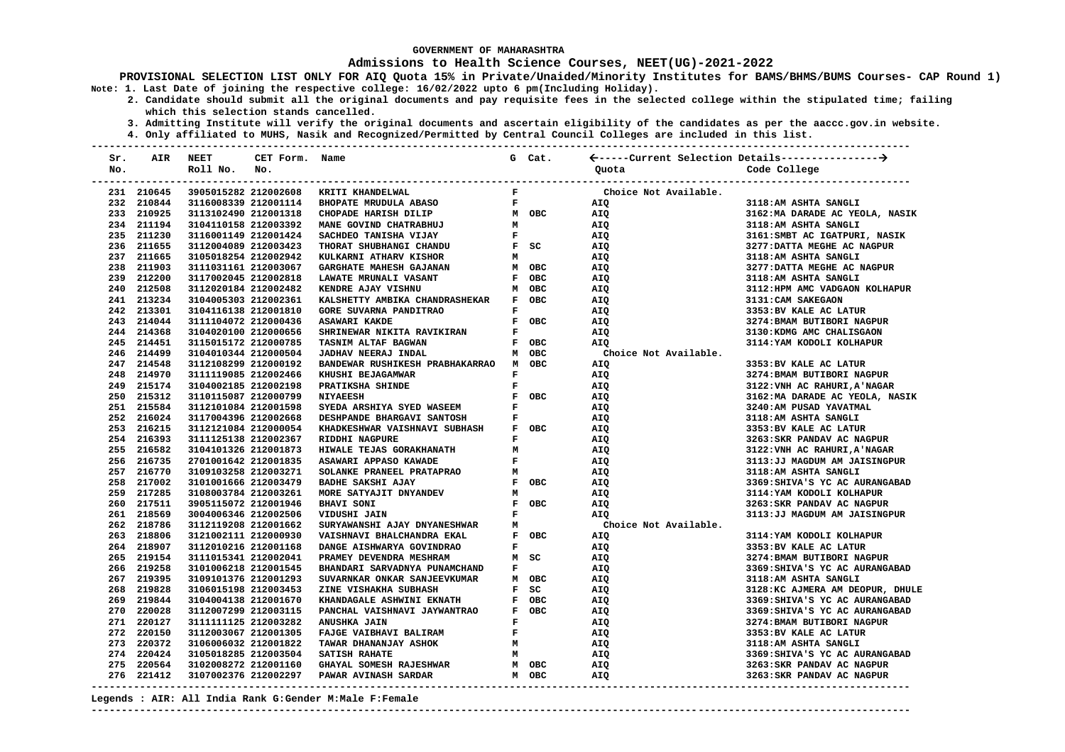GOVERNMENT OF MAHARASHTRA

# Admissions to Health Science Courses, NEET(UG)-2021-2022

**PROVISIONAL SELECTION LIST ONLY FOR AIQ Quota 15% in Private/Unaided/Minority Institutes for BAMS/BHMS/BUMS Courses- CAP Round 1)**

**Note: 1. Last Date of joining the respective college: 16/02/2022 upto 6 pm(Including Holiday).**

**2. Candidate should submit all the original documents and pay requisite fees in the selected college within the stipulated time; failing which this selection stands cancelled.**

**3. Admitting Institute will verify the original documents and ascertain eligibility of the candidates as per the aaccc.gov.in website.**

**4. Only affiliated to MUHS, Nasik and Recognized/Permitted by Central Council Colleges are included in this list.**

| Sr. No. | AIR | NEET Roll No. | CET Form. No. | Name | G | Cat. | Quota | Code College |
|---|---|---|---|---|---|---|---|---|
| 231 | 210645 | 3905015282 | 212002608 | KRITI KHANDELWAL | F | | Choice Not Available. | |
| 232 | 210844 | 3116008339 | 212001114 | BHOPATE MRUDULA ABASO | F | | AIQ | 3118:AM ASHTA SANGLI |
| 233 | 210925 | 3113102490 | 212001318 | CHOPADE HARISH DILIP | M | OBC | AIQ | 3162:MA DARADE AC YEOLA, NASIK |
| 234 | 211194 | 3104110158 | 212003392 | MANE GOVIND CHATRABHUJ | M | | AIQ | 3118:AM ASHTA SANGLI |
| 235 | 211230 | 3116001149 | 212001424 | SACHDEO TANISHA VIJAY | F | | AIQ | 3161:SMBT AC IGATPURI, NASIK |
| 236 | 211655 | 3112004089 | 212003423 | THORAT SHUBHANGI CHANDU | F | SC | AIQ | 3277:DATTA MEGHE AC NAGPUR |
| 237 | 211665 | 3105018254 | 212002942 | KULKARNI ATHARV KISHOR | M | | AIQ | 3118:AM ASHTA SANGLI |
| 238 | 211903 | 3111031161 | 212003067 | GARGHATE MAHESH GAJANAN | M | OBC | AIQ | 3277:DATTA MEGHE AC NAGPUR |
| 239 | 212200 | 3117002045 | 212002818 | LAWATE MRUNALI VASANT | F | OBC | AIQ | 3118:AM ASHTA SANGLI |
| 240 | 212508 | 3112020184 | 212002482 | KENDRE AJAY VISHNU | M | OBC | AIQ | 3112:HPM AMC VADGAON KOLHAPUR |
| 241 | 213234 | 3104005303 | 212002361 | KALSHETTY AMBIKA CHANDRASHEKAR | F | OBC | AIQ | 3131:CAM SAKEGAON |
| 242 | 213301 | 3104116138 | 212001810 | GORE SUVARNA PANDITRAO | F | | AIQ | 3353:BV KALE AC LATUR |
| 243 | 214044 | 3111104072 | 212000436 | ASAWARI KAKDE | F | OBC | AIQ | 3274:BMAM BUTIBORI NAGPUR |
| 244 | 214368 | 3104020100 | 212000656 | SHRINEWAR NIKITA RAVIKIRAN | F | | AIQ | 3130:KDMG AMC CHALISGAON |
| 245 | 214451 | 3115015172 | 212000785 | TASNIM ALTAF BAGWAN | F | OBC | AIQ | 3114:YAM KODOLI KOLHAPUR |
| 246 | 214499 | 3104010344 | 212000504 | JADHAV NEERAJ INDAL | M | OBC | Choice Not Available. | |
| 247 | 214548 | 3112108299 | 212000192 | BANDEWAR RUSHIKESH PRABHAKARRAO | M | OBC | AIQ | 3353:BV KALE AC LATUR |
| 248 | 214970 | 3111119085 | 212002466 | KHUSHI BEJAGAMWAR | F | | AIQ | 3274:BMAM BUTIBORI NAGPUR |
| 249 | 215174 | 3104002185 | 212002198 | PRATIKSHA SHINDE | F | | AIQ | 3122:VNH AC RAHURI,A'NAGAR |
| 250 | 215312 | 3110115087 | 212000799 | NIYAEESH | F | OBC | AIQ | 3162:MA DARADE AC YEOLA, NASIK |
| 251 | 215584 | 3112101084 | 212001598 | SYEDA ARSHIYA SYED WASEEM | F | | AIQ | 3240:AM PUSAD YAVATMAL |
| 252 | 216024 | 3117004396 | 212002668 | DESHPANDE BHARGAVI SANTOSH | F | | AIQ | 3118:AM ASHTA SANGLI |
| 253 | 216215 | 3112121084 | 212000054 | KHADKESHWAR VAISHNAVI SUBHASH | F | OBC | AIQ | 3353:BV KALE AC LATUR |
| 254 | 216393 | 3111125138 | 212002367 | RIDDHI NAGPURE | F | | AIQ | 3263:SKR PANDAV AC NAGPUR |
| 255 | 216582 | 3104101326 | 212001873 | HIWALE TEJAS GORAKHANATH | M | | AIQ | 3122:VNH AC RAHURI,A'NAGAR |
| 256 | 216735 | 2701001642 | 212001835 | ASAWARI APPASO KAWADE | F | | AIQ | 3113:JJ MAGDUM AM JAISINGPUR |
| 257 | 216770 | 3109103258 | 212003271 | SOLANKE PRANEEL PRATAPRAO | M | | AIQ | 3118:AM ASHTA SANGLI |
| 258 | 217002 | 3101001666 | 212003479 | BADHE SAKSHI AJAY | F | OBC | AIQ | 3369:SHIVA'S YC AC AURANGABAD |
| 259 | 217285 | 3108003784 | 212003261 | MORE SATYAJIT DNYANDEV | M | | AIQ | 3114:YAM KODOLI KOLHAPUR |
| 260 | 217511 | 3905015072 | 212001946 | BHAVI SONI | F | OBC | AIQ | 3263:SKR PANDAV AC NAGPUR |
| 261 | 218569 | 3004006346 | 212002506 | VIDUSHI JAIN | F | | AIQ | 3113:JJ MAGDUM AM JAISINGPUR |
| 262 | 218786 | 3112119208 | 212001662 | SURYAWANSHI AJAY DNYANESHWAR | M | | Choice Not Available. | |
| 263 | 218806 | 3121002111 | 212000930 | VAISHNAVI BHALCHANDRA EKAL | F | OBC | AIQ | 3114:YAM KODOLI KOLHAPUR |
| 264 | 218907 | 3112010216 | 212001168 | DANGE AISHWARYA GOVINDRAO | F | | AIQ | 3353:BV KALE AC LATUR |
| 265 | 219154 | 3111015341 | 212002041 | PRAMEY DEVENDRA MESHRAM | M | SC | AIQ | 3274:BMAM BUTIBORI NAGPUR |
| 266 | 219258 | 3101006218 | 212001545 | BHANDARI SARVADNYA PUNAMCHAND | F | | AIQ | 3369:SHIVA'S YC AC AURANGABAD |
| 267 | 219395 | 3109101376 | 212001293 | SUVARNKAR ONKAR SANJEEVKUMAR | M | OBC | AIQ | 3118:AM ASHTA SANGLI |
| 268 | 219828 | 3106015198 | 212003453 | ZINE VISHAKHA SUBHASH | F | SC | AIQ | 3128:KC AJMERA AM DEOPUR, DHULE |
| 269 | 219844 | 3104004138 | 212001670 | KHANDAGALE ASHWINI EKNATH | F | OBC | AIQ | 3369:SHIVA'S YC AC AURANGABAD |
| 270 | 220028 | 3112007299 | 212003115 | PANCHAL VAISHNAVI JAYWANTRAO | F | OBC | AIQ | 3369:SHIVA'S YC AC AURANGABAD |
| 271 | 220127 | 3111111125 | 212003282 | ANUSHKA JAIN | F | | AIQ | 3274:BMAM BUTIBORI NAGPUR |
| 272 | 220150 | 3112003067 | 212001305 | FAJGE VAIBHAVI BALIRAM | F | | AIQ | 3353:BV KALE AC LATUR |
| 273 | 220372 | 3106006032 | 212001822 | TAWAR DHANANJAY ASHOK | M | | AIQ | 3118:AM ASHTA SANGLI |
| 274 | 220424 | 3105018285 | 212003504 | SATISH RAHATE | M | | AIQ | 3369:SHIVA'S YC AC AURANGABAD |
| 275 | 220564 | 3102008272 | 212001160 | GHAYAL SOMESH RAJESHWAR | M | OBC | AIQ | 3263:SKR PANDAV AC NAGPUR |
| 276 | 221412 | 3107002376 | 212002297 | PAWAR AVINASH SARDAR | M | OBC | AIQ | 3263:SKR PANDAV AC NAGPUR |

Legends : AIR: All India Rank G:Gender M:Male F:Female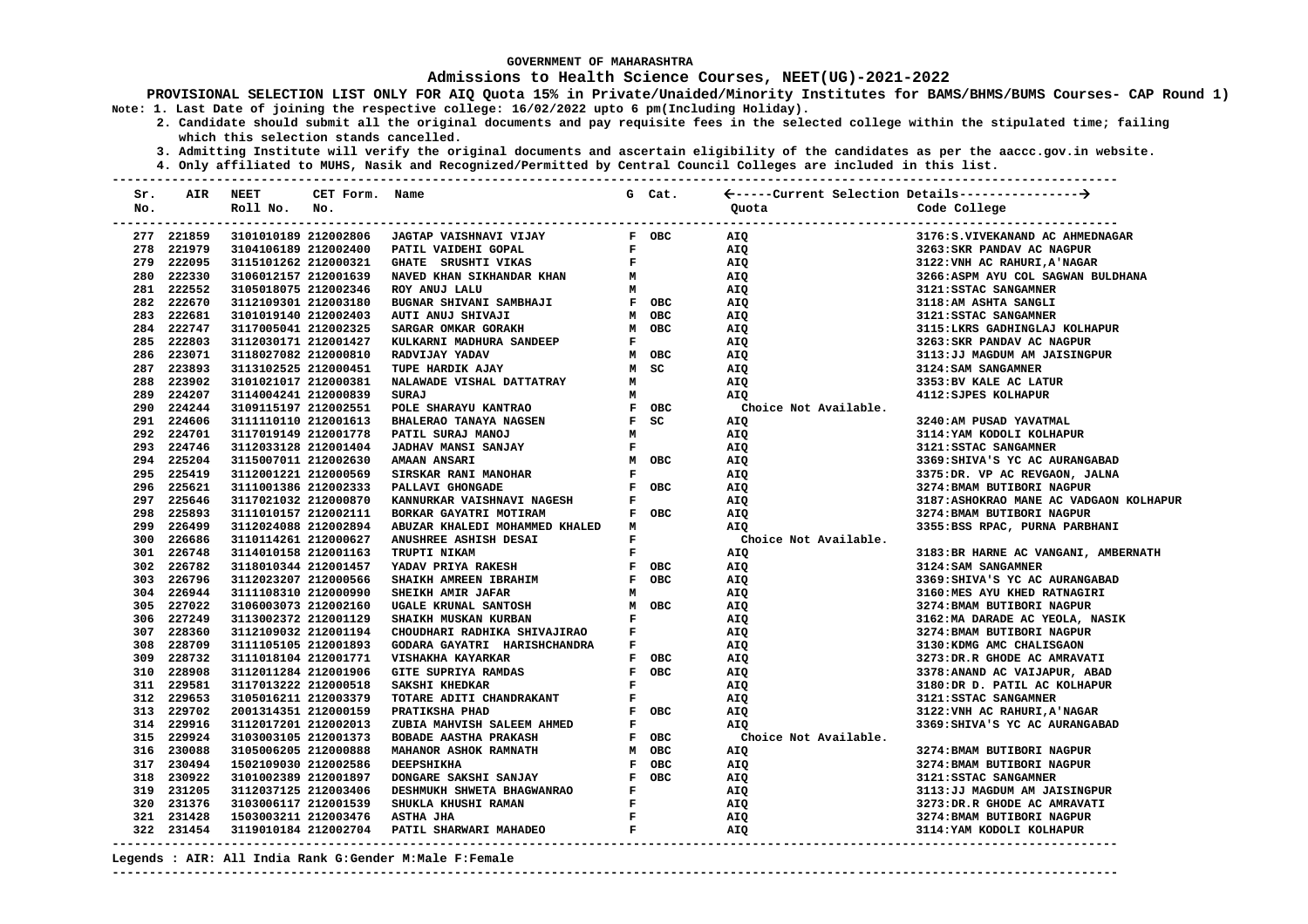GOVERNMENT OF MAHARASHTRA

## Admissions to Health Science Courses, NEET(UG)-2021-2022

**PROVISIONAL SELECTION LIST ONLY FOR AIQ Quota 15% in Private/Unaided/Minority Institutes for BAMS/BHMS/BUMS Courses- CAP Round 1)**

Note: 1. Last Date of joining the respective college: 16/02/2022 upto 6 pm(Including Holiday).

2. Candidate should submit all the original documents and pay requisite fees in the selected college within the stipulated time; failing which this selection stands cancelled.

3. Admitting Institute will verify the original documents and ascertain eligibility of the candidates as per the aaccc.gov.in website.

4. Only affiliated to MUHS, Nasik and Recognized/Permitted by Central Council Colleges are included in this list.

| Sr. No. | AIR | NEET Roll No. | CET Form. No. | Name | G | Cat. | Quota | Code College |
|---|---|---|---|---|---|---|---|---|
| 277 | 221859 | 3101010189 | 212002806 | JAGTAP VAISHNAVI VIJAY | F | OBC | AIQ | 3176:S.VIVEKANAND AC AHMEDNAGAR |
| 278 | 221979 | 3104106189 | 212002400 | PATIL VAIDEHI GOPAL | F | | AIQ | 3263:SKR PANDAV AC NAGPUR |
| 279 | 222095 | 3115101262 | 212000321 | GHATE SRUSHTI VIKAS | F | | AIQ | 3122:VNH AC RAHURI,A'NAGAR |
| 280 | 222330 | 3106012157 | 212001639 | NAVED KHAN SIKHANDAR KHAN | M | | AIQ | 3266:ASPM AYU COL SAGWAN BULDHANA |
| 281 | 222552 | 3105018075 | 212002346 | ROY ANUJ LALU | M | | AIQ | 3121:SSTAC SANGAMNER |
| 282 | 222670 | 3112109301 | 212003180 | BUGNAR SHIVANI SAMBHAJI | F | OBC | AIQ | 3118:AM ASHTA SANGLI |
| 283 | 222681 | 3101019140 | 212002403 | AUTI ANUJ SHIVAJI | M | OBC | AIQ | 3121:SSTAC SANGAMNER |
| 284 | 222747 | 3117005041 | 212002325 | SARGAR OMKAR GORAKH | M | OBC | AIQ | 3115:LKRS GADHINGLAJ KOLHAPUR |
| 285 | 222803 | 3112030171 | 212001427 | KULKARNI MADHURA SANDEEP | F | | AIQ | 3263:SKR PANDAV AC NAGPUR |
| 286 | 223071 | 3118027082 | 212000810 | RADVIJAY YADAV | M | OBC | AIQ | 3113:JJ MAGDUM AM JAISINGPUR |
| 287 | 223893 | 3113102525 | 212000451 | TUPE HARDIK AJAY | M | SC | AIQ | 3124:SAM SANGAMNER |
| 288 | 223902 | 3101021017 | 212000381 | NALAWADE VISHAL DATTATRAY | M | | AIQ | 3353:BV KALE AC LATUR |
| 289 | 224207 | 3114004241 | 212000839 | SURAJ | M | | AIQ | 4112:SJPES KOLHAPUR |
| 290 | 224244 | 3109115197 | 212002551 | POLE SHARAYU KANTRAO | F | OBC | Choice Not Available. | |
| 291 | 224606 | 3111110110 | 212001613 | BHALERAO TANAYA NAGSEN | F | SC | AIQ | 3240:AM PUSAD YAVATMAL |
| 292 | 224701 | 3117019149 | 212001778 | PATIL SURAJ MANOJ | M | | AIQ | 3114:YAM KODOLI KOLHAPUR |
| 293 | 224746 | 3112033128 | 212001404 | JADHAV MANSI SANJAY | F | | AIQ | 3121:SSTAC SANGAMNER |
| 294 | 225204 | 3115007011 | 212002630 | AMAAN ANSARI | M | OBC | AIQ | 3369:SHIVA'S YC AC AURANGABAD |
| 295 | 225419 | 3112001221 | 212000569 | SIRSKAR RANI MANOHAR | F | | AIQ | 3375:DR. VP AC REVGAON, JALNA |
| 296 | 225621 | 3111001386 | 212002333 | PALLAVI GHONGADE | F | OBC | AIQ | 3274:BMAM BUTIBORI NAGPUR |
| 297 | 225646 | 3117021032 | 212000870 | KANNURKAR VAISHNAVI NAGESH | F | | AIQ | 3187:ASHOKRAO MANE AC VADGAON KOLHAPUR |
| 298 | 225893 | 3111010157 | 212002111 | BORKAR GAYATRI MOTIRAM | F | OBC | AIQ | 3274:BMAM BUTIBORI NAGPUR |
| 299 | 226499 | 3112024088 | 212002894 | ABUZAR KHALEDI MOHAMMED KHALED | M | | AIQ | 3355:BSS RPAC, PURNA PARBHANI |
| 300 | 226686 | 3110114261 | 212000627 | ANUSHREE ASHISH DESAI | F | | Choice Not Available. | |
| 301 | 226748 | 3114010158 | 212001163 | TRUPTI NIKAM | F | | AIQ | 3183:BR HARNE AC VANGANI, AMBERNATH |
| 302 | 226782 | 3118010344 | 212001457 | YADAV PRIYA RAKESH | F | OBC | AIQ | 3124:SAM SANGAMNER |
| 303 | 226796 | 3112023207 | 212000566 | SHAIKH AMREEN IBRAHIM | F | OBC | AIQ | 3369:SHIVA'S YC AC AURANGABAD |
| 304 | 226944 | 3111108310 | 212000990 | SHEIKH AMIR JAFAR | M | | AIQ | 3160:MES AYU KHED RATNAGIRI |
| 305 | 227022 | 3106003073 | 212002160 | UGALE KRUNAL SANTOSH | M | OBC | AIQ | 3274:BMAM BUTIBORI NAGPUR |
| 306 | 227249 | 3113002372 | 212001129 | SHAIKH MUSKAN KURBAN | F | | AIQ | 3162:MA DARADE AC YEOLA, NASIK |
| 307 | 228360 | 3112109032 | 212001194 | CHOUDHARI RADHIKA SHIVAJIRAO | F | | AIQ | 3274:BMAM BUTIBORI NAGPUR |
| 308 | 228709 | 3111105105 | 212001893 | GODARA GAYATRI HARISHCHANDRA | F | | AIQ | 3130:KDMG AMC CHALISGAON |
| 309 | 228732 | 3111018104 | 212001771 | VISHAKHA KAYARKAR | F | OBC | AIQ | 3273:DR.R GHODE AC AMRAVATI |
| 310 | 228908 | 3112011284 | 212001906 | GITE SUPRIYA RAMDAS | F | OBC | AIQ | 3378:ANAND AC VAIJAPUR, ABAD |
| 311 | 229581 | 3117013222 | 212000518 | SAKSHI KHEDKAR | F | | AIQ | 3180:DR D. PATIL AC KOLHAPUR |
| 312 | 229653 | 3105016211 | 212003379 | TOTARE ADITI CHANDRAKANT | F | | AIQ | 3121:SSTAC SANGAMNER |
| 313 | 229702 | 2001314351 | 212000159 | PRATIKSHA PHAD | F | OBC | AIQ | 3122:VNH AC RAHURI,A'NAGAR |
| 314 | 229916 | 3112017201 | 212002013 | ZUBIA MAHVISH SALEEM AHMED | F | | AIQ | 3369:SHIVA'S YC AC AURANGABAD |
| 315 | 229924 | 3103003105 | 212001373 | BOBADE AASTHA PRAKASH | F | OBC | Choice Not Available. | |
| 316 | 230088 | 3105006205 | 212000888 | MAHANOR ASHOK RAMNATH | M | OBC | AIQ | 3274:BMAM BUTIBORI NAGPUR |
| 317 | 230494 | 1502109030 | 212002586 | DEEPSHIKHA | F | OBC | AIQ | 3274:BMAM BUTIBORI NAGPUR |
| 318 | 230922 | 3101002389 | 212001897 | DONGARE SAKSHI SANJAY | F | OBC | AIQ | 3121:SSTAC SANGAMNER |
| 319 | 231205 | 3112037125 | 212003406 | DESHMUKH SHWETA BHAGWANRAO | F | | AIQ | 3113:JJ MAGDUM AM JAISINGPUR |
| 320 | 231376 | 3103006117 | 212001539 | SHUKLA KHUSHI RAMAN | F | | AIQ | 3273:DR.R GHODE AC AMRAVATI |
| 321 | 231428 | 1503003211 | 212003476 | ASTHA JHA | F | | AIQ | 3274:BMAM BUTIBORI NAGPUR |
| 322 | 231454 | 3119010184 | 212002704 | PATIL SHARWARI MAHADEO | F | | AIQ | 3114:YAM KODOLI KOLHAPUR |

Legends : AIR: All India Rank G:Gender M:Male F:Female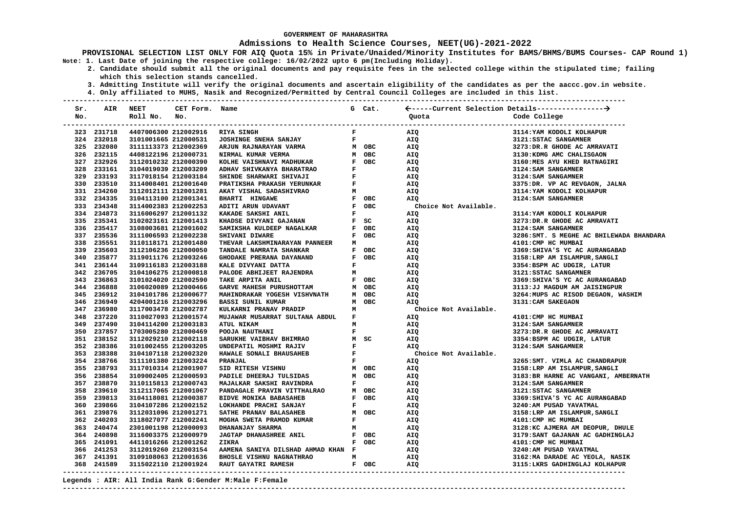GOVERNMENT OF MAHARASHTRA

## Admissions to Health Science Courses, NEET(UG)-2021-2022

**PROVISIONAL SELECTION LIST ONLY FOR AIQ Quota 15% in Private/Unaided/Minority Institutes for BAMS/BHMS/BUMS Courses- CAP Round 1)**

Note: 1. Last Date of joining the respective college: 16/02/2022 upto 6 pm(Including Holiday).

2. Candidate should submit all the original documents and pay requisite fees in the selected college within the stipulated time; failing which this selection stands cancelled.

3. Admitting Institute will verify the original documents and ascertain eligibility of the candidates as per the aaccc.gov.in website.

4. Only affiliated to MUHS, Nasik and Recognized/Permitted by Central Council Colleges are included in this list.

| Sr. No. | AIR | NEET Roll No. | CET Form. No. | Name | G | Cat. | Quota | Code College |
|---|---|---|---|---|---|---|---|---|
| 323 | 231718 | 4407006300 | 212002916 | RIYA SINGH | F | | AIQ | 3114:YAM KODOLI KOLHAPUR |
| 324 | 232018 | 3101001665 | 212000531 | JOSHINGE SNEHA SANJAY | F | | AIQ | 3121:SSTAC SANGAMNER |
| 325 | 232080 | 3111113373 | 212002369 | ARJUN RAJNARAYAN VARMA | M | OBC | AIQ | 3273:DR.R GHODE AC AMRAVATI |
| 326 | 232115 | 4408122196 | 212000731 | NIRMAL KUMAR VERMA | M | OBC | AIQ | 3130:KDMG AMC CHALISGAON |
| 327 | 232926 | 3112010232 | 212000390 | KOLHE VAISHNAVI MADHUKAR | F | OBC | AIQ | 3160:MES AYU KHED RATNAGIRI |
| 328 | 233161 | 3104019039 | 212003209 | ADHAV SHIVKANYA BHARATRAO | F | | AIQ | 3124:SAM SANGAMNER |
| 329 | 233193 | 3117018154 | 212003184 | SHINDE SHARWARI SHIVAJI | F | | AIQ | 3124:SAM SANGAMNER |
| 330 | 233510 | 3114008401 | 212001640 | PRATIKSHA PRAKASH YERUNKAR | F | | AIQ | 3375:DR. VP AC REVGAON, JALNA |
| 331 | 234260 | 3112012111 | 212001281 | AKAT VISHAL SADASHIVRAO | M | | AIQ | 3114:YAM KODOLI KOLHAPUR |
| 332 | 234335 | 3104113100 | 212001341 | BHARTI HINGAWE | F | OBC | AIQ | 3124:SAM SANGAMNER |
| 333 | 234348 | 3114002383 | 212002253 | ADITI ARUN UDAVANT | F | OBC | Choice Not Available. | |
| 334 | 234873 | 3116006297 | 212001132 | KAKADE SAKSHI ANIL | F | | AIQ | 3114:YAM KODOLI KOLHAPUR |
| 335 | 235341 | 3102023161 | 212001413 | KHADSE DIVYANI GAJANAN | F | SC | AIQ | 3273:DR.R GHODE AC AMRAVATI |
| 336 | 235417 | 3108003681 | 212001602 | SAMIKSHA KULDEEP NAGALKAR | F | OBC | AIQ | 3124:SAM SANGAMNER |
| 337 | 235536 | 3111006593 | 212002238 | SHIVANI DIWARE | F | OBC | AIQ | 3286:SMT. S MEGHE AC BHILEWADA BHANDARA |
| 338 | 235551 | 3110118171 | 212001480 | THEVAR LAKSHMINARAYAN PANNEER | M | | AIQ | 4101:CMP HC MUMBAI |
| 339 | 235603 | 3112106236 | 212000050 | TANDALE NAMRATA SHANKAR | F | OBC | AIQ | 3369:SHIVA'S YC AC AURANGABAD |
| 340 | 235877 | 3119011176 | 212003246 | GHODAKE PRERANA DAYANAND | F | OBC | AIQ | 3158:LRP AM ISLAMPUR,SANGLI |
| 341 | 236144 | 3109116183 | 212003188 | KALE DIVYANI DATTA | F | | AIQ | 3354:BSPM AC UDGIR, LATUR |
| 342 | 236705 | 3104106275 | 212000818 | PALODE ABHIJEET RAJENDRA | M | | AIQ | 3121:SSTAC SANGAMNER |
| 343 | 236863 | 3101024020 | 212002590 | TAKE ARPITA ANIL | F | OBC | AIQ | 3369:SHIVA'S YC AC AURANGABAD |
| 344 | 236888 | 3106020089 | 212000466 | GARVE MAHESH PURUSHOTTAM | M | OBC | AIQ | 3113:JJ MAGDUM AM JAISINGPUR |
| 345 | 236912 | 3104101786 | 212000677 | MAHINDRAKAR YOGESH VISHVNATH | M | OBC | AIQ | 3264:MUPS AC RISOD DEGAON, WASHIM |
| 346 | 236949 | 4204001216 | 212003296 | BASSI SUNIL KUMAR | M | OBC | AIQ | 3131:CAM SAKEGAON |
| 347 | 236980 | 3117003478 | 212002787 | KULKARNI PRANAV PRADIP | M | | Choice Not Available. | |
| 348 | 237220 | 3110027093 | 212001574 | MUJAWAR MUSARRAT SULTANA ABDUL | F | | AIQ | 4101:CMP HC MUMBAI |
| 349 | 237490 | 3104114200 | 212003183 | ATUL NIKAM | M | | AIQ | 3124:SAM SANGAMNER |
| 350 | 237857 | 1703005280 | 212000469 | POOJA NAUTHANI | F | | AIQ | 3273:DR.R GHODE AC AMRAVATI |
| 351 | 238152 | 3112029210 | 212002118 | SARUKHE VAIBHAV BHIMRAO | M | SC | AIQ | 3354:BSPM AC UDGIR, LATUR |
| 352 | 238386 | 3101002455 | 212003205 | UNDEPATIL MOSHMI RAJIV | F | | AIQ | 3124:SAM SANGAMNER |
| 353 | 238388 | 3104107118 | 212002320 | HAWALE SONALI BHAUSAHEB | F | | Choice Not Available. | |
| 354 | 238766 | 3111101380 | 212003224 | PRANJAL | F | | AIQ | 3265:SMT. VIMLA AC CHANDRAPUR |
| 355 | 238793 | 3117010314 | 212001907 | SID RITESH VISHNU | M | OBC | AIQ | 3158:LRP AM ISLAMPUR,SANGLI |
| 356 | 238854 | 3109002405 | 212000593 | PADILE DHEERAJ TULSIDAS | M | OBC | AIQ | 3183:BR HARNE AC VANGANI, AMBERNATH |
| 357 | 238870 | 3110115813 | 212000743 | MAJALKAR SAKSHI RAVINDRA | F | | AIQ | 3124:SAM SANGAMNER |
| 358 | 239610 | 3112117065 | 212001067 | PANDAGALE PRAVIN VITTHALRAO | M | OBC | AIQ | 3121:SSTAC SANGAMNER |
| 359 | 239813 | 3104118081 | 212000387 | BIDVE MONIKA BABASAHEB | F | OBC | AIQ | 3369:SHIVA'S YC AC AURANGABAD |
| 360 | 239866 | 3104107286 | 212002152 | LOKHANDE PRACHI SANJAY | F | | AIQ | 3240:AM PUSAD YAVATMAL |
| 361 | 239876 | 3112031096 | 212001271 | SATHE PRANAV BALASAHEB | M | OBC | AIQ | 3158:LRP AM ISLAMPUR,SANGLI |
| 362 | 240203 | 3118027077 | 212002241 | MOGHA SWETA PRAMOD KUMAR | F | | AIQ | 4101:CMP HC MUMBAI |
| 363 | 240474 | 2301001198 | 212000093 | DHANANJAY SHARMA | M | | AIQ | 3128:KC AJMERA AM DEOPUR, DHULE |
| 364 | 240898 | 3116003375 | 212000979 | JAGTAP DHANASHREE ANIL | F | OBC | AIQ | 3179:SANT GAJANAN AC GADHINGLAJ |
| 365 | 241091 | 4411016266 | 212001262 | ZIKRA | F | OBC | AIQ | 4101:CMP HC MUMBAI |
| 366 | 241253 | 3112019260 | 212003154 | AAMENA SANIYA DILSHAD AHMAD KHAN | F | | AIQ | 3240:AM PUSAD YAVATMAL |
| 367 | 241391 | 3109108063 | 212001636 | BHOSLE VISHNU NAGNATHRAO | M | | AIQ | 3162:MA DARADE AC YEOLA, NASIK |
| 368 | 241589 | 3115022110 | 212001924 | RAUT GAYATRI RAMESH | F | OBC | AIQ | 3115:LKRS GADHINGLAJ KOLHAPUR |

Legends : AIR: All India Rank G:Gender M:Male F:Female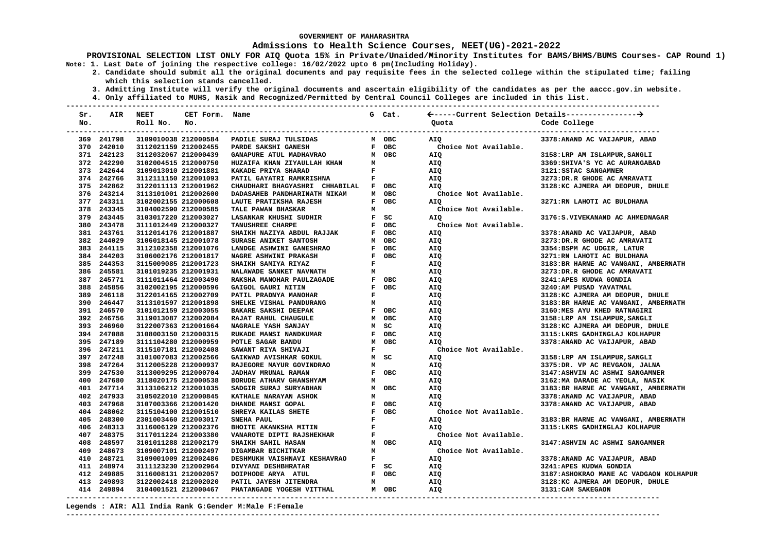GOVERNMENT OF MAHARASHTRA

## Admissions to Health Science Courses, NEET(UG)-2021-2022

**PROVISIONAL SELECTION LIST ONLY FOR AIQ Quota 15% in Private/Unaided/Minority Institutes for BAMS/BHMS/BUMS Courses- CAP Round 1)**

Note: 1. Last Date of joining the respective college: 16/02/2022 upto 6 pm(Including Holiday).
2. Candidate should submit all the original documents and pay requisite fees in the selected college within the stipulated time; failing which this selection stands cancelled.
3. Admitting Institute will verify the original documents and ascertain eligibility of the candidates as per the aaccc.gov.in website.
4. Only affiliated to MUHS, Nasik and Recognized/Permitted by Central Council Colleges are included in this list.

| Sr. No. | AIR | NEET Roll No. | CET Form. No. | Name | G | Cat. | Quota | Code College |
|---|---|---|---|---|---|---|---|---|
| 369 | 241798 | 3109010038 | 212000584 | PADILE SURAJ TULSIDAS | M | OBC | AIQ | 3378:ANAND AC VAIJAPUR, ABAD |
| 370 | 242010 | 3112021159 | 212002455 | PARDE SAKSHI GANESH | F | OBC | Choice Not Available. | |
| 371 | 242123 | 3112032067 | 212000439 | GANAPURE ATUL MADHAVRAO | M | OBC | AIQ | 3158:LRP AM ISLAMPUR,SANGLI |
| 372 | 242290 | 3102004515 | 212000750 | HUZAIFA KHAN ZIYAULLAH KHAN | M | | AIQ | 3369:SHIVA'S YC AC AURANGABAD |
| 373 | 242644 | 3109013010 | 212001881 | KAKADE PRIYA SHARAD | F | | AIQ | 3121:SSTAC SANGAMNER |
| 374 | 242766 | 3112111150 | 212001093 | PATIL GAYATRI RAMKRISHNA | F | | AIQ | 3273:DR.R GHODE AC AMRAVATI |
| 375 | 242862 | 3122011113 | 212001962 | CHAUDHARI BHAGYASHRI CHHABILAL | F | OBC | AIQ | 3128:KC AJMERA AM DEOPUR, DHULE |
| 376 | 243214 | 3113101001 | 212002600 | DADASAHEB PANDHARINATH NIKAM | M | OBC | Choice Not Available. | |
| 377 | 243311 | 3102002155 | 212000608 | LAUTE PRATIKSHA RAJESH | F | OBC | AIQ | 3271:RN LAHOTI AC BULDHANA |
| 378 | 243345 | 3104002590 | 212000585 | TALE PAWAN BHASKAR | M | | Choice Not Available. | |
| 379 | 243445 | 3103017220 | 212003027 | LASANKAR KHUSHI SUDHIR | F | SC | AIQ | 3176:S.VIVEKANAND AC AHMEDNAGAR |
| 380 | 243478 | 3111012449 | 212000327 | TANUSHREE CHARPE | F | OBC | Choice Not Available. | |
| 381 | 243761 | 3112014176 | 212001887 | SHAIKH NAZIYA ABDUL RAJJAK | F | OBC | AIQ | 3378:ANAND AC VAIJAPUR, ABAD |
| 382 | 244029 | 3106018145 | 212001078 | SURASE ANIKET SANTOSH | M | OBC | AIQ | 3273:DR.R GHODE AC AMRAVATI |
| 383 | 244115 | 3112102358 | 212001076 | LANDGE ASHWINI GANESHRAO | F | OBC | AIQ | 3354:BSPM AC UDGIR, LATUR |
| 384 | 244203 | 3106002176 | 212001817 | NAGRE ASHWINI PRAKASH | F | OBC | AIQ | 3271:RN LAHOTI AC BULDHANA |
| 385 | 244353 | 3115009085 | 212001723 | SHAIKH SAMIYA RIYAZ | F | | AIQ | 3183:BR HARNE AC VANGANI, AMBERNATH |
| 386 | 245581 | 3101019235 | 212001931 | NALAWADE SANKET NAVNATH | M | | AIQ | 3273:DR.R GHODE AC AMRAVATI |
| 387 | 245771 | 3111011464 | 212003490 | RAKSHA MANOHAR PAULZAGADE | F | OBC | AIQ | 3241:APES KUDWA GONDIA |
| 388 | 245856 | 3102002195 | 212000596 | GAIGOL GAURI NITIN | F | OBC | AIQ | 3240:AM PUSAD YAVATMAL |
| 389 | 246118 | 3122014165 | 212002709 | PATIL PRADNYA MANOHAR | F | | AIQ | 3128:KC AJMERA AM DEOPUR, DHULE |
| 390 | 246447 | 3113101597 | 212001898 | SHELKE VISHAL PANDURANG | M | | AIQ | 3183:BR HARNE AC VANGANI, AMBERNATH |
| 391 | 246570 | 3101012159 | 212003055 | BAKARE SAKSHI DEEPAK | F | OBC | AIQ | 3160:MES AYU KHED RATNAGIRI |
| 392 | 246756 | 3119013087 | 212002084 | RAJAT RAHUL CHAUGULE | M | OBC | AIQ | 3158:LRP AM ISLAMPUR,SANGLI |
| 393 | 246960 | 3122007363 | 212001664 | NAGRALE YASH SANJAY | M | SC | AIQ | 3128:KC AJMERA AM DEOPUR, DHULE |
| 394 | 247088 | 3108003150 | 212000315 | RUKADE MANSI NANDKUMAR | F | OBC | AIQ | 3115:LKRS GADHINGLAJ KOLHAPUR |
| 395 | 247189 | 3111104280 | 212000959 | POTLE SAGAR BANDU | M | OBC | AIQ | 3378:ANAND AC VAIJAPUR, ABAD |
| 396 | 247211 | 3115107181 | 212002408 | SAWANT RIYA SHIVAJI | F | | Choice Not Available. | |
| 397 | 247248 | 3101007083 | 212002566 | GAIKWAD AVISHKAR GOKUL | M | SC | AIQ | 3158:LRP AM ISLAMPUR,SANGLI |
| 398 | 247264 | 3112005228 | 212000937 | RAJEGORE MAYUR GOVINDRAO | M | | AIQ | 3375:DR. VP AC REVGAON, JALNA |
| 399 | 247530 | 3113009295 | 212000704 | JADHAV MRUNAL RAMAN | F | OBC | AIQ | 3147:ASHVIN AC ASHWI SANGAMNER |
| 400 | 247680 | 3118020175 | 212000538 | BORUDE ATHARV GHANSHYAM | M | | AIQ | 3162:MA DARADE AC YEOLA, NASIK |
| 401 | 247714 | 3113106212 | 212001035 | SADGIR SURAJ SURYABHAN | M | OBC | AIQ | 3183:BR HARNE AC VANGANI, AMBERNATH |
| 402 | 247933 | 3105022010 | 212000845 | KATHALE NARAYAN ASHOK | M | | AIQ | 3378:ANAND AC VAIJAPUR, ABAD |
| 403 | 247968 | 3107003366 | 212001420 | DHANDE MANSI GOPAL | F | OBC | AIQ | 3378:ANAND AC VAIJAPUR, ABAD |
| 404 | 248062 | 3115104100 | 212001510 | SHREYA KAILAS SHETE | F | OBC | Choice Not Available. | |
| 405 | 248300 | 2301003460 | 212003017 | SNEHA PAUL | F | | AIQ | 3183:BR HARNE AC VANGANI, AMBERNATH |
| 406 | 248313 | 3116006129 | 212002376 | BHOITE AKANKSHA MITIN | F | | AIQ | 3115:LKRS GADHINGLAJ KOLHAPUR |
| 407 | 248375 | 3117011224 | 212003380 | VANAROTE DIPTI RAJSHEKHAR | F | | Choice Not Available. | |
| 408 | 248597 | 3101011288 | 212002179 | SHAIKH SAHIL HASAN | M | OBC | AIQ | 3147:ASHVIN AC ASHWI SANGAMNER |
| 409 | 248673 | 3109007101 | 212002497 | DIGAMBAR BICHITKAR | M | | Choice Not Available. | |
| 410 | 248721 | 3109001009 | 212002486 | DESHMUKH VAISHNAVI KESHAVRAO | F | | AIQ | 3378:ANAND AC VAIJAPUR, ABAD |
| 411 | 248974 | 3111123230 | 212002964 | DIVYANI DESHBHRATAR | F | SC | AIQ | 3241:APES KUDWA GONDIA |
| 412 | 249885 | 3116008131 | 212002057 | DOIPHODE ARYA ATUL | F | OBC | AIQ | 3187:ASHOKRAO MANE AC VADGAON KOLHAPUR |
| 413 | 249893 | 3122002418 | 212002020 | PATIL JAYESH JITENDRA | M | | AIQ | 3128:KC AJMERA AM DEOPUR, DHULE |
| 414 | 249894 | 3104001521 | 212000467 | PHATANGADE YOGESH VITTHAL | M | OBC | AIQ | 3131:CAM SAKEGAON |

Legends : AIR: All India Rank G:Gender M:Male F:Female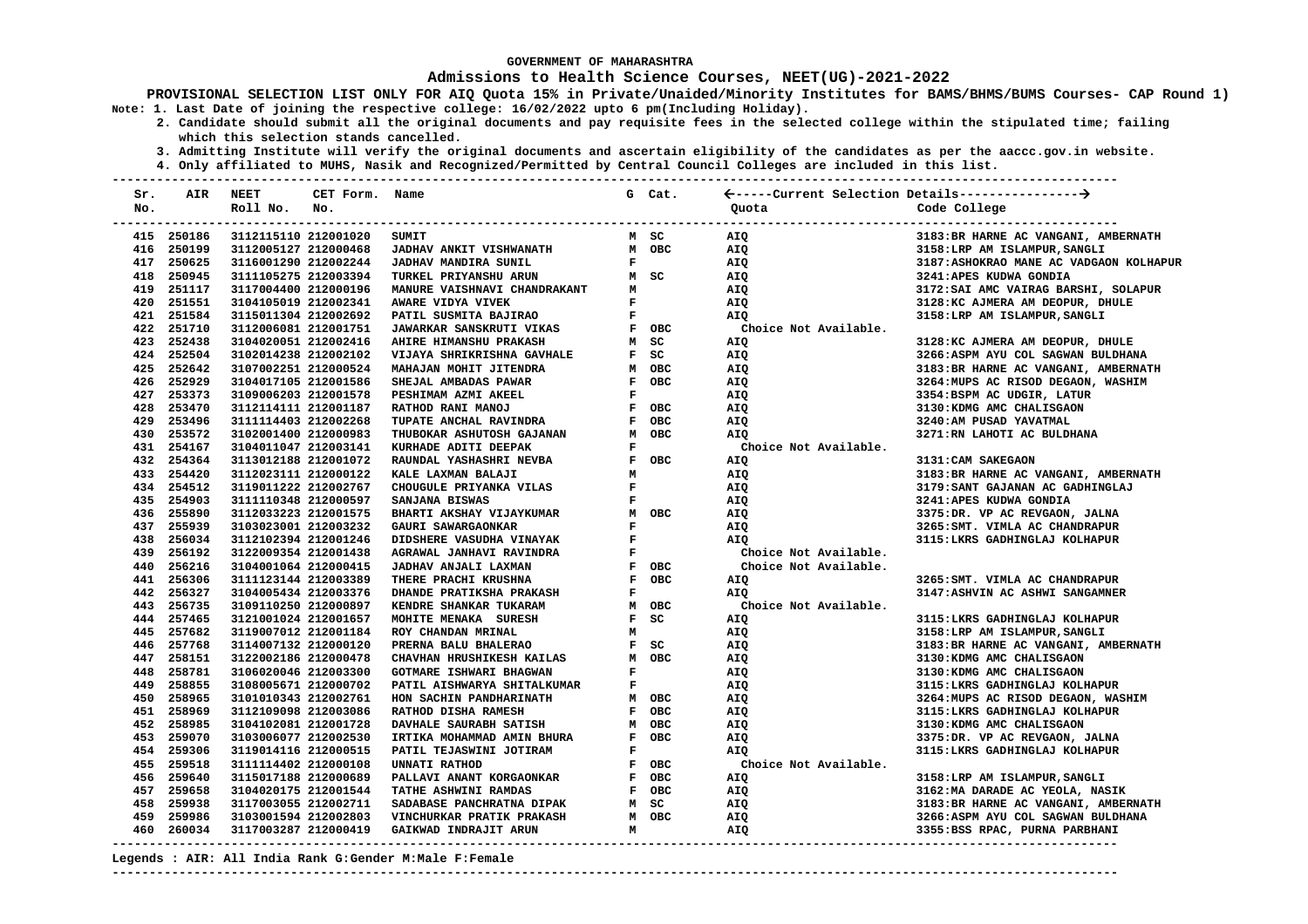GOVERNMENT OF MAHARASHTRA

Admissions to Health Science Courses, NEET(UG)-2021-2022

**PROVISIONAL SELECTION LIST ONLY FOR AIQ Quota 15% in Private/Unaided/Minority Institutes for BAMS/BHMS/BUMS Courses- CAP Round 1)**

Note: 1. Last Date of joining the respective college: 16/02/2022 upto 6 pm(Including Holiday).

2. Candidate should submit all the original documents and pay requisite fees in the selected college within the stipulated time; failing which this selection stands cancelled.

3. Admitting Institute will verify the original documents and ascertain eligibility of the candidates as per the aaccc.gov.in website.

4. Only affiliated to MUHS, Nasik and Recognized/Permitted by Central Council Colleges are included in this list.

| Sr. No. | AIR | NEET Roll No. | CET Form. No. | Name | G | Cat. | Quota | Code College |
|---|---|---|---|---|---|---|---|---|
| 415 | 250186 | 3112115110 | 212001020 | SUMIT | M | SC | AIQ | 3183:BR HARNE AC VANGANI, AMBERNATH |
| 416 | 250199 | 3112005127 | 212000468 | JADHAV ANKIT VISHWANATH | M | OBC | AIQ | 3158:LRP AM ISLAMPUR,SANGLI |
| 417 | 250625 | 3116001290 | 212002244 | JADHAV MANDIRA SUNIL | F | | AIQ | 3187:ASHOKRAO MANE AC VADGAON KOLHAPUR |
| 418 | 250945 | 3111105275 | 212003394 | TURKEL PRIYANSHU ARUN | M | SC | AIQ | 3241:APES KUDWA GONDIA |
| 419 | 251117 | 3117004400 | 212000196 | MANURE VAISHNAVI CHANDRAKANT | M | | AIQ | 3172:SAI AMC VAIRAG BARSHI, SOLAPUR |
| 420 | 251551 | 3104105019 | 212002341 | AWARE VIDYA VIVEK | F | | AIQ | 3128:KC AJMERA AM DEOPUR, DHULE |
| 421 | 251584 | 3115011304 | 212002692 | PATIL SUSMITA BAJIRAO | F | | AIQ | 3158:LRP AM ISLAMPUR,SANGLI |
| 422 | 251710 | 3112006081 | 212001751 | JAWARKAR SANSKRUTI VIKAS | F | OBC | Choice Not Available. | |
| 423 | 252438 | 3104020051 | 212002416 | AHIRE HIMANSHU PRAKASH | M | SC | AIQ | 3128:KC AJMERA AM DEOPUR, DHULE |
| 424 | 252504 | 3102014238 | 212002102 | VIJAYA SHRIKRISHNA GAVHALE | F | SC | AIQ | 3266:ASPM AYU COL SAGWAN BULDHANA |
| 425 | 252642 | 3107002251 | 212000524 | MAHAJAN MOHIT JITENDRA | M | OBC | AIQ | 3183:BR HARNE AC VANGANI, AMBERNATH |
| 426 | 252929 | 3104017105 | 212001586 | SHEJAL AMBADAS PAWAR | F | OBC | AIQ | 3264:MUPS AC RISOD DEGAON, WASHIM |
| 427 | 253373 | 3109006203 | 212001578 | PESHIMAM AZMI AKEEL | F | | AIQ | 3354:BSPM AC UDGIR, LATUR |
| 428 | 253470 | 3112114111 | 212001187 | RATHOD RANI MANOJ | F | OBC | AIQ | 3130:KDMG AMC CHALISGAON |
| 429 | 253496 | 3111114403 | 212002268 | TUPATE ANCHAL RAVINDRA | F | OBC | AIQ | 3240:AM PUSAD YAVATMAL |
| 430 | 253572 | 3102001400 | 212000983 | THUBOKAR ASHUTOSH GAJANAN | M | OBC | AIQ | 3271:RN LAHOTI AC BULDHANA |
| 431 | 254167 | 3104011047 | 212003141 | KURHADE ADITI DEEPAK | F | | Choice Not Available. | |
| 432 | 254364 | 3113012188 | 212001072 | RAUNDAL YASHASHRI NEVBA | F | OBC | AIQ | 3131:CAM SAKEGAON |
| 433 | 254420 | 3112023111 | 212000122 | KALE LAXMAN BALAJI | M | | AIQ | 3183:BR HARNE AC VANGANI, AMBERNATH |
| 434 | 254512 | 3119011222 | 212002767 | CHOUGULE PRIYANKA VILAS | F | | AIQ | 3179:SANT GAJANAN AC GADHINGLAJ |
| 435 | 254903 | 3111110348 | 212000597 | SANJANA BISWAS | F | | AIQ | 3241:APES KUDWA GONDIA |
| 436 | 255890 | 3112033223 | 212001575 | BHARTI AKSHAY VIJAYKUMAR | M | OBC | AIQ | 3375:DR. VP AC REVGAON, JALNA |
| 437 | 255939 | 3103023001 | 212003232 | GAURI SAWARGAONKAR | F | | AIQ | 3265:SMT. VIMLA AC CHANDRAPUR |
| 438 | 256034 | 3112102394 | 212001246 | DIDSHERE VASUDHA VINAYAK | F | | AIQ | 3115:LKRS GADHINGLAJ KOLHAPUR |
| 439 | 256192 | 3122009354 | 212001438 | AGRAWAL JANHAVI RAVINDRA | F | | Choice Not Available. | |
| 440 | 256216 | 3104001064 | 212000415 | JADHAV ANJALI LAXMAN | F | OBC | Choice Not Available. | |
| 441 | 256306 | 3111123144 | 212003389 | THERE PRACHI KRUSHNA | F | OBC | AIQ | 3265:SMT. VIMLA AC CHANDRAPUR |
| 442 | 256327 | 3104005434 | 212003376 | DHANDE PRATIKSHA PRAKASH | F | | AIQ | 3147:ASHVIN AC ASHWI SANGAMNER |
| 443 | 256735 | 3109110250 | 212000897 | KENDRE SHANKAR TUKARAM | M | OBC | Choice Not Available. | |
| 444 | 257465 | 3121001024 | 212001657 | MOHITE MENAKA SURESH | F | SC | AIQ | 3115:LKRS GADHINGLAJ KOLHAPUR |
| 445 | 257682 | 3119007012 | 212001184 | ROY CHANDAN MRINAL | M | | AIQ | 3158:LRP AM ISLAMPUR,SANGLI |
| 446 | 257768 | 3114007132 | 212000120 | PRERNA BALU BHALERAO | F | SC | AIQ | 3183:BR HARNE AC VANGANI, AMBERNATH |
| 447 | 258151 | 3122002186 | 212000478 | CHAVHAN HRUSHIKESH KAILAS | M | OBC | AIQ | 3130:KDMG AMC CHALISGAON |
| 448 | 258781 | 3106020046 | 212003300 | GOTMARE ISHWARI BHAGWAN | F | | AIQ | 3130:KDMG AMC CHALISGAON |
| 449 | 258855 | 3108005671 | 212000702 | PATIL AISHWARYA SHITALKUMAR | F | | AIQ | 3115:LKRS GADHINGLAJ KOLHAPUR |
| 450 | 258965 | 3101010343 | 212002761 | HON SACHIN PANDHARINATH | M | OBC | AIQ | 3264:MUPS AC RISOD DEGAON, WASHIM |
| 451 | 258969 | 3112109098 | 212003086 | RATHOD DISHA RAMESH | F | OBC | AIQ | 3115:LKRS GADHINGLAJ KOLHAPUR |
| 452 | 258985 | 3104102081 | 212001728 | DAVHALE SAURABH SATISH | M | OBC | AIQ | 3130:KDMG AMC CHALISGAON |
| 453 | 259070 | 3103006077 | 212002530 | IRTIKA MOHAMMAD AMIN BHURA | F | OBC | AIQ | 3375:DR. VP AC REVGAON, JALNA |
| 454 | 259306 | 3119014116 | 212000515 | PATIL TEJASWINI JOTIRAM | F | | AIQ | 3115:LKRS GADHINGLAJ KOLHAPUR |
| 455 | 259518 | 3111114402 | 212000108 | UNNATI RATHOD | F | OBC | Choice Not Available. | |
| 456 | 259640 | 3115017188 | 212000689 | PALLAVI ANANT KORGAONKAR | F | OBC | AIQ | 3158:LRP AM ISLAMPUR,SANGLI |
| 457 | 259658 | 3104020175 | 212001544 | TATHE ASHWINI RAMDAS | F | OBC | AIQ | 3162:MA DARADE AC YEOLA, NASIK |
| 458 | 259938 | 3117003055 | 212002711 | SADABASE PANCHRATNA DIPAK | M | SC | AIQ | 3183:BR HARNE AC VANGANI, AMBERNATH |
| 459 | 259986 | 3103001594 | 212002803 | VINCHURKAR PRATIK PRAKASH | M | OBC | AIQ | 3266:ASPM AYU COL SAGWAN BULDHANA |
| 460 | 260034 | 3117003287 | 212000419 | GAIKWAD INDRAJIT ARUN | M | | AIQ | 3355:BSS RPAC, PURNA PARBHANI |

Legends : AIR: All India Rank G:Gender M:Male F:Female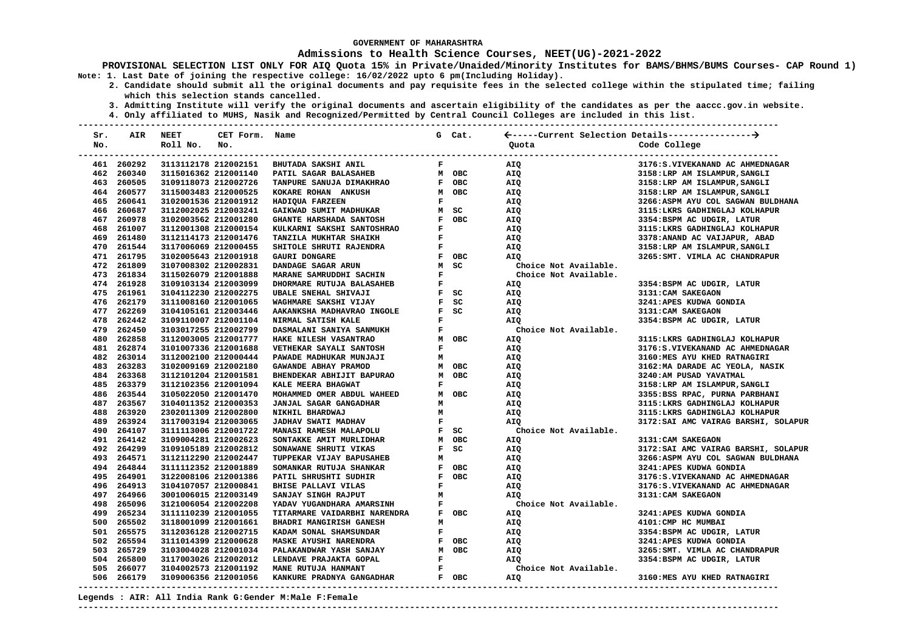GOVERNMENT OF MAHARASHTRA

Admissions to Health Science Courses, NEET(UG)-2021-2022

**PROVISIONAL SELECTION LIST ONLY FOR AIQ Quota 15% in Private/Unaided/Minority Institutes for BAMS/BHMS/BUMS Courses- CAP Round 1)**

**Note: 1. Last Date of joining the respective college: 16/02/2022 upto 6 pm(Including Holiday).**

**2. Candidate should submit all the original documents and pay requisite fees in the selected college within the stipulated time; failing which this selection stands cancelled.**

**3. Admitting Institute will verify the original documents and ascertain eligibility of the candidates as per the aaccc.gov.in website.**

**4. Only affiliated to MUHS, Nasik and Recognized/Permitted by Central Council Colleges are included in this list.**

| Sr. No. | AIR | NEET Roll No. | CET Form. No. | Name | G | Cat. | Quota | Code College |
|---|---|---|---|---|---|---|---|---|
| 461 | 260292 | 3113112178 | 212002151 | BHUTADA SAKSHI ANIL | F | | AIQ | 3176:S.VIVEKANAND AC AHMEDNAGAR |
| 462 | 260340 | 3115016362 | 212001140 | PATIL SAGAR BALASAHEB | M | OBC | AIQ | 3158:LRP AM ISLAMPUR,SANGLI |
| 463 | 260505 | 3109118073 | 212002726 | TANPURE SANUJA DIMAKHRAO | F | OBC | AIQ | 3158:LRP AM ISLAMPUR,SANGLI |
| 464 | 260577 | 3115003483 | 212000525 | KOKARE ROHAN ANKUSH | M | OBC | AIQ | 3158:LRP AM ISLAMPUR,SANGLI |
| 465 | 260641 | 3102001536 | 212001912 | HADIQUA FARZEEN | F | | AIQ | 3266:ASPM AYU COL SAGWAN BULDHANA |
| 466 | 260687 | 3112002025 | 212003241 | GAIKWAD SUMIT MADHUKAR | M | SC | AIQ | 3115:LKRS GADHINGLAJ KOLHAPUR |
| 467 | 260978 | 3102003562 | 212001280 | GHANTE HARSHADA SANTOSH | F | OBC | AIQ | 3354:BSPM AC UDGIR, LATUR |
| 468 | 261007 | 3112001308 | 212000154 | KULKARNI SAKSHI SANTOSHRAO | F | | AIQ | 3115:LKRS GADHINGLAJ KOLHAPUR |
| 469 | 261480 | 3112114173 | 212001476 | TANZILA MUKHTAR SHAIKH | F | | AIQ | 3378:ANAND AC VAIJAPUR, ABAD |
| 470 | 261544 | 3117006069 | 212000455 | SHITOLE SHRUTI RAJENDRA | F | | AIQ | 3158:LRP AM ISLAMPUR,SANGLI |
| 471 | 261795 | 3102005643 | 212001918 | GAURI DONGARE | F | OBC | AIQ | 3265:SMT. VIMLA AC CHANDRAPUR |
| 472 | 261809 | 3107008302 | 212002831 | DANDAGE SAGAR ARUN | M | SC | Choice Not Available. | |
| 473 | 261834 | 3115026079 | 212001888 | MARANE SAMRUDDHI SACHIN | F | | Choice Not Available. | |
| 474 | 261928 | 3109103134 | 212003099 | DHORMARE RUTUJA BALASAHEB | F | | AIQ | 3354:BSPM AC UDGIR, LATUR |
| 475 | 261961 | 3104112230 | 212002275 | UBALE SNEHAL SHIVAJI | F | SC | AIQ | 3131:CAM SAKEGAON |
| 476 | 262179 | 3111008160 | 212001065 | WAGHMARE SAKSHI VIJAY | F | SC | AIQ | 3241:APES KUDWA GONDIA |
| 477 | 262269 | 3104105161 | 212003446 | AAKANKSHA MADHAVRAO INGOLE | F | SC | AIQ | 3131:CAM SAKEGAON |
| 478 | 262442 | 3109110007 | 212001104 | NIRMAL SATISH KALE | F | | AIQ | 3354:BSPM AC UDGIR, LATUR |
| 479 | 262450 | 3103017255 | 212002799 | DASMALANI SANIYA SANMUKH | F | | Choice Not Available. | |
| 480 | 262858 | 3112003005 | 212001777 | HAKE NILESH VASANTRAO | M | OBC | AIQ | 3115:LKRS GADHINGLAJ KOLHAPUR |
| 481 | 262874 | 3101007336 | 212001688 | VETHEKAR SAYALI SANTOSH | F | | AIQ | 3176:S.VIVEKANAND AC AHMEDNAGAR |
| 482 | 263014 | 3112002100 | 212000444 | PAWADE MADHUKAR MUNJAJI | M | | AIQ | 3160:MES AYU KHED RATNAGIRI |
| 483 | 263283 | 3102009169 | 212002180 | GAWANDE ABHAY PRAMOD | M | OBC | AIQ | 3162:MA DARADE AC YEOLA, NASIK |
| 484 | 263368 | 3112101204 | 212001581 | BHENDEKAR ABHIJIT BAPURAO | M | OBC | AIQ | 3240:AM PUSAD YAVATMAL |
| 485 | 263379 | 3112102356 | 212001094 | KALE MEERA BHAGWAT | F | | AIQ | 3158:LRP AM ISLAMPUR,SANGLI |
| 486 | 263544 | 3105022050 | 212001470 | MOHAMMED OMER ABDUL WAHEED | M | OBC | AIQ | 3355:BSS RPAC, PURNA PARBHANI |
| 487 | 263567 | 3104011352 | 212000353 | JANJAL SAGAR GANGADHAR | M | | AIQ | 3115:LKRS GADHINGLAJ KOLHAPUR |
| 488 | 263920 | 2302011309 | 212002800 | NIKHIL BHARDWAJ | M | | AIQ | 3115:LKRS GADHINGLAJ KOLHAPUR |
| 489 | 263924 | 3117003194 | 212003065 | JADHAV SWATI MADHAV | F | | AIQ | 3172:SAI AMC VAIRAG BARSHI, SOLAPUR |
| 490 | 264107 | 3111113006 | 212001722 | MANASI RAMESH MALAPOLU | F | SC | Choice Not Available. | |
| 491 | 264142 | 3109004281 | 212002623 | SONTAKKE AMIT MURLIDHAR | M | OBC | AIQ | 3131:CAM SAKEGAON |
| 492 | 264299 | 3109105189 | 212002812 | SONAWANE SHRUTI VIKAS | F | SC | AIQ | 3172:SAI AMC VAIRAG BARSHI, SOLAPUR |
| 493 | 264571 | 3112112290 | 212002447 | TUPPEKAR VIJAY BAPUSAHEB | M | | AIQ | 3266:ASPM AYU COL SAGWAN BULDHANA |
| 494 | 264844 | 3111112352 | 212001889 | SOMANKAR RUTUJA SHANKAR | F | OBC | AIQ | 3241:APES KUDWA GONDIA |
| 495 | 264901 | 3122008106 | 212001386 | PATIL SHRUSHTI SUDHIR | F | OBC | AIQ | 3176:S.VIVEKANAND AC AHMEDNAGAR |
| 496 | 264913 | 3104107057 | 212000841 | BHISE PALLAVI VILAS | F | | AIQ | 3176:S.VIVEKANAND AC AHMEDNAGAR |
| 497 | 264966 | 3001006015 | 212003149 | SANJAY SINGH RAJPUT | M | | AIQ | 3131:CAM SAKEGAON |
| 498 | 265096 | 3121006054 | 212002208 | YADAV YUGANDHARA AMARSINH | F | | Choice Not Available. | |
| 499 | 265234 | 3111110239 | 212001055 | TITARMARE VAIDARBHI NARENDRA | F | OBC | AIQ | 3241:APES KUDWA GONDIA |
| 500 | 265502 | 3118001099 | 212001661 | BHADRI MANGIRISH GANESH | M | | AIQ | 4101:CMP HC MUMBAI |
| 501 | 265575 | 3112036128 | 212002715 | KADAM SONAL SHAMSUNDAR | F | | AIQ | 3354:BSPM AC UDGIR, LATUR |
| 502 | 265594 | 3111014399 | 212000628 | MASKE AYUSHI NARENDRA | F | OBC | AIQ | 3241:APES KUDWA GONDIA |
| 503 | 265729 | 3103004028 | 212001034 | PALAKANDWAR YASH SANJAY | M | OBC | AIQ | 3265:SMT. VIMLA AC CHANDRAPUR |
| 504 | 265800 | 3117003026 | 212002012 | LENDAVE PRAJAKTA GOPAL | F | | AIQ | 3354:BSPM AC UDGIR, LATUR |
| 505 | 266077 | 3104002573 | 212001192 | MANE RUTUJA HANMANT | F | | Choice Not Available. | |
| 506 | 266179 | 3109006356 | 212001056 | KANKURE PRADNYA GANGADHAR | F | OBC | AIQ | 3160:MES AYU KHED RATNAGIRI |

**Legends : AIR: All India Rank G:Gender M:Male F:Female**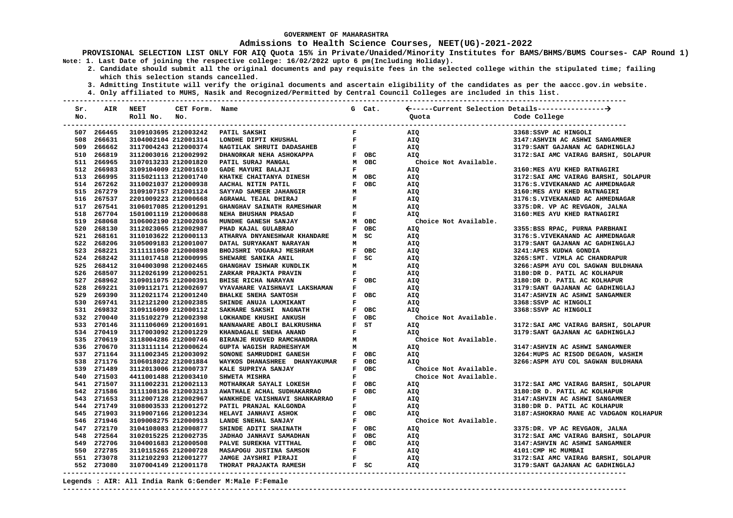GOVERNMENT OF MAHARASHTRA

**Admissions to Health Science Courses, NEET(UG)-2021-2022**

**PROVISIONAL SELECTION LIST ONLY FOR AIQ Quota 15% in Private/Unaided/Minority Institutes for BAMS/BHMS/BUMS Courses- CAP Round 1)**

**Note: 1. Last Date of joining the respective college: 16/02/2022 upto 6 pm(Including Holiday).**

**2. Candidate should submit all the original documents and pay requisite fees in the selected college within the stipulated time; failing which this selection stands cancelled.**

**3. Admitting Institute will verify the original documents and ascertain eligibility of the candidates as per the aaccc.gov.in website.**

**4. Only affiliated to MUHS, Nasik and Recognized/Permitted by Central Council Colleges are included in this list.**

| Sr. No. | AIR | NEET Roll No. | CET Form. No. | Name | G | Cat. | Quota | Code College |
|---|---|---|---|---|---|---|---|---|
| 507 | 266465 | 3109103695 | 212003242 | PATIL SAKSHI | F | | AIQ | 3368:SSVP AC HINGOLI |
| 508 | 266631 | 3104002104 | 212001314 | LONDHE DIPTI KHUSHAL | F | | AIQ | 3147:ASHVIN AC ASHWI SANGAMNER |
| 509 | 266662 | 3117004243 | 212000374 | NAGTILAK SHRUTI DADASAHEB | F | | AIQ | 3179:SANT GAJANAN AC GADHINGLAJ |
| 510 | 266819 | 3112003016 | 212002992 | DHANORKAR NEHA ASHOKAPPA | F | OBC | AIQ | 3172:SAI AMC VAIRAG BARSHI, SOLAPUR |
| 511 | 266965 | 3107013233 | 212001820 | PATIL SURAJ MANGAL | M | OBC | Choice Not Available. | |
| 512 | 266983 | 3109104009 | 212001610 | GADE MAYURI BALAJI | F | | AIQ | 3160:MES AYU KHED RATNAGIRI |
| 513 | 266995 | 3115021113 | 212001740 | KHATKE CHAITANYA DINESH | M | OBC | AIQ | 3172:SAI AMC VAIRAG BARSHI, SOLAPUR |
| 514 | 267262 | 3110021037 | 212000938 | AACHAL NITIN PATIL | F | OBC | AIQ | 3176:S.VIVEKANAND AC AHMEDNAGAR |
| 515 | 267279 | 3109107157 | 212001124 | SAYYAD SAMEER JAHANGIR | M | | AIQ | 3160:MES AYU KHED RATNAGIRI |
| 516 | 267537 | 2201009223 | 212000668 | AGRAWAL TEJAL DHIRAJ | F | | AIQ | 3176:S.VIVEKANAND AC AHMEDNAGAR |
| 517 | 267541 | 3106017085 | 212001291 | GHANGHAV SAINATH RAMESHWAR | M | | AIQ | 3375:DR. VP AC REVGAON, JALNA |
| 518 | 267704 | 1501001119 | 212000688 | NEHA BHUSHAN PRASAD | F | | AIQ | 3160:MES AYU KHED RATNAGIRI |
| 519 | 268068 | 3106002190 | 212002036 | MUNDHE GANESH SANJAY | M | OBC | Choice Not Available. | |
| 520 | 268130 | 3112023065 | 212002987 | PHAD KAJAL GULABRAO | F | OBC | AIQ | 3355:BSS RPAC, PURNA PARBHANI |
| 521 | 268161 | 3110103622 | 212000113 | ATHARVA DNYANESHWAR KHANDARE | M | SC | AIQ | 3176:S.VIVEKANAND AC AHMEDNAGAR |
| 522 | 268206 | 3105009183 | 212001007 | DATAL SURYAKANT NARAYAN | M | | AIQ | 3179:SANT GAJANAN AC GADHINGLAJ |
| 523 | 268221 | 3111111050 | 212000898 | BHOJSHRI YOGARAJ MESHRAM | F | OBC | AIQ | 3241:APES KUDWA GONDIA |
| 524 | 268242 | 3111017418 | 212000995 | SHEWARE SANIKA ANIL | F | SC | AIQ | 3265:SMT. VIMLA AC CHANDRAPUR |
| 525 | 268412 | 3104003098 | 212002465 | GHANGHAV ISHWAR KUNDLIK | M | | AIQ | 3266:ASPM AYU COL SAGWAN BULDHANA |
| 526 | 268507 | 3112026199 | 212000251 | ZARKAR PRAJKTA PRAVIN | F | | AIQ | 3180:DR D. PATIL AC KOLHAPUR |
| 527 | 268962 | 3109011075 | 212000391 | BHISE RICHA NARAYAN | F | OBC | AIQ | 3180:DR D. PATIL AC KOLHAPUR |
| 528 | 269221 | 3109112171 | 212002697 | VYAVAHARE VAISHNAVI LAKSHAMAN | F | | AIQ | 3179:SANT GAJANAN AC GADHINGLAJ |
| 529 | 269390 | 3112021174 | 212001240 | BHALKE SNEHA SANTOSH | F | OBC | AIQ | 3147:ASHVIN AC ASHWI SANGAMNER |
| 530 | 269741 | 3112121200 | 212002385 | SHINDE ANUJA LAXMIKANT | F | | AIQ | 3368:SSVP AC HINGOLI |
| 531 | 269832 | 3109116099 | 212000112 | SAKHARE SAKSHI NAGNATH | F | OBC | AIQ | 3368:SSVP AC HINGOLI |
| 532 | 270040 | 3115102279 | 212002398 | LOKHANDE KHUSHI ANKUSH | F | OBC | Choice Not Available. | |
| 533 | 270146 | 3111106069 | 212001691 | NANNAWARE ABOLI BALKRUSHNA | F | ST | AIQ | 3172:SAI AMC VAIRAG BARSHI, SOLAPUR |
| 534 | 270419 | 3117003092 | 212001229 | KHANDAGALE SNEHA ANAND | F | | AIQ | 3179:SANT GAJANAN AC GADHINGLAJ |
| 535 | 270619 | 3118004286 | 212000746 | BIRANJE RUGVED RAMCHANDRA | M | | Choice Not Available. | |
| 536 | 270670 | 3113111114 | 212000624 | GUPTA WAGISH RADHESHYAM | M | | AIQ | 3147:ASHVIN AC ASHWI SANGAMNER |
| 537 | 271164 | 3111002345 | 212003092 | SONONE SAMRUDDHI GANESH | F | OBC | AIQ | 3264:MUPS AC RISOD DEGAON, WASHIM |
| 538 | 271176 | 3106018022 | 212001884 | WAYKOS DHANASHREE DHANYAKUMAR | F | OBC | AIQ | 3266:ASPM AYU COL SAGWAN BULDHANA |
| 539 | 271489 | 3112013006 | 212000737 | KALE SUPRIYA SANJAY | F | OBC | Choice Not Available. | |
| 540 | 271503 | 4411001488 | 212003410 | SHWETA MISHRA | F | | Choice Not Available. | |
| 541 | 271507 | 3111002231 | 212002113 | MOTHARKAR SAYALI LOKESH | F | OBC | AIQ | 3172:SAI AMC VAIRAG BARSHI, SOLAPUR |
| 542 | 271586 | 3111108136 | 212003213 | AWATHALE ACHAL SUDHAKARRAO | F | OBC | AIQ | 3180:DR D. PATIL AC KOLHAPUR |
| 543 | 271653 | 3112007128 | 212002967 | WANKHEDE VAISHNAVI SHANKARRAO | F | | AIQ | 3147:ASHVIN AC ASHWI SANGAMNER |
| 544 | 271749 | 3108003533 | 212001272 | PATIL PRANJAL KALGONDA | F | | AIQ | 3180:DR D. PATIL AC KOLHAPUR |
| 545 | 271903 | 3119007166 | 212001234 | HELAVI JANHAVI ASHOK | F | OBC | AIQ | 3187:ASHOKRAO MANE AC VADGAON KOLHAPUR |
| 546 | 271946 | 3109008275 | 212000913 | LANDE SNEHAL SANJAY | F | | Choice Not Available. | |
| 547 | 272170 | 3104108083 | 212000877 | SHINDE ADITI SHAINATH | F | OBC | AIQ | 3375:DR. VP AC REVGAON, JALNA |
| 548 | 272564 | 3102015225 | 212002735 | JADHAO JANHAVI SAMADHAN | F | OBC | AIQ | 3172:SAI AMC VAIRAG BARSHI, SOLAPUR |
| 549 | 272706 | 3104001683 | 212000508 | PALVE SUREKHA VITTHAL | F | OBC | AIQ | 3147:ASHVIN AC ASHWI SANGAMNER |
| 550 | 272785 | 3110115265 | 212000728 | MASAPOGU JUSTINA SAMSON | F | | AIQ | 4101:CMP HC MUMBAI |
| 551 | 273078 | 3112102293 | 212001277 | JAMGE JAYSHRI PIRAJI | F | | AIQ | 3172:SAI AMC VAIRAG BARSHI, SOLAPUR |
| 552 | 273080 | 3107004149 | 212001178 | THORAT PRAJAKTA RAMESH | F | SC | AIQ | 3179:SANT GAJANAN AC GADHINGLAJ |

**Legends : AIR: All India Rank G:Gender M:Male F:Female**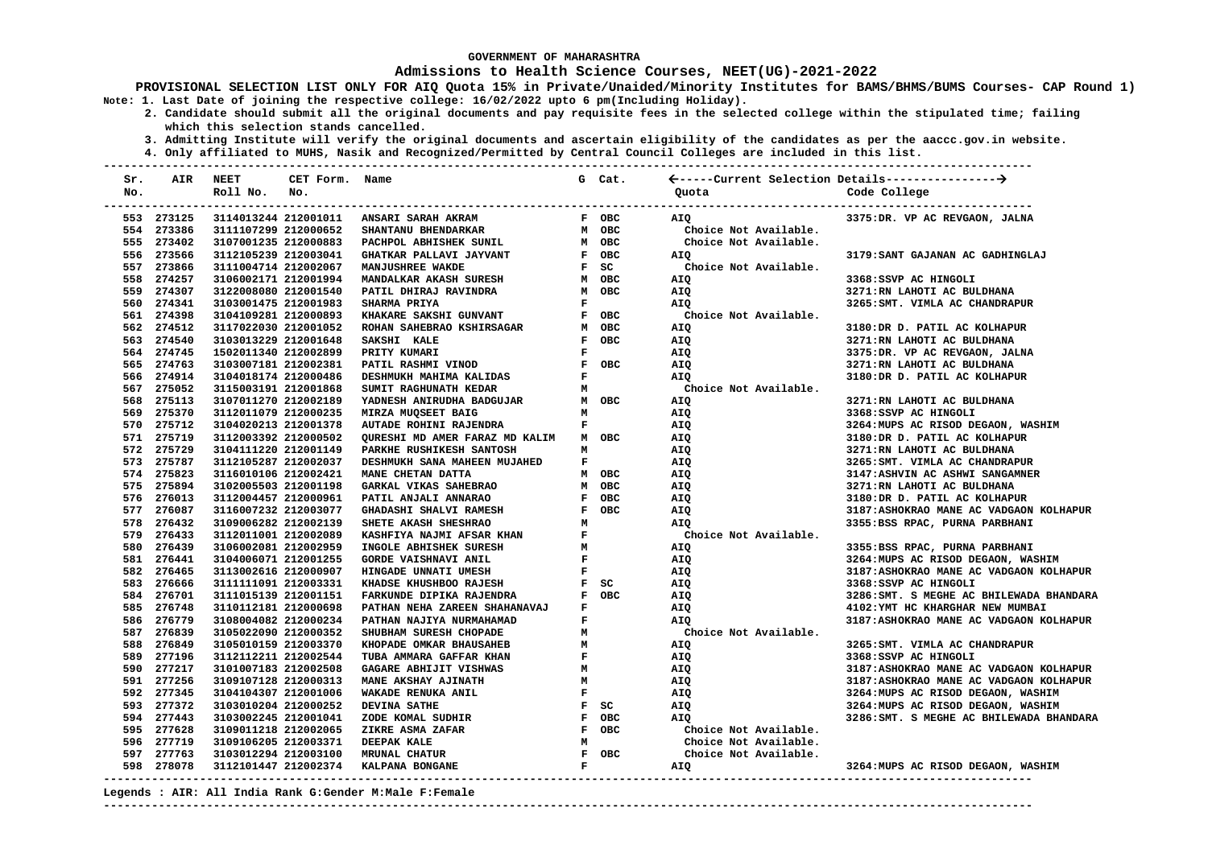GOVERNMENT OF MAHARASHTRA

Admissions to Health Science Courses, NEET(UG)-2021-2022

**PROVISIONAL SELECTION LIST ONLY FOR AIQ Quota 15% in Private/Unaided/Minority Institutes for BAMS/BHMS/BUMS Courses- CAP Round 1)**

Note: 1. Last Date of joining the respective college: 16/02/2022 upto 6 pm(Including Holiday).

2. Candidate should submit all the original documents and pay requisite fees in the selected college within the stipulated time; failing which this selection stands cancelled.

3. Admitting Institute will verify the original documents and ascertain eligibility of the candidates as per the aaccc.gov.in website.

4. Only affiliated to MUHS, Nasik and Recognized/Permitted by Central Council Colleges are included in this list.

| Sr. No. | AIR | NEET Roll No. | CET Form. No. | Name | G | Cat. | Quota | Code College |
|---|---|---|---|---|---|---|---|---|
| 553 | 273125 | 3114013244 | 212001011 | ANSARI SARAH AKRAM | F | OBC | AIQ | 3375:DR. VP AC REVGAON, JALNA |
| 554 | 273386 | 3111107299 | 212000652 | SHANTANU BHENDARKAR | M | OBC | Choice Not Available. | |
| 555 | 273402 | 3107001235 | 212000883 | PACHPOL ABHISHEK SUNIL | M | OBC | Choice Not Available. | |
| 556 | 273566 | 3112105239 | 212003041 | GHATKAR PALLAVI JAYVANT | F | OBC | AIQ | 3179:SANT GAJANAN AC GADHINGLAJ |
| 557 | 273866 | 3111004714 | 212002067 | MANJUSHREE WAKDE | F | SC | Choice Not Available. | |
| 558 | 274257 | 3106002171 | 212001994 | MANDALKAR AKASH SURESH | M | OBC | AIQ | 3368:SSVP AC HINGOLI |
| 559 | 274307 | 3122008080 | 212001540 | PATIL DHIRAJ RAVINDRA | M | OBC | AIQ | 3271:RN LAHOTI AC BULDHANA |
| 560 | 274341 | 3103001475 | 212001983 | SHARMA PRIYA | F | | AIQ | 3265:SMT. VIMLA AC CHANDRAPUR |
| 561 | 274398 | 3104109281 | 212000893 | KHAKARE SAKSHI GUNVANT | F | OBC | Choice Not Available. | |
| 562 | 274512 | 3117022030 | 212001052 | ROHAN SAHEBRAO KSHIRSAGAR | M | OBC | AIQ | 3180:DR D. PATIL AC KOLHAPUR |
| 563 | 274540 | 3103013229 | 212001648 | SAKSHI KALE | F | OBC | AIQ | 3271:RN LAHOTI AC BULDHANA |
| 564 | 274745 | 1502011340 | 212002899 | PRITY KUMARI | F | | AIQ | 3375:DR. VP AC REVGAON, JALNA |
| 565 | 274763 | 3103007181 | 212002381 | PATIL RASHMI VINOD | F | OBC | AIQ | 3271:RN LAHOTI AC BULDHANA |
| 566 | 274914 | 3104018174 | 212000486 | DESHMUKH MAHIMA KALIDAS | F | | AIQ | 3180:DR D. PATIL AC KOLHAPUR |
| 567 | 275052 | 3115003191 | 212001868 | SUMIT RAGHUNATH KEDAR | M | | Choice Not Available. | |
| 568 | 275113 | 3107011270 | 212002189 | YADNESH ANIRUDHA BADGUJAR | M | OBC | AIQ | 3271:RN LAHOTI AC BULDHANA |
| 569 | 275370 | 3112011079 | 212000235 | MIRZA MUQSEET BAIG | M | | AIQ | 3368:SSVP AC HINGOLI |
| 570 | 275712 | 3104020213 | 212001378 | AUTADE ROHINI RAJENDRA | F | | AIQ | 3264:MUPS AC RISOD DEGAON, WASHIM |
| 571 | 275719 | 3112003392 | 212000502 | QURESHI MD AMER FARAZ MD KALIM | M | OBC | AIQ | 3180:DR D. PATIL AC KOLHAPUR |
| 572 | 275729 | 3104111220 | 212001149 | PARKHE RUSHIKESH SANTOSH | M | | AIQ | 3271:RN LAHOTI AC BULDHANA |
| 573 | 275787 | 3112105287 | 212002037 | DESHMUKH SANA MAHEEN MUJAHED | F | | AIQ | 3265:SMT. VIMLA AC CHANDRAPUR |
| 574 | 275823 | 3116010106 | 212002421 | MANE CHETAN DATTA | M | OBC | AIQ | 3147:ASHVIN AC ASHWI SANGAMNER |
| 575 | 275894 | 3102005503 | 212001198 | GARKAL VIKAS SAHEBRAO | M | OBC | AIQ | 3271:RN LAHOTI AC BULDHANA |
| 576 | 276013 | 3112004457 | 212000961 | PATIL ANJALI ANNARAO | F | OBC | AIQ | 3180:DR D. PATIL AC KOLHAPUR |
| 577 | 276087 | 3116007232 | 212003077 | GHADASHI SHALVI RAMESH | F | OBC | AIQ | 3187:ASHOKRAO MANE AC VADGAON KOLHAPUR |
| 578 | 276432 | 3109006282 | 212002139 | SHETE AKASH SHESHRAO | M | | AIQ | 3355:BSS RPAC, PURNA PARBHANI |
| 579 | 276433 | 3112011001 | 212002089 | KASHFIYA NAJMI AFSAR KHAN | F | | Choice Not Available. | |
| 580 | 276439 | 3106002081 | 212002959 | INGOLE ABHISHEK SURESH | M | | AIQ | 3355:BSS RPAC, PURNA PARBHANI |
| 581 | 276441 | 3104006071 | 212001255 | GORDE VAISHNAVI ANIL | F | | AIQ | 3264:MUPS AC RISOD DEGAON, WASHIM |
| 582 | 276465 | 3113002616 | 212000907 | HINGADE UNNATI UMESH | F | | AIQ | 3187:ASHOKRAO MANE AC VADGAON KOLHAPUR |
| 583 | 276666 | 3111111091 | 212003331 | KHADSE KHUSHBOO RAJESH | F | SC | AIQ | 3368:SSVP AC HINGOLI |
| 584 | 276701 | 3111015139 | 212001151 | FARKUNDE DIPIKA RAJENDRA | F | OBC | AIQ | 3286:SMT. S MEGHE AC BHILEWADA BHANDARA |
| 585 | 276748 | 3110112181 | 212000698 | PATHAN NEHA ZAREEN SHAHANAVAJ | F | | AIQ | 4102:YMT HC KHARGHAR NEW MUMBAI |
| 586 | 276779 | 3108004082 | 212000234 | PATHAN NAJIYA NURMAHAMAD | F | | AIQ | 3187:ASHOKRAO MANE AC VADGAON KOLHAPUR |
| 587 | 276839 | 3105022090 | 212000352 | SHUBHAM SURESH CHOPADE | M | | Choice Not Available. | |
| 588 | 276849 | 3105010159 | 212003370 | KHOPADE OMKAR BHAUSAHEB | M | | AIQ | 3265:SMT. VIMLA AC CHANDRAPUR |
| 589 | 277196 | 3112112211 | 212002544 | TUBA AMMARA GAFFAR KHAN | F | | AIQ | 3368:SSVP AC HINGOLI |
| 590 | 277217 | 3101007183 | 212002508 | GAGARE ABHIJIT VISHWAS | M | | AIQ | 3187:ASHOKRAO MANE AC VADGAON KOLHAPUR |
| 591 | 277256 | 3109107128 | 212000313 | MANE AKSHAY AJINATH | M | | AIQ | 3187:ASHOKRAO MANE AC VADGAON KOLHAPUR |
| 592 | 277345 | 3104104307 | 212001006 | WAKADE RENUKA ANIL | F | | AIQ | 3264:MUPS AC RISOD DEGAON, WASHIM |
| 593 | 277372 | 3103010204 | 212000252 | DEVINA SATHE | F | SC | AIQ | 3264:MUPS AC RISOD DEGAON, WASHIM |
| 594 | 277443 | 3103002245 | 212001041 | ZODE KOMAL SUDHIR | F | OBC | AIQ | 3286:SMT. S MEGHE AC BHILEWADA BHANDARA |
| 595 | 277628 | 3109011218 | 212002065 | ZIKRE ASMA ZAFAR | F | OBC | Choice Not Available. | |
| 596 | 277719 | 3109106205 | 212003371 | DEEPAK KALE | M | | Choice Not Available. | |
| 597 | 277763 | 3103012294 | 212003100 | MRUNAL CHATUR | F | OBC | Choice Not Available. | |
| 598 | 278078 | 3112101447 | 212002374 | KALPANA BONGANE | F | | AIQ | 3264:MUPS AC RISOD DEGAON, WASHIM |

Legends : AIR: All India Rank G:Gender M:Male F:Female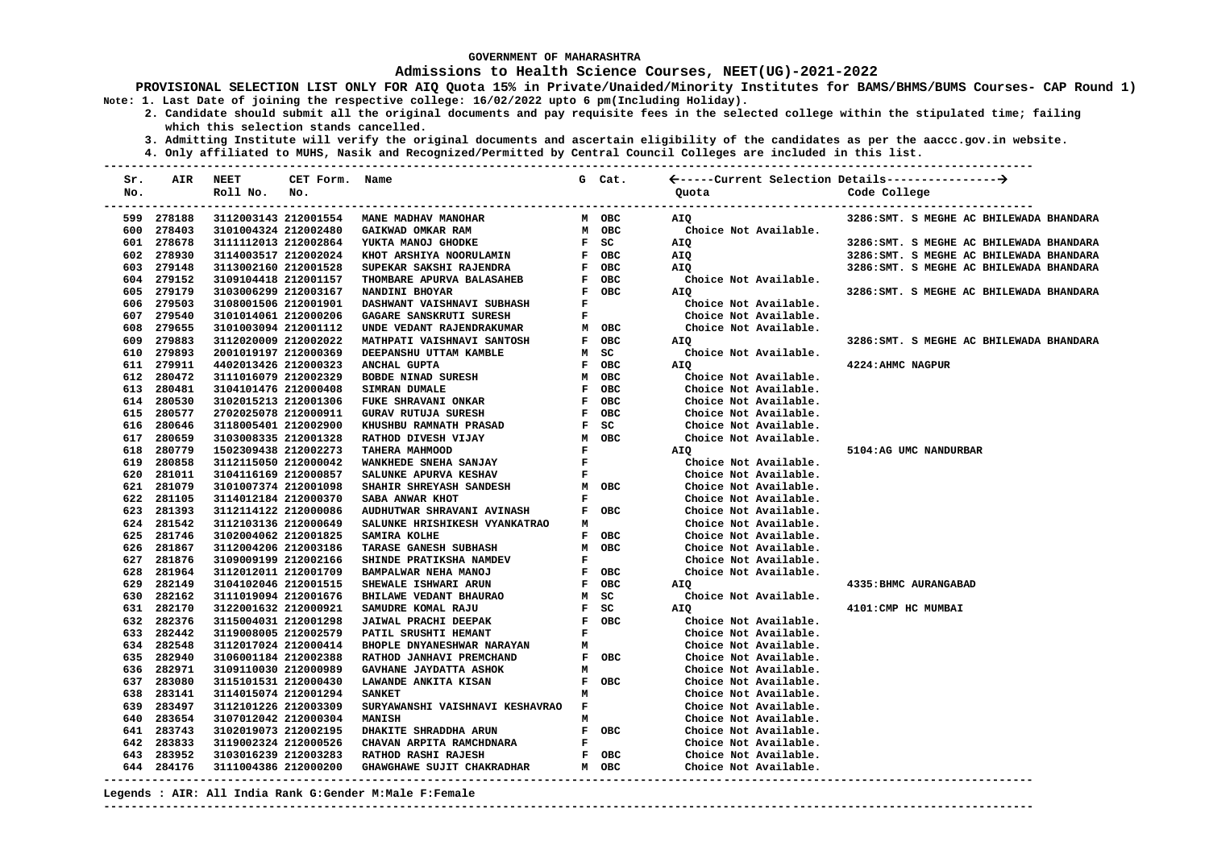GOVERNMENT OF MAHARASHTRA

**Admissions to Health Science Courses, NEET(UG)-2021-2022**

**PROVISIONAL SELECTION LIST ONLY FOR AIQ Quota 15% in Private/Unaided/Minority Institutes for BAMS/BHMS/BUMS Courses- CAP Round 1)**

Note: 1. Last Date of joining the respective college: 16/02/2022 upto 6 pm(Including Holiday).

2. Candidate should submit all the original documents and pay requisite fees in the selected college within the stipulated time; failing which this selection stands cancelled.

3. Admitting Institute will verify the original documents and ascertain eligibility of the candidates as per the aaccc.gov.in website.

4. Only affiliated to MUHS, Nasik and Recognized/Permitted by Central Council Colleges are included in this list.

| Sr. No. | AIR | NEET Roll No. | CET Form. No. | Name | G | Cat. | Quota | Code College |
|---|---|---|---|---|---|---|---|---|
| 599 | 278188 | 3112003143 | 212001554 | MANE MADHAV MANOHAR | M | OBC | AIQ | 3286:SMT. S MEGHE AC BHILEWADA BHANDARA |
| 600 | 278403 | 3101004324 | 212002480 | GAIKWAD OMKAR RAM | M | OBC | Choice Not Available. | |
| 601 | 278678 | 3111112013 | 212002864 | YUKTA MANOJ GHODKE | F | SC | AIQ | 3286:SMT. S MEGHE AC BHILEWADA BHANDARA |
| 602 | 278930 | 3114003517 | 212002024 | KHOT ARSHIYA NOORULAMIN | F | OBC | AIQ | 3286:SMT. S MEGHE AC BHILEWADA BHANDARA |
| 603 | 279148 | 3113002160 | 212001528 | SUPEKAR SAKSHI RAJENDRA | F | OBC | AIQ | 3286:SMT. S MEGHE AC BHILEWADA BHANDARA |
| 604 | 279152 | 3109104418 | 212001157 | THOMBARE APURVA BALASAHEB | F | OBC | Choice Not Available. | |
| 605 | 279179 | 3103006299 | 212003167 | NANDINI BHOYAR | F | OBC | AIQ | 3286:SMT. S MEGHE AC BHILEWADA BHANDARA |
| 606 | 279503 | 3108001506 | 212001901 | DASHWANT VAISHNAVI SUBHASH | F | | Choice Not Available. | |
| 607 | 279540 | 3101014061 | 212000206 | GAGARE SANSKRUTI SURESH | F | | Choice Not Available. | |
| 608 | 279655 | 3101003094 | 212001112 | UNDE VEDANT RAJENDRAKUMAR | M | OBC | Choice Not Available. | |
| 609 | 279883 | 3112020009 | 212002022 | MATHPATI VAISHNAVI SANTOSH | F | OBC | AIQ | 3286:SMT. S MEGHE AC BHILEWADA BHANDARA |
| 610 | 279893 | 2001019197 | 212000369 | DEEPANSHU UTTAM KAMBLE | M | SC | Choice Not Available. | |
| 611 | 279911 | 4402013426 | 212000323 | ANCHAL GUPTA | F | OBC | AIQ | 4224:AHMC NAGPUR |
| 612 | 280472 | 3111016079 | 212002329 | BOBDE NINAD SURESH | M | OBC | Choice Not Available. | |
| 613 | 280481 | 3104101476 | 212000408 | SIMRAN DUMALE | F | OBC | Choice Not Available. | |
| 614 | 280530 | 3102015213 | 212001306 | FUKE SHRAVANI ONKAR | F | OBC | Choice Not Available. | |
| 615 | 280577 | 2702025078 | 212000911 | GURAV RUTUJA SURESH | F | OBC | Choice Not Available. | |
| 616 | 280646 | 3118005401 | 212002900 | KHUSHBU RAMNATH PRASAD | F | SC | Choice Not Available. | |
| 617 | 280659 | 3103008335 | 212001328 | RATHOD DIVESH VIJAY | M | OBC | Choice Not Available. | |
| 618 | 280779 | 1502309438 | 212002273 | TAHERA MAHMOOD | F | | AIQ | 5104:AG UMC NANDURBAR |
| 619 | 280858 | 3112115050 | 212000042 | WANKHEDE SNEHA SANJAY | F | | Choice Not Available. | |
| 620 | 281011 | 3104116169 | 212000857 | SALUNKE APURVA KESHAV | F | | Choice Not Available. | |
| 621 | 281079 | 3101007374 | 212001098 | SHAHIR SHREYASH SANDESH | M | OBC | Choice Not Available. | |
| 622 | 281105 | 3114012184 | 212000370 | SABA ANWAR KHOT | F | | Choice Not Available. | |
| 623 | 281393 | 3112114122 | 212000086 | AUDHUTWAR SHRAVANI AVINASH | F | OBC | Choice Not Available. | |
| 624 | 281542 | 3112103136 | 212000649 | SALUNKE HRISHIKESH VYANKATRAO | M | | Choice Not Available. | |
| 625 | 281746 | 3102004062 | 212001825 | SAMIRA KOLHE | F | OBC | Choice Not Available. | |
| 626 | 281867 | 3112004206 | 212003186 | TARASE GANESH SUBHASH | M | OBC | Choice Not Available. | |
| 627 | 281876 | 3109009199 | 212002166 | SHINDE PRATIKSHA NAMDEV | F | | Choice Not Available. | |
| 628 | 281964 | 3112012011 | 212001709 | BAMPALWAR NEHA MANOJ | F | OBC | Choice Not Available. | |
| 629 | 282149 | 3104102046 | 212001515 | SHEWALE ISHWARI ARUN | F | OBC | AIQ | 4335:BHMC AURANGABAD |
| 630 | 282162 | 3111019094 | 212001676 | BHILAWE VEDANT BHAURAO | M | SC | Choice Not Available. | |
| 631 | 282170 | 3122001632 | 212000921 | SAMUDRE KOMAL RAJU | F | SC | AIQ | 4101:CMP HC MUMBAI |
| 632 | 282376 | 3115004031 | 212001298 | JAIWAL PRACHI DEEPAK | F | OBC | Choice Not Available. | |
| 633 | 282442 | 3119008005 | 212002579 | PATIL SRUSHTI HEMANT | F | | Choice Not Available. | |
| 634 | 282548 | 3112017024 | 212000414 | BHOPLE DNYANESHWAR NARAYAN | M | | Choice Not Available. | |
| 635 | 282940 | 3106001184 | 212002388 | RATHOD JANHAVI PREMCHAND | F | OBC | Choice Not Available. | |
| 636 | 282971 | 3109110030 | 212000989 | GAVHANE JAYDATTA ASHOK | M | | Choice Not Available. | |
| 637 | 283080 | 3115101531 | 212000430 | LAWANDE ANKITA KISAN | F | OBC | Choice Not Available. | |
| 638 | 283141 | 3114015074 | 212001294 | SANKET | M | | Choice Not Available. | |
| 639 | 283497 | 3112101226 | 212003309 | SURYAWANSHI VAISHNAVI KESHAVRAO | F | | Choice Not Available. | |
| 640 | 283654 | 3107012042 | 212000304 | MANISH | M | | Choice Not Available. | |
| 641 | 283743 | 3102019073 | 212002195 | DHAKITE SHRADDHA ARUN | F | OBC | Choice Not Available. | |
| 642 | 283833 | 3119002324 | 212000526 | CHAVAN ARPITA RAMCHDNARA | F | | Choice Not Available. | |
| 643 | 283952 | 3103016239 | 212003283 | RATHOD RASHI RAJESH | F | OBC | Choice Not Available. | |
| 644 | 284176 | 3111004386 | 212000200 | GHAWGHAWE SUJIT CHAKRADHAR | M | OBC | Choice Not Available. | |

Legends : AIR: All India Rank G:Gender M:Male F:Female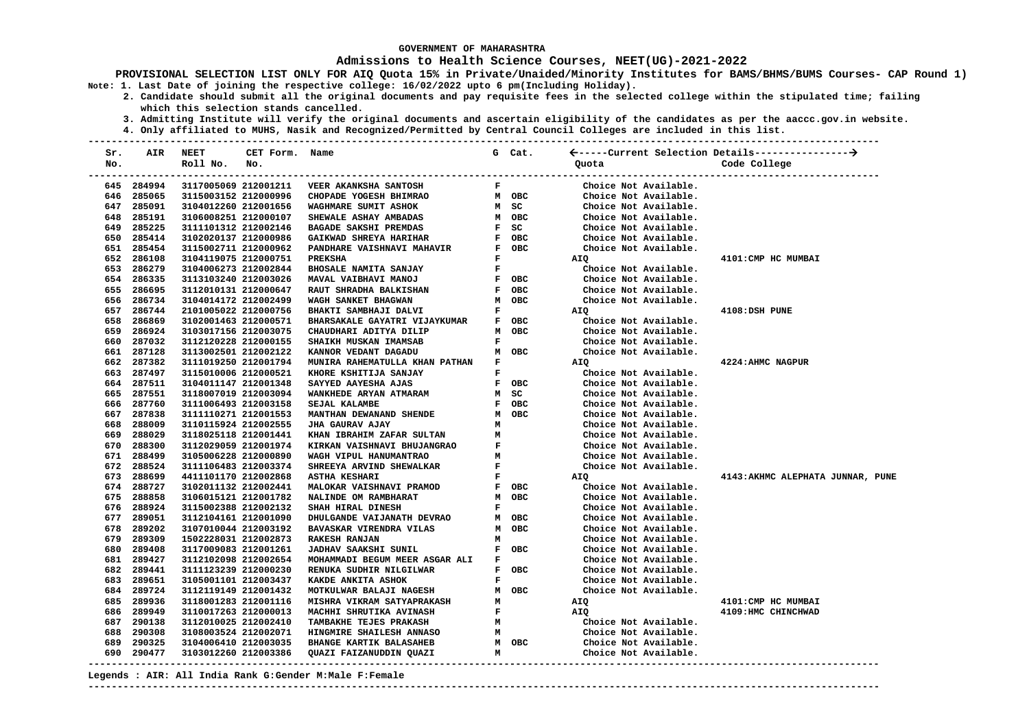GOVERNMENT OF MAHARASHTRA

**Admissions to Health Science Courses, NEET(UG)-2021-2022**

**PROVISIONAL SELECTION LIST ONLY FOR AIQ Quota 15% in Private/Unaided/Minority Institutes for BAMS/BHMS/BUMS Courses- CAP Round 1)**

Note: 1. Last Date of joining the respective college: 16/02/2022 upto 6 pm(Including Holiday).

2. Candidate should submit all the original documents and pay requisite fees in the selected college within the stipulated time; failing which this selection stands cancelled.

3. Admitting Institute will verify the original documents and ascertain eligibility of the candidates as per the aaccc.gov.in website.

4. Only affiliated to MUHS, Nasik and Recognized/Permitted by Central Council Colleges are included in this list.

| Sr. No. | AIR | NEET Roll No. | CET Form. No. | Name | G | Cat. | Quota | Code College |
|---|---|---|---|---|---|---|---|---|
| 645 | 284994 | 3117005069 | 212001211 | VEER AKANKSHA SANTOSH | F | | Choice Not Available. | |
| 646 | 285065 | 3115003152 | 212000996 | CHOPADE YOGESH BHIMRAO | M | OBC | Choice Not Available. | |
| 647 | 285091 | 3104012260 | 212001656 | WAGHMARE SUMIT ASHOK | M | SC | Choice Not Available. | |
| 648 | 285191 | 3106008251 | 212000107 | SHEWALE ASHAY AMBADAS | M | OBC | Choice Not Available. | |
| 649 | 285225 | 3111101312 | 212002146 | BAGADE SAKSHI PREMDAS | F | SC | Choice Not Available. | |
| 650 | 285414 | 3102020137 | 212000986 | GAIKWAD SHREYA HARIHAR | F | OBC | Choice Not Available. | |
| 651 | 285454 | 3115002711 | 212000962 | PANDHARE VAISHNAVI MAHAVIR | F | OBC | Choice Not Available. | |
| 652 | 286108 | 3104119075 | 212000751 | PREKSHA | F | | AIQ | 4101:CMP HC MUMBAI |
| 653 | 286279 | 3104006273 | 212002844 | BHOSALE NAMITA SANJAY | F | | Choice Not Available. | |
| 654 | 286335 | 3113103240 | 212003026 | MAVAL VAIBHAVI MANOJ | F | OBC | Choice Not Available. | |
| 655 | 286695 | 3112010131 | 212000647 | RAUT SHRADHA BALKISHAN | F | OBC | Choice Not Available. | |
| 656 | 286734 | 3104014172 | 212002499 | WAGH SANKET BHAGWAN | M | OBC | Choice Not Available. | |
| 657 | 286744 | 2101005022 | 212000756 | BHAKTI SAMBHAJI DALVI | F | | AIQ | 4108:DSH PUNE |
| 658 | 286869 | 3102001463 | 212000571 | BHARSAKALE GAYATRI VIJAYKUMAR | F | OBC | Choice Not Available. | |
| 659 | 286924 | 3103017156 | 212003075 | CHAUDHARI ADITYA DILIP | M | OBC | Choice Not Available. | |
| 660 | 287032 | 3112120228 | 212000155 | SHAIKH MUSKAN IMAMSAB | F | | Choice Not Available. | |
| 661 | 287128 | 3113002501 | 212002122 | KANNOR VEDANT DAGADU | M | OBC | Choice Not Available. | |
| 662 | 287382 | 3111019250 | 212001794 | MUNIRA RAHEMATULLA KHAN PATHAN | F | | AIQ | 4224:AHMC NAGPUR |
| 663 | 287497 | 3115010006 | 212000521 | KHORE KSHITIJA SANJAY | F | | Choice Not Available. | |
| 664 | 287511 | 3104011147 | 212001348 | SAYYED AAYESHA AJAS | F | OBC | Choice Not Available. | |
| 665 | 287551 | 3118007019 | 212003094 | WANKHEDE ARYAN ATMARAM | M | SC | Choice Not Available. | |
| 666 | 287760 | 3111006493 | 212003158 | SEJAL KALAMBE | F | OBC | Choice Not Available. | |
| 667 | 287838 | 3111110271 | 212001553 | MANTHAN DEWANAND SHENDE | M | OBC | Choice Not Available. | |
| 668 | 288009 | 3110115924 | 212002555 | JHA GAURAV AJAY | M | | Choice Not Available. | |
| 669 | 288029 | 3118025118 | 212001441 | KHAN IBRAHIM ZAFAR SULTAN | M | | Choice Not Available. | |
| 670 | 288300 | 3112029059 | 212001974 | KIRKAN VAISHNAVI BHUJANGRAO | F | | Choice Not Available. | |
| 671 | 288499 | 3105006228 | 212000890 | WAGH VIPUL HANUMANTRAO | M | | Choice Not Available. | |
| 672 | 288524 | 3111106483 | 212003374 | SHREEYA ARVIND SHEWALKAR | F | | Choice Not Available. | |
| 673 | 288699 | 4411101170 | 212002868 | ASTHA KESHARI | F | | AIQ | 4143:AKHMC ALEPHATA JUNNAR, PUNE |
| 674 | 288727 | 3102011132 | 212002441 | MALOKAR VAISHNAVI PRAMOD | F | OBC | Choice Not Available. | |
| 675 | 288858 | 3106015121 | 212001782 | NALINDE OM RAMBHARAT | M | OBC | Choice Not Available. | |
| 676 | 288924 | 3115002388 | 212002132 | SHAH HIRAL DINESH | F | | Choice Not Available. | |
| 677 | 289051 | 3112104161 | 212001090 | DHULGANDE VAIJANATH DEVRAO | M | OBC | Choice Not Available. | |
| 678 | 289202 | 3107010044 | 212003192 | BAVASKAR VIRENDRA VILAS | M | OBC | Choice Not Available. | |
| 679 | 289309 | 1502228031 | 212002873 | RAKESH RANJAN | M | | Choice Not Available. | |
| 680 | 289408 | 3117009083 | 212001261 | JADHAV SAAKSHI SUNIL | F | OBC | Choice Not Available. | |
| 681 | 289427 | 3112102098 | 212002654 | MOHAMMADI BEGUM MEER ASGAR ALI | F | | Choice Not Available. | |
| 682 | 289441 | 3111123239 | 212000230 | RENUKA SUDHIR NILGILWAR | F | OBC | Choice Not Available. | |
| 683 | 289651 | 3105001101 | 212003437 | KAKDE ANKITA ASHOK | F | | Choice Not Available. | |
| 684 | 289724 | 3112119149 | 212001432 | MOTKULWAR BALAJI NAGESH | M | OBC | Choice Not Available. | |
| 685 | 289936 | 3118001283 | 212001116 | MISHRA VIKRAM SATYAPRAKASH | M | | AIQ | 4101:CMP HC MUMBAI |
| 686 | 289949 | 3110017263 | 212000013 | MACHHI SHRUTIKA AVINASH | F | | AIQ | 4109:HMC CHINCHWAD |
| 687 | 290138 | 3112010025 | 212002410 | TAMBAKHE TEJES PRAKASH | M | | Choice Not Available. | |
| 688 | 290308 | 3108003524 | 212002071 | HINGMIRE SHAILESH ANNASO | M | | Choice Not Available. | |
| 689 | 290325 | 3104006410 | 212003035 | BHANGE KARTIK BALASAHEB | M | OBC | Choice Not Available. | |
| 690 | 290477 | 3103012260 | 212003386 | QUAZI FAIZANUDDIN QUAZI | M | | Choice Not Available. | |

Legends : AIR: All India Rank G:Gender M:Male F:Female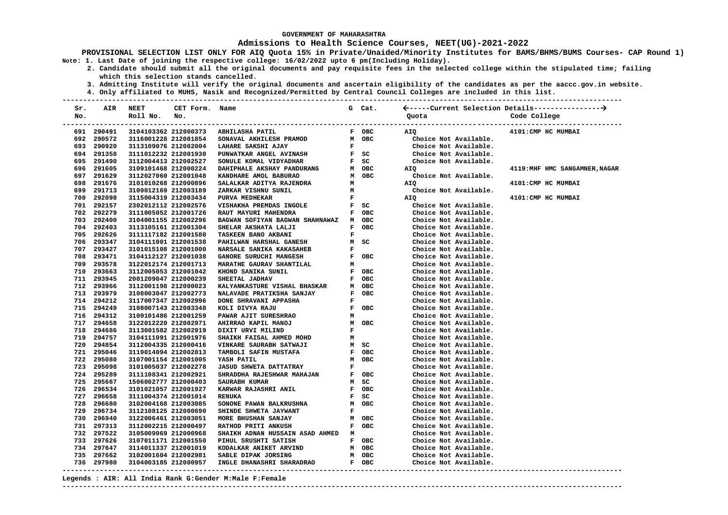GOVERNMENT OF MAHARASHTRA

**Admissions to Health Science Courses, NEET(UG)-2021-2022**

**PROVISIONAL SELECTION LIST ONLY FOR AIQ Quota 15% in Private/Unaided/Minority Institutes for BAMS/BHMS/BUMS Courses- CAP Round 1)**

**Note: 1. Last Date of joining the respective college: 16/02/2022 upto 6 pm(Including Holiday).**

**2. Candidate should submit all the original documents and pay requisite fees in the selected college within the stipulated time; failing which this selection stands cancelled.**

**3. Admitting Institute will verify the original documents and ascertain eligibility of the candidates as per the aaccc.gov.in website.**

**4. Only affiliated to MUHS, Nasik and Recognized/Permitted by Central Council Colleges are included in this list.**

| Sr. No. | AIR | NEET Roll No. | CET Form. No. | Name | G | Cat. | Quota | Code College |
|---|---|---|---|---|---|---|---|---|
| 691 | 290491 | 3104103362 | 212000373 | ABHILASHA PATIL | F | OBC | AIQ | 4101:CMP HC MUMBAI |
| 692 | 290572 | 3116001228 | 212001854 | SONAVAL AKHILESH PRAMOD | M | OBC | Choice Not Available. | |
| 693 | 290920 | 3113109076 | 212002004 | LAHARE SAKSHI AJAY | F | | Choice Not Available. | |
| 694 | 291358 | 3111012232 | 212001930 | PUNWATKAR ANGEL AVINASH | F | SC | Choice Not Available. | |
| 695 | 291490 | 3112004413 | 212002527 | SONULE KOMAL VIDYADHAR | F | SC | Choice Not Available. | |
| 696 | 291605 | 3109101468 | 212000224 | DAHIPHALE AKSHAY PANDURANG | M | OBC | AIQ | 4119:MHF HMC SANGAMNER,NAGAR |
| 697 | 291629 | 3112027060 | 212001048 | KANDHARE AMOL BABURAO | M | OBC | Choice Not Available. | |
| 698 | 291676 | 3101010268 | 212000896 | SALALKAR ADITYA RAJENDRA | M | | AIQ | 4101:CMP HC MUMBAI |
| 699 | 291713 | 3109012169 | 212003189 | ZARKAR VISHNU SUNIL | M | | Choice Not Available. | |
| 700 | 292098 | 3115004319 | 212003434 | PURVA MEDHEKAR | F | | AIQ | 4101:CMP HC MUMBAI |
| 701 | 292157 | 2302012112 | 212002576 | VISHAKHA PREMDAS INGOLE | F | SC | Choice Not Available. | |
| 702 | 292279 | 3111005052 | 212001726 | RAUT MAYURI MAHENDRA | F | OBC | Choice Not Available. | |
| 703 | 292400 | 3104001155 | 212002296 | BAGWAN SOFIYAN BAGWAN SHAHNAWAZ | M | OBC | Choice Not Available. | |
| 704 | 292403 | 3113105161 | 212001304 | SHELAR AKSHATA LALJI | F | OBC | Choice Not Available. | |
| 705 | 292626 | 3111117182 | 212001580 | TASKEEN BANO AKBANI | F | | Choice Not Available. | |
| 706 | 293347 | 3104111001 | 212001538 | PAHILWAN HARSHAL GANESH | M | SC | Choice Not Available. | |
| 707 | 293427 | 3101015108 | 212001000 | NARSALE SANIKA KAKASAHEB | F | | Choice Not Available. | |
| 708 | 293471 | 3104112127 | 212001038 | GANORE SURUCHI MANGESH | F | OBC | Choice Not Available. | |
| 709 | 293578 | 3122012174 | 212001713 | MARATHE GAURAV SHANTILAL | M | | Choice Not Available. | |
| 710 | 293663 | 3112005053 | 212001042 | KHOND SANIKA SUNIL | F | OBC | Choice Not Available. | |
| 711 | 293945 | 2001209047 | 212000239 | SHEETAL JADHAV | F | OBC | Choice Not Available. | |
| 712 | 293966 | 3112001198 | 212000023 | KALYANKASTURE VISHAL BHASKAR | M | OBC | Choice Not Available. | |
| 713 | 293979 | 3108003047 | 212002773 | NALAVADE PRATIKSHA SANJAY | F | OBC | Choice Not Available. | |
| 714 | 294212 | 3117007347 | 212002996 | DONE SHRAVANI APPASHA | F | | Choice Not Available. | |
| 715 | 294249 | 3108007143 | 212003348 | KOLI DIVYA RAJU | F | OBC | Choice Not Available. | |
| 716 | 294312 | 3109101486 | 212001259 | PAWAR AJIT SURESHRAO | M | | Choice Not Available. | |
| 717 | 294658 | 3122012220 | 212002971 | AHIRRAO KAPIL MANOJ | M | OBC | Choice Not Available. | |
| 718 | 294686 | 3113001582 | 212002919 | DIXIT URVI MILIND | F | | Choice Not Available. | |
| 719 | 294757 | 3104111091 | 212001976 | SHAIKH FAISAL AHMED MOHD | M | | Choice Not Available. | |
| 720 | 294854 | 3112004335 | 212000416 | VINKARE SAURABH SATWAJI | M | SC | Choice Not Available. | |
| 721 | 295046 | 3119014094 | 212002813 | TAMBOLI SAFIN MUSTAFA | F | OBC | Choice Not Available. | |
| 722 | 295080 | 3107001154 | 212001005 | YASH PATIL | M | OBC | Choice Not Available. | |
| 723 | 295098 | 3101005037 | 212002278 | JASUD SHWETA DATTATRAY | F | | Choice Not Available. | |
| 724 | 295289 | 3111108341 | 212002921 | SHRADDHA RAJESHWAR MAHAJAN | F | OBC | Choice Not Available. | |
| 725 | 295667 | 1506002777 | 212000403 | SAURABH KUMAR | M | SC | Choice Not Available. | |
| 726 | 296534 | 3101021057 | 212001927 | KARWAR RAJASHRI ANIL | F | OBC | Choice Not Available. | |
| 727 | 296658 | 3111004374 | 212001014 | RENUKA | F | SC | Choice Not Available. | |
| 728 | 296680 | 3102004168 | 212003085 | SONONE PAWAN BALKRUSHNA | M | OBC | Choice Not Available. | |
| 729 | 296734 | 3112108125 | 212000690 | SHINDE SHWETA JAYWANT | F | | Choice Not Available. | |
| 730 | 296940 | 3122006461 | 212003051 | MORE BHUSHAN SANJAY | M | OBC | Choice Not Available. | |
| 731 | 297313 | 3112002215 | 212000497 | RATHOD PRITI ANKUSH | F | OBC | Choice Not Available. | |
| 732 | 297522 | 3105009069 | 212000968 | SHAIKH ADNAN HUSSAIN ASAD AHMED | M | | Choice Not Available. | |
| 733 | 297626 | 3107011171 | 212001550 | PIHUL SRUSHTI SATISH | F | OBC | Choice Not Available. | |
| 734 | 297647 | 3114011337 | 212001019 | KODALKAR ANIKET ARVIND | M | OBC | Choice Not Available. | |
| 735 | 297662 | 3102001604 | 212002981 | SABLE DIPAK JORSING | M | OBC | Choice Not Available. | |
| 736 | 297980 | 3104003185 | 212000957 | INGLE DHANASHRI SHARADRAO | F | OBC | Choice Not Available. | |

**Legends : AIR: All India Rank G:Gender M:Male F:Female**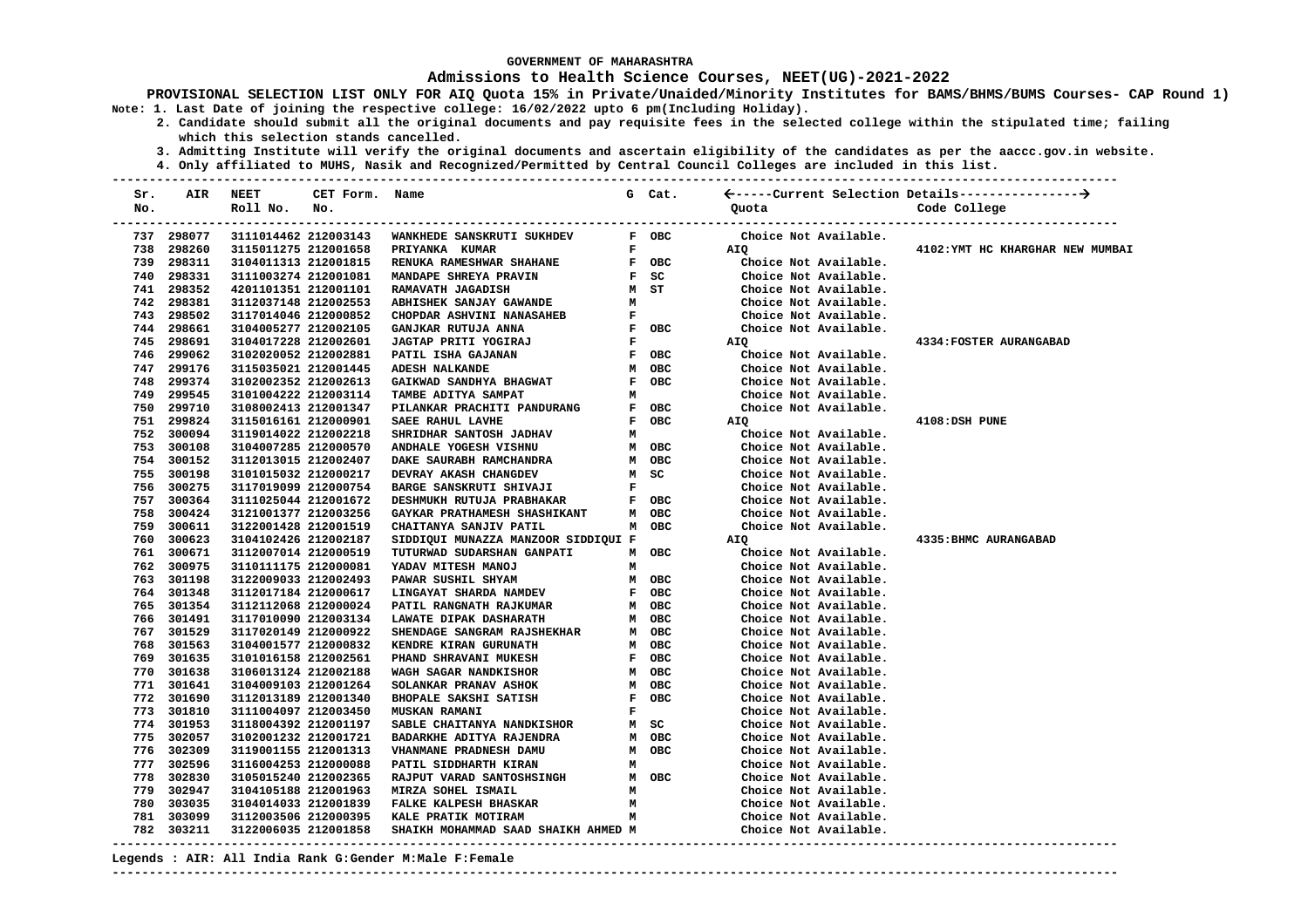GOVERNMENT OF MAHARASHTRA

**Admissions to Health Science Courses, NEET(UG)-2021-2022**

**PROVISIONAL SELECTION LIST ONLY FOR AIQ Quota 15% in Private/Unaided/Minority Institutes for BAMS/BHMS/BUMS Courses- CAP Round 1)**

Note: 1. Last Date of joining the respective college: 16/02/2022 upto 6 pm(Including Holiday).

2. Candidate should submit all the original documents and pay requisite fees in the selected college within the stipulated time; failing which this selection stands cancelled.

3. Admitting Institute will verify the original documents and ascertain eligibility of the candidates as per the aaccc.gov.in website.

4. Only affiliated to MUHS, Nasik and Recognized/Permitted by Central Council Colleges are included in this list.

| Sr. No. | AIR | NEET Roll No. | CET Form. No. | Name | G | Cat. | Quota | Code College |
|---|---|---|---|---|---|---|---|---|
| 737 | 298077 | 3111014462 | 212003143 | WANKHEDE SANSKRUTI SUKHDEV | F | OBC | Choice Not Available. | |
| 738 | 298260 | 3115011275 | 212001658 | PRIYANKA KUMAR | F | | AIQ | 4102:YMT HC KHARGHAR NEW MUMBAI |
| 739 | 298311 | 3104011313 | 212001815 | RENUKA RAMESHWAR SHAHANE | F | OBC | Choice Not Available. | |
| 740 | 298331 | 3111003274 | 212001081 | MANDAPE SHREYA PRAVIN | F | SC | Choice Not Available. | |
| 741 | 298352 | 4201101351 | 212001101 | RAMAVATH JAGADISH | M | ST | Choice Not Available. | |
| 742 | 298381 | 3112037148 | 212002553 | ABHISHEK SANJAY GAWANDE | M | | Choice Not Available. | |
| 743 | 298502 | 3117014046 | 212000852 | CHOPDAR ASHVINI NANASAHEB | F | | Choice Not Available. | |
| 744 | 298661 | 3104005277 | 212002105 | GANJKAR RUTUJA ANNA | F | OBC | Choice Not Available. | |
| 745 | 298691 | 3104017228 | 212002601 | JAGTAP PRITI YOGIRAJ | F | | AIQ | 4334:FOSTER AURANGABAD |
| 746 | 299062 | 3102020052 | 212002881 | PATIL ISHA GAJANAN | F | OBC | Choice Not Available. | |
| 747 | 299176 | 3115035021 | 212001445 | ADESH NALKANDE | M | OBC | Choice Not Available. | |
| 748 | 299374 | 3102002352 | 212002613 | GAIKWAD SANDHYA BHAGWAT | F | OBC | Choice Not Available. | |
| 749 | 299545 | 3101004222 | 212003114 | TAMBE ADITYA SAMPAT | M | | Choice Not Available. | |
| 750 | 299710 | 3108002413 | 212001347 | PILANKAR PRACHITI PANDURANG | F | OBC | Choice Not Available. | |
| 751 | 299824 | 3115016161 | 212000901 | SAEE RAHUL LAVHE | F | OBC | AIQ | 4108:DSH PUNE |
| 752 | 300094 | 3119014022 | 212002218 | SHRIDHAR SANTOSH JADHAV | M | | Choice Not Available. | |
| 753 | 300108 | 3104007285 | 212000570 | ANDHALE YOGESH VISHNU | M | OBC | Choice Not Available. | |
| 754 | 300152 | 3112013015 | 212002407 | DAKE SAURABH RAMCHANDRA | M | OBC | Choice Not Available. | |
| 755 | 300198 | 3101015032 | 212000217 | DEVRAY AKASH CHANGDEV | M | SC | Choice Not Available. | |
| 756 | 300275 | 3117019099 | 212000754 | BARGE SANSKRUTI SHIVAJI | F | | Choice Not Available. | |
| 757 | 300364 | 3111025044 | 212001672 | DESHMUKH RUTUJA PRABHAKAR | F | OBC | Choice Not Available. | |
| 758 | 300424 | 3121001377 | 212003256 | GAYKAR PRATHAMESH SHASHIKANT | M | OBC | Choice Not Available. | |
| 759 | 300611 | 3122001428 | 212001519 | CHAITANYA SANJIV PATIL | M | OBC | Choice Not Available. | |
| 760 | 300623 | 3104102426 | 212002187 | SIDDIQUI MUNAZZA MANZOOR SIDDIQUI | F | | AIQ | 4335:BHMC AURANGABAD |
| 761 | 300671 | 3112007014 | 212000519 | TUTURWAD SUDARSHAN GANPATI | M | OBC | Choice Not Available. | |
| 762 | 300975 | 3110111175 | 212000081 | YADAV MITESH MANOJ | M | | Choice Not Available. | |
| 763 | 301198 | 3122009033 | 212002493 | PAWAR SUSHIL SHYAM | M | OBC | Choice Not Available. | |
| 764 | 301348 | 3112017184 | 212000617 | LINGAYAT SHARDA NAMDEV | F | OBC | Choice Not Available. | |
| 765 | 301354 | 3112112068 | 212000024 | PATIL RANGNATH RAJKUMAR | M | OBC | Choice Not Available. | |
| 766 | 301491 | 3117010090 | 212003134 | LAWATE DIPAK DASHARATH | M | OBC | Choice Not Available. | |
| 767 | 301529 | 3117020149 | 212000922 | SHENDAGE SANGRAM RAJSHEKHAR | M | OBC | Choice Not Available. | |
| 768 | 301563 | 3104001577 | 212000832 | KENDRE KIRAN GURUNATH | M | OBC | Choice Not Available. | |
| 769 | 301635 | 3101016158 | 212002561 | PHAND SHRAVANI MUKESH | F | OBC | Choice Not Available. | |
| 770 | 301638 | 3106013124 | 212002188 | WAGH SAGAR NANDKISHOR | M | OBC | Choice Not Available. | |
| 771 | 301641 | 3104009103 | 212001264 | SOLANKAR PRANAV ASHOK | M | OBC | Choice Not Available. | |
| 772 | 301690 | 3112013189 | 212001340 | BHOPALE SAKSHI SATISH | F | OBC | Choice Not Available. | |
| 773 | 301810 | 3111004097 | 212003450 | MUSKAN RAMANI | F | | Choice Not Available. | |
| 774 | 301953 | 3118004392 | 212001197 | SABLE CHAITANYA NANDKISHOR | M | SC | Choice Not Available. | |
| 775 | 302057 | 3102001232 | 212001721 | BADARKHE ADITYA RAJENDRA | M | OBC | Choice Not Available. | |
| 776 | 302309 | 3119001155 | 212001313 | VHANMANE PRADNESH DAMU | M | OBC | Choice Not Available. | |
| 777 | 302596 | 3116004253 | 212000088 | PATIL SIDDHARTH KIRAN | M | | Choice Not Available. | |
| 778 | 302830 | 3105015240 | 212002365 | RAJPUT VARAD SANTOSHSINGH | M | OBC | Choice Not Available. | |
| 779 | 302947 | 3104105188 | 212001963 | MIRZA SOHEL ISMAIL | M | | Choice Not Available. | |
| 780 | 303035 | 3104014033 | 212001839 | FALKE KALPESH BHASKAR | M | | Choice Not Available. | |
| 781 | 303099 | 3112003506 | 212000395 | KALE PRATIK MOTIRAM | M | | Choice Not Available. | |
| 782 | 303211 | 3122006035 | 212001858 | SHAIKH MOHAMMAD SAAD SHAIKH AHMED | M | | Choice Not Available. | |

Legends : AIR: All India Rank G:Gender M:Male F:Female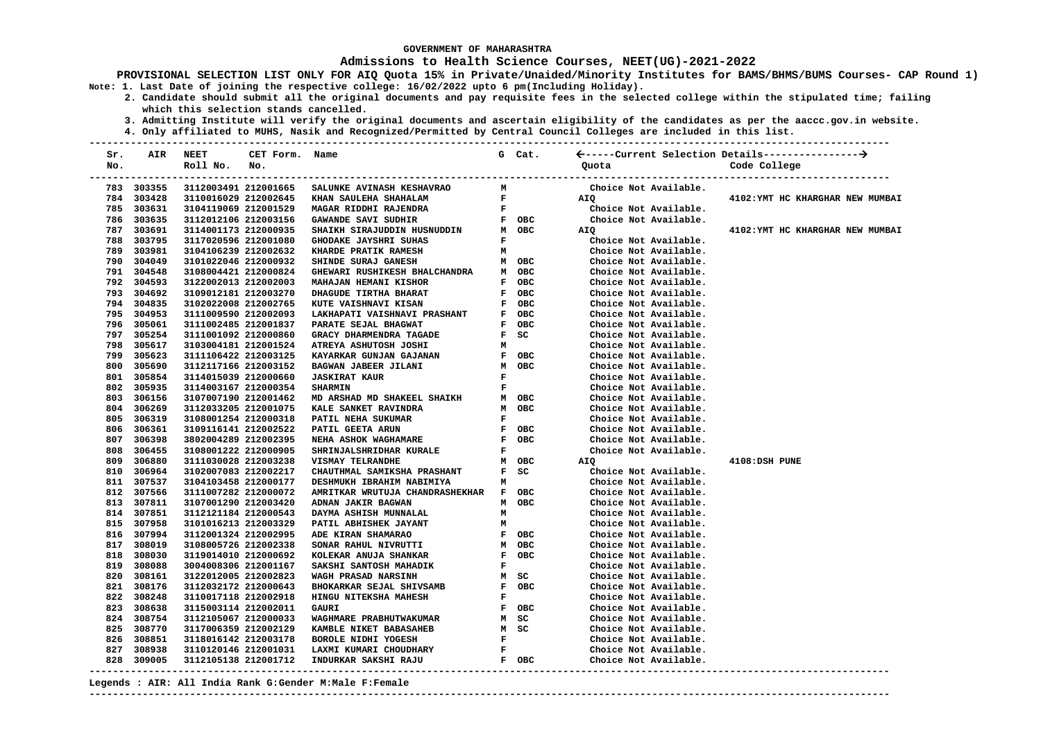# GOVERNMENT OF MAHARASHTRA

## Admissions to Health Science Courses, NEET(UG)-2021-2022

**PROVISIONAL SELECTION LIST ONLY FOR AIQ Quota 15% in Private/Unaided/Minority Institutes for BAMS/BHMS/BUMS Courses- CAP Round 1)**

**Note: 1. Last Date of joining the respective college: 16/02/2022 upto 6 pm(Including Holiday).**

**2. Candidate should submit all the original documents and pay requisite fees in the selected college within the stipulated time; failing which this selection stands cancelled.**

**3. Admitting Institute will verify the original documents and ascertain eligibility of the candidates as per the aaccc.gov.in website.**

**4. Only affiliated to MUHS, Nasik and Recognized/Permitted by Central Council Colleges are included in this list.**

| Sr. No. | AIR | NEET Roll No. | CET Form. No. | Name | G | Cat. | Quota | Code College |
|---|---|---|---|---|---|---|---|---|
| 783 | 303355 | 3112003491 | 212001665 | SALUNKE AVINASH KESHAVRAO | M | | Choice Not Available. | |
| 784 | 303428 | 3110016029 | 212002645 | KHAN SAULEHA SHAHALAM | F | | AIQ | 4102:YMT HC KHARGHAR NEW MUMBAI |
| 785 | 303631 | 3104119069 | 212001529 | MAGAR RIDDHI RAJENDRA | F | | Choice Not Available. | |
| 786 | 303635 | 3112012106 | 212003156 | GAWANDE SAVI SUDHIR | F | OBC | Choice Not Available. | |
| 787 | 303691 | 3114001173 | 212000935 | SHAIKH SIRAJUDDIN HUSNUDDIN | M | OBC | AIQ | 4102:YMT HC KHARGHAR NEW MUMBAI |
| 788 | 303795 | 3117020596 | 212001080 | GHODAKE JAYSHRI SUHAS | F | | Choice Not Available. | |
| 789 | 303981 | 3104106239 | 212002632 | KHARDE PRATIK RAMESH | M | | Choice Not Available. | |
| 790 | 304049 | 3101022046 | 212000932 | SHINDE SURAJ GANESH | M | OBC | Choice Not Available. | |
| 791 | 304548 | 3108004421 | 212000824 | GHEWARI RUSHIKESH BHALCHANDRA | M | OBC | Choice Not Available. | |
| 792 | 304593 | 3122002013 | 212002003 | MAHAJAN HEMANI KISHOR | F | OBC | Choice Not Available. | |
| 793 | 304692 | 3109012181 | 212003270 | DHAGUDE TIRTHA BHARAT | F | OBC | Choice Not Available. | |
| 794 | 304835 | 3102022008 | 212002765 | KUTE VAISHNAVI KISAN | F | OBC | Choice Not Available. | |
| 795 | 304953 | 3111009590 | 212002093 | LAKHAPATI VAISHNAVI PRASHANT | F | OBC | Choice Not Available. | |
| 796 | 305061 | 3111002485 | 212001837 | PARATE SEJAL BHAGWAT | F | OBC | Choice Not Available. | |
| 797 | 305254 | 3111001092 | 212000860 | GRACY DHARMENDRA TAGADE | F | SC | Choice Not Available. | |
| 798 | 305617 | 3103004181 | 212001524 | ATREYA ASHUTOSH JOSHI | M | | Choice Not Available. | |
| 799 | 305623 | 3111106422 | 212003125 | KAYARKAR GUNJAN GAJANAN | F | OBC | Choice Not Available. | |
| 800 | 305690 | 3112117166 | 212003152 | BAGWAN JABEER JILANI | M | OBC | Choice Not Available. | |
| 801 | 305854 | 3114015039 | 212000660 | JASKIRAT KAUR | F | | Choice Not Available. | |
| 802 | 305935 | 3114003167 | 212000354 | SHARMIN | F | | Choice Not Available. | |
| 803 | 306156 | 3107007190 | 212001462 | MD ARSHAD MD SHAKEEL SHAIKH | M | OBC | Choice Not Available. | |
| 804 | 306269 | 3112033205 | 212001075 | KALE SANKET RAVINDRA | M | OBC | Choice Not Available. | |
| 805 | 306319 | 3108001254 | 212000318 | PATIL NEHA SUKUMAR | F | | Choice Not Available. | |
| 806 | 306361 | 3109116141 | 212002522 | PATIL GEETA ARUN | F | OBC | Choice Not Available. | |
| 807 | 306398 | 3802004289 | 212002395 | NEHA ASHOK WAGHAMARE | F | OBC | Choice Not Available. | |
| 808 | 306455 | 3108001222 | 212000905 | SHRINJALSHRIDHAR KURALE | F | | Choice Not Available. | |
| 809 | 306880 | 3111030028 | 212003238 | VISMAY TELRANDHE | M | OBC | AIQ | 4108:DSH PUNE |
| 810 | 306964 | 3102007083 | 212002217 | CHAUTHMAL SAMIKSHA PRASHANT | F | SC | Choice Not Available. | |
| 811 | 307537 | 3104103458 | 212000177 | DESHMUKH IBRAHIM NABIMIYA | M | | Choice Not Available. | |
| 812 | 307566 | 3111007282 | 212000072 | AMRITKAR WRUTUJA CHANDRASHEKHAR | F | OBC | Choice Not Available. | |
| 813 | 307811 | 3107001290 | 212003420 | ADNAN JAKIR BAGWAN | M | OBC | Choice Not Available. | |
| 814 | 307851 | 3112121184 | 212000543 | DAYMA ASHISH MUNNALAL | M | | Choice Not Available. | |
| 815 | 307958 | 3101016213 | 212003329 | PATIL ABHISHEK JAYANT | M | | Choice Not Available. | |
| 816 | 307994 | 3112001324 | 212002995 | ADE KIRAN SHAMARAO | F | OBC | Choice Not Available. | |
| 817 | 308019 | 3108005726 | 212002338 | SONAR RAHUL NIVRUTTI | M | OBC | Choice Not Available. | |
| 818 | 308030 | 3119014010 | 212000692 | KOLEKAR ANUJA SHANKAR | F | OBC | Choice Not Available. | |
| 819 | 308088 | 3004008306 | 212001167 | SAKSHI SANTOSH MAHADIK | F | | Choice Not Available. | |
| 820 | 308161 | 3122012005 | 212002823 | WAGH PRASAD NARSINH | M | SC | Choice Not Available. | |
| 821 | 308176 | 3112032172 | 212000643 | BHOKARKAR SEJAL SHIVSAMB | F | OBC | Choice Not Available. | |
| 822 | 308248 | 3110017118 | 212002918 | HINGU NITEKSHA MAHESH | F | | Choice Not Available. | |
| 823 | 308638 | 3115003114 | 212002011 | GAURI | F | OBC | Choice Not Available. | |
| 824 | 308754 | 3112105067 | 212000033 | WAGHMARE PRABHUTWAKUMAR | M | SC | Choice Not Available. | |
| 825 | 308770 | 3117006359 | 212002129 | KAMBLE NIKET BABASAHEB | M | SC | Choice Not Available. | |
| 826 | 308851 | 3118016142 | 212003178 | BOROLE NIDHI YOGESH | F | | Choice Not Available. | |
| 827 | 308938 | 3110120146 | 212001031 | LAXMI KUMARI CHOUDHARY | F | | Choice Not Available. | |
| 828 | 309005 | 3112105138 | 212001712 | INDURKAR SAKSHI RAJU | F | OBC | Choice Not Available. | |

**Legends : AIR: All India Rank G:Gender M:Male F:Female**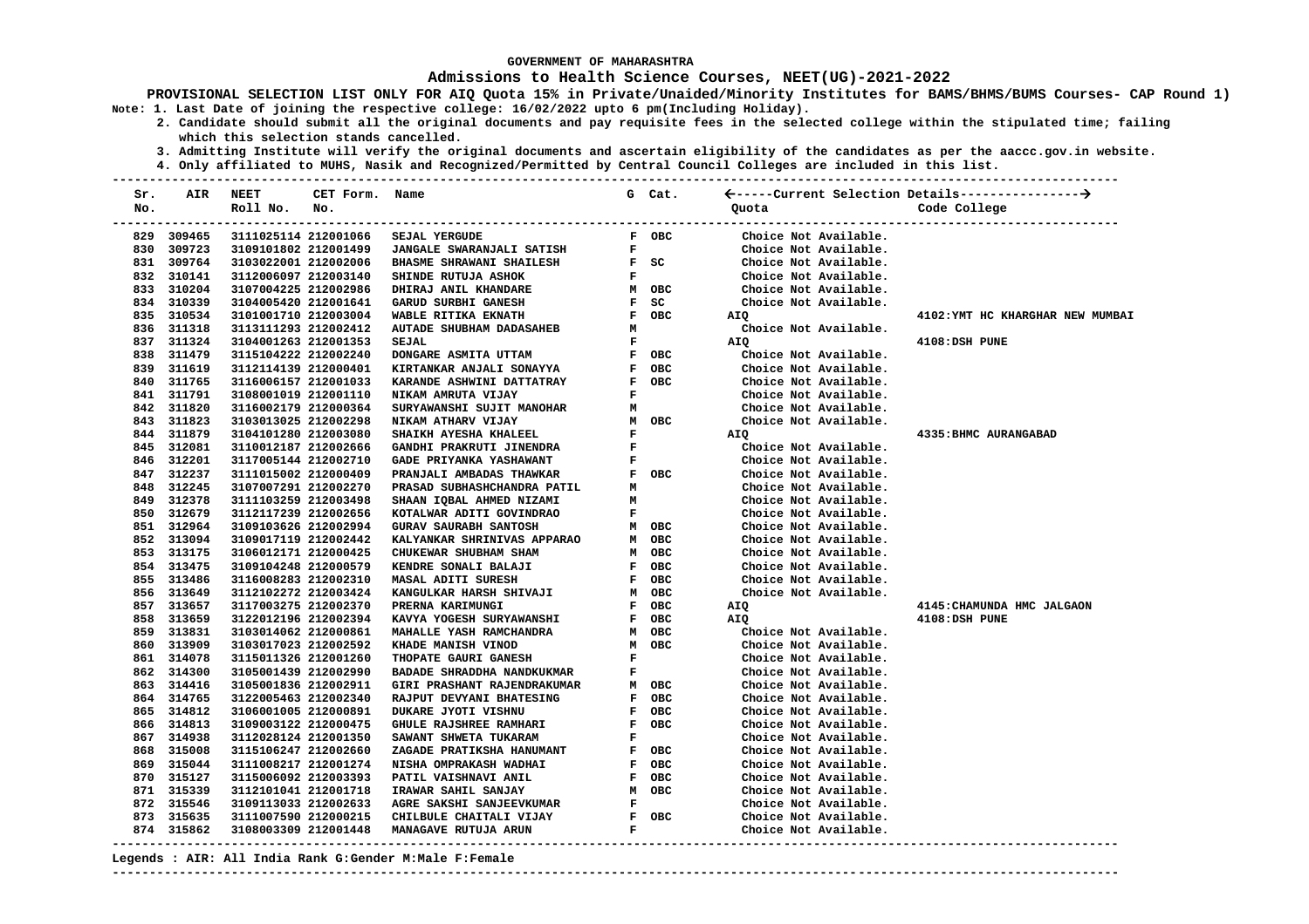GOVERNMENT OF MAHARASHTRA

## Admissions to Health Science Courses, NEET(UG)-2021-2022

**PROVISIONAL SELECTION LIST ONLY FOR AIQ Quota 15% in Private/Unaided/Minority Institutes for BAMS/BHMS/BUMS Courses- CAP Round 1)**

Note: 1. Last Date of joining the respective college: 16/02/2022 upto 6 pm(Including Holiday).
2. Candidate should submit all the original documents and pay requisite fees in the selected college within the stipulated time; failing which this selection stands cancelled.
3. Admitting Institute will verify the original documents and ascertain eligibility of the candidates as per the aaccc.gov.in website.
4. Only affiliated to MUHS, Nasik and Recognized/Permitted by Central Council Colleges are included in this list.

| Sr. No. | AIR | NEET Roll No. | CET Form. No. | Name | G | Cat. | Quota (Current Selection Details) | Code College (Current Selection Details) |
|---|---|---|---|---|---|---|---|---|
| 829 | 309465 | 3111025114 | 212001066 | SEJAL YERGUDE | F | OBC | Choice Not Available. | |
| 830 | 309723 | 3109101802 | 212001499 | JANGALE SWARANJALI SATISH | F | | Choice Not Available. | |
| 831 | 309764 | 3103022001 | 212002006 | BHASME SHRAWANI SHAILESH | F | SC | Choice Not Available. | |
| 832 | 310141 | 3112006097 | 212003140 | SHINDE RUTUJA ASHOK | F | | Choice Not Available. | |
| 833 | 310204 | 3107004225 | 212002986 | DHIRAJ ANIL KHANDARE | M | OBC | Choice Not Available. | |
| 834 | 310339 | 3104005420 | 212001641 | GARUD SURBHI GANESH | F | SC | Choice Not Available. | |
| 835 | 310534 | 3101001710 | 212003004 | WABLE RITIKA EKNATH | F | OBC | AIQ | 4102:YMT HC KHARGHAR NEW MUMBAI |
| 836 | 311318 | 3113111293 | 212002412 | AUTADE SHUBHAM DADASAHEB | M | | Choice Not Available. | |
| 837 | 311324 | 3104001263 | 212001353 | SEJAL | F | | AIQ | 4108:DSH PUNE |
| 838 | 311479 | 3115104222 | 212002240 | DONGARE ASMITA UTTAM | F | OBC | Choice Not Available. | |
| 839 | 311619 | 3112114139 | 212000401 | KIRTANKAR ANJALI SONAYYA | F | OBC | Choice Not Available. | |
| 840 | 311765 | 3116006157 | 212001033 | KARANDE ASHWINI DATTATRAY | F | OBC | Choice Not Available. | |
| 841 | 311791 | 3108001019 | 212001110 | NIKAM AMRUTA VIJAY | F | | Choice Not Available. | |
| 842 | 311820 | 3116002179 | 212000364 | SURYAWANSHI SUJIT MANOHAR | M | | Choice Not Available. | |
| 843 | 311823 | 3103013025 | 212002298 | NIKAM ATHARV VIJAY | M | OBC | Choice Not Available. | |
| 844 | 311879 | 3104101280 | 212003080 | SHAIKH AYESHA KHALEEL | F | | AIQ | 4335:BHMC AURANGABAD |
| 845 | 312081 | 3110012187 | 212002666 | GANDHI PRAKRUTI JINENDRA | F | | Choice Not Available. | |
| 846 | 312201 | 3117005144 | 212002710 | GADE PRIYANKA YASHAWANT | F | | Choice Not Available. | |
| 847 | 312237 | 3111015002 | 212000409 | PRANJALI AMBADAS THAWKAR | F | OBC | Choice Not Available. | |
| 848 | 312245 | 3107007291 | 212002270 | PRASAD SUBHASHCHANDRA PATIL | M | | Choice Not Available. | |
| 849 | 312378 | 3111103259 | 212003498 | SHAAN IQBAL AHMED NIZAMI | M | | Choice Not Available. | |
| 850 | 312679 | 3112117239 | 212002656 | KOTALWAR ADITI GOVINDRAO | F | | Choice Not Available. | |
| 851 | 312964 | 3109103626 | 212002994 | GURAV SAURABH SANTOSH | M | OBC | Choice Not Available. | |
| 852 | 313094 | 3109017119 | 212002442 | KALYANKAR SHRINIVAS APPARAO | M | OBC | Choice Not Available. | |
| 853 | 313175 | 3106012171 | 212000425 | CHUKEWAR SHUBHAM SHAM | M | OBC | Choice Not Available. | |
| 854 | 313475 | 3109104248 | 212000579 | KENDRE SONALI BALAJI | F | OBC | Choice Not Available. | |
| 855 | 313486 | 3116008283 | 212002310 | MASAL ADITI SURESH | F | OBC | Choice Not Available. | |
| 856 | 313649 | 3112102272 | 212003424 | KANGULKAR HARSH SHIVAJI | M | OBC | Choice Not Available. | |
| 857 | 313657 | 3117003275 | 212002370 | PRERNA KARIMUNGI | F | OBC | AIQ | 4145:CHAMUNDA HMC JALGAON |
| 858 | 313659 | 3122012196 | 212002394 | KAVYA YOGESH SURYAWANSHI | F | OBC | AIQ | 4108:DSH PUNE |
| 859 | 313831 | 3103014062 | 212000861 | MAHALLE YASH RAMCHANDRA | M | OBC | Choice Not Available. | |
| 860 | 313909 | 3103017023 | 212002592 | KHADE MANISH VINOD | M | OBC | Choice Not Available. | |
| 861 | 314078 | 3115011326 | 212001260 | THOPATE GAURI GANESH | F | | Choice Not Available. | |
| 862 | 314300 | 3105001439 | 212002990 | BADADE SHRADDHA NANDKUKMAR | F | | Choice Not Available. | |
| 863 | 314416 | 3105001836 | 212002911 | GIRI PRASHANT RAJENDRAKUMAR | M | OBC | Choice Not Available. | |
| 864 | 314765 | 3122005463 | 212002340 | RAJPUT DEVYANI BHATESING | F | OBC | Choice Not Available. | |
| 865 | 314812 | 3106001005 | 212000891 | DUKARE JYOTI VISHNU | F | OBC | Choice Not Available. | |
| 866 | 314813 | 3109003122 | 212000475 | GHULE RAJSHREE RAMHARI | F | OBC | Choice Not Available. | |
| 867 | 314938 | 3112028124 | 212001350 | SAWANT SHWETA TUKARAM | F | | Choice Not Available. | |
| 868 | 315008 | 3115106247 | 212002660 | ZAGADE PRATIKSHA HANUMANT | F | OBC | Choice Not Available. | |
| 869 | 315044 | 3111008217 | 212001274 | NISHA OMPRAKASH WADHAI | F | OBC | Choice Not Available. | |
| 870 | 315127 | 3115006092 | 212003393 | PATIL VAISHNAVI ANIL | F | OBC | Choice Not Available. | |
| 871 | 315339 | 3112101041 | 212001718 | IRAWAR SAHIL SANJAY | M | OBC | Choice Not Available. | |
| 872 | 315546 | 3109113033 | 212002633 | AGRE SAKSHI SANJEEVKUMAR | F | | Choice Not Available. | |
| 873 | 315635 | 3111007590 | 212000215 | CHILBULE CHAITALI VIJAY | F | OBC | Choice Not Available. | |
| 874 | 315862 | 3108003309 | 212001448 | MANAGAVE RUTUJA ARUN | F | | Choice Not Available. | |

Legends : AIR: All India Rank G:Gender M:Male F:Female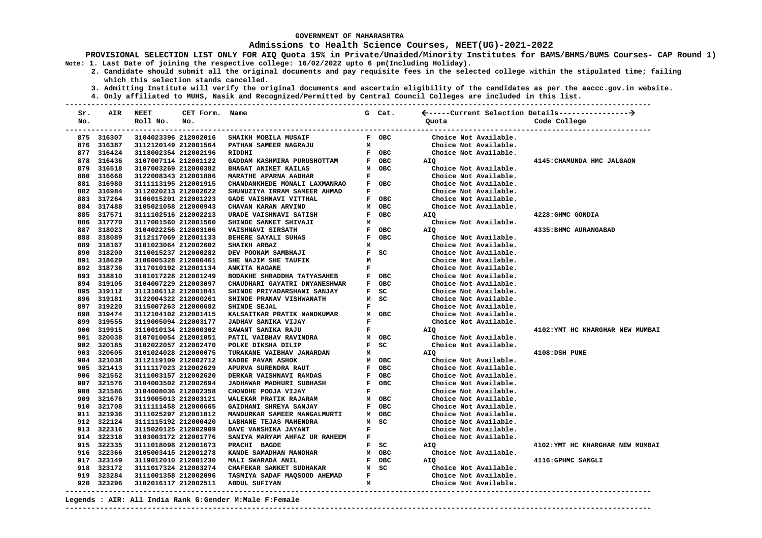GOVERNMENT OF MAHARASHTRA

# Admissions to Health Science Courses, NEET(UG)-2021-2022

**PROVISIONAL SELECTION LIST ONLY FOR AIQ Quota 15% in Private/Unaided/Minority Institutes for BAMS/BHMS/BUMS Courses- CAP Round 1)**

**Note: 1. Last Date of joining the respective college: 16/02/2022 upto 6 pm(Including Holiday).**

**2. Candidate should submit all the original documents and pay requisite fees in the selected college within the stipulated time; failing which this selection stands cancelled.**

**3. Admitting Institute will verify the original documents and ascertain eligibility of the candidates as per the aaccc.gov.in website.**

**4. Only affiliated to MUHS, Nasik and Recognized/Permitted by Central Council Colleges are included in this list.**

| Sr. No. | AIR | NEET Roll No. | CET Form. No. | Name | G | Cat. | Quota | Code College |
|---|---|---|---|---|---|---|---|---|
| 875 | 316307 | 3104023396 | 212002016 | SHAIKH MOBILA MUSAIF | F | OBC | Choice Not Available. | |
| 876 | 316387 | 3112120149 | 212001564 | PATHAN SAMEER NAGRAJU | M | | Choice Not Available. | |
| 877 | 316424 | 3118002354 | 212002196 | RIDDHI | F | OBC | Choice Not Available. | |
| 878 | 316436 | 3107007114 | 212001122 | GADDAM KASHMIRA PURUSHOTTAM | F | OBC | AIQ | 4145:CHAMUNDA HMC JALGAON |
| 879 | 316518 | 3107003269 | 212000382 | BHAGAT ANIKET KAILAS | M | OBC | Choice Not Available. | |
| 880 | 316668 | 3122008343 | 212001886 | MARATHE APARNA AADHAR | F | | Choice Not Available. | |
| 881 | 316980 | 3111113195 | 212001915 | CHANDANKHEDE MONALI LAXMANRAO | F | OBC | Choice Not Available. | |
| 882 | 316984 | 3112020213 | 212002622 | SHUNUZIYA IRRAM SAMEER AHMAD | F | | Choice Not Available. | |
| 883 | 317264 | 3106015201 | 212001223 | GADE VAISHNAVI VITTHAL | F | OBC | Choice Not Available. | |
| 884 | 317488 | 3105021058 | 212000943 | CHAVAN KARAN ARVIND | M | OBC | Choice Not Available. | |
| 885 | 317571 | 3111102516 | 212002213 | URADE VAISHNAVI SATISH | F | OBC | AIQ | 4228:GHMC GONDIA |
| 886 | 317770 | 3117001560 | 212001560 | SHINDE SANKET SHIVAJI | M | | Choice Not Available. | |
| 887 | 318023 | 3104022256 | 212003106 | VAISHNAVI SIRSATH | F | OBC | AIQ | 4335:BHMC AURANGABAD |
| 888 | 318089 | 3112117069 | 212001133 | BEHERE SAYALI SUHAS | F | OBC | Choice Not Available. | |
| 889 | 318167 | 3101023064 | 212002602 | SHAIKH ARBAZ | M | | Choice Not Available. | |
| 890 | 318200 | 3110015237 | 212000282 | DEV POONAM SAMBHAJI | F | SC | Choice Not Available. | |
| 891 | 318629 | 3106005328 | 212000461 | SHE NAJIM SHE TAUFIK | M | | Choice Not Available. | |
| 892 | 318736 | 3117010192 | 212001134 | ANKITA NAGANE | F | | Choice Not Available. | |
| 893 | 318810 | 3101017228 | 212001249 | BODAKHE SHRADDHA TATYASAHEB | F | OBC | Choice Not Available. | |
| 894 | 319105 | 3104007229 | 212003097 | CHAUDHARI GAYATRI DNYANESHWAR | F | OBC | Choice Not Available. | |
| 895 | 319112 | 3113106112 | 212001841 | SHINDE PRIYADARSHANI SANJAY | F | SC | Choice Not Available. | |
| 896 | 319181 | 3122004322 | 212000261 | SHINDE PRANAV VISHWANATH | M | SC | Choice Not Available. | |
| 897 | 319220 | 3115007263 | 212000682 | SHINDE SEJAL | F | | Choice Not Available. | |
| 898 | 319474 | 3112104102 | 212001415 | KALSAITKAR PRATIK NANDKUMAR | M | OBC | Choice Not Available. | |
| 899 | 319555 | 3119005094 | 212003177 | JADHAV SANIKA VIJAY | F | | Choice Not Available. | |
| 900 | 319915 | 3110010134 | 212000302 | SAWANT SANIKA RAJU | F | | AIQ | 4102:YMT HC KHARGHAR NEW MUMBAI |
| 901 | 320038 | 3107010054 | 212001051 | PATIL VAIBHAV RAVINDRA | M | OBC | Choice Not Available. | |
| 902 | 320185 | 3102022057 | 212002470 | POLKE DIKSHA DILIP | F | SC | Choice Not Available. | |
| 903 | 320605 | 3101024028 | 212000075 | TURAKANE VAIBHAV JANARDAN | M | | AIQ | 4108:DSH PUNE |
| 904 | 321038 | 3112119109 | 212002712 | KADBE PAVAN ASHOK | M | OBC | Choice Not Available. | |
| 905 | 321413 | 3111117023 | 212002629 | APURVA SURENDRA RAUT | F | OBC | Choice Not Available. | |
| 906 | 321552 | 3111003157 | 212002620 | DERKAR VAISHNAVI RAMDAS | F | OBC | Choice Not Available. | |
| 907 | 321576 | 3104003502 | 212002694 | JADHAWAR MADHURI SUBHASH | F | OBC | Choice Not Available. | |
| 908 | 321586 | 3104008036 | 212002358 | CHONDHE POOJA VIJAY | F | | Choice Not Available. | |
| 909 | 321676 | 3119005013 | 212003121 | WALEKAR PRATIK RAJARAM | M | OBC | Choice Not Available. | |
| 910 | 321708 | 3111111458 | 212000665 | GAIDHANI SHREYA SANJAY | F | OBC | Choice Not Available. | |
| 911 | 321936 | 3111025297 | 212001012 | MANDURKAR SAMEER MANGALMURTI | M | OBC | Choice Not Available. | |
| 912 | 322124 | 3111115192 | 212000420 | LABHANE TEJAS MAHENDRA | M | SC | Choice Not Available. | |
| 913 | 322316 | 3115020125 | 212002909 | DAVE VANSHIKA JAYANT | F | | Choice Not Available. | |
| 914 | 322318 | 3103003172 | 212001776 | SANIYA MARYAM AHFAZ UR RAHEEM | F | | Choice Not Available. | |
| 915 | 322335 | 3111018098 | 212001673 | PRACHI BAGDE | F | SC | AIQ | 4102:YMT HC KHARGHAR NEW MUMBAI |
| 916 | 322366 | 3105003415 | 212001278 | KANDE SAMADHAN MANOHAR | M | OBC | Choice Not Available. | |
| 917 | 323149 | 3119012010 | 212001230 | MALI SWARADA ANIL | F | OBC | AIQ | 4116:GPHMC SANGLI |
| 918 | 323172 | 3111017324 | 212003274 | CHAFEKAR SANKET SUDHAKAR | M | SC | Choice Not Available. | |
| 919 | 323284 | 3111001358 | 212002096 | TASMIYA SADAF MAQSOOD AHEMAD | F | | Choice Not Available. | |
| 920 | 323296 | 3102016117 | 212002511 | ABDUL SUFIYAN | M | | Choice Not Available. | |

**Legends : AIR: All India Rank G:Gender M:Male F:Female**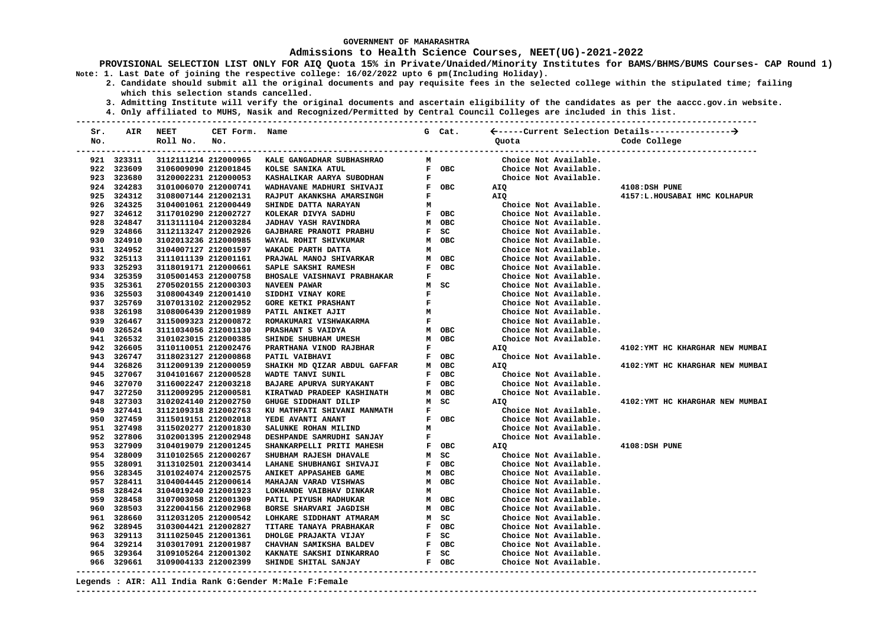GOVERNMENT OF MAHARASHTRA

## Admissions to Health Science Courses, NEET(UG)-2021-2022

**PROVISIONAL SELECTION LIST ONLY FOR AIQ Quota 15% in Private/Unaided/Minority Institutes for BAMS/BHMS/BUMS Courses- CAP Round 1)**

**Note: 1. Last Date of joining the respective college: 16/02/2022 upto 6 pm(Including Holiday).**

**2. Candidate should submit all the original documents and pay requisite fees in the selected college within the stipulated time; failing which this selection stands cancelled.**

**3. Admitting Institute will verify the original documents and ascertain eligibility of the candidates as per the aaccc.gov.in website.**

**4. Only affiliated to MUHS, Nasik and Recognized/Permitted by Central Council Colleges are included in this list.**

| Sr. No. | AIR | NEET Roll No. | CET Form. No. | Name | G | Cat. | Current Selection Details: Quota | Code College |
|---|---|---|---|---|---|---|---|---|
| 921 | 323311 | 3112111214 | 212000965 | KALE GANGADHAR SUBHASHRAO | M | | Choice Not Available. | |
| 922 | 323609 | 3106009090 | 212001845 | KOLSE SANIKA ATUL | F | OBC | Choice Not Available. | |
| 923 | 323680 | 3120002231 | 212000053 | KASHALIKAR AARYA SUBODHAN | F | | Choice Not Available. | |
| 924 | 324283 | 3101006070 | 212000741 | WADHAVANE MADHURI SHIVAJI | F | OBC | AIQ | 4108:DSH PUNE |
| 925 | 324312 | 3108007144 | 212002131 | RAJPUT AKANKSHA AMARSINGH | F | | AIQ | 4157:L.HOUSABAI HMC KOLHAPUR |
| 926 | 324325 | 3104001061 | 212000449 | SHINDE DATTA NARAYAN | M | | Choice Not Available. | |
| 927 | 324612 | 3117010290 | 212002727 | KOLEKAR DIVYA SADHU | F | OBC | Choice Not Available. | |
| 928 | 324847 | 3113111104 | 212003284 | JADHAV YASH RAVINDRA | M | OBC | Choice Not Available. | |
| 929 | 324866 | 3112113247 | 212002926 | GAJBHARE PRANOTI PRABHU | F | SC | Choice Not Available. | |
| 930 | 324910 | 3102013236 | 212000985 | WAYAL ROHIT SHIVKUMAR | M | OBC | Choice Not Available. | |
| 931 | 324952 | 3104007127 | 212001597 | WAKADE PARTH DATTA | M | | Choice Not Available. | |
| 932 | 325113 | 3111011139 | 212001161 | PRAJWAL MANOJ SHIVARKAR | M | OBC | Choice Not Available. | |
| 933 | 325293 | 3118019171 | 212000661 | SAPLE SAKSHI RAMESH | F | OBC | Choice Not Available. | |
| 934 | 325359 | 3105001453 | 212000758 | BHOSALE VAISHNAVI PRABHAKAR | F | | Choice Not Available. | |
| 935 | 325361 | 2705020155 | 212000303 | NAVEEN PAWAR | M | SC | Choice Not Available. | |
| 936 | 325503 | 3108004349 | 212001410 | SIDDHI VINAY KORE | F | | Choice Not Available. | |
| 937 | 325769 | 3107013102 | 212002952 | GORE KETKI PRASHANT | F | | Choice Not Available. | |
| 938 | 326198 | 3108006439 | 212001989 | PATIL ANIKET AJIT | M | | Choice Not Available. | |
| 939 | 326467 | 3115009323 | 212000872 | ROMAKUMARI VISHWAKARMA | F | | Choice Not Available. | |
| 940 | 326524 | 3111034056 | 212001130 | PRASHANT S VAIDYA | M | OBC | Choice Not Available. | |
| 941 | 326532 | 3101023015 | 212000385 | SHINDE SHUBHAM UMESH | M | OBC | Choice Not Available. | |
| 942 | 326605 | 3110110051 | 212002476 | PRARTHANA VINOD RAJBHAR | F | | AIQ | 4102:YMT HC KHARGHAR NEW MUMBAI |
| 943 | 326747 | 3118023127 | 212000868 | PATIL VAIBHAVI | F | OBC | Choice Not Available. | |
| 944 | 326826 | 3112009139 | 212000059 | SHAIKH MD QIZAR ABDUL GAFFAR | M | OBC | AIQ | 4102:YMT HC KHARGHAR NEW MUMBAI |
| 945 | 327067 | 3104101667 | 212000528 | WADTE TANVI SUNIL | F | OBC | Choice Not Available. | |
| 946 | 327070 | 3116002247 | 212003218 | BAJARE APURVA SURYAKANT | F | OBC | Choice Not Available. | |
| 947 | 327250 | 3112009295 | 212000581 | KIRATWAD PRADEEP KASHINATH | M | OBC | Choice Not Available. | |
| 948 | 327303 | 3102024140 | 212002750 | GHUGE SIDDHANT DILIP | M | SC | AIQ | 4102:YMT HC KHARGHAR NEW MUMBAI |
| 949 | 327441 | 3112109318 | 212002763 | KU MATHPATI SHIVANI MANMATH | F | | Choice Not Available. | |
| 950 | 327459 | 3115019151 | 212002018 | YEDE AVANTI ANANT | F | OBC | Choice Not Available. | |
| 951 | 327498 | 3115020277 | 212001830 | SALUNKE ROHAN MILIND | M | | Choice Not Available. | |
| 952 | 327806 | 3102001395 | 212002948 | DESHPANDE SAMRUDHI SANJAY | F | | Choice Not Available. | |
| 953 | 327909 | 3104019079 | 212001245 | SHANKARPELLI PRITI MAHESH | F | OBC | AIQ | 4108:DSH PUNE |
| 954 | 328009 | 3110102565 | 212000267 | SHUBHAM RAJESH DHAVALE | M | SC | Choice Not Available. | |
| 955 | 328091 | 3113102501 | 212003414 | LAHANE SHUBHANGI SHIVAJI | F | OBC | Choice Not Available. | |
| 956 | 328345 | 3101024074 | 212002575 | ANIKET APPASAHEB GAME | M | OBC | Choice Not Available. | |
| 957 | 328411 | 3104004445 | 212000614 | MAHAJAN VARAD VISHWAS | M | OBC | Choice Not Available. | |
| 958 | 328424 | 3104019240 | 212001923 | LOKHANDE VAIBHAV DINKAR | M | | Choice Not Available. | |
| 959 | 328458 | 3107003058 | 212001309 | PATIL PIYUSH MADHUKAR | M | OBC | Choice Not Available. | |
| 960 | 328503 | 3122004156 | 212002968 | BORSE SHARVARI JAGDISH | M | OBC | Choice Not Available. | |
| 961 | 328660 | 3112031205 | 212000542 | LOHKARE SIDDHANT ATMARAM | M | SC | Choice Not Available. | |
| 962 | 328945 | 3103004421 | 212002827 | TITARE TANAYA PRABHAKAR | F | OBC | Choice Not Available. | |
| 963 | 329113 | 3111025045 | 212001361 | DHOLGE PRAJAKTA VIJAY | F | SC | Choice Not Available. | |
| 964 | 329214 | 3103017091 | 212001987 | CHAVHAN SAMIKSHA BALDEV | F | OBC | Choice Not Available. | |
| 965 | 329364 | 3109105264 | 212001302 | KAKNATE SAKSHI DINKARRAO | F | SC | Choice Not Available. | |
| 966 | 329661 | 3109004133 | 212002399 | SHINDE SHITAL SANJAY | F | OBC | Choice Not Available. | |

**Legends : AIR: All India Rank G:Gender M:Male F:Female**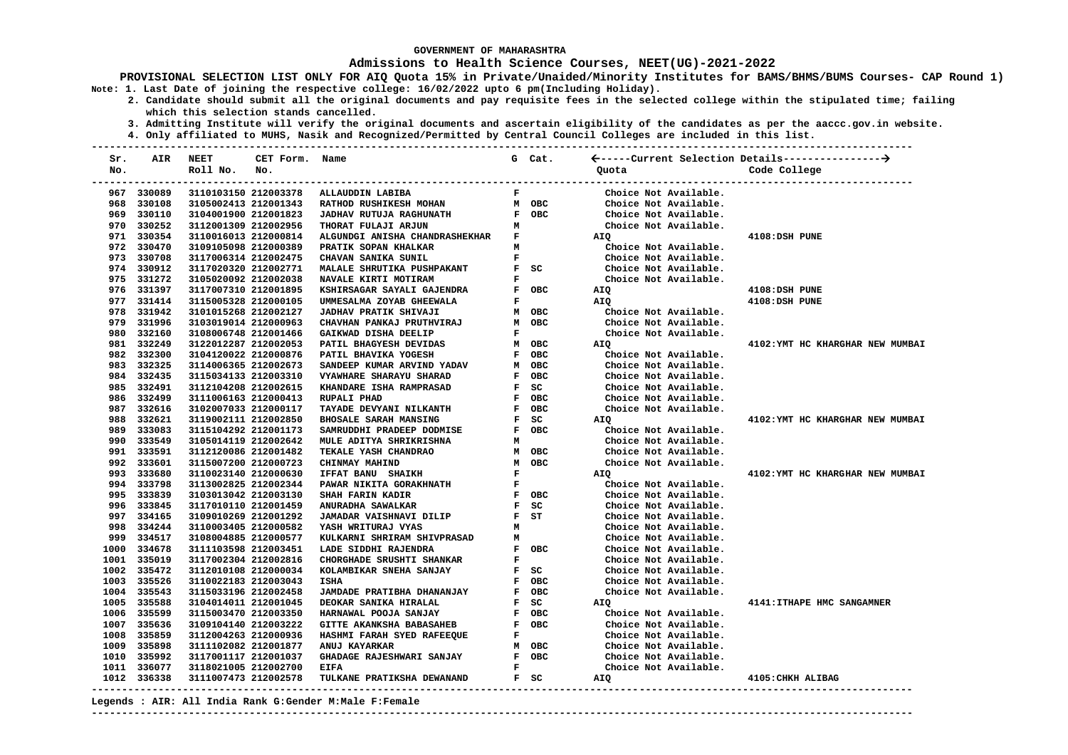GOVERNMENT OF MAHARASHTRA

# Admissions to Health Science Courses, NEET(UG)-2021-2022

**PROVISIONAL SELECTION LIST ONLY FOR AIQ Quota 15% in Private/Unaided/Minority Institutes for BAMS/BHMS/BUMS Courses- CAP Round 1)**

**Note: 1. Last Date of joining the respective college: 16/02/2022 upto 6 pm(Including Holiday).**

**2. Candidate should submit all the original documents and pay requisite fees in the selected college within the stipulated time; failing which this selection stands cancelled.**

**3. Admitting Institute will verify the original documents and ascertain eligibility of the candidates as per the aaccc.gov.in website.**

**4. Only affiliated to MUHS, Nasik and Recognized/Permitted by Central Council Colleges are included in this list.**

| Sr. No. | AIR | NEET Roll No. | CET Form. No. | Name | G | Cat. | Quota | Code College |
|---|---|---|---|---|---|---|---|---|
| 967 | 330089 | 3110103150 | 212003378 | ALLAUDDIN LABIBA | F | | Choice Not Available. | |
| 968 | 330108 | 3105002413 | 212001343 | RATHOD RUSHIKESH MOHAN | M | OBC | Choice Not Available. | |
| 969 | 330110 | 3104001900 | 212001823 | JADHAV RUTUJA RAGHUNATH | F | OBC | Choice Not Available. | |
| 970 | 330252 | 3112001309 | 212002956 | THORAT FULAJI ARJUN | M | | Choice Not Available. | |
| 971 | 330354 | 3110016013 | 212000814 | ALGUNDGI ANISHA CHANDRASHEKHAR | F | | AIQ | 4108:DSH PUNE |
| 972 | 330470 | 3109105098 | 212000389 | PRATIK SOPAN KHALKAR | M | | Choice Not Available. | |
| 973 | 330708 | 3117006314 | 212002475 | CHAVAN SANIKA SUNIL | F | | Choice Not Available. | |
| 974 | 330912 | 3117020320 | 212002771 | MALALE SHRUTIKA PUSHPAKANT | F | SC | Choice Not Available. | |
| 975 | 331272 | 3105020092 | 212002038 | NAVALE KIRTI MOTIRAM | F | | Choice Not Available. | |
| 976 | 331397 | 3117007310 | 212001895 | KSHIRSAGAR SAYALI GAJENDRA | F | OBC | AIQ | 4108:DSH PUNE |
| 977 | 331414 | 3115005328 | 212000105 | UMMESALMA ZOYAB GHEEWALA | F | | AIQ | 4108:DSH PUNE |
| 978 | 331942 | 3101015268 | 212002127 | JADHAV PRATIK SHIVAJI | M | OBC | Choice Not Available. | |
| 979 | 331996 | 3103019014 | 212000963 | CHAVHAN PANKAJ PRUTHVIRAJ | M | OBC | Choice Not Available. | |
| 980 | 332160 | 3108006748 | 212001466 | GAIKWAD DISHA DEELIP | F | | Choice Not Available. | |
| 981 | 332249 | 3122012287 | 212002053 | PATIL BHAGYESH DEVIDAS | M | OBC | AIQ | 4102:YMT HC KHARGHAR NEW MUMBAI |
| 982 | 332300 | 3104120022 | 212000876 | PATIL BHAVIKA YOGESH | F | OBC | Choice Not Available. | |
| 983 | 332325 | 3114006365 | 212002673 | SANDEEP KUMAR ARVIND YADAV | M | OBC | Choice Not Available. | |
| 984 | 332435 | 3115034133 | 212003310 | VYAWHARE SHARAYU SHARAD | F | OBC | Choice Not Available. | |
| 985 | 332491 | 3112104208 | 212002615 | KHANDARE ISHA RAMPRASAD | F | SC | Choice Not Available. | |
| 986 | 332499 | 3111006163 | 212000413 | RUPALI PHAD | F | OBC | Choice Not Available. | |
| 987 | 332616 | 3102007033 | 212000117 | TAYADE DEVYANI NILKANTH | F | OBC | Choice Not Available. | |
| 988 | 332621 | 3119002111 | 212002850 | BHOSALE SARAH MANSING | F | SC | AIQ | 4102:YMT HC KHARGHAR NEW MUMBAI |
| 989 | 333083 | 3115104292 | 212001173 | SAMRUDDHI PRADEEP DODMISE | F | OBC | Choice Not Available. | |
| 990 | 333549 | 3105014119 | 212002642 | MULE ADITYA SHRIKRISHNA | M | | Choice Not Available. | |
| 991 | 333591 | 3112120086 | 212001482 | TEKALE YASH CHANDRAO | M | OBC | Choice Not Available. | |
| 992 | 333601 | 3115007200 | 212000723 | CHINMAY MAHIND | M | OBC | Choice Not Available. | |
| 993 | 333680 | 3110023140 | 212000630 | IFFAT BANU SHAIKH | F | | AIQ | 4102:YMT HC KHARGHAR NEW MUMBAI |
| 994 | 333798 | 3113002825 | 212002344 | PAWAR NIKITA GORAKHNATH | F | | Choice Not Available. | |
| 995 | 333839 | 3103013042 | 212003130 | SHAH FARIN KADIR | F | OBC | Choice Not Available. | |
| 996 | 333845 | 3117010110 | 212001459 | ANURADHA SAWALKAR | F | SC | Choice Not Available. | |
| 997 | 334165 | 3109010269 | 212001292 | JAMADAR VAISHNAVI DILIP | F | ST | Choice Not Available. | |
| 998 | 334244 | 3110003405 | 212000582 | YASH WRITURAJ VYAS | M | | Choice Not Available. | |
| 999 | 334517 | 3108004885 | 212000577 | KULKARNI SHRIRAM SHIVPRASAD | M | | Choice Not Available. | |
| 1000 | 334678 | 3111103598 | 212003451 | LADE SIDDHI RAJENDRA | F | OBC | Choice Not Available. | |
| 1001 | 335019 | 3117002304 | 212002816 | CHORGHADE SRUSHTI SHANKAR | F | | Choice Not Available. | |
| 1002 | 335472 | 3112010108 | 212000034 | KOLAMBIKAR SNEHA SANJAY | F | SC | Choice Not Available. | |
| 1003 | 335526 | 3110022183 | 212003043 | ISHA | F | OBC | Choice Not Available. | |
| 1004 | 335543 | 3115033196 | 212002458 | JAMDADE PRATIBHA DHANANJAY | F | OBC | Choice Not Available. | |
| 1005 | 335588 | 3104014011 | 212001045 | DEOKAR SANIKA HIRALAL | F | SC | AIQ | 4141:ITHAPE HMC SANGAMNER |
| 1006 | 335599 | 3115003470 | 212003350 | HARNAWAL POOJA SANJAY | F | OBC | Choice Not Available. | |
| 1007 | 335636 | 3109104140 | 212003222 | GITTE AKANKSHA BABASAHEB | F | OBC | Choice Not Available. | |
| 1008 | 335859 | 3112004263 | 212000936 | HASHMI FARAH SYED RAFEEQUE | F | | Choice Not Available. | |
| 1009 | 335898 | 3111102082 | 212001877 | ANUJ KAYARKAR | M | OBC | Choice Not Available. | |
| 1010 | 335992 | 3117001117 | 212001037 | GHADAGE RAJESHWARI SANJAY | F | OBC | Choice Not Available. | |
| 1011 | 336077 | 3118021005 | 212002700 | EIFA | F | | Choice Not Available. | |
| 1012 | 336338 | 3111007473 | 212002578 | TULKANE PRATIKSHA DEWANAND | F | SC | AIQ | 4105:CHKH ALIBAG |

**Legends : AIR: All India Rank G:Gender M:Male F:Female**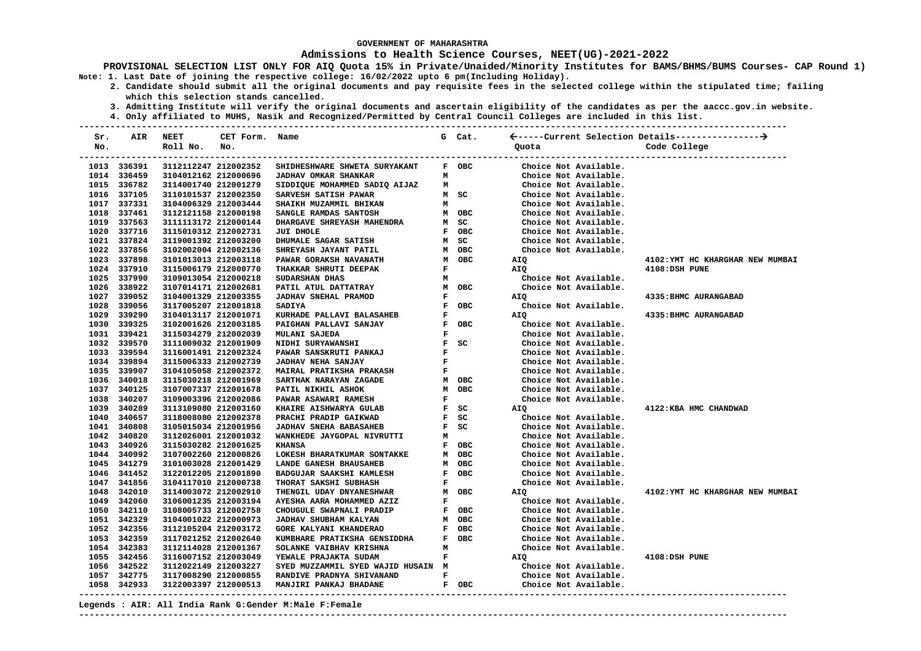GOVERNMENT OF MAHARASHTRA

**Admissions to Health Science Courses, NEET(UG)-2021-2022**

**PROVISIONAL SELECTION LIST ONLY FOR AIQ Quota 15% in Private/Unaided/Minority Institutes for BAMS/BHMS/BUMS Courses- CAP Round 1)**

Note: 1. Last Date of joining the respective college: 16/02/2022 upto 6 pm(Including Holiday).

2. Candidate should submit all the original documents and pay requisite fees in the selected college within the stipulated time; failing which this selection stands cancelled.

3. Admitting Institute will verify the original documents and ascertain eligibility of the candidates as per the aaccc.gov.in website.

4. Only affiliated to MUHS, Nasik and Recognized/Permitted by Central Council Colleges are included in this list.

| Sr. No. | AIR | NEET Roll No. | CET Form. No. | Name | G | Cat. | Quota | Code College |
|---|---|---|---|---|---|---|---|---|
| 1013 | 336391 | 3112112247 | 212002352 | SHIDHESHWARE SHWETA SURYAKANT | F | OBC | Choice Not Available. | |
| 1014 | 336459 | 3104012162 | 212000696 | JADHAV OMKAR SHANKAR | M | | Choice Not Available. | |
| 1015 | 336782 | 3114001740 | 212001279 | SIDDIQUE MOHAMMED SADIQ AIJAZ | M | | Choice Not Available. | |
| 1016 | 337105 | 3110101537 | 212002350 | SARVESH SATISH PAWAR | M | SC | Choice Not Available. | |
| 1017 | 337331 | 3104006329 | 212003444 | SHAIKH MUZAMMIL BHIKAN | M | | Choice Not Available. | |
| 1018 | 337461 | 3112121158 | 212000198 | SANGLE RAMDAS SANTOSH | M | OBC | Choice Not Available. | |
| 1019 | 337563 | 3111113172 | 212000144 | DHARGAVE SHREYASH MAHENDRA | M | SC | Choice Not Available. | |
| 1020 | 337716 | 3115010312 | 212002731 | JUI DHOLE | F | OBC | Choice Not Available. | |
| 1021 | 337824 | 3119001392 | 212003200 | DHUMALE SAGAR SATISH | M | SC | Choice Not Available. | |
| 1022 | 337856 | 3102002004 | 212002136 | SHREYASH JAYANT PATIL | M | OBC | Choice Not Available. | |
| 1023 | 337898 | 3101013013 | 212003118 | PAWAR GORAKSH NAVANATH | M | OBC | AIQ | 4102:YMT HC KHARGHAR NEW MUMBAI |
| 1024 | 337910 | 3115006179 | 212000770 | THAKKAR SHRUTI DEEPAK | F | | AIQ | 4108:DSH PUNE |
| 1025 | 337990 | 3109013054 | 212000218 | SUDARSHAN DHAS | M | | Choice Not Available. | |
| 1026 | 338922 | 3107014171 | 212002681 | PATIL ATUL DATTATRAY | M | OBC | Choice Not Available. | |
| 1027 | 339052 | 3104001329 | 212003355 | JADHAV SNEHAL PRAMOD | F | | AIQ | 4335:BHMC AURANGABAD |
| 1028 | 339056 | 3117005207 | 212001818 | SADIYA | F | OBC | Choice Not Available. | |
| 1029 | 339290 | 3104013117 | 212001071 | KURHADE PALLAVI BALASAHEB | F | | AIQ | 4335:BHMC AURANGABAD |
| 1030 | 339325 | 3102001626 | 212003185 | PAIGHAN PALLAVI SANJAY | F | OBC | Choice Not Available. | |
| 1031 | 339421 | 3115034279 | 212002039 | MULANI SAJEDA | F | | Choice Not Available. | |
| 1032 | 339570 | 3111009032 | 212001909 | NIDHI SURYAWANSHI | F | SC | Choice Not Available. | |
| 1033 | 339594 | 3116001491 | 212002324 | PAWAR SANSKRUTI PANKAJ | F | | Choice Not Available. | |
| 1034 | 339894 | 3115006333 | 212002739 | JADHAV NEHA SANJAY | F | | Choice Not Available. | |
| 1035 | 339907 | 3104105058 | 212002372 | MAIRAL PRATIKSHA PRAKASH | F | | Choice Not Available. | |
| 1036 | 340018 | 3115030218 | 212001969 | SARTHAK NARAYAN ZAGADE | M | OBC | Choice Not Available. | |
| 1037 | 340125 | 3107007337 | 212001678 | PATIL NIKHIL ASHOK | M | OBC | Choice Not Available. | |
| 1038 | 340207 | 3109003396 | 212002086 | PAWAR ASAWARI RAMESH | F | | Choice Not Available. | |
| 1039 | 340289 | 3113109080 | 212003160 | KHAIRE AISHWARYA GULAB | F | SC | AIQ | 4122:KBA HMC CHANDWAD |
| 1040 | 340657 | 3118008080 | 212002378 | PRACHI PRADIP GAIKWAD | F | SC | Choice Not Available. | |
| 1041 | 340808 | 3105015034 | 212001956 | JADHAV SNEHA BABASAHEB | F | SC | Choice Not Available. | |
| 1042 | 340820 | 3112026001 | 212001032 | WANKHEDE JAYGOPAL NIVRUTTI | M | | Choice Not Available. | |
| 1043 | 340926 | 3115030282 | 212001625 | KHANSA | F | OBC | Choice Not Available. | |
| 1044 | 340992 | 3107002260 | 212000826 | LOKESH BHARATKUMAR SONTAKKE | M | OBC | Choice Not Available. | |
| 1045 | 341279 | 3101003028 | 212001429 | LANDE GANESH BHAUSAHEB | M | OBC | Choice Not Available. | |
| 1046 | 341452 | 3122012205 | 212001890 | BADGUJAR SAAKSHI KAMLESH | F | OBC | Choice Not Available. | |
| 1047 | 341856 | 3104117010 | 212000738 | THORAT SAKSHI SUBHASH | F | | Choice Not Available. | |
| 1048 | 342010 | 3114003072 | 212002910 | THENGIL UDAY DNYANESHWAR | M | OBC | AIQ | 4102:YMT HC KHARGHAR NEW MUMBAI |
| 1049 | 342060 | 3106001235 | 212003194 | AYESHA AARA MOHAMMED AZIZ | F | | Choice Not Available. | |
| 1050 | 342110 | 3108005733 | 212002758 | CHOUGULE SWAPNALI PRADIP | F | OBC | Choice Not Available. | |
| 1051 | 342329 | 3104001022 | 212000973 | JADHAV SHUBHAM KALYAN | M | OBC | Choice Not Available. | |
| 1052 | 342356 | 3112105204 | 212003172 | GORE KALYANI KHANDERAO | F | OBC | Choice Not Available. | |
| 1053 | 342359 | 3117021252 | 212002640 | KUMBHARE PRATIKSHA GENSIDDHA | F | OBC | Choice Not Available. | |
| 1054 | 342383 | 3112114028 | 212001367 | SOLANKE VAIBHAV KRISHNA | M | | Choice Not Available. | |
| 1055 | 342456 | 3116007152 | 212003049 | YEWALE PRAJAKTA SUDAM | F | | AIQ | 4108:DSH PUNE |
| 1056 | 342522 | 3112022149 | 212003227 | SYED MUZZAMMIL SYED WAJID HUSAIN | M | | Choice Not Available. | |
| 1057 | 342775 | 3117008290 | 212000855 | RANDIVE PRADNYA SHIVANAND | F | | Choice Not Available. | |
| 1058 | 342933 | 3122003397 | 212000513 | MANJIRI PANKAJ BHADANE | F | OBC | Choice Not Available. | |

Legends : AIR: All India Rank G:Gender M:Male F:Female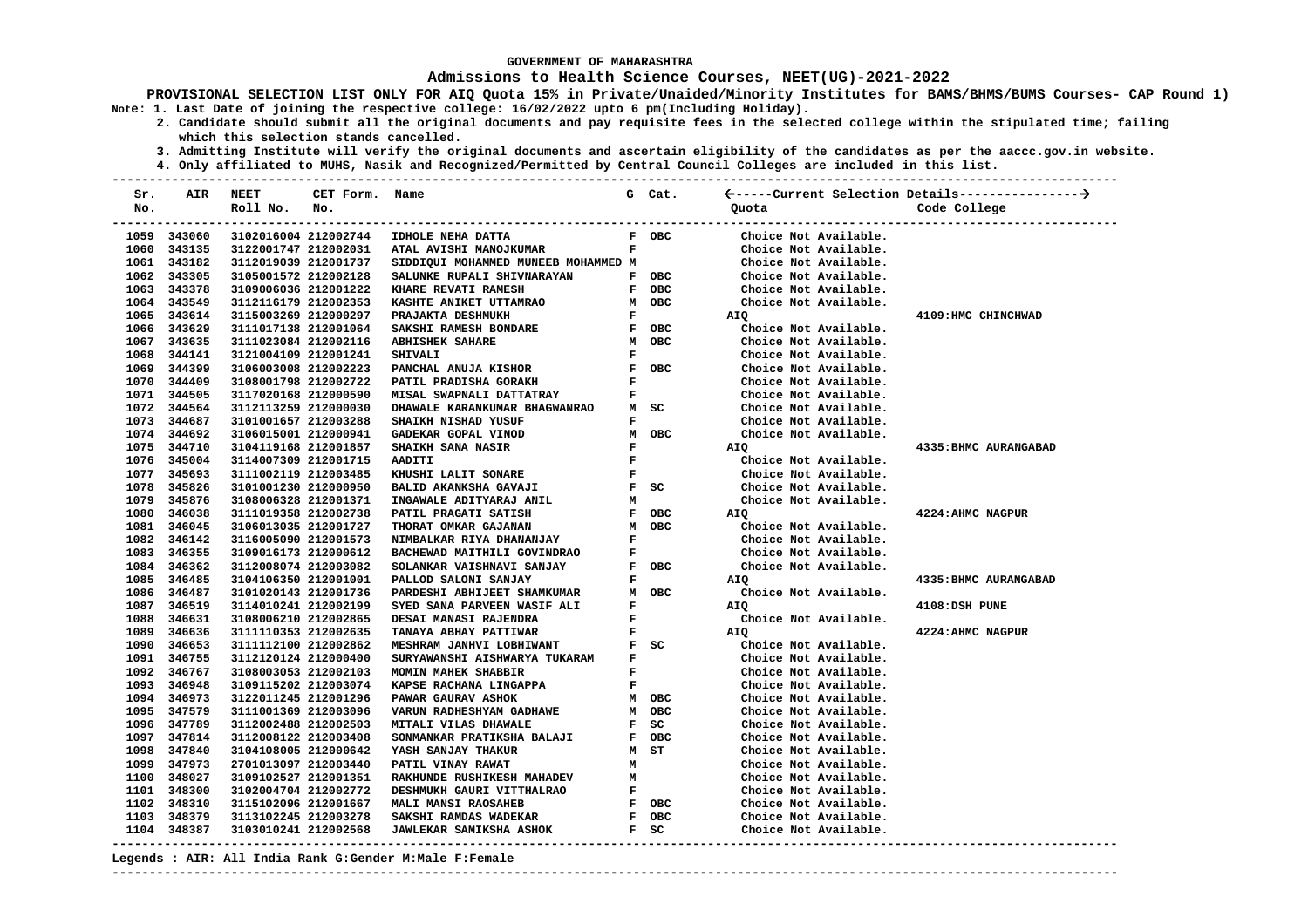GOVERNMENT OF MAHARASHTRA

# Admissions to Health Science Courses, NEET(UG)-2021-2022

**PROVISIONAL SELECTION LIST ONLY FOR AIQ Quota 15% in Private/Unaided/Minority Institutes for BAMS/BHMS/BUMS Courses- CAP Round 1)**

Note: 1. Last Date of joining the respective college: 16/02/2022 upto 6 pm(Including Holiday).
2. Candidate should submit all the original documents and pay requisite fees in the selected college within the stipulated time; failing which this selection stands cancelled.
3. Admitting Institute will verify the original documents and ascertain eligibility of the candidates as per the aaccc.gov.in website.
4. Only affiliated to MUHS, Nasik and Recognized/Permitted by Central Council Colleges are included in this list.

| Sr. No. | AIR | NEET Roll No. | CET Form. No. | Name | G | Cat. | Quota | Code College |
|---|---|---|---|---|---|---|---|---|
| 1059 | 343060 | 3102016004 | 212002744 | IDHOLE NEHA DATTA | F | OBC | Choice Not Available. | |
| 1060 | 343135 | 3122001747 | 212002031 | ATAL AVISHI MANOJKUMAR | F | | Choice Not Available. | |
| 1061 | 343182 | 3112019039 | 212001737 | SIDDIQUI MOHAMMED MUNEEB MOHAMMED | M | | Choice Not Available. | |
| 1062 | 343305 | 3105001572 | 212002128 | SALUNKE RUPALI SHIVNARAYAN | F | OBC | Choice Not Available. | |
| 1063 | 343378 | 3109006036 | 212001222 | KHARE REVATI RAMESH | F | OBC | Choice Not Available. | |
| 1064 | 343549 | 3112116179 | 212002353 | KASHTE ANIKET UTTAMRAO | M | OBC | Choice Not Available. | |
| 1065 | 343614 | 3115003269 | 212000297 | PRAJAKTA DESHMUKH | F | | AIQ | 4109:HMC CHINCHWAD |
| 1066 | 343629 | 3111017138 | 212001064 | SAKSHI RAMESH BONDARE | F | OBC | Choice Not Available. | |
| 1067 | 343635 | 3111023084 | 212002116 | ABHISHEK SAHARE | M | OBC | Choice Not Available. | |
| 1068 | 344141 | 3121004109 | 212001241 | SHIVALI | F | | Choice Not Available. | |
| 1069 | 344399 | 3106003008 | 212002223 | PANCHAL ANUJA KISHOR | F | OBC | Choice Not Available. | |
| 1070 | 344409 | 3108001798 | 212002722 | PATIL PRADISHA GORAKH | F | | Choice Not Available. | |
| 1071 | 344505 | 3117020168 | 212000590 | MISAL SWAPNALI DATTATRAY | F | | Choice Not Available. | |
| 1072 | 344564 | 3112113259 | 212000030 | DHAWALE KARANKUMAR BHAGWANRAO | M | SC | Choice Not Available. | |
| 1073 | 344687 | 3101001657 | 212003288 | SHAIKH NISHAD YUSUF | F | | Choice Not Available. | |
| 1074 | 344692 | 3106015001 | 212000941 | GADEKAR GOPAL VINOD | M | OBC | Choice Not Available. | |
| 1075 | 344710 | 3104119168 | 212001857 | SHAIKH SANA NASIR | F | | AIQ | 4335:BHMC AURANGABAD |
| 1076 | 345004 | 3114007309 | 212001715 | AADITI | F | | Choice Not Available. | |
| 1077 | 345693 | 3111002119 | 212003485 | KHUSHI LALIT SONARE | F | | Choice Not Available. | |
| 1078 | 345826 | 3101001230 | 212000950 | BALID AKANKSHA GAVAJI | F | SC | Choice Not Available. | |
| 1079 | 345876 | 3108006328 | 212001371 | INGAWALE ADITYARAJ ANIL | M | | Choice Not Available. | |
| 1080 | 346038 | 3111019358 | 212002738 | PATIL PRAGATI SATISH | F | OBC | AIQ | 4224:AHMC NAGPUR |
| 1081 | 346045 | 3106013035 | 212001727 | THORAT OMKAR GAJANAN | M | OBC | Choice Not Available. | |
| 1082 | 346142 | 3116005090 | 212001573 | NIMBALKAR RIYA DHANANJAY | F | | Choice Not Available. | |
| 1083 | 346355 | 3109016173 | 212000612 | BACHEWAD MAITHILI GOVINDRAO | F | | Choice Not Available. | |
| 1084 | 346362 | 3112008074 | 212003082 | SOLANKAR VAISHNAVI SANJAY | F | OBC | Choice Not Available. | |
| 1085 | 346485 | 3104106350 | 212001001 | PALLOD SALONI SANJAY | F | | AIQ | 4335:BHMC AURANGABAD |
| 1086 | 346487 | 3101020143 | 212001736 | PARDESHI ABHIJEET SHAMKUMAR | M | OBC | Choice Not Available. | |
| 1087 | 346519 | 3114010241 | 212002199 | SYED SANA PARVEEN WASIF ALI | F | | AIQ | 4108:DSH PUNE |
| 1088 | 346631 | 3108006210 | 212002865 | DESAI MANASI RAJENDRA | F | | Choice Not Available. | |
| 1089 | 346636 | 3111110353 | 212002635 | TANAYA ABHAY PATTIWAR | F | | AIQ | 4224:AHMC NAGPUR |
| 1090 | 346653 | 3111112100 | 212002862 | MESHRAM JANHVI LOBHIWANT | F | SC | Choice Not Available. | |
| 1091 | 346755 | 3112120124 | 212000400 | SURYAWANSHI AISHWARYA TUKARAM | F | | Choice Not Available. | |
| 1092 | 346767 | 3108003053 | 212002103 | MOMIN MAHEK SHABBIR | F | | Choice Not Available. | |
| 1093 | 346948 | 3109115202 | 212003074 | KAPSE RACHANA LINGAPPA | F | | Choice Not Available. | |
| 1094 | 346973 | 3122011245 | 212001296 | PAWAR GAURAV ASHOK | M | OBC | Choice Not Available. | |
| 1095 | 347579 | 3111001369 | 212003096 | VARUN RADHESHYAM GADHAWE | M | OBC | Choice Not Available. | |
| 1096 | 347789 | 3112002488 | 212002503 | MITALI VILAS DHAWALE | F | SC | Choice Not Available. | |
| 1097 | 347814 | 3112008122 | 212003408 | SONMANKAR PRATIKSHA BALAJI | F | OBC | Choice Not Available. | |
| 1098 | 347840 | 3104108005 | 212000642 | YASH SANJAY THAKUR | M | ST | Choice Not Available. | |
| 1099 | 347973 | 2701013097 | 212003440 | PATIL VINAY RAWAT | M | | Choice Not Available. | |
| 1100 | 348027 | 3109102527 | 212001351 | RAKHUNDE RUSHIKESH MAHADEV | M | | Choice Not Available. | |
| 1101 | 348300 | 3102004704 | 212002772 | DESHMUKH GAURI VITTHALRAO | F | | Choice Not Available. | |
| 1102 | 348310 | 3115102096 | 212001667 | MALI MANSI RAOSAHEB | F | OBC | Choice Not Available. | |
| 1103 | 348379 | 3113102245 | 212003278 | SAKSHI RAMDAS WADEKAR | F | OBC | Choice Not Available. | |
| 1104 | 348387 | 3103010241 | 212002568 | JAWLEKAR SAMIKSHA ASHOK | F | SC | Choice Not Available. | |

Legends : AIR: All India Rank G:Gender M:Male F:Female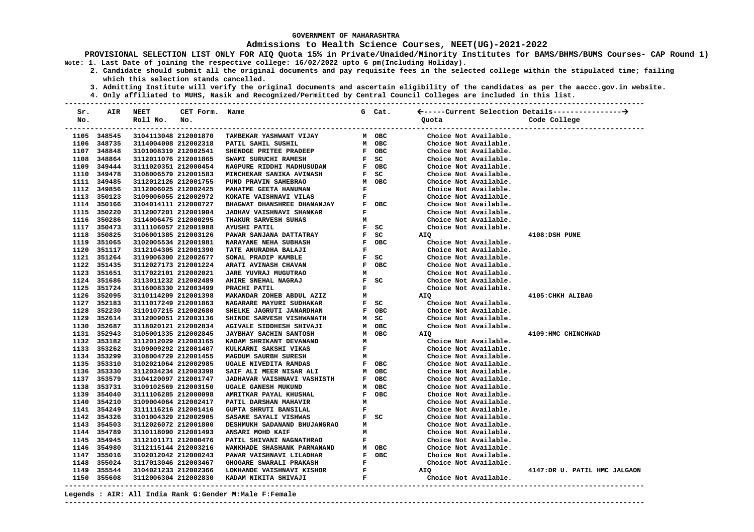GOVERNMENT OF MAHARASHTRA

## Admissions to Health Science Courses, NEET(UG)-2021-2022

**PROVISIONAL SELECTION LIST ONLY FOR AIQ Quota 15% in Private/Unaided/Minority Institutes for BAMS/BHMS/BUMS Courses- CAP Round 1)**

Note: 1. Last Date of joining the respective college: 16/02/2022 upto 6 pm(Including Holiday).

2. Candidate should submit all the original documents and pay requisite fees in the selected college within the stipulated time; failing which this selection stands cancelled.

3. Admitting Institute will verify the original documents and ascertain eligibility of the candidates as per the aaccc.gov.in website.

4. Only affiliated to MUHS, Nasik and Recognized/Permitted by Central Council Colleges are included in this list.

| Sr. No. | AIR | NEET Roll No. | CET Form. No. | Name | G | Cat. | Current Selection Details: Quota | Code College |
|---|---|---|---|---|---|---|---|---|
| 1105 | 348545 | 3104113048 | 212001870 | TAMBEKAR YASHWANT VIJAY | M | OBC | Choice Not Available. | |
| 1106 | 348735 | 3114004008 | 212002318 | PATIL SAHIL SUSHIL | M | OBC | Choice Not Available. | |
| 1107 | 348848 | 3101008319 | 212002541 | SHENDGE PRITEE PRADEEP | F | OBC | Choice Not Available. | |
| 1108 | 348864 | 3112011076 | 212001865 | SWAMI SURUCHI RAMESH | F | SC | Choice Not Available. | |
| 1109 | 349444 | 3111020351 | 212000454 | NAGPURE RIDDHI MADHUSUDAN | F | OBC | Choice Not Available. | |
| 1110 | 349478 | 3108006579 | 212001583 | MINCHEKAR SANIKA AVINASH | F | SC | Choice Not Available. | |
| 1111 | 349485 | 3112012126 | 212001755 | PUND PRAVIN SAHEBRAO | M | OBC | Choice Not Available. | |
| 1112 | 349856 | 3112006025 | 212002425 | MAHATME GEETA HANUMAN | F | | Choice Not Available. | |
| 1113 | 350123 | 3109006055 | 212002972 | KOKATE VAISHNAVI VILAS | F | | Choice Not Available. | |
| 1114 | 350166 | 3104014111 | 212000727 | BHAGWAT DHANSHREE DHANANJAY | F | OBC | Choice Not Available. | |
| 1115 | 350220 | 3112007201 | 212001904 | JADHAV VAISHNAVI SHANKAR | F | | Choice Not Available. | |
| 1116 | 350286 | 3114006475 | 212000295 | THAKUR SARVESH SUHAS | M | | Choice Not Available. | |
| 1117 | 350473 | 3111106057 | 212001988 | AYUSHI PATIL | F | SC | Choice Not Available. | |
| 1118 | 350825 | 3106001385 | 212003126 | PAWAR SANJANA DATTATRAY | F | SC | AIQ | 4108:DSH PUNE |
| 1119 | 351065 | 3102005534 | 212001981 | NARAYANE NEHA SUBHASH | F | OBC | Choice Not Available. | |
| 1120 | 351117 | 3112104305 | 212001390 | TATE ANURADHA BALAJI | F | | Choice Not Available. | |
| 1121 | 351264 | 3119006300 | 212002677 | SONAL PRADIP KAMBLE | F | SC | Choice Not Available. | |
| 1122 | 351435 | 3112027173 | 212001224 | ARATI AVINASH CHAVAN | F | OBC | Choice Not Available. | |
| 1123 | 351651 | 3117022101 | 212002021 | JARE YUVRAJ MUGUTRAO | M | | Choice Not Available. | |
| 1124 | 351686 | 3113011232 | 212002489 | AHIRE SNEHAL NAGRAJ | F | SC | Choice Not Available. | |
| 1125 | 351724 | 3116008330 | 212003499 | PRACHI PATIL | F | | Choice Not Available. | |
| 1126 | 352095 | 3110114209 | 212001398 | MAKANDAR ZOHEB ABDUL AZIZ | M | | AIQ | 4105:CHKH ALIBAG |
| 1127 | 352183 | 3111017249 | 212001863 | NAGARARE MAYURI SUDHAKAR | F | SC | Choice Not Available. | |
| 1128 | 352230 | 3110107215 | 212002680 | SHELKE JAGRUTI JANARDHAN | F | OBC | Choice Not Available. | |
| 1129 | 352614 | 3112009051 | 212003136 | SHINDE SARVESH VISHWANATH | M | SC | Choice Not Available. | |
| 1130 | 352687 | 3118020121 | 212002834 | AGIVALE SIDDHESH SHIVAJI | M | OBC | Choice Not Available. | |
| 1131 | 352943 | 3105001335 | 212002845 | JAYBHAY SACHIN SANTOSH | M | OBC | AIQ | 4109:HMC CHINCHWAD |
| 1132 | 353182 | 3112012029 | 212003165 | KADAM SHRIKANT DEVANAND | M | | Choice Not Available. | |
| 1133 | 353262 | 3109009292 | 212001407 | KULKARNI SAKSHI VIKAS | F | | Choice Not Available. | |
| 1134 | 353299 | 3108004729 | 212001455 | MAGDUM SAURBH SURESH | M | | Choice Not Available. | |
| 1135 | 353310 | 3102021064 | 212002985 | UGALE NIVEDITA RAMDAS | F | OBC | Choice Not Available. | |
| 1136 | 353330 | 3112034234 | 212003398 | SAIF ALI MEER NISAR ALI | M | OBC | Choice Not Available. | |
| 1137 | 353579 | 3104120097 | 212001747 | JADHAVAR VAISHNAVI VASHISTH | F | OBC | Choice Not Available. | |
| 1138 | 353731 | 3109102569 | 212003150 | UGALE GANESH MUKUND | M | OBC | Choice Not Available. | |
| 1139 | 354040 | 3111106285 | 212000098 | AMRITKAR PAYAL KHUSHAL | F | OBC | Choice Not Available. | |
| 1140 | 354210 | 3109004064 | 212002417 | PATIL DARSHAN MAHAVIR | M | | Choice Not Available. | |
| 1141 | 354249 | 3111116216 | 212001416 | GUPTA SHRUTI BANSILAL | F | | Choice Not Available. | |
| 1142 | 354326 | 3101004329 | 212002905 | SASANE SAYALI VISHWAS | F | SC | Choice Not Available. | |
| 1143 | 354503 | 3112026072 | 212001800 | DESHMUKH SADANAND BHUJANGRAO | M | | Choice Not Available. | |
| 1144 | 354789 | 3110118090 | 212001493 | ANSARI MOHD KAIF | M | | Choice Not Available. | |
| 1145 | 354945 | 3112101171 | 212000476 | PATIL SHIVANI NAGNATHRAO | F | | Choice Not Available. | |
| 1146 | 354980 | 3112115144 | 212003216 | WANKHADE SHASHANK PARMANAND | M | OBC | Choice Not Available. | |
| 1147 | 355016 | 3102012042 | 212000243 | PAWAR VAISHNAVI LILADHAR | F | OBC | Choice Not Available. | |
| 1148 | 355024 | 3117013046 | 212003467 | GHOGARE SWARALI PRAKASH | F | | Choice Not Available. | |
| 1149 | 355544 | 3104021233 | 212002366 | LOKHANDE VAISHNAVI KISHOR | F | | AIQ | 4147:DR U. PATIL HMC JALGAON |
| 1150 | 355608 | 3112006304 | 212002830 | KADAM NIKITA SHIVAJI | F | | Choice Not Available. | |

Legends : AIR: All India Rank G:Gender M:Male F:Female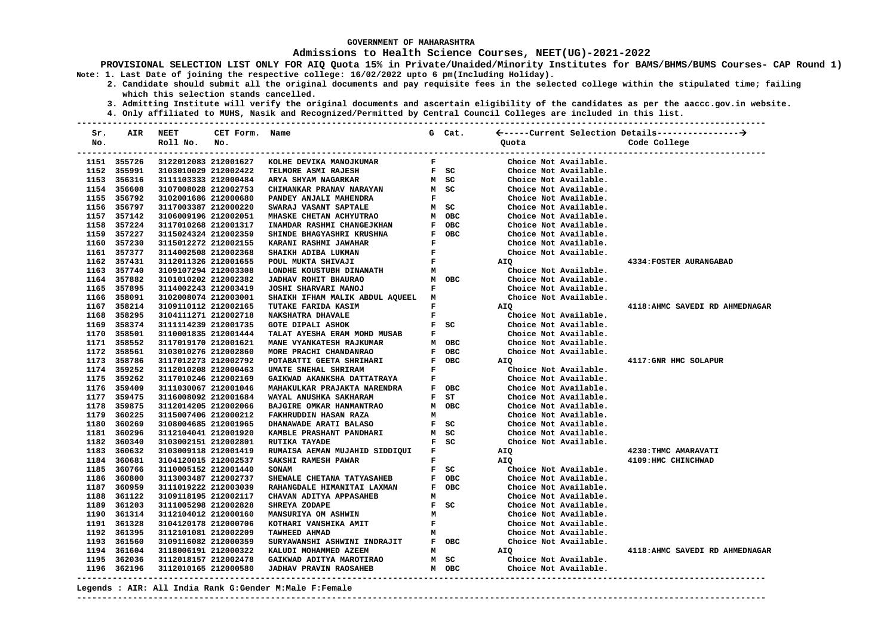GOVERNMENT OF MAHARASHTRA

**Admissions to Health Science Courses, NEET(UG)-2021-2022**

**PROVISIONAL SELECTION LIST ONLY FOR AIQ Quota 15% in Private/Unaided/Minority Institutes for BAMS/BHMS/BUMS Courses- CAP Round 1)**

Note: 1. Last Date of joining the respective college: 16/02/2022 upto 6 pm(Including Holiday).
2. Candidate should submit all the original documents and pay requisite fees in the selected college within the stipulated time; failing which this selection stands cancelled.
3. Admitting Institute will verify the original documents and ascertain eligibility of the candidates as per the aaccc.gov.in website.
4. Only affiliated to MUHS, Nasik and Recognized/Permitted by Central Council Colleges are included in this list.

| Sr. No. | AIR | NEET Roll No. | CET Form. No. | Name | G | Cat. | Quota | Code College |
|---|---|---|---|---|---|---|---|---|
| 1151 | 355726 | 3122012083 | 212001627 | KOLHE DEVIKA MANOJKUMAR | F | | Choice Not Available. | |
| 1152 | 355991 | 3103010029 | 212002422 | TELMORE ASMI RAJESH | F | SC | Choice Not Available. | |
| 1153 | 356316 | 3111103333 | 212000484 | ARYA SHYAM NAGARKAR | M | SC | Choice Not Available. | |
| 1154 | 356608 | 3107008028 | 212002753 | CHIMANKAR PRANAV NARAYAN | M | SC | Choice Not Available. | |
| 1155 | 356792 | 3102001686 | 212000680 | PANDEY ANJALI MAHENDRA | F | | Choice Not Available. | |
| 1156 | 356797 | 3117003387 | 212000220 | SWARAJ VASANT SAPTALE | M | SC | Choice Not Available. | |
| 1157 | 357142 | 3106009196 | 212002051 | MHASKE CHETAN ACHYUTRAO | M | OBC | Choice Not Available. | |
| 1158 | 357224 | 3117010268 | 212001317 | INAMDAR RASHMI CHANGEJKHAN | F | OBC | Choice Not Available. | |
| 1159 | 357227 | 3115024324 | 212002359 | SHINDE BHAGYASHRI KRUSHNA | F | OBC | Choice Not Available. | |
| 1160 | 357230 | 3115012272 | 212002155 | KARANI RASHMI JAWAHAR | F | | Choice Not Available. | |
| 1161 | 357377 | 3114002508 | 212002368 | SHAIKH ADIBA LUKMAN | F | | Choice Not Available. | |
| 1162 | 357431 | 3112011326 | 212001655 | POUL MUKTA SHIVAJI | F | | AIQ | 4334:FOSTER AURANGABAD |
| 1163 | 357740 | 3109107294 | 212003308 | LONDHE KOUSTUBH DINANATH | M | | Choice Not Available. | |
| 1164 | 357882 | 3101010202 | 212002382 | JADHAV ROHIT BHAURAO | M | OBC | Choice Not Available. | |
| 1165 | 357895 | 3114002243 | 212003419 | JOSHI SHARVARI MANOJ | F | | Choice Not Available. | |
| 1166 | 358091 | 3102008074 | 212003001 | SHAIKH IFHAM MALIK ABDUL AQUEEL | M | | Choice Not Available. | |
| 1167 | 358214 | 3109110112 | 212002165 | TUTAKE FARIDA KASIM | F | | AIQ | 4118:AHMC SAVEDI RD AHMEDNAGAR |
| 1168 | 358295 | 3104111271 | 212002718 | NAKSHATRA DHAVALE | F | | Choice Not Available. | |
| 1169 | 358374 | 3111114239 | 212001735 | GOTE DIPALI ASHOK | F | SC | Choice Not Available. | |
| 1170 | 358501 | 3110001835 | 212001444 | TALAT AYESHA ERAM MOHD MUSAB | F | | Choice Not Available. | |
| 1171 | 358552 | 3117019170 | 212001621 | MANE VYANKATESH RAJKUMAR | M | OBC | Choice Not Available. | |
| 1172 | 358561 | 3103010276 | 212002860 | MORE PRACHI CHANDANRAO | F | OBC | Choice Not Available. | |
| 1173 | 358786 | 3117012273 | 212002792 | POTABATTI GEETA SHRIHARI | F | OBC | AIQ | 4117:GNR HMC SOLAPUR |
| 1174 | 359252 | 3112010208 | 212000463 | UMATE SNEHAL SHRIRAM | F | | Choice Not Available. | |
| 1175 | 359262 | 3117010246 | 212002169 | GAIKWAD AKANKSHA DATTATRAYA | F | | Choice Not Available. | |
| 1176 | 359409 | 3111030067 | 212001046 | MAHAKULKAR PRAJAKTA NARENDRA | F | OBC | Choice Not Available. | |
| 1177 | 359475 | 3116008092 | 212001684 | WAYAL ANUSHKA SAKHARAM | F | ST | Choice Not Available. | |
| 1178 | 359875 | 3112014205 | 212002066 | BAJGIRE OMKAR HANMANTRAO | M | OBC | Choice Not Available. | |
| 1179 | 360225 | 3115007406 | 212000212 | FAKHRUDDIN HASAN RAZA | M | | Choice Not Available. | |
| 1180 | 360269 | 3108004685 | 212001965 | DHANAWADE ARATI BALASO | F | SC | Choice Not Available. | |
| 1181 | 360296 | 3112104041 | 212001920 | KAMBLE PRASHANT PANDHARI | M | SC | Choice Not Available. | |
| 1182 | 360340 | 3103002151 | 212002801 | RUTIKA TAYADE | F | SC | Choice Not Available. | |
| 1183 | 360632 | 3103009118 | 212001419 | RUMAISA AEMAN MUJAHID SIDDIQUI | F | | AIQ | 4230:THMC AMARAVATI |
| 1184 | 360681 | 3104120015 | 212002537 | SAKSHI RAMESH PAWAR | F | | AIQ | 4109:HMC CHINCHWAD |
| 1185 | 360766 | 3110005152 | 212001440 | SONAM | F | SC | Choice Not Available. | |
| 1186 | 360800 | 3113003487 | 212002737 | SHEWALE CHETANA TATYASAHEB | F | OBC | Choice Not Available. | |
| 1187 | 360959 | 3111019222 | 212003039 | RAHANGDALE HIMANITAI LAXMAN | F | OBC | Choice Not Available. | |
| 1188 | 361122 | 3109118195 | 212002117 | CHAVAN ADITYA APPASAHEB | M | | Choice Not Available. | |
| 1189 | 361203 | 3111005298 | 212002828 | SHREYA ZODAPE | F | SC | Choice Not Available. | |
| 1190 | 361314 | 3112104012 | 212000160 | MANSURIYA OM ASHWIN | M | | Choice Not Available. | |
| 1191 | 361328 | 3104120178 | 212000706 | KOTHARI VANSHIKA AMIT | F | | Choice Not Available. | |
| 1192 | 361395 | 3112101081 | 212002209 | TAWHEED AHMAD | M | | Choice Not Available. | |
| 1193 | 361560 | 3109116082 | 212000359 | SURYAWANSHI ASHWINI INDRAJIT | F | OBC | Choice Not Available. | |
| 1194 | 361604 | 3118006191 | 212000322 | KALUDI MOHAMMED AZEEM | M | | AIQ | 4118:AHMC SAVEDI RD AHMEDNAGAR |
| 1195 | 362036 | 3112018157 | 212002478 | GAIKWAD ADITYA MAROTIRAO | M | SC | Choice Not Available. | |
| 1196 | 362196 | 3112010165 | 212000580 | JADHAV PRAVIN RAOSAHEB | M | OBC | Choice Not Available. | |

Legends : AIR: All India Rank G:Gender M:Male F:Female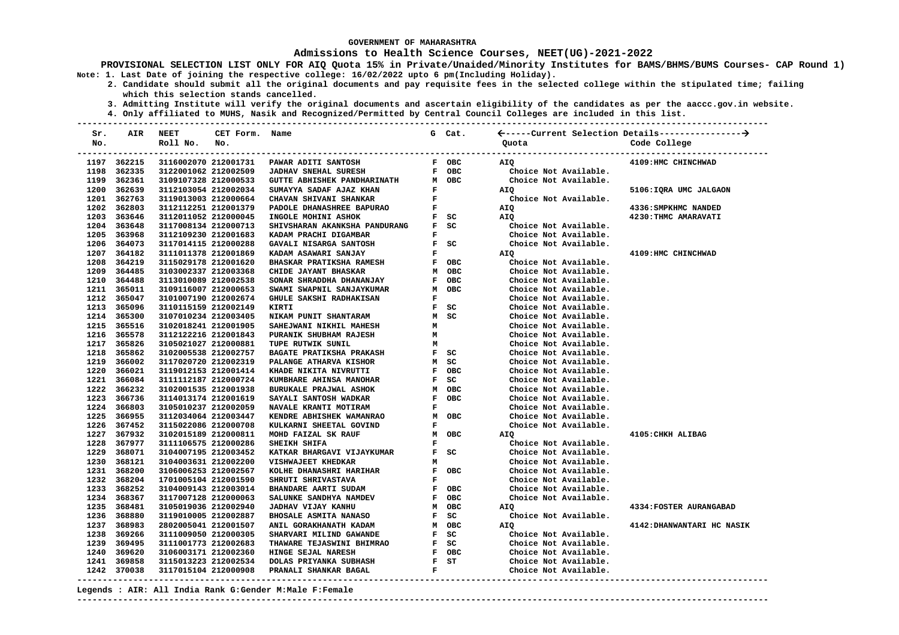GOVERNMENT OF MAHARASHTRA

**Admissions to Health Science Courses, NEET(UG)-2021-2022**

**PROVISIONAL SELECTION LIST ONLY FOR AIQ Quota 15% in Private/Unaided/Minority Institutes for BAMS/BHMS/BUMS Courses- CAP Round 1)**

**Note: 1. Last Date of joining the respective college: 16/02/2022 upto 6 pm(Including Holiday).**

**2. Candidate should submit all the original documents and pay requisite fees in the selected college within the stipulated time; failing which this selection stands cancelled.**

**3. Admitting Institute will verify the original documents and ascertain eligibility of the candidates as per the aaccc.gov.in website.**

**4. Only affiliated to MUHS, Nasik and Recognized/Permitted by Central Council Colleges are included in this list.**

| Sr. No. | AIR | NEET Roll No. | CET Form. No. | Name | G | Cat. | Quota | Code College |
|---|---|---|---|---|---|---|---|---|
| 1197 | 362215 | 3116002070 | 212001731 | PAWAR ADITI SANTOSH | F | OBC | AIQ | 4109:HMC CHINCHWAD |
| 1198 | 362335 | 3122001062 | 212002509 | JADHAV SNEHAL SURESH | F | OBC | Choice Not Available. | |
| 1199 | 362361 | 3109107328 | 212000533 | GUTTE ABHISHEK PANDHARINATH | M | OBC | Choice Not Available. | |
| 1200 | 362639 | 3112103054 | 212002034 | SUMAYYA SADAF AJAZ KHAN | F | | AIQ | 5106:IQRA UMC JALGAON |
| 1201 | 362763 | 3119013003 | 212000664 | CHAVAN SHIVANI SHANKAR | F | | Choice Not Available. | |
| 1202 | 362803 | 3112112251 | 212001379 | PADOLE DHANASHREE BAPURAO | F | | AIQ | 4336:SMPKHMC NANDED |
| 1203 | 363646 | 3112011052 | 212000045 | INGOLE MOHINI ASHOK | F | SC | AIQ | 4230:THMC AMARAVATI |
| 1204 | 363648 | 3117008134 | 212000713 | SHIVSHARAN AKANKSHA PANDURANG | F | SC | Choice Not Available. | |
| 1205 | 363968 | 3112109230 | 212001683 | KADAM PRACHI DIGAMBAR | F | | Choice Not Available. | |
| 1206 | 364073 | 3117014115 | 212000288 | GAVALI NISARGA SANTOSH | F | SC | Choice Not Available. | |
| 1207 | 364182 | 3111011378 | 212001869 | KADAM ASAWARI SANJAY | F | | AIQ | 4109:HMC CHINCHWAD |
| 1208 | 364219 | 3115029178 | 212001620 | BHASKAR PRATIKSHA RAMESH | F | OBC | Choice Not Available. | |
| 1209 | 364485 | 3103002337 | 212003368 | CHIDE JAYANT BHASKAR | M | OBC | Choice Not Available. | |
| 1210 | 364488 | 3113010089 | 212002538 | SONAR SHRADDHA DHANANJAY | F | OBC | Choice Not Available. | |
| 1211 | 365011 | 3109116007 | 212000653 | SWAMI SWAPNIL SANJAYKUMAR | M | OBC | Choice Not Available. | |
| 1212 | 365047 | 3101007190 | 212002674 | GHULE SAKSHI RADHAKISAN | F | | Choice Not Available. | |
| 1213 | 365096 | 3110115159 | 212002149 | KIRTI | F | SC | Choice Not Available. | |
| 1214 | 365300 | 3107010234 | 212003405 | NIKAM PUNIT SHANTARAM | M | SC | Choice Not Available. | |
| 1215 | 365516 | 3102018241 | 212001905 | SAHEJWANI NIKHIL MAHESH | M | | Choice Not Available. | |
| 1216 | 365578 | 3112122216 | 212001843 | PURANIK SHUBHAM RAJESH | M | | Choice Not Available. | |
| 1217 | 365826 | 3105021027 | 212000881 | TUPE RUTWIK SUNIL | M | | Choice Not Available. | |
| 1218 | 365862 | 3102005538 | 212002757 | BAGATE PRATIKSHA PRAKASH | F | SC | Choice Not Available. | |
| 1219 | 366002 | 3117020720 | 212002319 | PALANGE ATHARVA KISHOR | M | SC | Choice Not Available. | |
| 1220 | 366021 | 3119012153 | 212001414 | KHADE NIKITA NIVRUTTI | F | OBC | Choice Not Available. | |
| 1221 | 366084 | 3111112187 | 212000724 | KUMBHARE AHINSA MANOHAR | F | SC | Choice Not Available. | |
| 1222 | 366232 | 3102001535 | 212001938 | BURUKALE PRAJWAL ASHOK | M | OBC | Choice Not Available. | |
| 1223 | 366736 | 3114013174 | 212001619 | SAYALI SANTOSH WADKAR | F | OBC | Choice Not Available. | |
| 1224 | 366803 | 3105010237 | 212002059 | NAVALE KRANTI MOTIRAM | F | | Choice Not Available. | |
| 1225 | 366955 | 3112034064 | 212003447 | KENDRE ABHISHEK WAMANRAO | M | OBC | Choice Not Available. | |
| 1226 | 367452 | 3115022086 | 212000708 | KULKARNI SHEETAL GOVIND | F | | Choice Not Available. | |
| 1227 | 367932 | 3102015189 | 212000811 | MOHD FAIZAL SK RAUF | M | OBC | AIQ | 4105:CHKH ALIBAG |
| 1228 | 367977 | 3111106575 | 212000286 | SHEIKH SHIFA | F | | Choice Not Available. | |
| 1229 | 368071 | 3104007195 | 212003452 | KATKAR BHARGAVI VIJAYKUMAR | F | SC | Choice Not Available. | |
| 1230 | 368121 | 3104003631 | 212002200 | VISHWAJEET KHEDKAR | M | | Choice Not Available. | |
| 1231 | 368200 | 3106006253 | 212002567 | KOLHE DHANASHRI HARIHAR | F | OBC | Choice Not Available. | |
| 1232 | 368204 | 1701005104 | 212001590 | SHRUTI SHRIVASTAVA | F | | Choice Not Available. | |
| 1233 | 368252 | 3104009143 | 212003014 | BHANDARE AARTI SUDAM | F | OBC | Choice Not Available. | |
| 1234 | 368367 | 3117007128 | 212000063 | SALUNKE SANDHYA NAMDEV | F | OBC | Choice Not Available. | |
| 1235 | 368481 | 3105019036 | 212002940 | JADHAV VIJAY KANHU | M | OBC | AIQ | 4334:FOSTER AURANGABAD |
| 1236 | 368880 | 3119010005 | 212002887 | BHOSALE ASMITA NANASO | F | SC | Choice Not Available. | |
| 1237 | 368983 | 2802005041 | 212001507 | ANIL GORAKHANATH KADAM | M | OBC | AIQ | 4142:DHANWANTARI HC NASIK |
| 1238 | 369266 | 3111009050 | 212000305 | SHARVARI MILIND GAWANDE | F | SC | Choice Not Available. | |
| 1239 | 369495 | 3111001773 | 212002683 | THAWARE TEJASWINI BHIMRAO | F | SC | Choice Not Available. | |
| 1240 | 369620 | 3106003171 | 212002360 | HINGE SEJAL NARESH | F | OBC | Choice Not Available. | |
| 1241 | 369858 | 3115013223 | 212002534 | DOLAS PRIYANKA SUBHASH | F | ST | Choice Not Available. | |
| 1242 | 370038 | 3117015104 | 212000908 | PRANALI SHANKAR BAGAL | F | | Choice Not Available. | |

**Legends : AIR: All India Rank G:Gender M:Male F:Female**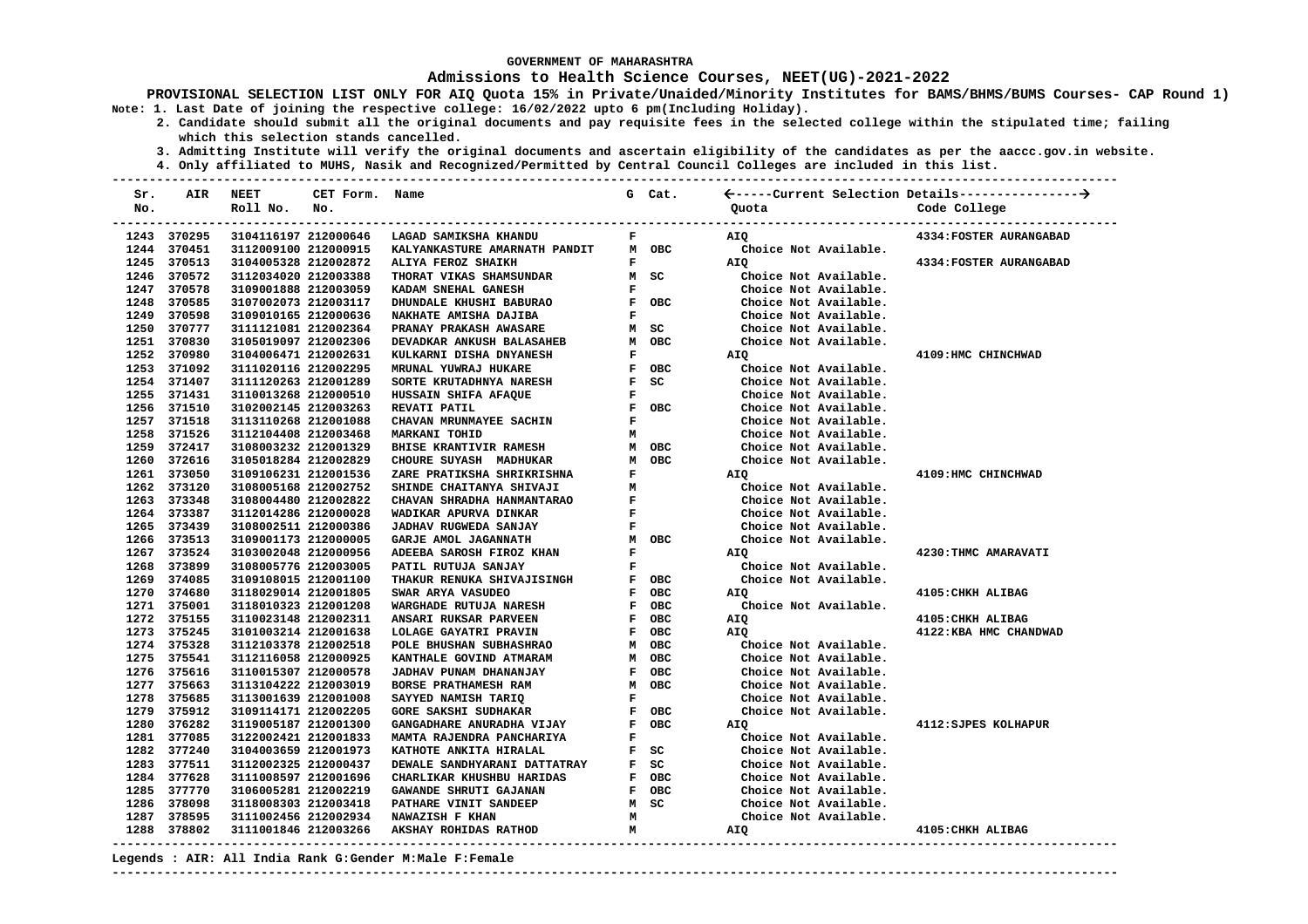GOVERNMENT OF MAHARASHTRA

## Admissions to Health Science Courses, NEET(UG)-2021-2022

**PROVISIONAL SELECTION LIST ONLY FOR AIQ Quota 15% in Private/Unaided/Minority Institutes for BAMS/BHMS/BUMS Courses- CAP Round 1)**

**Note: 1. Last Date of joining the respective college: 16/02/2022 upto 6 pm(Including Holiday).**

**2. Candidate should submit all the original documents and pay requisite fees in the selected college within the stipulated time; failing which this selection stands cancelled.**

**3. Admitting Institute will verify the original documents and ascertain eligibility of the candidates as per the aaccc.gov.in website.**

**4. Only affiliated to MUHS, Nasik and Recognized/Permitted by Central Council Colleges are included in this list.**

| Sr. No. | AIR | NEET Roll No. | CET Form. No. | Name | G | Cat. | Quota | Code College |
|---|---|---|---|---|---|---|---|---|
| 1243 | 370295 | 3104116197 | 212000646 | LAGAD SAMIKSHA KHANDU | F | | AIQ | 4334:FOSTER AURANGABAD |
| 1244 | 370451 | 3112009100 | 212000915 | KALYANKASTURE AMARNATH PANDIT | M | OBC | Choice Not Available. | |
| 1245 | 370513 | 3104005328 | 212002872 | ALIYA FEROZ SHAIKH | F | | AIQ | 4334:FOSTER AURANGABAD |
| 1246 | 370572 | 3112034020 | 212003388 | THORAT VIKAS SHAMSUNDAR | M | SC | Choice Not Available. | |
| 1247 | 370578 | 3109001888 | 212003059 | KADAM SNEHAL GANESH | F | | Choice Not Available. | |
| 1248 | 370585 | 3107002073 | 212003117 | DHUNDALE KHUSHI BABURAO | F | OBC | Choice Not Available. | |
| 1249 | 370598 | 3109010165 | 212000636 | NAKHATE AMISHA DAJIBA | F | | Choice Not Available. | |
| 1250 | 370777 | 3111121081 | 212002364 | PRANAY PRAKASH AWASARE | M | SC | Choice Not Available. | |
| 1251 | 370830 | 3105019097 | 212002306 | DEVADKAR ANKUSH BALASAHEB | M | OBC | Choice Not Available. | |
| 1252 | 370980 | 3104006471 | 212002631 | KULKARNI DISHA DNYANESH | F | | AIQ | 4109:HMC CHINCHWAD |
| 1253 | 371092 | 3111020116 | 212002295 | MRUNAL YUWRAJ HUKARE | F | OBC | Choice Not Available. | |
| 1254 | 371407 | 3111120263 | 212001289 | SORTE KRUTADHNYA NARESH | F | SC | Choice Not Available. | |
| 1255 | 371431 | 3110013268 | 212000510 | HUSSAIN SHIFA AFAQUE | F | | Choice Not Available. | |
| 1256 | 371510 | 3102002145 | 212003263 | REVATI PATIL | F | OBC | Choice Not Available. | |
| 1257 | 371518 | 3113110268 | 212001088 | CHAVAN MRUNMAYEE SACHIN | F | | Choice Not Available. | |
| 1258 | 371526 | 3112104408 | 212003468 | MARKANI TOHID | M | | Choice Not Available. | |
| 1259 | 372417 | 3108003232 | 212001329 | BHISE KRANTIVIR RAMESH | M | OBC | Choice Not Available. | |
| 1260 | 372616 | 3105018284 | 212002829 | CHOURE SUYASH MADHUKAR | M | OBC | Choice Not Available. | |
| 1261 | 373050 | 3109106231 | 212001536 | ZARE PRATIKSHA SHRIKRISHNA | F | | AIQ | 4109:HMC CHINCHWAD |
| 1262 | 373120 | 3108005168 | 212002752 | SHINDE CHAITANYA SHIVAJI | M | | Choice Not Available. | |
| 1263 | 373348 | 3108004480 | 212002822 | CHAVAN SHRADHA HANMANTARAO | F | | Choice Not Available. | |
| 1264 | 373387 | 3112014286 | 212000028 | WADIKAR APURVA DINKAR | F | | Choice Not Available. | |
| 1265 | 373439 | 3108002511 | 212000386 | JADHAV RUGWEDA SANJAY | F | | Choice Not Available. | |
| 1266 | 373513 | 3109001173 | 212000005 | GARJE AMOL JAGANNATH | M | OBC | Choice Not Available. | |
| 1267 | 373524 | 3103002048 | 212000956 | ADEEBA SAROSH FIROZ KHAN | F | | AIQ | 4230:THMC AMARAVATI |
| 1268 | 373899 | 3108005776 | 212003005 | PATIL RUTUJA SANJAY | F | | Choice Not Available. | |
| 1269 | 374085 | 3109108015 | 212001100 | THAKUR RENUKA SHIVAJISINGH | F | OBC | Choice Not Available. | |
| 1270 | 374680 | 3118029014 | 212001805 | SWAR ARYA VASUDEO | F | OBC | AIQ | 4105:CHKH ALIBAG |
| 1271 | 375001 | 3118010323 | 212001208 | WARGHADE RUTUJA NARESH | F | OBC | Choice Not Available. | |
| 1272 | 375155 | 3110023148 | 212002311 | ANSARI RUKSAR PARVEEN | F | OBC | AIQ | 4105:CHKH ALIBAG |
| 1273 | 375245 | 3101003214 | 212001638 | LOLAGE GAYATRI PRAVIN | F | OBC | AIQ | 4122:KBA HMC CHANDWAD |
| 1274 | 375328 | 3112103378 | 212002518 | POLE BHUSHAN SUBHASHRAO | M | OBC | Choice Not Available. | |
| 1275 | 375541 | 3112116058 | 212000925 | KANTHALE GOVIND ATMARAM | M | OBC | Choice Not Available. | |
| 1276 | 375616 | 3110015307 | 212000578 | JADHAV PUNAM DHANANJAY | F | OBC | Choice Not Available. | |
| 1277 | 375663 | 3113104222 | 212003019 | BORSE PRATHAMESH RAM | M | OBC | Choice Not Available. | |
| 1278 | 375685 | 3113001639 | 212001008 | SAYYED NAMISH TARIQ | F | | Choice Not Available. | |
| 1279 | 375912 | 3109114171 | 212002205 | GORE SAKSHI SUDHAKAR | F | OBC | Choice Not Available. | |
| 1280 | 376282 | 3119005187 | 212001300 | GANGADHARE ANURADHA VIJAY | F | OBC | AIQ | 4112:SJPES KOLHAPUR |
| 1281 | 377085 | 3122002421 | 212001833 | MAMTA RAJENDRA PANCHARIYA | F | | Choice Not Available. | |
| 1282 | 377240 | 3104003659 | 212001973 | KATHOTE ANKITA HIRALAL | F | SC | Choice Not Available. | |
| 1283 | 377511 | 3112002325 | 212000437 | DEWALE SANDHYARANI DATTATRAY | F | SC | Choice Not Available. | |
| 1284 | 377628 | 3111008597 | 212001696 | CHARLIKAR KHUSHBU HARIDAS | F | OBC | Choice Not Available. | |
| 1285 | 377770 | 3106005281 | 212002219 | GAWANDE SHRUTI GAJANAN | F | OBC | Choice Not Available. | |
| 1286 | 378098 | 3118008303 | 212003418 | PATHARE VINIT SANDEEP | M | SC | Choice Not Available. | |
| 1287 | 378595 | 3111002456 | 212002934 | NAWAZISH F KHAN | M | | Choice Not Available. | |
| 1288 | 378802 | 3111001846 | 212003266 | AKSHAY ROHIDAS RATHOD | M | | AIQ | 4105:CHKH ALIBAG |

Legends : AIR: All India Rank G:Gender M:Male F:Female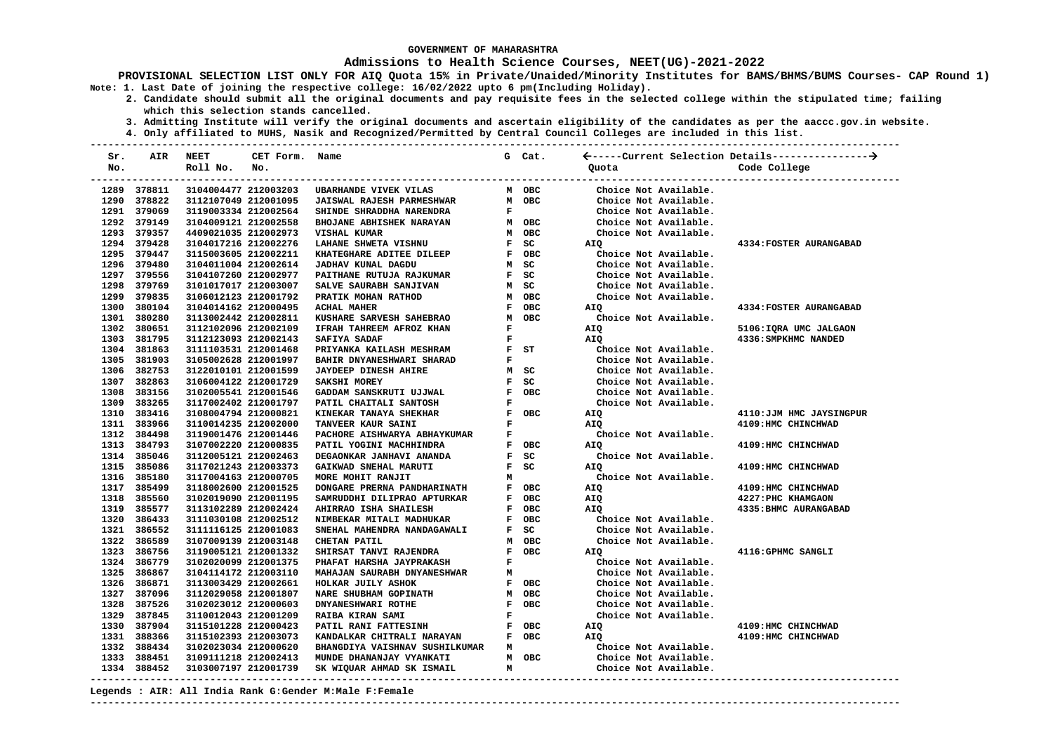# GOVERNMENT OF MAHARASHTRA

## Admissions to Health Science Courses, NEET(UG)-2021-2022

**PROVISIONAL SELECTION LIST ONLY FOR AIQ Quota 15% in Private/Unaided/Minority Institutes for BAMS/BHMS/BUMS Courses- CAP Round 1)**

**Note: 1. Last Date of joining the respective college: 16/02/2022 upto 6 pm(Including Holiday).**

**2. Candidate should submit all the original documents and pay requisite fees in the selected college within the stipulated time; failing which this selection stands cancelled.**

**3. Admitting Institute will verify the original documents and ascertain eligibility of the candidates as per the aaccc.gov.in website.**

**4. Only affiliated to MUHS, Nasik and Recognized/Permitted by Central Council Colleges are included in this list.**

| Sr. No. | AIR | NEET Roll No. | CET Form. No. | Name | G | Cat. | Quota | Code College |
|---|---|---|---|---|---|---|---|---|
| 1289 | 378811 | 3104004477 | 212003203 | UBARHANDE VIVEK VILAS | M | OBC | Choice Not Available. | |
| 1290 | 378822 | 3112107049 | 212001095 | JAISWAL RAJESH PARMESHWAR | M | OBC | Choice Not Available. | |
| 1291 | 379069 | 3119003334 | 212002564 | SHINDE SHRADDHA NARENDRA | F | | Choice Not Available. | |
| 1292 | 379149 | 3104009121 | 212002558 | BHOJANE ABHISHEK NARAYAN | M | OBC | Choice Not Available. | |
| 1293 | 379357 | 4409021035 | 212002973 | VISHAL KUMAR | M | OBC | Choice Not Available. | |
| 1294 | 379428 | 3104017216 | 212002276 | LAHANE SHWETA VISHNU | F | SC | AIQ | 4334:FOSTER AURANGABAD |
| 1295 | 379447 | 3115003605 | 212002211 | KHATEGHARE ADITEE DILEEP | F | OBC | Choice Not Available. | |
| 1296 | 379480 | 3104011004 | 212002614 | JADHAV KUNAL DAGDU | M | SC | Choice Not Available. | |
| 1297 | 379556 | 3104107260 | 212002977 | PAITHANE RUTUJA RAJKUMAR | F | SC | Choice Not Available. | |
| 1298 | 379769 | 3101017017 | 212003007 | SALVE SAURABH SANJIVAN | M | SC | Choice Not Available. | |
| 1299 | 379835 | 3106012123 | 212001792 | PRATIK MOHAN RATHOD | M | OBC | Choice Not Available. | |
| 1300 | 380104 | 3104014162 | 212000495 | ACHAL MAHER | F | OBC | AIQ | 4334:FOSTER AURANGABAD |
| 1301 | 380280 | 3113002442 | 212002811 | KUSHARE SARVESH SAHEBRAO | M | OBC | Choice Not Available. | |
| 1302 | 380651 | 3112102096 | 212002109 | IFRAH TAHREEM AFROZ KHAN | F | | AIQ | 5106:IQRA UMC JALGAON |
| 1303 | 381795 | 3112123093 | 212002143 | SAFIYA SADAF | F | | AIQ | 4336:SMPKHMC NANDED |
| 1304 | 381863 | 3111103531 | 212001468 | PRIYANKA KAILASH MESHRAM | F | ST | Choice Not Available. | |
| 1305 | 381903 | 3105002628 | 212001997 | BAHIR DNYANESHWARI SHARAD | F | | Choice Not Available. | |
| 1306 | 382753 | 3122010101 | 212001599 | JAYDEEP DINESH AHIRE | M | SC | Choice Not Available. | |
| 1307 | 382863 | 3106004122 | 212001729 | SAKSHI MOREY | F | SC | Choice Not Available. | |
| 1308 | 383156 | 3102005541 | 212001546 | GADDAM SANSKRUTI UJJWAL | F | OBC | Choice Not Available. | |
| 1309 | 383265 | 3117002402 | 212001797 | PATIL CHAITALI SANTOSH | F | | Choice Not Available. | |
| 1310 | 383416 | 3108004794 | 212000821 | KINEKAR TANAYA SHEKHAR | F | OBC | AIQ | 4110:JJM HMC JAYSINGPUR |
| 1311 | 383966 | 3110014235 | 212002000 | TANVEER KAUR SAINI | F | | AIQ | 4109:HMC CHINCHWAD |
| 1312 | 384498 | 3119001476 | 212001446 | PACHORE AISHWARYA ABHAYKUMAR | F | | Choice Not Available. | |
| 1313 | 384793 | 3107002220 | 212000835 | PATIL YOGINI MACHHINDRA | F | OBC | AIQ | 4109:HMC CHINCHWAD |
| 1314 | 385046 | 3112005121 | 212002463 | DEGAONKAR JANHAVI ANANDA | F | SC | Choice Not Available. | |
| 1315 | 385086 | 3117021243 | 212003373 | GAIKWAD SNEHAL MARUTI | F | SC | AIQ | 4109:HMC CHINCHWAD |
| 1316 | 385180 | 3117004163 | 212000705 | MORE MOHIT RANJIT | M | | Choice Not Available. | |
| 1317 | 385499 | 3118002600 | 212001525 | DONGARE PRERNA PANDHARINATH | F | OBC | AIQ | 4109:HMC CHINCHWAD |
| 1318 | 385560 | 3102019090 | 212001195 | SAMRUDDHI DILIPRAO APTURKAR | F | OBC | AIQ | 4227:PHC KHAMGAON |
| 1319 | 385577 | 3113102289 | 212002424 | AHIRRAO ISHA SHAILESH | F | OBC | AIQ | 4335:BHMC AURANGABAD |
| 1320 | 386433 | 3111030108 | 212002512 | NIMBEKAR MITALI MADHUKAR | F | OBC | Choice Not Available. | |
| 1321 | 386552 | 3111116125 | 212001083 | SNEHAL MAHENDRA NANDAGAWALI | F | SC | Choice Not Available. | |
| 1322 | 386589 | 3107009139 | 212003148 | CHETAN PATIL | M | OBC | Choice Not Available. | |
| 1323 | 386756 | 3119005121 | 212001332 | SHIRSAT TANVI RAJENDRA | F | OBC | AIQ | 4116:GPHMC SANGLI |
| 1324 | 386779 | 3102020099 | 212001375 | PHAFAT HARSHA JAYPRAKASH | F | | Choice Not Available. | |
| 1325 | 386867 | 3104114172 | 212003110 | MAHAJAN SAURABH DNYANESHWAR | M | | Choice Not Available. | |
| 1326 | 386871 | 3113003429 | 212002661 | HOLKAR JUILY ASHOK | F | OBC | Choice Not Available. | |
| 1327 | 387096 | 3112029058 | 212001807 | NARE SHUBHAM GOPINATH | M | OBC | Choice Not Available. | |
| 1328 | 387526 | 3102023012 | 212000603 | DNYANESHWARI ROTHE | F | OBC | Choice Not Available. | |
| 1329 | 387845 | 3110012043 | 212001209 | RAIBA KIRAN SAMI | F | | Choice Not Available. | |
| 1330 | 387904 | 3115101228 | 212000423 | PATIL RANI FATTESINH | F | OBC | AIQ | 4109:HMC CHINCHWAD |
| 1331 | 388366 | 3115102393 | 212003073 | KANDALKAR CHITRALI NARAYAN | F | OBC | AIQ | 4109:HMC CHINCHWAD |
| 1332 | 388434 | 3102023034 | 212000620 | BHANGDIYA VAISHNAV SUSHILKUMAR | M | | Choice Not Available. | |
| 1333 | 388451 | 3109111218 | 212002413 | MUNDE DHANANJAY VYANKATI | M | OBC | Choice Not Available. | |
| 1334 | 388452 | 3103007197 | 212001739 | SK WIQUAR AHMAD SK ISMAIL | M | | Choice Not Available. | |

**Legends : AIR: All India Rank G:Gender M:Male F:Female**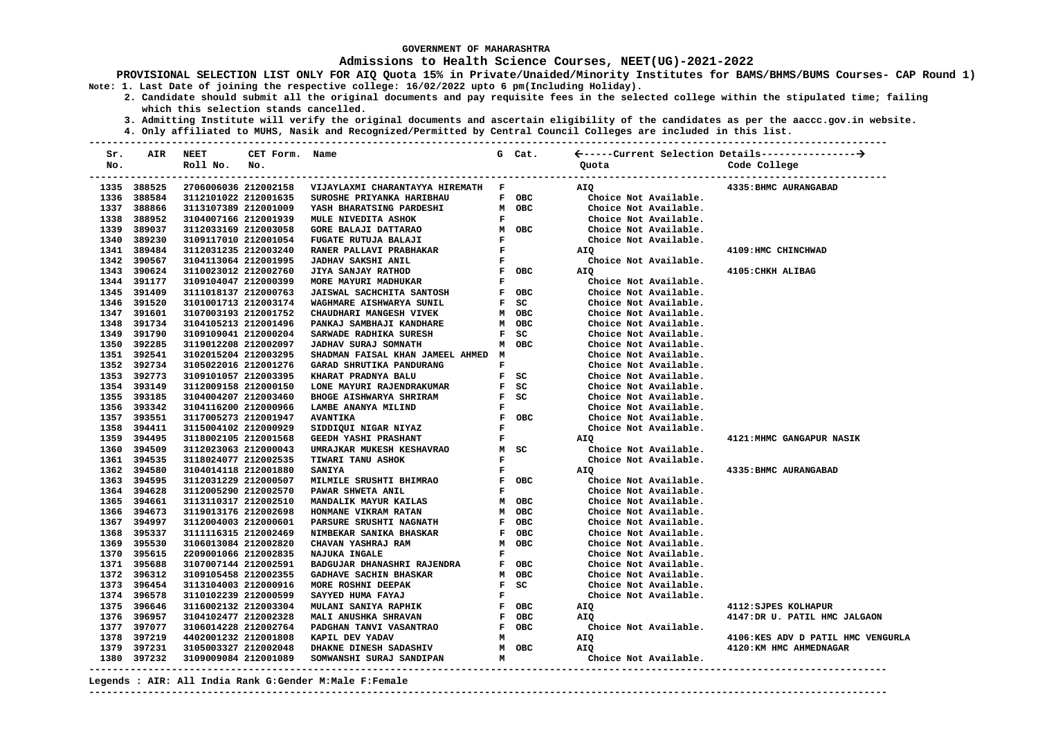GOVERNMENT OF MAHARASHTRA

# Admissions to Health Science Courses, NEET(UG)-2021-2022

**PROVISIONAL SELECTION LIST ONLY FOR AIQ Quota 15% in Private/Unaided/Minority Institutes for BAMS/BHMS/BUMS Courses- CAP Round 1)**

Note: 1. Last Date of joining the respective college: 16/02/2022 upto 6 pm(Including Holiday).

2. Candidate should submit all the original documents and pay requisite fees in the selected college within the stipulated time; failing which this selection stands cancelled.

3. Admitting Institute will verify the original documents and ascertain eligibility of the candidates as per the aaccc.gov.in website.

4. Only affiliated to MUHS, Nasik and Recognized/Permitted by Central Council Colleges are included in this list.

| Sr. No. | AIR | NEET Roll No. | CET Form. No. | Name | G | Cat. | Quota | Code College |
|---|---|---|---|---|---|---|---|---|
| 1335 | 388525 | 2706006036 | 212002158 | VIJAYLAXMI CHARANTAYYA HIREMATH | F | | AIQ | 4335:BHMC AURANGABAD |
| 1336 | 388584 | 3112101022 | 212001635 | SUROSHE PRIYANKA HARIBHAU | F | OBC | Choice Not Available. | |
| 1337 | 388866 | 3113107389 | 212001009 | YASH BHARATSING PARDESHI | M | OBC | Choice Not Available. | |
| 1338 | 388952 | 3104007166 | 212001939 | MULE NIVEDITA ASHOK | F | | Choice Not Available. | |
| 1339 | 389037 | 3112033169 | 212003058 | GORE BALAJI DATTARAO | M | OBC | Choice Not Available. | |
| 1340 | 389230 | 3109117010 | 212001054 | FUGATE RUTUJA BALAJI | F | | Choice Not Available. | |
| 1341 | 389484 | 3112031235 | 212003240 | RANER PALLAVI PRABHAKAR | F | | AIQ | 4109:HMC CHINCHWAD |
| 1342 | 390567 | 3104113064 | 212001995 | JADHAV SAKSHI ANIL | F | | Choice Not Available. | |
| 1343 | 390624 | 3110023012 | 212002760 | JIYA SANJAY RATHOD | F | OBC | AIQ | 4105:CHKH ALIBAG |
| 1344 | 391177 | 3109104047 | 212000399 | MORE MAYURI MADHUKAR | F | | Choice Not Available. | |
| 1345 | 391409 | 3111018137 | 212000763 | JAISWAL SACHCHITA SANTOSH | F | OBC | Choice Not Available. | |
| 1346 | 391520 | 3101001713 | 212003174 | WAGHMARE AISHWARYA SUNIL | F | SC | Choice Not Available. | |
| 1347 | 391601 | 3107003193 | 212001752 | CHAUDHARI MANGESH VIVEK | M | OBC | Choice Not Available. | |
| 1348 | 391734 | 3104105213 | 212001496 | PANKAJ SAMBHAJI KANDHARE | M | OBC | Choice Not Available. | |
| 1349 | 391790 | 3109109041 | 212000204 | SARWADE RADHIKA SURESH | F | SC | Choice Not Available. | |
| 1350 | 392285 | 3119012208 | 212002097 | JADHAV SURAJ SOMNATH | M | OBC | Choice Not Available. | |
| 1351 | 392541 | 3102015204 | 212003295 | SHADMAN FAISAL KHAN JAMEEL AHMED | M | | Choice Not Available. | |
| 1352 | 392734 | 3105022016 | 212001276 | GARAD SHRUTIKA PANDURANG | F | | Choice Not Available. | |
| 1353 | 392773 | 3109101057 | 212003395 | KHARAT PRADNYA BALU | F | SC | Choice Not Available. | |
| 1354 | 393149 | 3112009158 | 212000150 | LONE MAYURI RAJENDRAKUMAR | F | SC | Choice Not Available. | |
| 1355 | 393185 | 3104004207 | 212003460 | BHOGE AISHWARYA SHRIRAM | F | SC | Choice Not Available. | |
| 1356 | 393342 | 3104116200 | 212000966 | LAMBE ANANYA MILIND | F | | Choice Not Available. | |
| 1357 | 393551 | 3117005273 | 212001947 | AVANTIKA | F | OBC | Choice Not Available. | |
| 1358 | 394411 | 3115004102 | 212000929 | SIDDIQUI NIGAR NIYAZ | F | | Choice Not Available. | |
| 1359 | 394495 | 3118002105 | 212001568 | GEEDH YASHI PRASHANT | F | | AIQ | 4121:MHMC GANGAPUR NASIK |
| 1360 | 394509 | 3112023063 | 212000043 | UMRAJKAR MUKESH KESHAVRAO | M | SC | Choice Not Available. | |
| 1361 | 394535 | 3118024077 | 212002535 | TIWARI TANU ASHOK | F | | Choice Not Available. | |
| 1362 | 394580 | 3104014118 | 212001880 | SANIYA | F | | AIQ | 4335:BHMC AURANGABAD |
| 1363 | 394595 | 3112031229 | 212000507 | MILMILE SRUSHTI BHIMRAO | F | OBC | Choice Not Available. | |
| 1364 | 394628 | 3112005290 | 212002570 | PAWAR SHWETA ANIL | F | | Choice Not Available. | |
| 1365 | 394661 | 3113110317 | 212002510 | MANDALIK MAYUR KAILAS | M | OBC | Choice Not Available. | |
| 1366 | 394673 | 3119013176 | 212002698 | HONMANE VIKRAM RATAN | M | OBC | Choice Not Available. | |
| 1367 | 394997 | 3112004003 | 212000601 | PARSURE SRUSHTI NAGNATH | F | OBC | Choice Not Available. | |
| 1368 | 395337 | 3111116315 | 212002469 | NIMBEKAR SANIKA BHASKAR | F | OBC | Choice Not Available. | |
| 1369 | 395530 | 3106013084 | 212002820 | CHAVAN YASHRAJ RAM | M | OBC | Choice Not Available. | |
| 1370 | 395615 | 2209001066 | 212002835 | NAJUKA INGALE | F | | Choice Not Available. | |
| 1371 | 395688 | 3107007144 | 212002591 | BADGUJAR DHANASHRI RAJENDRA | F | OBC | Choice Not Available. | |
| 1372 | 396312 | 3109105458 | 212002355 | GADHAVE SACHIN BHASKAR | M | OBC | Choice Not Available. | |
| 1373 | 396454 | 3113104003 | 212000916 | MORE ROSHNI DEEPAK | F | SC | Choice Not Available. | |
| 1374 | 396578 | 3110102239 | 212000599 | SAYYED HUMA FAYAJ | F | | Choice Not Available. | |
| 1375 | 396646 | 3116002132 | 212003304 | MULANI SANIYA RAPHIK | F | OBC | AIQ | 4112:SJPES KOLHAPUR |
| 1376 | 396957 | 3104102477 | 212002328 | MALI ANUSHKA SHRAVAN | F | OBC | AIQ | 4147:DR U. PATIL HMC JALGAON |
| 1377 | 397077 | 3106014228 | 212002764 | PADGHAN TANVI VASANTRAO | F | OBC | Choice Not Available. | |
| 1378 | 397219 | 4402001232 | 212001808 | KAPIL DEV YADAV | M | | AIQ | 4106:KES ADV D PATIL HMC VENGURLA |
| 1379 | 397231 | 3105003327 | 212002048 | DHAKNE DINESH SADASHIV | M | OBC | AIQ | 4120:KM HMC AHMEDNAGAR |
| 1380 | 397232 | 3109009084 | 212001089 | SOMWANSHI SURAJ SANDIPAN | M | | Choice Not Available. | |

Legends : AIR: All India Rank G:Gender M:Male F:Female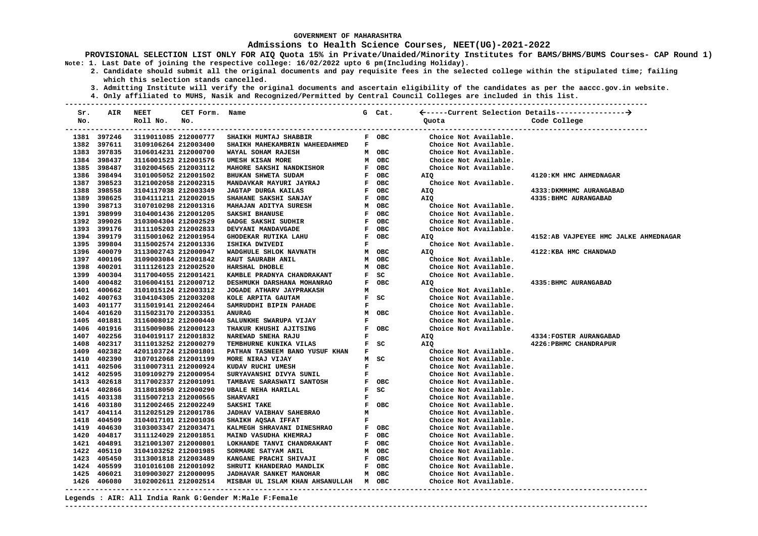GOVERNMENT OF MAHARASHTRA

# Admissions to Health Science Courses, NEET(UG)-2021-2022

**PROVISIONAL SELECTION LIST ONLY FOR AIQ Quota 15% in Private/Unaided/Minority Institutes for BAMS/BHMS/BUMS Courses- CAP Round 1)**

**Note: 1. Last Date of joining the respective college: 16/02/2022 upto 6 pm(Including Holiday).**

**2. Candidate should submit all the original documents and pay requisite fees in the selected college within the stipulated time; failing which this selection stands cancelled.**

**3. Admitting Institute will verify the original documents and ascertain eligibility of the candidates as per the aaccc.gov.in website.**

**4. Only affiliated to MUHS, Nasik and Recognized/Permitted by Central Council Colleges are included in this list.**

| Sr. No. | AIR | NEET Roll No. | CET Form. No. | Name | G | Cat. | Quota | Code College |
|---|---|---|---|---|---|---|---|---|
| 1381 | 397246 | 3119011085 | 212000777 | SHAIKH MUMTAJ SHABBIR | F | OBC | Choice Not Available. | |
| 1382 | 397611 | 3109106264 | 212003400 | SHAIKH MAHEKAMBRIN WAHEEDAHMED | F | | Choice Not Available. | |
| 1383 | 397835 | 3106014231 | 212000700 | WAYAL SOHAM RAJESH | M | OBC | Choice Not Available. | |
| 1384 | 398437 | 3116001523 | 212001576 | UMESH KISAN MORE | M | OBC | Choice Not Available. | |
| 1385 | 398487 | 3102004565 | 212003112 | MAHORE SAKSHI NANDKISHOR | F | OBC | Choice Not Available. | |
| 1386 | 398494 | 3101005052 | 212001502 | BHUKAN SHWETA SUDAM | F | OBC | AIQ | 4120:KM HMC AHMEDNAGAR |
| 1387 | 398523 | 3121002058 | 212002315 | MANDAVKAR MAYURI JAYRAJ | F | OBC | Choice Not Available. | |
| 1388 | 398558 | 3104117038 | 212003349 | JAGTAP DURGA KAILAS | F | OBC | AIQ | 4333:DKMMHMC AURANGABAD |
| 1389 | 398625 | 3104111211 | 212002015 | SHAHANE SAKSHI SANJAY | F | OBC | AIQ | 4335:BHMC AURANGABAD |
| 1390 | 398713 | 3107010298 | 212001316 | MAHAJAN ADITYA SURESH | M | OBC | Choice Not Available. | |
| 1391 | 398999 | 3104001436 | 212001205 | SAKSHI BHANUSE | F | OBC | Choice Not Available. | |
| 1392 | 399026 | 3103004304 | 212002529 | GADGE SAKSHI SUDHIR | F | OBC | Choice Not Available. | |
| 1393 | 399176 | 3111105203 | 212002833 | DEVYANI MANDAVGADE | F | OBC | Choice Not Available. | |
| 1394 | 399179 | 3115001062 | 212001954 | GHODEKAR RUTIKA LAHU | F | OBC | AIQ | 4152:AB VAJPEYEE HMC JALKE AHMEDNAGAR |
| 1395 | 399804 | 3115002574 | 212001336 | ISHIKA DWIVEDI | F | | Choice Not Available. | |
| 1396 | 400079 | 3113002743 | 212000947 | WADGHULE SHLOK NAVNATH | M | OBC | AIQ | 4122:KBA HMC CHANDWAD |
| 1397 | 400106 | 3109003084 | 212001842 | RAUT SAURABH ANIL | M | OBC | Choice Not Available. | |
| 1398 | 400201 | 3111126123 | 212002520 | HARSHAL DHOBLE | M | OBC | Choice Not Available. | |
| 1399 | 400304 | 3117004055 | 212001421 | KAMBLE PRADNYA CHANDRAKANT | F | SC | Choice Not Available. | |
| 1400 | 400482 | 3106004151 | 212000712 | DESHMUKH DARSHANA MOHANRAO | F | OBC | AIQ | 4335:BHMC AURANGABAD |
| 1401 | 400662 | 3101015124 | 212003312 | JOGADE ATHARV JAYPRAKASH | M | | Choice Not Available. | |
| 1402 | 400763 | 3104104305 | 212003208 | KOLE ARPITA GAUTAM | F | SC | Choice Not Available. | |
| 1403 | 401177 | 3115019141 | 212002464 | SAMRUDDHI BIPIN PAHADE | F | | Choice Not Available. | |
| 1404 | 401620 | 3115023170 | 212003351 | ANURAG | M | OBC | Choice Not Available. | |
| 1405 | 401881 | 3116008012 | 212000440 | SALUNKHE SWARUPA VIJAY | F | | Choice Not Available. | |
| 1406 | 401916 | 3115009086 | 212000123 | THAKUR KHUSHI AJITSING | F | OBC | Choice Not Available. | |
| 1407 | 402256 | 3104019117 | 212001832 | NAREWAD SNEHA RAJU | F | | AIQ | 4334:FOSTER AURANGABAD |
| 1408 | 402317 | 3111013252 | 212000279 | TEMBHURNE KUNIKA VILAS | F | SC | AIQ | 4226:PBHMC CHANDRAPUR |
| 1409 | 402382 | 4201103724 | 212001801 | PATHAN TASNEEM BANO YUSUF KHAN | F | | Choice Not Available. | |
| 1410 | 402390 | 3107012068 | 212001199 | MORE NIRAJ VIJAY | M | SC | Choice Not Available. | |
| 1411 | 402506 | 3110007311 | 212000924 | KUDAV RUCHI UMESH | F | | Choice Not Available. | |
| 1412 | 402595 | 3109109279 | 212000954 | SURYAVANSHI DIVYA SUNIL | F | | Choice Not Available. | |
| 1413 | 402618 | 3117002337 | 212001091 | TAMBAVE SARASWATI SANTOSH | F | OBC | Choice Not Available. | |
| 1414 | 402866 | 3118018050 | 212000290 | UBALE NEHA HARILAL | F | SC | Choice Not Available. | |
| 1415 | 403138 | 3115007213 | 212000565 | SHARVARI | F | | Choice Not Available. | |
| 1416 | 403180 | 3112002465 | 212002249 | SAKSHI TAKE | F | OBC | Choice Not Available. | |
| 1417 | 404114 | 3112025129 | 212001786 | JADHAV VAIBHAV SAHEBRAO | M | | Choice Not Available. | |
| 1418 | 404509 | 3104017101 | 212001036 | SHAIKH AQSAA IFFAT | F | | Choice Not Available. | |
| 1419 | 404630 | 3103003347 | 212003471 | KALMEGH SHRAVANI DINESHRAO | F | OBC | Choice Not Available. | |
| 1420 | 404817 | 3111124029 | 212001851 | MAIND VASUDHA KHEMRAJ | F | OBC | Choice Not Available. | |
| 1421 | 404891 | 3121001307 | 212000801 | LOKHANDE TANVI CHANDRAKANT | F | OBC | Choice Not Available. | |
| 1422 | 405110 | 3104103252 | 212001985 | SORMARE SATYAM ANIL | M | OBC | Choice Not Available. | |
| 1423 | 405450 | 3113001818 | 212003489 | KANGANE PRACHI SHIVAJI | F | OBC | Choice Not Available. | |
| 1424 | 405599 | 3101016108 | 212001092 | SHRUTI KHANDERAO MANDLIK | F | OBC | Choice Not Available. | |
| 1425 | 406021 | 3109003027 | 212000095 | JADHAVAR SANKET MANOHAR | M | OBC | Choice Not Available. | |
| 1426 | 406080 | 3102002611 | 212002514 | MISBAH UL ISLAM KHAN AHSANULLAH | M | OBC | Choice Not Available. | |

**Legends : AIR: All India Rank G:Gender M:Male F:Female**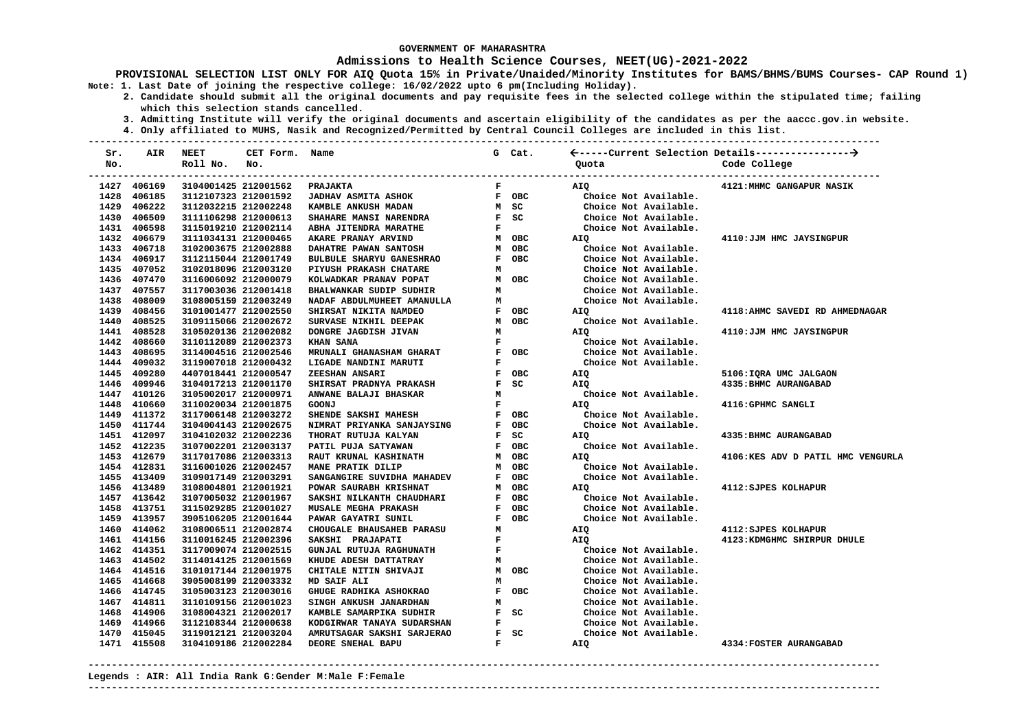GOVERNMENT OF MAHARASHTRA

# Admissions to Health Science Courses, NEET(UG)-2021-2022

**PROVISIONAL SELECTION LIST ONLY FOR AIQ Quota 15% in Private/Unaided/Minority Institutes for BAMS/BHMS/BUMS Courses- CAP Round 1)**

**Note: 1. Last Date of joining the respective college: 16/02/2022 upto 6 pm(Including Holiday).**

**2. Candidate should submit all the original documents and pay requisite fees in the selected college within the stipulated time; failing which this selection stands cancelled.**

**3. Admitting Institute will verify the original documents and ascertain eligibility of the candidates as per the aaccc.gov.in website.**

**4. Only affiliated to MUHS, Nasik and Recognized/Permitted by Central Council Colleges are included in this list.**

| Sr. No. | AIR | NEET Roll No. | CET Form. No. | Name | G | Cat. | Quota | Code College |
|---|---|---|---|---|---|---|---|---|
| 1427 | 406169 | 3104001425 | 212001562 | PRAJAKTA | F | | AIQ | 4121:MHMC GANGAPUR NASIK |
| 1428 | 406185 | 3112107323 | 212001592 | JADHAV ASMITA ASHOK | F | OBC | Choice Not Available. | |
| 1429 | 406222 | 3112032215 | 212002248 | KAMBLE ANKUSH MADAN | M | SC | Choice Not Available. | |
| 1430 | 406509 | 3111106298 | 212000613 | SHAHARE MANSI NARENDRA | F | SC | Choice Not Available. | |
| 1431 | 406598 | 3115019210 | 212002114 | ABHA JITENDRA MARATHE | F | | Choice Not Available. | |
| 1432 | 406679 | 3111034131 | 212000465 | AKARE PRANAY ARVIND | M | OBC | AIQ | 4110:JJM HMC JAYSINGPUR |
| 1433 | 406718 | 3102003675 | 212002888 | DAHATRE PAWAN SANTOSH | M | OBC | Choice Not Available. | |
| 1434 | 406917 | 3112115044 | 212001749 | BULBULE SHARYU GANESHRAO | F | OBC | Choice Not Available. | |
| 1435 | 407052 | 3102018096 | 212003120 | PIYUSH PRAKASH CHATARE | M | | Choice Not Available. | |
| 1436 | 407470 | 3116006092 | 212000079 | KOLWADKAR PRANAV POPAT | M | OBC | Choice Not Available. | |
| 1437 | 407557 | 3117003036 | 212001418 | BHALWANKAR SUDIP SUDHIR | M | | Choice Not Available. | |
| 1438 | 408009 | 3108005159 | 212003249 | NADAF ABDULMUHEET AMANULLA | M | | Choice Not Available. | |
| 1439 | 408456 | 3101001477 | 212002550 | SHIRSAT NIKITA NAMDEO | F | OBC | AIQ | 4118:AHMC SAVEDI RD AHMEDNAGAR |
| 1440 | 408525 | 3109115066 | 212002672 | SURVASE NIKHIL DEEPAK | M | OBC | Choice Not Available. | |
| 1441 | 408528 | 3105020136 | 212002082 | DONGRE JAGDISH JIVAN | M | | AIQ | 4110:JJM HMC JAYSINGPUR |
| 1442 | 408660 | 3110112089 | 212002373 | KHAN SANA | F | | Choice Not Available. | |
| 1443 | 408695 | 3114004516 | 212002546 | MRUNALI GHANASHAM GHARAT | F | OBC | Choice Not Available. | |
| 1444 | 409032 | 3119007018 | 212000432 | LIGADE NANDINI MARUTI | F | | Choice Not Available. | |
| 1445 | 409280 | 4407018441 | 212000547 | ZEESHAN ANSARI | F | OBC | AIQ | 5106:IQRA UMC JALGAON |
| 1446 | 409946 | 3104017213 | 212001170 | SHIRSAT PRADNYA PRAKASH | F | SC | AIQ | 4335:BHMC AURANGABAD |
| 1447 | 410126 | 3105002017 | 212000971 | ANWANE BALAJI BHASKAR | M | | Choice Not Available. | |
| 1448 | 410660 | 3110020034 | 212001875 | GOONJ | F | | AIQ | 4116:GPHMC SANGLI |
| 1449 | 411372 | 3117006148 | 212003272 | SHENDE SAKSHI MAHESH | F | OBC | Choice Not Available. | |
| 1450 | 411744 | 3104004143 | 212002675 | NIMRAT PRIYANKA SANJAYSING | F | OBC | Choice Not Available. | |
| 1451 | 412097 | 3104102032 | 212002236 | THORAT RUTUJA KALYAN | F | SC | AIQ | 4335:BHMC AURANGABAD |
| 1452 | 412235 | 3107002201 | 212003137 | PATIL PUJA SATYAWAN | F | OBC | Choice Not Available. | |
| 1453 | 412679 | 3117017086 | 212003313 | RAUT KRUNAL KASHINATH | M | OBC | AIQ | 4106:KES ADV D PATIL HMC VENGURLA |
| 1454 | 412831 | 3116001026 | 212002457 | MANE PRATIK DILIP | M | OBC | Choice Not Available. | |
| 1455 | 413409 | 3109017149 | 212003291 | SANGANGIRE SUVIDHA MAHADEV | F | OBC | Choice Not Available. | |
| 1456 | 413489 | 3108004801 | 212001921 | POWAR SAURABH KRISHNAT | M | OBC | AIQ | 4112:SJPES KOLHAPUR |
| 1457 | 413642 | 3107005032 | 212001967 | SAKSHI NILKANTH CHAUDHARI | F | OBC | Choice Not Available. | |
| 1458 | 413751 | 3115029285 | 212001027 | MUSALE MEGHA PRAKASH | F | OBC | Choice Not Available. | |
| 1459 | 413957 | 3905106205 | 212001644 | PAWAR GAYATRI SUNIL | F | OBC | Choice Not Available. | |
| 1460 | 414062 | 3108006511 | 212002874 | CHOUGALE BHAUSAHEB PARASU | M | | AIQ | 4112:SJPES KOLHAPUR |
| 1461 | 414156 | 3110016245 | 212002396 | SAKSHI PRAJAPATI | F | | AIQ | 4123:KDMGHMC SHIRPUR DHULE |
| 1462 | 414351 | 3117009074 | 212002515 | GUNJAL RUTUJA RAGHUNATH | F | | Choice Not Available. | |
| 1463 | 414502 | 3114014125 | 212001569 | KHUDE ADESH DATTATRAY | M | | Choice Not Available. | |
| 1464 | 414516 | 3101017144 | 212001975 | CHITALE NITIN SHIVAJI | M | OBC | Choice Not Available. | |
| 1465 | 414668 | 3905008199 | 212003332 | MD SAIF ALI | M | | Choice Not Available. | |
| 1466 | 414745 | 3105003123 | 212003016 | GHUGE RADHIKA ASHOKRAO | F | OBC | Choice Not Available. | |
| 1467 | 414811 | 3110109156 | 212001023 | SINGH ANKUSH JANARDHAN | M | | Choice Not Available. | |
| 1468 | 414906 | 3108004321 | 212002017 | KAMBLE SAMARPIKA SUDHIR | F | SC | Choice Not Available. | |
| 1469 | 414966 | 3112108344 | 212000638 | KODGIRWAR TANAYA SUDARSHAN | F | | Choice Not Available. | |
| 1470 | 415045 | 3119012121 | 212003204 | AMRUTSAGAR SAKSHI SARJERAO | F | SC | Choice Not Available. | |
| 1471 | 415508 | 3104109186 | 212002284 | DEORE SNEHAL BAPU | F | | AIQ | 4334:FOSTER AURANGABAD |

**Legends : AIR: All India Rank G:Gender M:Male F:Female**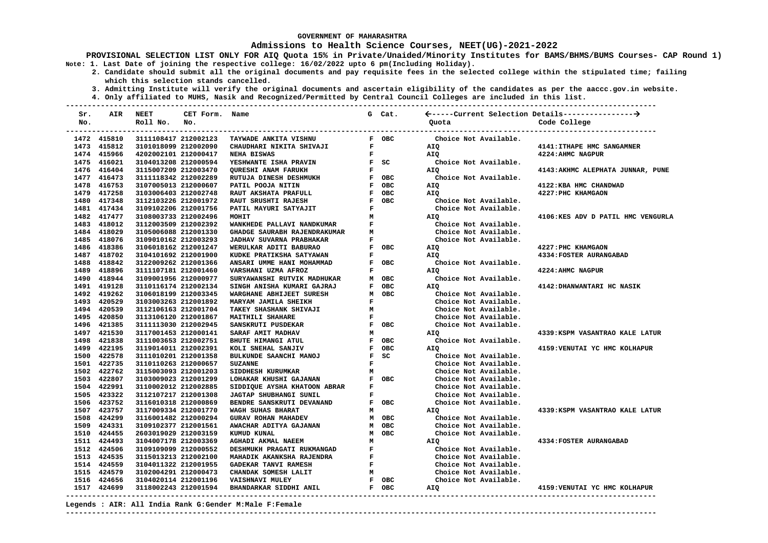GOVERNMENT OF MAHARASHTRA

## Admissions to Health Science Courses, NEET(UG)-2021-2022

**PROVISIONAL SELECTION LIST ONLY FOR AIQ Quota 15% in Private/Unaided/Minority Institutes for BAMS/BHMS/BUMS Courses- CAP Round 1)**

Note: 1. Last Date of joining the respective college: 16/02/2022 upto 6 pm(Including Holiday).

2. Candidate should submit all the original documents and pay requisite fees in the selected college within the stipulated time; failing which this selection stands cancelled.

3. Admitting Institute will verify the original documents and ascertain eligibility of the candidates as per the aaccc.gov.in website.

4. Only affiliated to MUHS, Nasik and Recognized/Permitted by Central Council Colleges are included in this list.

| Sr. No. | AIR | NEET Roll No. | CET Form. No. | Name | G | Cat. | Quota | Code College |
|---|---|---|---|---|---|---|---|---|
| 1472 | 415810 | 3111108417 | 212002123 | TAYWADE ANKITA VISHNU | F | OBC | Choice Not Available. | |
| 1473 | 415812 | 3101018099 | 212002090 | CHAUDHARI NIKITA SHIVAJI | F | | AIQ | 4141:ITHAPE HMC SANGAMNER |
| 1474 | 415966 | 4202002101 | 212000417 | NEHA BISWAS | F | | AIQ | 4224:AHMC NAGPUR |
| 1475 | 416021 | 3104013208 | 212000594 | YESHWANTE ISHA PRAVIN | F | SC | Choice Not Available. | |
| 1476 | 416404 | 3115007209 | 212003470 | QURESHI ANAM FARUKH | F | | AIQ | 4143:AKHMC ALEPHATA JUNNAR, PUNE |
| 1477 | 416473 | 3111118342 | 212002289 | RUTUJA DINESH DESHMUKH | F | OBC | Choice Not Available. | |
| 1478 | 416753 | 3107005013 | 212000607 | PATIL POOJA NITIN | F | OBC | AIQ | 4122:KBA HMC CHANDWAD |
| 1479 | 417258 | 3103006403 | 212002748 | RAUT AKSHATA PRAFULL | F | OBC | AIQ | 4227:PHC KHAMGAON |
| 1480 | 417348 | 3112103226 | 212001972 | RAUT SRUSHTI RAJESH | F | OBC | Choice Not Available. | |
| 1481 | 417434 | 3109102206 | 212001756 | PATIL MAYURI SATYAJIT | F | | Choice Not Available. | |
| 1482 | 417477 | 3108003733 | 212002496 | MOHIT | M | | AIQ | 4106:KES ADV D PATIL HMC VENGURLA |
| 1483 | 418012 | 3112003509 | 212002392 | WANKHEDE PALLAVI NANDKUMAR | F | | Choice Not Available. | |
| 1484 | 418029 | 3105006088 | 212001330 | GHADGE SAURABH RAJENDRAKUMAR | M | | Choice Not Available. | |
| 1485 | 418076 | 3109010162 | 212003293 | JADHAV SUVARNA PRABHAKAR | F | | Choice Not Available. | |
| 1486 | 418386 | 3106018162 | 212001247 | WERULKAR ADITI BABURAO | F | OBC | AIQ | 4227:PHC KHAMGAON |
| 1487 | 418702 | 3104101692 | 212001900 | KUDKE PRATIKSHA SATYAWAN | F | | AIQ | 4334:FOSTER AURANGABAD |
| 1488 | 418842 | 3122009262 | 212001366 | ANSARI UMME HANI MOHAMMAD | F | OBC | Choice Not Available. | |
| 1489 | 418896 | 3111107181 | 212001460 | VARSHANI UZMA AFROZ | F | | AIQ | 4224:AHMC NAGPUR |
| 1490 | 418944 | 3109001956 | 212000977 | SURYAWANSHI RUTVIK MADHUKAR | M | OBC | Choice Not Available. | |
| 1491 | 419128 | 3110116174 | 212002134 | SINGH ANISHA KUMARI GAJRAJ | F | OBC | AIQ | 4142:DHANWANTARI HC NASIK |
| 1492 | 419262 | 3106018199 | 212003345 | WARGHANE ABHIJEET SURESH | M | OBC | Choice Not Available. | |
| 1493 | 420529 | 3103003263 | 212001892 | MARYAM JAMILA SHEIKH | F | | Choice Not Available. | |
| 1494 | 420539 | 3112106163 | 212001704 | TAKEY SHASHANK SHIVAJI | M | | Choice Not Available. | |
| 1495 | 420850 | 3113106120 | 212001867 | MAITHILI SHAHARE | F | | Choice Not Available. | |
| 1496 | 421385 | 3111113030 | 212002945 | SANSKRUTI PUSDEKAR | F | OBC | Choice Not Available. | |
| 1497 | 421530 | 3117001453 | 212000141 | SARAF AMIT MADHAV | M | | AIQ | 4339:KSPM VASANTRAO KALE LATUR |
| 1498 | 421838 | 3111003653 | 212002751 | BHUTE HIMANGI ATUL | F | OBC | Choice Not Available. | |
| 1499 | 422195 | 3119014011 | 212002391 | KOLI SNEHAL SANJIV | F | OBC | AIQ | 4159:VENUTAI YC HMC KOLHAPUR |
| 1500 | 422578 | 3111010201 | 212001358 | BULKUNDE SAANCHI MANOJ | F | SC | Choice Not Available. | |
| 1501 | 422735 | 3110110263 | 212000657 | SUZANNE | F | | Choice Not Available. | |
| 1502 | 422762 | 3115003093 | 212001203 | SIDDHESH KURUMKAR | M | | Choice Not Available. | |
| 1503 | 422807 | 3103009023 | 212001299 | LOHAKAR KHUSHI GAJANAN | F | OBC | Choice Not Available. | |
| 1504 | 422991 | 3110002012 | 212002885 | SIDDIQUE AYSHA KHATOON ABRAR | F | | Choice Not Available. | |
| 1505 | 423322 | 3112107217 | 212001308 | JAGTAP SHUBHANGI SUNIL | F | | Choice Not Available. | |
| 1506 | 423752 | 3116010318 | 212000869 | BENDRE SANSKRUTI DEVANAND | F | OBC | Choice Not Available. | |
| 1507 | 423757 | 3117009334 | 212001770 | WAGH SUHAS BHARAT | M | | AIQ | 4339:KSPM VASANTRAO KALE LATUR |
| 1508 | 424299 | 3116001482 | 212000294 | GURAV ROHAN MAHADEV | M | OBC | Choice Not Available. | |
| 1509 | 424331 | 3109102377 | 212001561 | AWACHAR ADITYA GAJANAN | M | OBC | Choice Not Available. | |
| 1510 | 424455 | 2603019029 | 212003159 | KUMUD KUNAL | M | OBC | Choice Not Available. | |
| 1511 | 424493 | 3104007178 | 212003369 | AGHADI AKMAL NAEEM | M | | AIQ | 4334:FOSTER AURANGABAD |
| 1512 | 424506 | 3109109099 | 212000552 | DESHMUKH PRAGATI RUKMANGAD | F | | Choice Not Available. | |
| 1513 | 424535 | 3115013213 | 212002100 | MAHADIK AKANKSHA RAJENDRA | F | | Choice Not Available. | |
| 1514 | 424559 | 3104011322 | 212001955 | GADEKAR TANVI RAMESH | F | | Choice Not Available. | |
| 1515 | 424579 | 3102004291 | 212000473 | CHANDAK SOMESH LALIT | M | | Choice Not Available. | |
| 1516 | 424656 | 3104020114 | 212001196 | VAISHNAVI MULEY | F | OBC | Choice Not Available. | |
| 1517 | 424699 | 3118002243 | 212001594 | BHANDARKAR SIDDHI ANIL | F | OBC | AIQ | 4159:VENUTAI YC HMC KOLHAPUR |

Legends : AIR: All India Rank G:Gender M:Male F:Female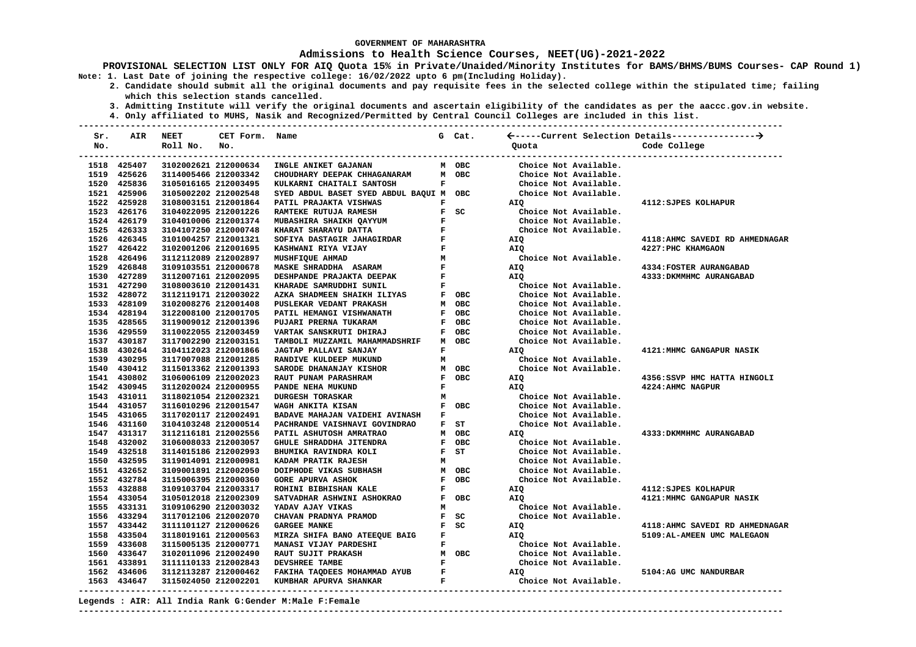GOVERNMENT OF MAHARASHTRA

## Admissions to Health Science Courses, NEET(UG)-2021-2022

**PROVISIONAL SELECTION LIST ONLY FOR AIQ Quota 15% in Private/Unaided/Minority Institutes for BAMS/BHMS/BUMS Courses- CAP Round 1)**

**Note: 1. Last Date of joining the respective college: 16/02/2022 upto 6 pm(Including Holiday).**

**2. Candidate should submit all the original documents and pay requisite fees in the selected college within the stipulated time; failing which this selection stands cancelled.**

**3. Admitting Institute will verify the original documents and ascertain eligibility of the candidates as per the aaccc.gov.in website.**

**4. Only affiliated to MUHS, Nasik and Recognized/Permitted by Central Council Colleges are included in this list.**

| Sr. No. | AIR | NEET Roll No. | CET Form. No. | Name | G | Cat. | Quota | Code College |
|---|---|---|---|---|---|---|---|---|
| 1518 | 425407 | 3102002621 | 212000634 | INGLE ANIKET GAJANAN | M | OBC | Choice Not Available. | |
| 1519 | 425626 | 3114005466 | 212003342 | CHOUDHARY DEEPAK CHHAGANARAM | M | OBC | Choice Not Available. | |
| 1520 | 425836 | 3105016165 | 212003495 | KULKARNI CHAITALI SANTOSH | F | | Choice Not Available. | |
| 1521 | 425906 | 3105002202 | 212002548 | SYED ABDUL BASET SYED ABDUL BAQUI | M | OBC | Choice Not Available. | |
| 1522 | 425928 | 3108003151 | 212001864 | PATIL PRAJAKTA VISHWAS | F | | AIQ | 4112:SJPES KOLHAPUR |
| 1523 | 426176 | 3104022095 | 212001226 | RAMTEKE RUTUJA RAMESH | F | SC | Choice Not Available. | |
| 1524 | 426179 | 3104010006 | 212001374 | MUBASHIRA SHAIKH QAYYUM | F | | Choice Not Available. | |
| 1525 | 426333 | 3104107250 | 212000748 | KHARAT SHARAYU DATTA | F | | Choice Not Available. | |
| 1526 | 426345 | 3101004257 | 212001321 | SOFIYA DASTAGIR JAHAGIRDAR | F | | AIQ | 4118:AHMC SAVEDI RD AHMEDNAGAR |
| 1527 | 426422 | 3102001206 | 212001695 | KASHWANI RIYA VIJAY | F | | AIQ | 4227:PHC KHAMGAON |
| 1528 | 426496 | 3112112089 | 212002897 | MUSHFIQUE AHMAD | M | | Choice Not Available. | |
| 1529 | 426848 | 3109103551 | 212000678 | MASKE SHRADDHA ASARAM | F | | AIQ | 4334:FOSTER AURANGABAD |
| 1530 | 427289 | 3112007161 | 212002095 | DESHPANDE PRAJAKTA DEEPAK | F | | AIQ | 4333:DKMMHMC AURANGABAD |
| 1531 | 427290 | 3108003610 | 212001431 | KHARADE SAMRUDDHI SUNIL | F | | Choice Not Available. | |
| 1532 | 428072 | 3112119171 | 212003022 | AZKA SHADMEEN SHAIKH ILIYAS | F | OBC | Choice Not Available. | |
| 1533 | 428109 | 3102008276 | 212001408 | PUSLEKAR VEDANT PRAKASH | M | OBC | Choice Not Available. | |
| 1534 | 428194 | 3122008100 | 212001705 | PATIL HEMANGI VISHWANATH | F | OBC | Choice Not Available. | |
| 1535 | 428565 | 3119009012 | 212001396 | PUJARI PRERNA TUKARAM | F | OBC | Choice Not Available. | |
| 1536 | 429559 | 3110022055 | 212003459 | VARTAK SANSKRUTI DHIRAJ | F | OBC | Choice Not Available. | |
| 1537 | 430187 | 3117002290 | 212003151 | TAMBOLI MUZZAMIL MAHAMMADSHRIF | M | OBC | Choice Not Available. | |
| 1538 | 430264 | 3104112023 | 212001866 | JAGTAP PALLAVI SANJAY | F | | AIQ | 4121:MHMC GANGAPUR NASIK |
| 1539 | 430295 | 3117007088 | 212001285 | RANDIVE KULDEEP MUKUND | M | | Choice Not Available. | |
| 1540 | 430412 | 3115013362 | 212001393 | SARODE DHANANJAY KISHOR | M | OBC | Choice Not Available. | |
| 1541 | 430802 | 3106006109 | 212002023 | RAUT PUNAM PARASHRAM | F | OBC | AIQ | 4356:SSVP HMC HATTA HINGOLI |
| 1542 | 430945 | 3112020024 | 212000955 | PANDE NEHA MUKUND | F | | AIQ | 4224:AHMC NAGPUR |
| 1543 | 431011 | 3118021054 | 212002321 | DURGESH TORASKAR | M | | Choice Not Available. | |
| 1544 | 431057 | 3116010296 | 212001547 | WAGH ANKITA KISAN | F | OBC | Choice Not Available. | |
| 1545 | 431065 | 3117020117 | 212002491 | BADAVE MAHAJAN VAIDEHI AVINASH | F | | Choice Not Available. | |
| 1546 | 431160 | 3104103248 | 212000514 | PACHRANDE VAISHNAVI GOVINDRAO | F | ST | Choice Not Available. | |
| 1547 | 431317 | 3112116181 | 212002556 | PATIL ASHUTOSH AMRATRAO | M | OBC | AIQ | 4333:DKMMHMC AURANGABAD |
| 1548 | 432002 | 3106008033 | 212003057 | GHULE SHRADDHA JITENDRA | F | OBC | Choice Not Available. | |
| 1549 | 432518 | 3114015186 | 212002993 | BHUMIKA RAVINDRA KOLI | F | ST | Choice Not Available. | |
| 1550 | 432595 | 3119014091 | 212000981 | KADAM PRATIK RAJESH | M | | Choice Not Available. | |
| 1551 | 432652 | 3109001891 | 212002050 | DOIPHODE VIKAS SUBHASH | M | OBC | Choice Not Available. | |
| 1552 | 432784 | 3115006395 | 212000360 | GORE APURVA ASHOK | F | OBC | Choice Not Available. | |
| 1553 | 432888 | 3109103704 | 212003317 | ROHINI BIBHISHAN KALE | F | | AIQ | 4112:SJPES KOLHAPUR |
| 1554 | 433054 | 3105012018 | 212002309 | SATVADHAR ASHWINI ASHOKRAO | F | OBC | AIQ | 4121:MHMC GANGAPUR NASIK |
| 1555 | 433131 | 3109106290 | 212003032 | YADAV AJAY VIKAS | M | | Choice Not Available. | |
| 1556 | 433294 | 3117012106 | 212002070 | CHAVAN PRADNYA PRAMOD | F | SC | Choice Not Available. | |
| 1557 | 433442 | 3111101127 | 212000626 | GARGEE MANKE | F | SC | AIQ | 4118:AHMC SAVEDI RD AHMEDNAGAR |
| 1558 | 433504 | 3118019161 | 212000563 | MIRZA SHIFA BANO ATEEQUE BAIG | F | | AIQ | 5109:AL-AMEEN UMC MALEGAON |
| 1559 | 433608 | 3115005135 | 212000771 | MANASI VIJAY PARDESHI | F | | Choice Not Available. | |
| 1560 | 433647 | 3102011096 | 212002490 | RAUT SUJIT PRAKASH | M | OBC | Choice Not Available. | |
| 1561 | 433891 | 3111110133 | 212002843 | DEVSHREE TAMBE | F | | Choice Not Available. | |
| 1562 | 434606 | 3112113287 | 212000462 | FAKIHA TAQDEES MOHAMMAD AYUB | F | | AIQ | 5104:AG UMC NANDURBAR |
| 1563 | 434647 | 3115024050 | 212002201 | KUMBHAR APURVA SHANKAR | F | | Choice Not Available. | |

**Legends : AIR: All India Rank G:Gender M:Male F:Female**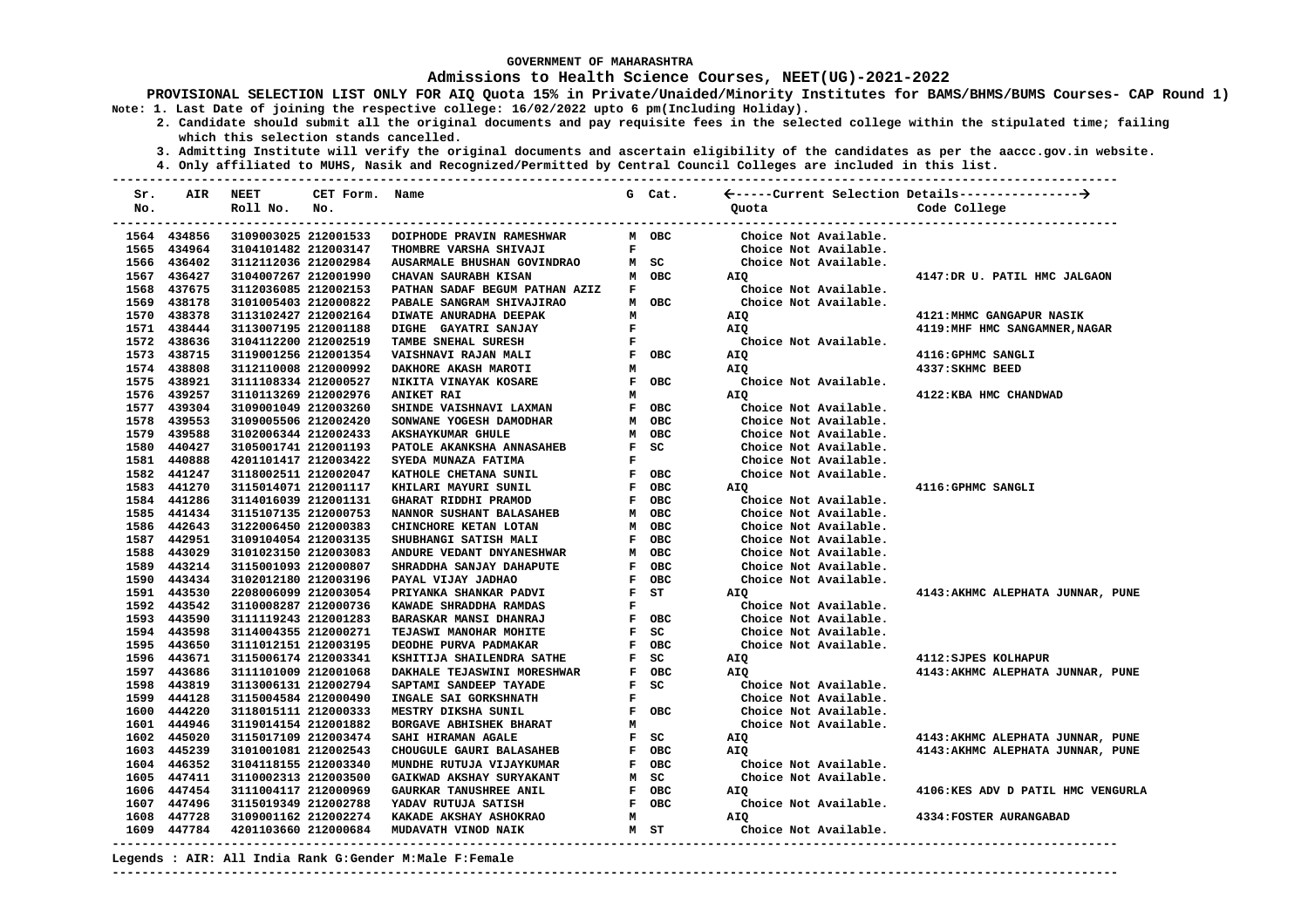**GOVERNMENT OF MAHARASHTRA**

**Admissions to Health Science Courses, NEET(UG)-2021-2022**

**PROVISIONAL SELECTION LIST ONLY FOR AIQ Quota 15% in Private/Unaided/Minority Institutes for BAMS/BHMS/BUMS Courses- CAP Round 1)**

**Note: 1. Last Date of joining the respective college: 16/02/2022 upto 6 pm(Including Holiday).**

**2. Candidate should submit all the original documents and pay requisite fees in the selected college within the stipulated time; failing which this selection stands cancelled.**

**3. Admitting Institute will verify the original documents and ascertain eligibility of the candidates as per the aaccc.gov.in website.**

**4. Only affiliated to MUHS, Nasik and Recognized/Permitted by Central Council Colleges are included in this list.**

| Sr. No. | AIR | NEET Roll No. | CET Form. No. | Name | G | Cat. | Quota | Code College |
|---|---|---|---|---|---|---|---|---|
| 1564 | 434856 | 3109003025 | 212001533 | DOIPHODE PRAVIN RAMESHWAR | M | OBC | Choice Not Available. | |
| 1565 | 434964 | 3104101482 | 212003147 | THOMBRE VARSHA SHIVAJI | F | | Choice Not Available. | |
| 1566 | 436402 | 3112112036 | 212002984 | AUSARMALE BHUSHAN GOVINDRAO | M | SC | Choice Not Available. | |
| 1567 | 436427 | 3104007267 | 212001990 | CHAVAN SAURABH KISAN | M | OBC | AIQ | 4147:DR U. PATIL HMC JALGAON |
| 1568 | 437675 | 3112036085 | 212002153 | PATHAN SADAF BEGUM PATHAN AZIZ | F | | Choice Not Available. | |
| 1569 | 438178 | 3101005403 | 212000822 | PABALE SANGRAM SHIVAJIRAO | M | OBC | Choice Not Available. | |
| 1570 | 438378 | 3113102427 | 212002164 | DIWATE ANURADHA DEEPAK | M | | AIQ | 4121:MHMC GANGAPUR NASIK |
| 1571 | 438444 | 3113007195 | 212001188 | DIGHE GAYATRI SANJAY | F | | AIQ | 4119:MHF HMC SANGAMNER,NAGAR |
| 1572 | 438636 | 3104112200 | 212002519 | TAMBE SNEHAL SURESH | F | | Choice Not Available. | |
| 1573 | 438715 | 3119001256 | 212001354 | VAISHNAVI RAJAN MALI | F | OBC | AIQ | 4116:GPHMC SANGLI |
| 1574 | 438808 | 3112110008 | 212000992 | DAKHORE AKASH MAROTI | M | | AIQ | 4337:SKHMC BEED |
| 1575 | 438921 | 3111108334 | 212000527 | NIKITA VINAYAK KOSARE | F | OBC | Choice Not Available. | |
| 1576 | 439257 | 3110113269 | 212002976 | ANIKET RAI | M | | AIQ | 4122:KBA HMC CHANDWAD |
| 1577 | 439304 | 3109001049 | 212003260 | SHINDE VAISHNAVI LAXMAN | F | OBC | Choice Not Available. | |
| 1578 | 439553 | 3109005506 | 212002420 | SONWANE YOGESH DAMODHAR | M | OBC | Choice Not Available. | |
| 1579 | 439588 | 3102006344 | 212002433 | AKSHAYKUMAR GHULE | M | OBC | Choice Not Available. | |
| 1580 | 440427 | 3105001741 | 212001193 | PATOLE AKANKSHA ANNASAHEB | F | SC | Choice Not Available. | |
| 1581 | 440888 | 4201101417 | 212003422 | SYEDA MUNAZA FATIMA | F | | Choice Not Available. | |
| 1582 | 441247 | 3118002511 | 212002047 | KATHOLE CHETANA SUNIL | F | OBC | Choice Not Available. | |
| 1583 | 441270 | 3115014071 | 212001117 | KHILARI MAYURI SUNIL | F | OBC | AIQ | 4116:GPHMC SANGLI |
| 1584 | 441286 | 3114016039 | 212001131 | GHARAT RIDDHI PRAMOD | F | OBC | Choice Not Available. | |
| 1585 | 441434 | 3115107135 | 212000753 | NANNOR SUSHANT BALASAHEB | M | OBC | Choice Not Available. | |
| 1586 | 442643 | 3122006450 | 212000383 | CHINCHORE KETAN LOTAN | M | OBC | Choice Not Available. | |
| 1587 | 442951 | 3109104054 | 212003135 | SHUBHANGI SATISH MALI | F | OBC | Choice Not Available. | |
| 1588 | 443029 | 3101023150 | 212003083 | ANDURE VEDANT DNYANESHWAR | M | OBC | Choice Not Available. | |
| 1589 | 443214 | 3115001093 | 212000807 | SHRADDHA SANJAY DAHAPUTE | F | OBC | Choice Not Available. | |
| 1590 | 443434 | 3102012180 | 212003196 | PAYAL VIJAY JADHAO | F | OBC | Choice Not Available. | |
| 1591 | 443530 | 2208006099 | 212003054 | PRIYANKA SHANKAR PADVI | F | ST | AIQ | 4143:AKHMC ALEPHATA JUNNAR, PUNE |
| 1592 | 443542 | 3110008287 | 212000736 | KAWADE SHRADDHA RAMDAS | F | | Choice Not Available. | |
| 1593 | 443590 | 3111119243 | 212001283 | BARASKAR MANSI DHANRAJ | F | OBC | Choice Not Available. | |
| 1594 | 443598 | 3114004355 | 212000271 | TEJASWI MANOHAR MOHITE | F | SC | Choice Not Available. | |
| 1595 | 443650 | 3111012151 | 212003195 | DEODHE PURVA PADMAKAR | F | OBC | Choice Not Available. | |
| 1596 | 443671 | 3115006174 | 212003341 | KSHITIJA SHAILENDRA SATHE | F | SC | AIQ | 4112:SJPES KOLHAPUR |
| 1597 | 443686 | 3111101009 | 212001068 | DAKHALE TEJASWINI MORESHWAR | F | OBC | AIQ | 4143:AKHMC ALEPHATA JUNNAR, PUNE |
| 1598 | 443819 | 3113006131 | 212002794 | SAPTAMI SANDEEP TAYADE | F | SC | Choice Not Available. | |
| 1599 | 444128 | 3115004584 | 212000490 | INGALE SAI GORKSHNATH | F | | Choice Not Available. | |
| 1600 | 444220 | 3118015111 | 212000333 | MESTRY DIKSHA SUNIL | F | OBC | Choice Not Available. | |
| 1601 | 444946 | 3119014154 | 212001882 | BORGAVE ABHISHEK BHARAT | M | | Choice Not Available. | |
| 1602 | 445020 | 3115017109 | 212003474 | SAHI HIRAMAN AGALE | F | SC | AIQ | 4143:AKHMC ALEPHATA JUNNAR, PUNE |
| 1603 | 445239 | 3101001081 | 212002543 | CHOUGULE GAURI BALASAHEB | F | OBC | AIQ | 4143:AKHMC ALEPHATA JUNNAR, PUNE |
| 1604 | 446352 | 3104118155 | 212003340 | MUNDHE RUTUJA VIJAYKUMAR | F | OBC | Choice Not Available. | |
| 1605 | 447411 | 3110002313 | 212003500 | GAIKWAD AKSHAY SURYAKANT | M | SC | Choice Not Available. | |
| 1606 | 447454 | 3111004117 | 212000969 | GAURKAR TANUSHREE ANIL | F | OBC | AIQ | 4106:KES ADV D PATIL HMC VENGURLA |
| 1607 | 447496 | 3115019349 | 212002788 | YADAV RUTUJA SATISH | F | OBC | Choice Not Available. | |
| 1608 | 447728 | 3109001162 | 212002274 | KAKADE AKSHAY ASHOKRAO | M | | AIQ | 4334:FOSTER AURANGABAD |
| 1609 | 447784 | 4201103660 | 212000684 | MUDAVATH VINOD NAIK | M | ST | Choice Not Available. | |

**Legends : AIR: All India Rank G:Gender M:Male F:Female**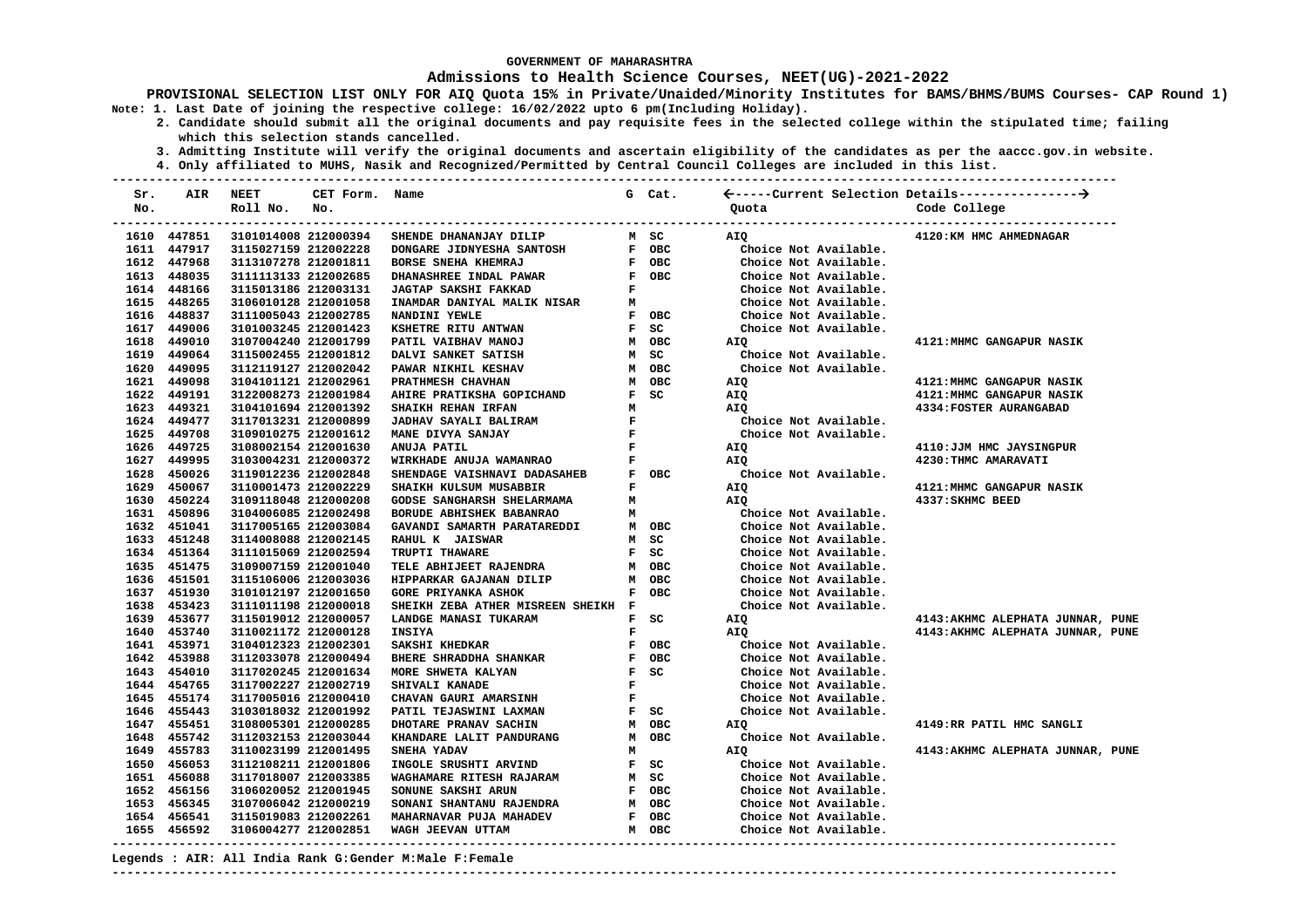GOVERNMENT OF MAHARASHTRA

## Admissions to Health Science Courses, NEET(UG)-2021-2022

**PROVISIONAL SELECTION LIST ONLY FOR AIQ Quota 15% in Private/Unaided/Minority Institutes for BAMS/BHMS/BUMS Courses- CAP Round 1)**

Note: 1. Last Date of joining the respective college: 16/02/2022 upto 6 pm(Including Holiday).
2. Candidate should submit all the original documents and pay requisite fees in the selected college within the stipulated time; failing which this selection stands cancelled.
3. Admitting Institute will verify the original documents and ascertain eligibility of the candidates as per the aaccc.gov.in website.
4. Only affiliated to MUHS, Nasik and Recognized/Permitted by Central Council Colleges are included in this list.

| Sr. No. | AIR | NEET Roll No. | CET Form. No. | Name | G | Cat. | Quota | Code College |
|---|---|---|---|---|---|---|---|---|
| 1610 | 447851 | 3101014008 | 212000394 | SHENDE DHANANJAY DILIP | M | SC | AIQ | 4120:KM HMC AHMEDNAGAR |
| 1611 | 447917 | 3115027159 | 212002228 | DONGARE JIDNYESHA SANTOSH | F | OBC | Choice Not Available. | |
| 1612 | 447968 | 3113107278 | 212001811 | BORSE SNEHA KHEMRAJ | F | OBC | Choice Not Available. | |
| 1613 | 448035 | 3111113133 | 212002685 | DHANASHREE INDAL PAWAR | F | OBC | Choice Not Available. | |
| 1614 | 448166 | 3115013186 | 212003131 | JAGTAP SAKSHI FAKKAD | F | | Choice Not Available. | |
| 1615 | 448265 | 3106010128 | 212001058 | INAMDAR DANIYAL MALIK NISAR | M | | Choice Not Available. | |
| 1616 | 448837 | 3111005043 | 212002785 | NANDINI YEWLE | F | OBC | Choice Not Available. | |
| 1617 | 449006 | 3101003245 | 212001423 | KSHETRE RITU ANTWAN | F | SC | Choice Not Available. | |
| 1618 | 449010 | 3107004240 | 212001799 | PATIL VAIBHAV MANOJ | M | OBC | AIQ | 4121:MHMC GANGAPUR NASIK |
| 1619 | 449064 | 3115002455 | 212001812 | DALVI SANKET SATISH | M | SC | Choice Not Available. | |
| 1620 | 449095 | 3112119127 | 212002042 | PAWAR NIKHIL KESHAV | M | OBC | Choice Not Available. | |
| 1621 | 449098 | 3104101121 | 212002961 | PRATHMESH CHAVHAN | M | OBC | AIQ | 4121:MHMC GANGAPUR NASIK |
| 1622 | 449191 | 3122008273 | 212001984 | AHIRE PRATIKSHA GOPICHAND | F | SC | AIQ | 4121:MHMC GANGAPUR NASIK |
| 1623 | 449321 | 3104101694 | 212001392 | SHAIKH REHAN IRFAN | M | | AIQ | 4334:FOSTER AURANGABAD |
| 1624 | 449477 | 3117013231 | 212000899 | JADHAV SAYALI BALIRAM | F | | Choice Not Available. | |
| 1625 | 449708 | 3109010275 | 212001612 | MANE DIVYA SANJAY | F | | Choice Not Available. | |
| 1626 | 449725 | 3108002154 | 212001630 | ANUJA PATIL | F | | AIQ | 4110:JJM HMC JAYSINGPUR |
| 1627 | 449995 | 3103004231 | 212000372 | WIRKHADE ANUJA WAMANRAO | F | | AIQ | 4230:THMC AMARAVATI |
| 1628 | 450026 | 3119012236 | 212002848 | SHENDAGE VAISHNAVI DADASAHEB | F | OBC | Choice Not Available. | |
| 1629 | 450067 | 3110001473 | 212002229 | SHAIKH KULSUM MUSABBIR | F | | AIQ | 4121:MHMC GANGAPUR NASIK |
| 1630 | 450224 | 3109118048 | 212000208 | GODSE SANGHARSH SHELARMAMA | M | | AIQ | 4337:SKHMC BEED |
| 1631 | 450896 | 3104006085 | 212002498 | BORUDE ABHISHEK BABANRAO | M | | Choice Not Available. | |
| 1632 | 451041 | 3117005165 | 212003084 | GAVANDI SAMARTH PARATAREDDI | M | OBC | Choice Not Available. | |
| 1633 | 451248 | 3114008088 | 212002145 | RAHUL K JAISWAR | M | SC | Choice Not Available. | |
| 1634 | 451364 | 3111015069 | 212002594 | TRUPTI THAWARE | F | SC | Choice Not Available. | |
| 1635 | 451475 | 3109007159 | 212001040 | TELE ABHIJEET RAJENDRA | M | OBC | Choice Not Available. | |
| 1636 | 451501 | 3115106006 | 212003036 | HIPPARKAR GAJANAN DILIP | M | OBC | Choice Not Available. | |
| 1637 | 451930 | 3101012197 | 212001650 | GORE PRIYANKA ASHOK | F | OBC | Choice Not Available. | |
| 1638 | 453423 | 3111011198 | 212000018 | SHEIKH ZEBA ATHER MISREEN SHEIKH | F | | Choice Not Available. | |
| 1639 | 453677 | 3115019012 | 212000057 | LANDGE MANASI TUKARAM | F | SC | AIQ | 4143:AKHMC ALEPHATA JUNNAR, PUNE |
| 1640 | 453740 | 3110021172 | 212000128 | INSIYA | F | | AIQ | 4143:AKHMC ALEPHATA JUNNAR, PUNE |
| 1641 | 453971 | 3104012323 | 212002301 | SAKSHI KHEDKAR | F | OBC | Choice Not Available. | |
| 1642 | 453988 | 3112033078 | 212000494 | BHERE SHRADDHA SHANKAR | F | OBC | Choice Not Available. | |
| 1643 | 454010 | 3117020245 | 212001634 | MORE SHWETA KALYAN | F | SC | Choice Not Available. | |
| 1644 | 454765 | 3117002227 | 212002719 | SHIVALI KANADE | F | | Choice Not Available. | |
| 1645 | 455174 | 3117005016 | 212000410 | CHAVAN GAURI AMARSINH | F | | Choice Not Available. | |
| 1646 | 455443 | 3103018032 | 212001992 | PATIL TEJASWINI LAXMAN | F | SC | Choice Not Available. | |
| 1647 | 455451 | 3108005301 | 212000285 | DHOTARE PRANAV SACHIN | M | OBC | AIQ | 4149:RR PATIL HMC SANGLI |
| 1648 | 455742 | 3112032153 | 212003044 | KHANDARE LALIT PANDURANG | M | OBC | Choice Not Available. | |
| 1649 | 455783 | 3110023199 | 212001495 | SNEHA YADAV | M | | AIQ | 4143:AKHMC ALEPHATA JUNNAR, PUNE |
| 1650 | 456053 | 3112108211 | 212001806 | INGOLE SRUSHTI ARVIND | F | SC | Choice Not Available. | |
| 1651 | 456088 | 3117018007 | 212003385 | WAGHAMARE RITESH RAJARAM | M | SC | Choice Not Available. | |
| 1652 | 456156 | 3106020052 | 212001945 | SONUNE SAKSHI ARUN | F | OBC | Choice Not Available. | |
| 1653 | 456345 | 3107006042 | 212000219 | SONANI SHANTANU RAJENDRA | M | OBC | Choice Not Available. | |
| 1654 | 456541 | 3115019083 | 212002261 | MAHARNAVAR PUJA MAHADEV | F | OBC | Choice Not Available. | |
| 1655 | 456592 | 3106004277 | 212002851 | WAGH JEEVAN UTTAM | M | OBC | Choice Not Available. | |

Legends : AIR: All India Rank G:Gender M:Male F:Female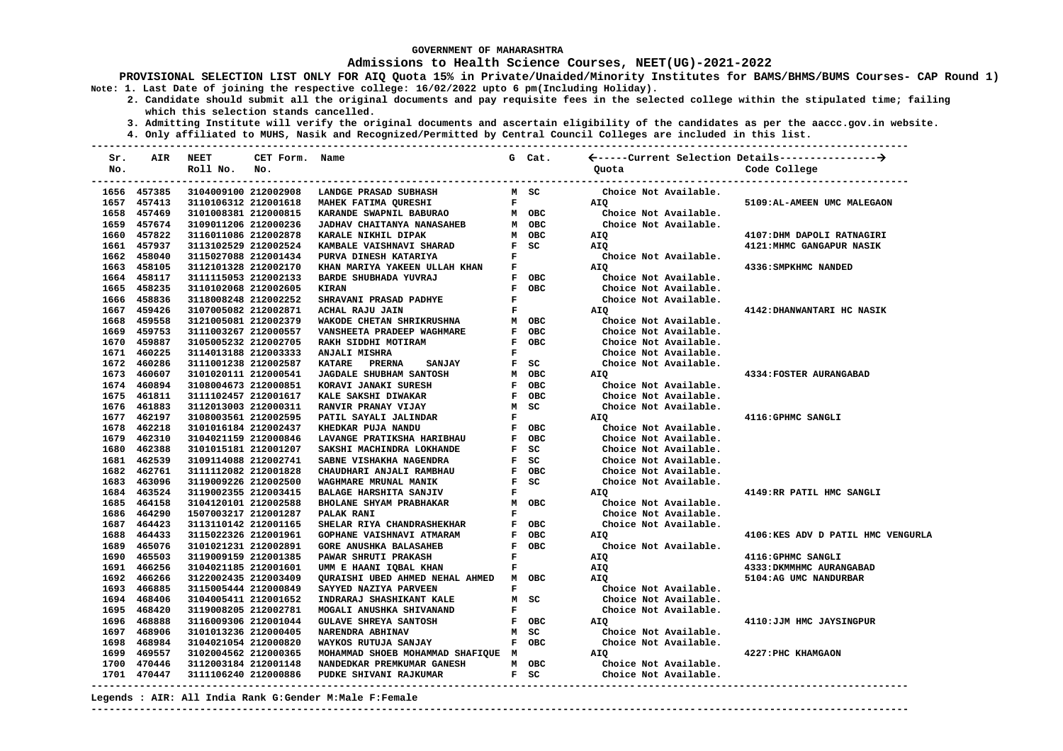GOVERNMENT OF MAHARASHTRA

## Admissions to Health Science Courses, NEET(UG)-2021-2022

**PROVISIONAL SELECTION LIST ONLY FOR AIQ Quota 15% in Private/Unaided/Minority Institutes for BAMS/BHMS/BUMS Courses- CAP Round 1)**

**Note: 1. Last Date of joining the respective college: 16/02/2022 upto 6 pm(Including Holiday).**

**2. Candidate should submit all the original documents and pay requisite fees in the selected college within the stipulated time; failing which this selection stands cancelled.**

**3. Admitting Institute will verify the original documents and ascertain eligibility of the candidates as per the aaccc.gov.in website.**

**4. Only affiliated to MUHS, Nasik and Recognized/Permitted by Central Council Colleges are included in this list.**

| Sr. No. | AIR | NEET Roll No. | CET Form. No. | Name | G | Cat. | Quota | Code College |
|---|---|---|---|---|---|---|---|---|
| 1656 | 457385 | 3104009100 | 212002908 | LANDGE PRASAD SUBHASH | M | SC | Choice Not Available. | |
| 1657 | 457413 | 3110106312 | 212001618 | MAHEK FATIMA QURESHI | F | | AIQ | 5109:AL-AMEEN UMC MALEGAON |
| 1658 | 457469 | 3101008381 | 212000815 | KARANDE SWAPNIL BABURAO | M | OBC | Choice Not Available. | |
| 1659 | 457674 | 3109011206 | 212000236 | JADHAV CHAITANYA NANASAHEB | M | OBC | Choice Not Available. | |
| 1660 | 457822 | 3116011086 | 212002878 | KARALE NIKHIL DIPAK | M | OBC | AIQ | 4107:DHM DAPOLI RATNAGIRI |
| 1661 | 457937 | 3113102529 | 212002524 | KAMBALE VAISHNAVI SHARAD | F | SC | AIQ | 4121:MHMC GANGAPUR NASIK |
| 1662 | 458040 | 3115027088 | 212001434 | PURVA DINESH KATARIYA | F | | Choice Not Available. | |
| 1663 | 458105 | 3112101328 | 212002170 | KHAN MARIYA YAKEEN ULLAH KHAN | F | | AIQ | 4336:SMPKHMC NANDED |
| 1664 | 458117 | 3111115053 | 212002133 | BARDE SHUBHADA YUVRAJ | F | OBC | Choice Not Available. | |
| 1665 | 458235 | 3110102068 | 212002605 | KIRAN | F | OBC | Choice Not Available. | |
| 1666 | 458836 | 3118008248 | 212002252 | SHRAVANI PRASAD PADHYE | F | | Choice Not Available. | |
| 1667 | 459426 | 3107005082 | 212002871 | ACHAL RAJU JAIN | F | | AIQ | 4142:DHANWANTARI HC NASIK |
| 1668 | 459558 | 3121005081 | 212002379 | WAKODE CHETAN SHRIKRUSHNA | M | OBC | Choice Not Available. | |
| 1669 | 459753 | 3111003267 | 212000557 | VANSHEETA PRADEEP WAGHMARE | F | OBC | Choice Not Available. | |
| 1670 | 459887 | 3105005232 | 212002705 | RAKH SIDDHI MOTIRAM | F | OBC | Choice Not Available. | |
| 1671 | 460225 | 3114013188 | 212003333 | ANJALI MISHRA | F | | Choice Not Available. | |
| 1672 | 460286 | 3111001238 | 212002587 | KATARE PRERNA SANJAY | F | SC | Choice Not Available. | |
| 1673 | 460607 | 3101020111 | 212000541 | JAGDALE SHUBHAM SANTOSH | M | OBC | AIQ | 4334:FOSTER AURANGABAD |
| 1674 | 460894 | 3108004673 | 212000851 | KORAVI JANAKI SURESH | F | OBC | Choice Not Available. | |
| 1675 | 461811 | 3111102457 | 212001617 | KALE SAKSHI DIWAKAR | F | OBC | Choice Not Available. | |
| 1676 | 461883 | 3112013003 | 212000311 | RANVIR PRANAY VIJAY | M | SC | Choice Not Available. | |
| 1677 | 462197 | 3108003561 | 212002595 | PATIL SAYALI JALINDAR | F | | AIQ | 4116:GPHMC SANGLI |
| 1678 | 462218 | 3101016184 | 212002437 | KHEDKAR PUJA NANDU | F | OBC | Choice Not Available. | |
| 1679 | 462310 | 3104021159 | 212000846 | LAVANGE PRATIKSHA HARIBHAU | F | OBC | Choice Not Available. | |
| 1680 | 462388 | 3101015181 | 212001207 | SAKSHI MACHINDRA LOKHANDE | F | SC | Choice Not Available. | |
| 1681 | 462539 | 3109114088 | 212002741 | SABNE VISHAKHA NAGENDRA | F | SC | Choice Not Available. | |
| 1682 | 462761 | 3111112082 | 212001828 | CHAUDHARI ANJALI RAMBHAU | F | OBC | Choice Not Available. | |
| 1683 | 463096 | 3119009226 | 212002500 | WAGHMARE MRUNAL MANIK | F | SC | Choice Not Available. | |
| 1684 | 463524 | 3119002355 | 212003415 | BALAGE HARSHITA SANJIV | F | | AIQ | 4149:RR PATIL HMC SANGLI |
| 1685 | 464158 | 3104120101 | 212002588 | BHOLANE SHYAM PRABHAKAR | M | OBC | Choice Not Available. | |
| 1686 | 464290 | 1507003217 | 212001287 | PALAK RANI | F | | Choice Not Available. | |
| 1687 | 464423 | 3113110142 | 212001165 | SHELAR RIYA CHANDRASHEKHAR | F | OBC | Choice Not Available. | |
| 1688 | 464433 | 3115022326 | 212001961 | GOPHANE VAISHNAVI ATMARAM | F | OBC | AIQ | 4106:KES ADV D PATIL HMC VENGURLA |
| 1689 | 465076 | 3101021231 | 212002891 | GORE ANUSHKA BALASAHEB | F | OBC | Choice Not Available. | |
| 1690 | 465503 | 3119009159 | 212001385 | PAWAR SHRUTI PRAKASH | F | | AIQ | 4116:GPHMC SANGLI |
| 1691 | 466256 | 3104021185 | 212001601 | UMM E HAANI IQBAL KHAN | F | | AIQ | 4333:DKMMHMC AURANGABAD |
| 1692 | 466266 | 3122002435 | 212003409 | QURAISHI UBED AHMED NEHAL AHMED | M | OBC | AIQ | 5104:AG UMC NANDURBAR |
| 1693 | 466885 | 3115005444 | 212000849 | SAYYED NAZIYA PARVEEN | F | | Choice Not Available. | |
| 1694 | 468406 | 3104005411 | 212001652 | INDRARAJ SHASHIKANT KALE | M | SC | Choice Not Available. | |
| 1695 | 468420 | 3119008205 | 212002781 | MOGALI ANUSHKA SHIVANAND | F | | Choice Not Available. | |
| 1696 | 468888 | 3116009306 | 212001044 | GULAVE SHREYA SANTOSH | F | OBC | AIQ | 4110:JJM HMC JAYSINGPUR |
| 1697 | 468906 | 3101013236 | 212000405 | NARENDRA ABHINAV | M | SC | Choice Not Available. | |
| 1698 | 468984 | 3104021054 | 212000820 | WAYKOS RUTUJA SANJAY | F | OBC | Choice Not Available. | |
| 1699 | 469557 | 3102004562 | 212000365 | MOHAMMAD SHOEB MOHAMMAD SHAFIQUE | M | | AIQ | 4227:PHC KHAMGAON |
| 1700 | 470446 | 3112003184 | 212001148 | NANDEDKAR PREMKUMAR GANESH | M | OBC | Choice Not Available. | |
| 1701 | 470447 | 3111106240 | 212000886 | PUDKE SHIVANI RAJKUMAR | F | SC | Choice Not Available. | |

Legends : AIR: All India Rank G:Gender M:Male F:Female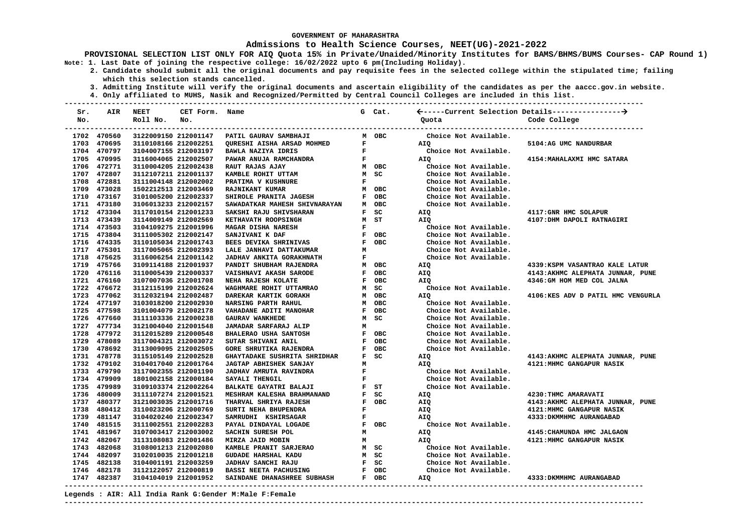GOVERNMENT OF MAHARASHTRA

## Admissions to Health Science Courses, NEET(UG)-2021-2022

**PROVISIONAL SELECTION LIST ONLY FOR AIQ Quota 15% in Private/Unaided/Minority Institutes for BAMS/BHMS/BUMS Courses- CAP Round 1)**

**Note: 1. Last Date of joining the respective college: 16/02/2022 upto 6 pm(Including Holiday).**

**2. Candidate should submit all the original documents and pay requisite fees in the selected college within the stipulated time; failing which this selection stands cancelled.**

**3. Admitting Institute will verify the original documents and ascertain eligibility of the candidates as per the aaccc.gov.in website.**

**4. Only affiliated to MUHS, Nasik and Recognized/Permitted by Central Council Colleges are included in this list.**

| Sr. No. | AIR | NEET Roll No. | CET Form. No. | Name | G | Cat. | Current Selection Details: Quota | Code College |
|---|---|---|---|---|---|---|---|---|
| 1702 | 470560 | 3122009150 | 212001147 | PATIL GAURAV SAMBHAJI | M | OBC | Choice Not Available. | |
| 1703 | 470695 | 3110108166 | 212002251 | QURESHI AISHA ARSAD MOHMED | F | | AIQ | 5104:AG UMC NANDURBAR |
| 1704 | 470797 | 3104007155 | 212003197 | BAWLA NAZIYA IDRIS | F | | Choice Not Available. | |
| 1705 | 470995 | 3116004065 | 212002507 | PAWAR ANUJA RAMCHANDRA | F | | AIQ | 4154:MAHALAXMI HMC SATARA |
| 1706 | 472771 | 3110004205 | 212002438 | RAUT RAJAS AJAY | M | OBC | Choice Not Available. | |
| 1707 | 472807 | 3112107211 | 212001137 | KAMBLE ROHIT UTTAM | M | SC | Choice Not Available. | |
| 1708 | 472881 | 3111004148 | 212002002 | PRATIMA V KUSHNURE | F | | Choice Not Available. | |
| 1709 | 473028 | 1502212513 | 212003469 | RAJNIKANT KUMAR | M | OBC | Choice Not Available. | |
| 1710 | 473167 | 3101005200 | 212002337 | SHIROLE PRANITA JAGESH | F | OBC | Choice Not Available. | |
| 1711 | 473180 | 3106013233 | 212002157 | SAWADATKAR MAHESH SHIVNARAYAN | M | OBC | Choice Not Available. | |
| 1712 | 473304 | 3117010154 | 212001233 | SAKSHI RAJU SHIVSHARAN | F | SC | AIQ | 4117:GNR HMC SOLAPUR |
| 1713 | 473439 | 3114009149 | 212002569 | KETHAVATH ROOPSINGH | M | ST | AIQ | 4107:DHM DAPOLI RATNAGIRI |
| 1714 | 473503 | 3104109275 | 212001996 | MAGAR DISHA NARESH | F | | Choice Not Available. | |
| 1715 | 473804 | 3111005302 | 212002147 | SANJIVANI K DAF | F | OBC | Choice Not Available. | |
| 1716 | 474335 | 3110105034 | 212001743 | BEES DEVIKA SHRINIVAS | F | OBC | Choice Not Available. | |
| 1717 | 475301 | 3117005065 | 212002393 | LALE JANHAVI DATTAKUMAR | M | | Choice Not Available. | |
| 1718 | 475625 | 3116006254 | 212001142 | JADHAV ANKITA GORAKHNATH | F | | Choice Not Available. | |
| 1719 | 475766 | 3109114188 | 212001937 | PANDIT SHUBHAM RAJENDRA | M | OBC | AIQ | 4339:KSPM VASANTRAO KALE LATUR |
| 1720 | 476116 | 3110005439 | 212000337 | VAISHNAVI AKASH SARODE | F | OBC | AIQ | 4143:AKHMC ALEPHATA JUNNAR, PUNE |
| 1721 | 476160 | 3107007036 | 212001708 | NEHA RAJESH KOLATE | F | OBC | AIQ | 4346:GM HOM MED COL JALNA |
| 1722 | 476672 | 3112115199 | 212002624 | WAGHMARE ROHIT UTTAMRAO | M | SC | Choice Not Available. | |
| 1723 | 477062 | 3112032194 | 212002487 | DAREKAR KARTIK GORAKH | M | OBC | AIQ | 4106:KES ADV D PATIL HMC VENGURLA |
| 1724 | 477197 | 3103018200 | 212002930 | NARSING PARTH RAHUL | M | OBC | Choice Not Available. | |
| 1725 | 477598 | 3101004079 | 212002178 | VAHADANE ADITI MANOHAR | F | OBC | Choice Not Available. | |
| 1726 | 477660 | 3111103336 | 212000238 | GAURAV WANKHEDE | M | SC | Choice Not Available. | |
| 1727 | 477734 | 3121004040 | 212001548 | JAMADAR SARFARAJ ALIP | M | | Choice Not Available. | |
| 1728 | 477972 | 3112015289 | 212000548 | BHALERAO USHA SANTOSH | F | OBC | Choice Not Available. | |
| 1729 | 478089 | 3117004321 | 212003072 | SUTAR SHIVANI ANIL | F | OBC | Choice Not Available. | |
| 1730 | 478692 | 3113009095 | 212002505 | GORE SHRUTIKA RAJENDRA | F | OBC | Choice Not Available. | |
| 1731 | 478778 | 3115105149 | 212002528 | GHAYTADAKE SUSHRITA SHRIDHAR | F | SC | AIQ | 4143:AKHMC ALEPHATA JUNNAR, PUNE |
| 1732 | 479102 | 3104017040 | 212001764 | JAGTAP ABHISHEK SANJAY | M | | AIQ | 4121:MHMC GANGAPUR NASIK |
| 1733 | 479790 | 3117002355 | 212001190 | JADHAV AMRUTA RAVINDRA | F | | Choice Not Available. | |
| 1734 | 479909 | 1801002158 | 212000184 | SAYALI THENGIL | F | | Choice Not Available. | |
| 1735 | 479989 | 3109103374 | 212002264 | BALKATE GAYATRI BALAJI | F | ST | Choice Not Available. | |
| 1736 | 480009 | 3111107274 | 212001521 | MESHRAM KALESHA BRAHMANAND | F | SC | AIQ | 4230:THMC AMARAVATI |
| 1737 | 480377 | 3121003035 | 212001716 | THARVAL SHRIYA RAJESH | F | OBC | AIQ | 4143:AKHMC ALEPHATA JUNNAR, PUNE |
| 1738 | 480412 | 3110023206 | 212000769 | SURTI NEHA BHUPENDRA | F | | AIQ | 4121:MHMC GANGAPUR NASIK |
| 1739 | 481147 | 3104020240 | 212002347 | SAMRUDHI KSHIRSAGAR | F | | AIQ | 4333:DKMMHMC AURANGABAD |
| 1740 | 481515 | 3111002551 | 212002283 | PAYAL DINDAYAL LOGADE | F | OBC | Choice Not Available. | |
| 1741 | 481967 | 3107003417 | 212003002 | SACHIN SURESH POL | M | | AIQ | 4145:CHAMUNDA HMC JALGAON |
| 1742 | 482067 | 3113108083 | 212001486 | MIRZA JAID MOBIN | M | | AIQ | 4121:MHMC GANGAPUR NASIK |
| 1743 | 482068 | 3108001213 | 212002080 | KAMBLE PRANIT SARJERAO | M | SC | Choice Not Available. | |
| 1744 | 482097 | 3102010035 | 212001218 | GUDADE HARSHAL KADU | M | SC | Choice Not Available. | |
| 1745 | 482138 | 3104001191 | 212003259 | JADHAV SANCHI RAJU | F | SC | Choice Not Available. | |
| 1746 | 482178 | 3112122057 | 212000819 | BASSI NEETA PACHUSING | F | OBC | Choice Not Available. | |
| 1747 | 482387 | 3104104019 | 212001952 | SAINDANE DHANASHREE SUBHASH | F | OBC | AIQ | 4333:DKMMHMC AURANGABAD |

Legends : AIR: All India Rank G:Gender M:Male F:Female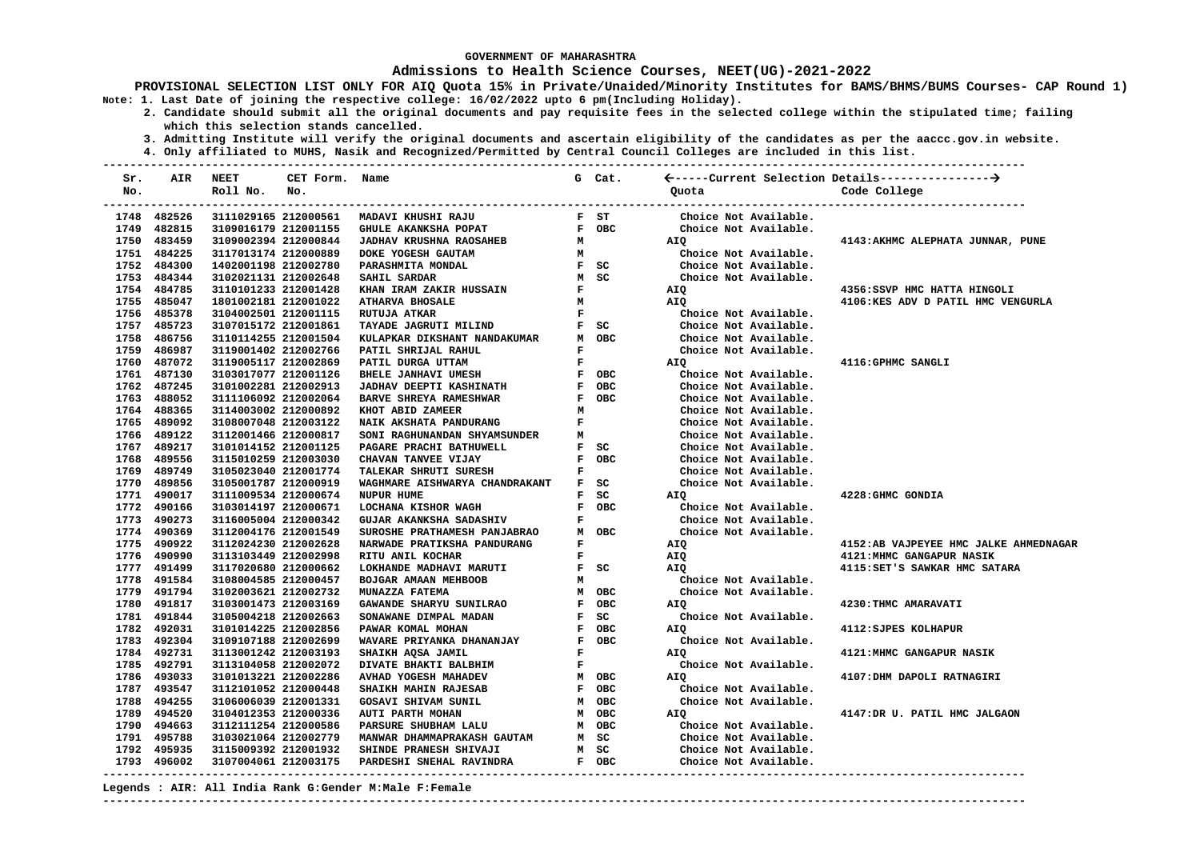GOVERNMENT OF MAHARASHTRA

## Admissions to Health Science Courses, NEET(UG)-2021-2022

**PROVISIONAL SELECTION LIST ONLY FOR AIQ Quota 15% in Private/Unaided/Minority Institutes for BAMS/BHMS/BUMS Courses- CAP Round 1)**

**Note: 1. Last Date of joining the respective college: 16/02/2022 upto 6 pm(Including Holiday).**

**2. Candidate should submit all the original documents and pay requisite fees in the selected college within the stipulated time; failing which this selection stands cancelled.**

**3. Admitting Institute will verify the original documents and ascertain eligibility of the candidates as per the aaccc.gov.in website.**

**4. Only affiliated to MUHS, Nasik and Recognized/Permitted by Central Council Colleges are included in this list.**

| Sr. No. | AIR | NEET Roll No. | CET Form. No. | Name | G | Cat. | Quota | Code College |
|---|---|---|---|---|---|---|---|---|
| 1748 | 482526 | 3111029165 | 212000561 | MADAVI KHUSHI RAJU | F | ST | Choice Not Available. | |
| 1749 | 482815 | 3109016179 | 212001155 | GHULE AKANKSHA POPAT | F | OBC | Choice Not Available. | |
| 1750 | 483459 | 3109002394 | 212000844 | JADHAV KRUSHNA RAOSAHEB | M | | AIQ | 4143:AKHMC ALEPHATA JUNNAR, PUNE |
| 1751 | 484225 | 3117013174 | 212000889 | DOKE YOGESH GAUTAM | M | | Choice Not Available. | |
| 1752 | 484300 | 1402001198 | 212002780 | PARASHMITA MONDAL | F | SC | Choice Not Available. | |
| 1753 | 484344 | 3102021131 | 212002648 | SAHIL SARDAR | M | SC | Choice Not Available. | |
| 1754 | 484785 | 3110101233 | 212001428 | KHAN IRAM ZAKIR HUSSAIN | F | | AIQ | 4356:SSVP HMC HATTA HINGOLI |
| 1755 | 485047 | 1801002181 | 212001022 | ATHARVA BHOSALE | M | | AIQ | 4106:KES ADV D PATIL HMC VENGURLA |
| 1756 | 485378 | 3104002501 | 212001115 | RUTUJA ATKAR | F | | Choice Not Available. | |
| 1757 | 485723 | 3107015172 | 212001861 | TAYADE JAGRUTI MILIND | F | SC | Choice Not Available. | |
| 1758 | 486756 | 3110114255 | 212001504 | KULAPKAR DIKSHANT NANDAKUMAR | M | OBC | Choice Not Available. | |
| 1759 | 486987 | 3119001402 | 212002766 | PATIL SHRIJAL RAHUL | F | | Choice Not Available. | |
| 1760 | 487072 | 3119005117 | 212002869 | PATIL DURGA UTTAM | F | | AIQ | 4116:GPHMC SANGLI |
| 1761 | 487130 | 3103017077 | 212001126 | BHELE JANHAVI UMESH | F | OBC | Choice Not Available. | |
| 1762 | 487245 | 3101002281 | 212002913 | JADHAV DEEPTI KASHINATH | F | OBC | Choice Not Available. | |
| 1763 | 488052 | 3111106092 | 212002064 | BARVE SHREYA RAMESHWAR | F | OBC | Choice Not Available. | |
| 1764 | 488365 | 3114003002 | 212000892 | KHOT ABID ZAMEER | M | | Choice Not Available. | |
| 1765 | 489092 | 3108007048 | 212003122 | NAIK AKSHATA PANDURANG | F | | Choice Not Available. | |
| 1766 | 489122 | 3112001466 | 212000817 | SONI RAGHUNANDAN SHYAMSUNDER | M | | Choice Not Available. | |
| 1767 | 489217 | 3101014152 | 212001125 | PAGARE PRACHI BATHUWELL | F | SC | Choice Not Available. | |
| 1768 | 489556 | 3115010259 | 212003030 | CHAVAN TANVEE VIJAY | F | OBC | Choice Not Available. | |
| 1769 | 489749 | 3105023040 | 212001774 | TALEKAR SHRUTI SURESH | F | | Choice Not Available. | |
| 1770 | 489856 | 3105001787 | 212000919 | WAGHMARE AISHWARYA CHANDRAKANT | F | SC | Choice Not Available. | |
| 1771 | 490017 | 3111009534 | 212000674 | NUPUR HUME | F | SC | AIQ | 4228:GHMC GONDIA |
| 1772 | 490166 | 3103014197 | 212000671 | LOCHANA KISHOR WAGH | F | OBC | Choice Not Available. | |
| 1773 | 490273 | 3116005004 | 212000342 | GUJAR AKANKSHA SADASHIV | F | | Choice Not Available. | |
| 1774 | 490369 | 3112004176 | 212001549 | SUROSHE PRATHAMESH PANJABRAO | M | OBC | Choice Not Available. | |
| 1775 | 490922 | 3112024230 | 212002628 | NARWADE PRATIKSHA PANDURANG | F | | AIQ | 4152:AB VAJPEYEE HMC JALKE AHMEDNAGAR |
| 1776 | 490990 | 3113103449 | 212002998 | RITU ANIL KOCHAR | F | | AIQ | 4121:MHMC GANGAPUR NASIK |
| 1777 | 491499 | 3117020680 | 212000662 | LOKHANDE MADHAVI MARUTI | F | SC | AIQ | 4115:SET'S SAWKAR HMC SATARA |
| 1778 | 491584 | 3108004585 | 212000457 | BOJGAR AMAAN MEHBOOB | M | | Choice Not Available. | |
| 1779 | 491794 | 3102003621 | 212002732 | MUNAZZA FATEMA | M | OBC | Choice Not Available. | |
| 1780 | 491817 | 3103001473 | 212003169 | GAWANDE SHARYU SUNILRAO | F | OBC | AIQ | 4230:THMC AMARAVATI |
| 1781 | 491844 | 3105004218 | 212002663 | SONAWANE DIMPAL MADAN | F | SC | Choice Not Available. | |
| 1782 | 492031 | 3101014225 | 212002856 | PAWAR KOMAL MOHAN | F | OBC | AIQ | 4112:SJPES KOLHAPUR |
| 1783 | 492304 | 3109107188 | 212002699 | WAVARE PRIYANKA DHANANJAY | F | OBC | Choice Not Available. | |
| 1784 | 492731 | 3113001242 | 212003193 | SHAIKH AQSA JAMIL | F | | AIQ | 4121:MHMC GANGAPUR NASIK |
| 1785 | 492791 | 3113104058 | 212002072 | DIVATE BHAKTI BALBHIM | F | | Choice Not Available. | |
| 1786 | 493033 | 3101013221 | 212002286 | AVHAD YOGESH MAHADEV | M | OBC | AIQ | 4107:DHM DAPOLI RATNAGIRI |
| 1787 | 493547 | 3112101052 | 212000448 | SHAIKH MAHIN RAJESAB | F | OBC | Choice Not Available. | |
| 1788 | 494255 | 3106006039 | 212001331 | GOSAVI SHIVAM SUNIL | M | OBC | Choice Not Available. | |
| 1789 | 494520 | 3104012353 | 212000336 | AUTI PARTH MOHAN | M | OBC | AIQ | 4147:DR U. PATIL HMC JALGAON |
| 1790 | 494663 | 3112111254 | 212000586 | PARSURE SHUBHAM LALU | M | OBC | Choice Not Available. | |
| 1791 | 495788 | 3103021064 | 212002779 | MANWAR DHAMMAPRAKASH GAUTAM | M | SC | Choice Not Available. | |
| 1792 | 495935 | 3115009392 | 212001932 | SHINDE PRANESH SHIVAJI | M | SC | Choice Not Available. | |
| 1793 | 496002 | 3107004061 | 212003175 | PARDESHI SNEHAL RAVINDRA | F | OBC | Choice Not Available. | |

**Legends : AIR: All India Rank G:Gender M:Male F:Female**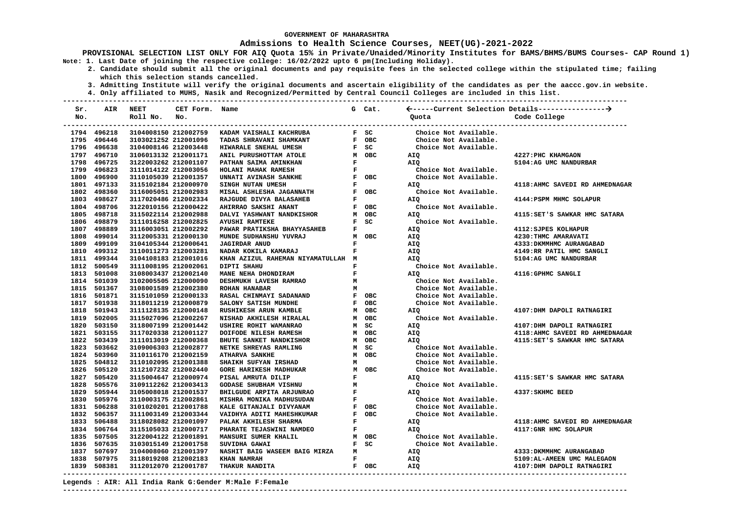GOVERNMENT OF MAHARASHTRA

## Admissions to Health Science Courses, NEET(UG)-2021-2022

**PROVISIONAL SELECTION LIST ONLY FOR AIQ Quota 15% in Private/Unaided/Minority Institutes for BAMS/BHMS/BUMS Courses- CAP Round 1)**

Note: 1. Last Date of joining the respective college: 16/02/2022 upto 6 pm(Including Holiday).

2. Candidate should submit all the original documents and pay requisite fees in the selected college within the stipulated time; failing which this selection stands cancelled.

3. Admitting Institute will verify the original documents and ascertain eligibility of the candidates as per the aaccc.gov.in website.

4. Only affiliated to MUHS, Nasik and Recognized/Permitted by Central Council Colleges are included in this list.

| Sr. No. | AIR | NEET Roll No. | CET Form. No. | Name | G | Cat. | Quota | Code College |
|---|---|---|---|---|---|---|---|---|
| 1794 | 496218 | 3104008150 | 212002759 | KADAM VAISHALI KACHRUBA | F | SC | Choice Not Available. | |
| 1795 | 496446 | 3103021252 | 212001096 | TADAS SHRAVANI SHAMKANT | F | OBC | Choice Not Available. | |
| 1796 | 496638 | 3104008146 | 212003448 | HIWARALE SNEHAL UMESH | F | SC | Choice Not Available. | |
| 1797 | 496710 | 3106013132 | 212001171 | ANIL PURUSHOTTAM ATOLE | M | OBC | AIQ | 4227:PHC KHAMGAON |
| 1798 | 496725 | 3122003262 | 212001107 | PATHAN SAIMA AMINKHAN | F | | AIQ | 5104:AG UMC NANDURBAR |
| 1799 | 496823 | 3111014122 | 212003056 | HOLANI MAHAK RAMESH | F | | Choice Not Available. | |
| 1800 | 496900 | 3110105039 | 212001357 | UNNATI AVINASH SANKHE | F | OBC | Choice Not Available. | |
| 1801 | 497133 | 3115102184 | 212000970 | SINGH NUTAN UMESH | F | | AIQ | 4118:AHMC SAVEDI RD AHMEDNAGAR |
| 1802 | 498360 | 3116005051 | 212002983 | MISAL ASHLESHA JAGANNATH | F | OBC | Choice Not Available. | |
| 1803 | 498627 | 3117020486 | 212002334 | RAJGUDE DIVYA BALASAHEB | F | | AIQ | 4144:PSPM MHMC SOLAPUR |
| 1804 | 498706 | 3122010156 | 212000422 | AHIRRAO SAKSHI ANANT | F | OBC | Choice Not Available. | |
| 1805 | 498718 | 3115022114 | 212002988 | DALVI YASHWANT NANDKISHOR | M | OBC | AIQ | 4115:SET'S SAWKAR HMC SATARA |
| 1806 | 498879 | 3111016258 | 212002825 | AYUSHI RAMTEKE | F | SC | Choice Not Available. | |
| 1807 | 498889 | 3116003051 | 212002292 | PAWAR PRATIKSHA BHAYYASAHEB | F | | AIQ | 4112:SJPES KOLHAPUR |
| 1808 | 499014 | 3112005331 | 212000130 | MUNDE SUDHANSHU YUVRAJ | M | OBC | AIQ | 4230:THMC AMARAVATI |
| 1809 | 499109 | 3104105344 | 212000641 | JAGIRDAR ANUD | F | | AIQ | 4333:DKMMHMC AURANGABAD |
| 1810 | 499312 | 3110011273 | 212003281 | NADAR KOKILA KAMARAJ | F | | AIQ | 4149:RR PATIL HMC SANGLI |
| 1811 | 499344 | 3104108183 | 212001016 | KHAN AZIZUL RAHEMAN NIYAMATULLAH | M | | AIQ | 5104:AG UMC NANDURBAR |
| 1812 | 500549 | 3111008195 | 212002061 | DIPTI SHAHU | F | | Choice Not Available. | |
| 1813 | 501008 | 3108003437 | 212002140 | MANE NEHA DHONDIRAM | F | | AIQ | 4116:GPHMC SANGLI |
| 1814 | 501039 | 3102005505 | 212000090 | DESHMUKH LAVESH RAMRAO | M | | Choice Not Available. | |
| 1815 | 501367 | 3108001589 | 212002380 | ROHAN HANABAR | M | | Choice Not Available. | |
| 1816 | 501871 | 3115101059 | 212000133 | RASAL CHINMAYI SADANAND | F | OBC | Choice Not Available. | |
| 1817 | 501938 | 3118011219 | 212000879 | SALONY SATISH MUNDHE | F | OBC | Choice Not Available. | |
| 1818 | 501943 | 3111128135 | 212000148 | RUSHIKESH ARUN KAMBLE | M | OBC | AIQ | 4107:DHM DAPOLI RATNAGIRI |
| 1819 | 502005 | 3115027096 | 212002267 | NISHAD AKHILESH HIRALAL | M | OBC | Choice Not Available. | |
| 1820 | 503150 | 3118007199 | 212001442 | USHIRE ROHIT WAMANRAO | M | SC | AIQ | 4107:DHM DAPOLI RATNAGIRI |
| 1821 | 503155 | 3117020338 | 212001127 | DOIFODE NILESH RAMESH | M | OBC | AIQ | 4118:AHMC SAVEDI RD AHMEDNAGAR |
| 1822 | 503439 | 3111013019 | 212000368 | BHUTE SANKET NANDKISHOR | M | OBC | AIQ | 4115:SET'S SAWKAR HMC SATARA |
| 1823 | 503662 | 3109006303 | 212002877 | NETKE SHREYAS RAMLING | M | SC | Choice Not Available. | |
| 1824 | 503960 | 3110116170 | 212002159 | ATHARVA SANKHE | M | OBC | Choice Not Available. | |
| 1825 | 504812 | 3110102095 | 212001388 | SHAIKH SUFYAN IRSHAD | M | | Choice Not Available. | |
| 1826 | 505120 | 3112107232 | 212002440 | GORE HARIKESH MADHUKAR | M | OBC | Choice Not Available. | |
| 1827 | 505420 | 3115004647 | 212000974 | PISAL AMRUTA DILIP | F | | AIQ | 4115:SET'S SAWKAR HMC SATARA |
| 1828 | 505576 | 3109112262 | 212003413 | GODASE SHUBHAM VISHNU | M | | Choice Not Available. | |
| 1829 | 505944 | 3105008018 | 212001537 | BHILGUDE ARPITA ARJUNRAO | F | | AIQ | 4337:SKHMC BEED |
| 1830 | 505976 | 3110003175 | 212002861 | MISHRA MONIKA MADHUSUDAN | F | | Choice Not Available. | |
| 1831 | 506288 | 3101020201 | 212001788 | KALE GITANJALI DIVYANAM | F | OBC | Choice Not Available. | |
| 1832 | 506357 | 3111003149 | 212003344 | VAIDHYA ADITI MAHESHKUMAR | F | OBC | Choice Not Available. | |
| 1833 | 506488 | 3118028082 | 212001097 | PALAK AKHILESH SHARMA | F | | AIQ | 4118:AHMC SAVEDI RD AHMEDNAGAR |
| 1834 | 506764 | 3115105033 | 212000717 | PHARATE TEJASWINI NAMDEO | F | | AIQ | 4117:GNR HMC SOLAPUR |
| 1835 | 507505 | 3122004122 | 212001891 | MANSURI SUMER KHALIL | M | OBC | Choice Not Available. | |
| 1836 | 507635 | 3103015149 | 212001758 | SUVIDHA GAWAI | F | SC | Choice Not Available. | |
| 1837 | 507697 | 3104008060 | 212001397 | NASHIT BAIG WASEEM BAIG MIRZA | M | | AIQ | 4333:DKMMHMC AURANGABAD |
| 1838 | 507975 | 3118019208 | 212002183 | KHAN NAMRAH | F | | AIQ | 5109:AL-AMEEN UMC MALEGAON |
| 1839 | 508381 | 3112012070 | 212001787 | THAKUR NANDITA | F | OBC | AIQ | 4107:DHM DAPOLI RATNAGIRI |

Legends : AIR: All India Rank G:Gender M:Male F:Female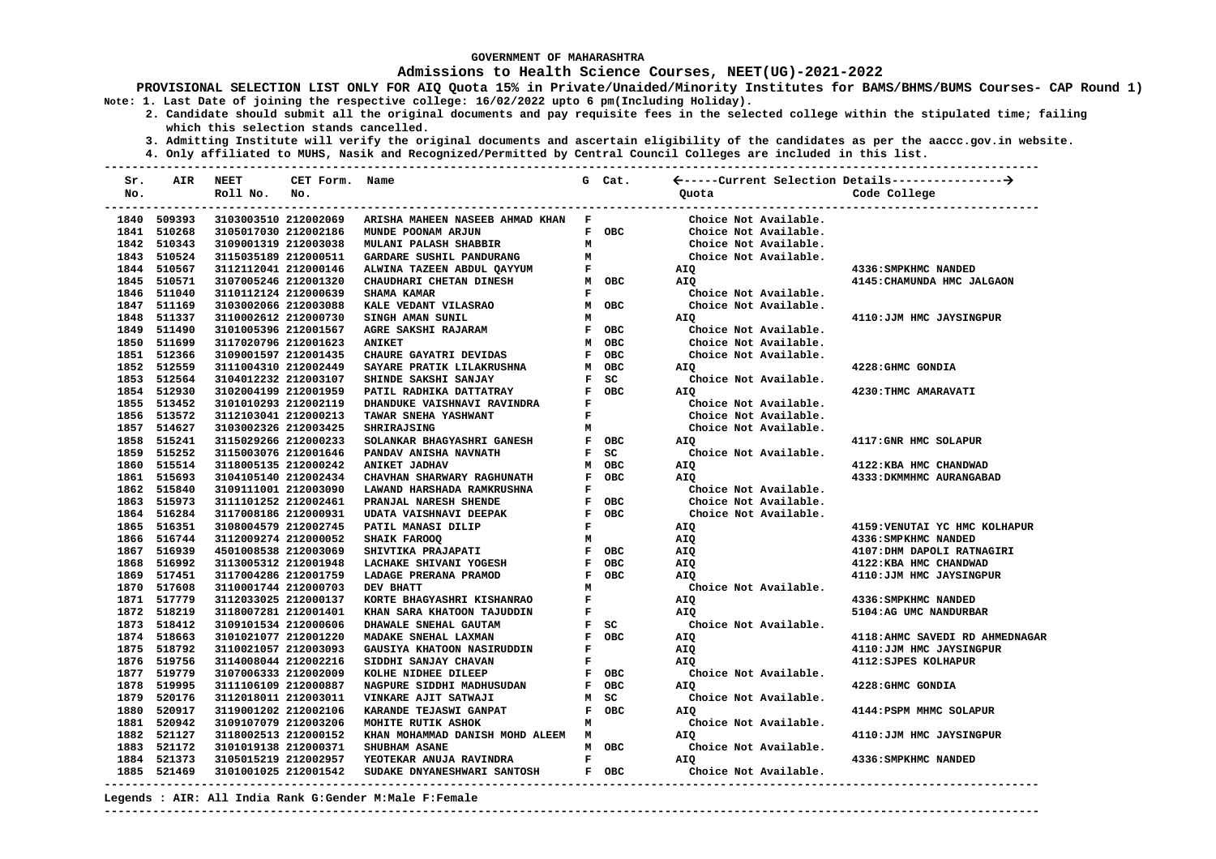GOVERNMENT OF MAHARASHTRA

# Admissions to Health Science Courses, NEET(UG)-2021-2022

**PROVISIONAL SELECTION LIST ONLY FOR AIQ Quota 15% in Private/Unaided/Minority Institutes for BAMS/BHMS/BUMS Courses- CAP Round 1)**

**Note: 1. Last Date of joining the respective college: 16/02/2022 upto 6 pm(Including Holiday).**

**2. Candidate should submit all the original documents and pay requisite fees in the selected college within the stipulated time; failing which this selection stands cancelled.**

**3. Admitting Institute will verify the original documents and ascertain eligibility of the candidates as per the aaccc.gov.in website.**

**4. Only affiliated to MUHS, Nasik and Recognized/Permitted by Central Council Colleges are included in this list.**

| Sr. No. | AIR | NEET Roll No. | CET Form. No. | Name | G | Cat. | Quota | Code College |
|---|---|---|---|---|---|---|---|---|
| 1840 | 509393 | 3103003510 | 212002069 | ARISHA MAHEEN NASEEB AHMAD KHAN | F | | Choice Not Available. | |
| 1841 | 510268 | 3105017030 | 212002186 | MUNDE POONAM ARJUN | F | OBC | Choice Not Available. | |
| 1842 | 510343 | 3109001319 | 212003038 | MULANI PALASH SHABBIR | M | | Choice Not Available. | |
| 1843 | 510524 | 3115035189 | 212000511 | GARDARE SUSHIL PANDURANG | M | | Choice Not Available. | |
| 1844 | 510567 | 3112112041 | 212000146 | ALWINA TAZEEN ABDUL QAYYUM | F | | AIQ | 4336:SMPKHMC NANDED |
| 1845 | 510571 | 3107005246 | 212001320 | CHAUDHARI CHETAN DINESH | M | OBC | AIQ | 4145:CHAMUNDA HMC JALGAON |
| 1846 | 511040 | 3110112124 | 212000639 | SHAMA KAMAR | F | | Choice Not Available. | |
| 1847 | 511169 | 3103002066 | 212003088 | KALE VEDANT VILASRAO | M | OBC | Choice Not Available. | |
| 1848 | 511337 | 3110002612 | 212000730 | SINGH AMAN SUNIL | M | | AIQ | 4110:JJM HMC JAYSINGPUR |
| 1849 | 511490 | 3101005396 | 212001567 | AGRE SAKSHI RAJARAM | F | OBC | Choice Not Available. | |
| 1850 | 511699 | 3117020796 | 212001623 | ANIKET | M | OBC | Choice Not Available. | |
| 1851 | 512366 | 3109001597 | 212001435 | CHAURE GAYATRI DEVIDAS | F | OBC | Choice Not Available. | |
| 1852 | 512559 | 3111004310 | 212002449 | SAYARE PRATIK LILAKRUSHNA | M | OBC | AIQ | 4228:GHMC GONDIA |
| 1853 | 512564 | 3104012232 | 212003107 | SHINDE SAKSHI SANJAY | F | SC | Choice Not Available. | |
| 1854 | 512930 | 3102004199 | 212001959 | PATIL RADHIKA DATTATRAY | F | OBC | AIQ | 4230:THMC AMARAVATI |
| 1855 | 513452 | 3101010293 | 212002119 | DHANDUKE VAISHNAVI RAVINDRA | F | | Choice Not Available. | |
| 1856 | 513572 | 3112103041 | 212000213 | TAWAR SNEHA YASHWANT | F | | Choice Not Available. | |
| 1857 | 514627 | 3103002326 | 212003425 | SHRIRAJSING | M | | Choice Not Available. | |
| 1858 | 515241 | 3115029266 | 212000233 | SOLANKAR BHAGYASHRI GANESH | F | OBC | AIQ | 4117:GNR HMC SOLAPUR |
| 1859 | 515252 | 3115003076 | 212001646 | PANDAV ANISHA NAVNATH | F | SC | Choice Not Available. | |
| 1860 | 515514 | 3118005135 | 212000242 | ANIKET JADHAV | M | OBC | AIQ | 4122:KBA HMC CHANDWAD |
| 1861 | 515693 | 3104105140 | 212002434 | CHAVHAN SHARWARY RAGHUNATH | F | OBC | AIQ | 4333:DKMMHMC AURANGABAD |
| 1862 | 515840 | 3109111001 | 212003090 | LAWAND HARSHADA RAMKRUSHNA | F | | Choice Not Available. | |
| 1863 | 515973 | 3111101252 | 212002461 | PRANJAL NARESH SHENDE | F | OBC | Choice Not Available. | |
| 1864 | 516284 | 3117008186 | 212000931 | UDATA VAISHNAVI DEEPAK | F | OBC | Choice Not Available. | |
| 1865 | 516351 | 3108004579 | 212002745 | PATIL MANASI DILIP | F | | AIQ | 4159:VENUTAI YC HMC KOLHAPUR |
| 1866 | 516744 | 3112009274 | 212000052 | SHAIK FAROOQ | M | | AIQ | 4336:SMPKHMC NANDED |
| 1867 | 516939 | 4501008538 | 212003069 | SHIVTIKA PRAJAPATI | F | OBC | AIQ | 4107:DHM DAPOLI RATNAGIRI |
| 1868 | 516992 | 3113005312 | 212001948 | LACHAKE SHIVANI YOGESH | F | OBC | AIQ | 4122:KBA HMC CHANDWAD |
| 1869 | 517451 | 3117004286 | 212001759 | LADAGE PRERANA PRAMOD | F | OBC | AIQ | 4110:JJM HMC JAYSINGPUR |
| 1870 | 517608 | 3110001744 | 212000703 | DEV BHATT | M | | Choice Not Available. | |
| 1871 | 517779 | 3112033025 | 212000137 | KORTE BHAGYASHRI KISHANRAO | F | | AIQ | 4336:SMPKHMC NANDED |
| 1872 | 518219 | 3118007281 | 212001401 | KHAN SARA KHATOON TAJUDDIN | F | | AIQ | 5104:AG UMC NANDURBAR |
| 1873 | 518412 | 3109101534 | 212000606 | DHAWALE SNEHAL GAUTAM | F | SC | Choice Not Available. | |
| 1874 | 518663 | 3101021077 | 212001220 | MADAKE SNEHAL LAXMAN | F | OBC | AIQ | 4118:AHMC SAVEDI RD AHMEDNAGAR |
| 1875 | 518792 | 3110021057 | 212003093 | GAUSIYA KHATOON NASIRUDDIN | F | | AIQ | 4110:JJM HMC JAYSINGPUR |
| 1876 | 519756 | 3114008044 | 212002216 | SIDDHI SANJAY CHAVAN | F | | AIQ | 4112:SJPES KOLHAPUR |
| 1877 | 519779 | 3107006333 | 212002009 | KOLHE NIDHEE DILEEP | F | OBC | Choice Not Available. | |
| 1878 | 519995 | 3111106109 | 212000887 | NAGPURE SIDDHI MADHUSUDAN | F | OBC | AIQ | 4228:GHMC GONDIA |
| 1879 | 520176 | 3112018011 | 212003011 | VINKARE AJIT SATWAJI | M | SC | Choice Not Available. | |
| 1880 | 520917 | 3119001202 | 212002106 | KARANDE TEJASWI GANPAT | F | OBC | AIQ | 4144:PSPM MHMC SOLAPUR |
| 1881 | 520942 | 3109107079 | 212003206 | MOHITE RUTIK ASHOK | M | | Choice Not Available. | |
| 1882 | 521127 | 3118002513 | 212000152 | KHAN MOHAMMAD DANISH MOHD ALEEM | M | | AIQ | 4110:JJM HMC JAYSINGPUR |
| 1883 | 521172 | 3101019138 | 212000371 | SHUBHAM ASANE | M | OBC | Choice Not Available. | |
| 1884 | 521373 | 3105015219 | 212002957 | YEOTEKAR ANUJA RAVINDRA | F | | AIQ | 4336:SMPKHMC NANDED |
| 1885 | 521469 | 3101001025 | 212001542 | SUDAKE DNYANESHWARI SANTOSH | F | OBC | Choice Not Available. | |

Legends : AIR: All India Rank G:Gender M:Male F:Female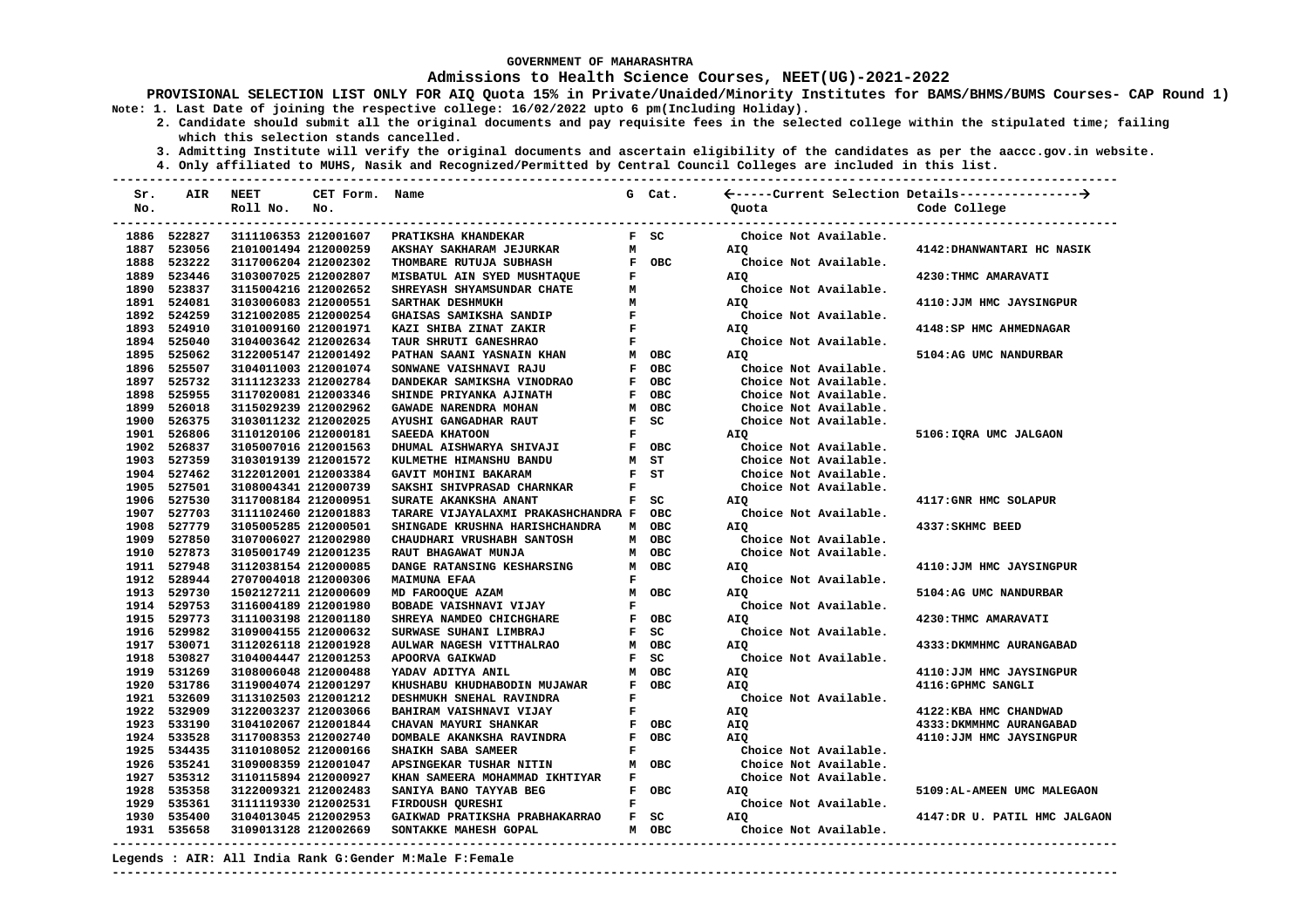GOVERNMENT OF MAHARASHTRA

**Admissions to Health Science Courses, NEET(UG)-2021-2022**

**PROVISIONAL SELECTION LIST ONLY FOR AIQ Quota 15% in Private/Unaided/Minority Institutes for BAMS/BHMS/BUMS Courses- CAP Round 1)**

**Note: 1. Last Date of joining the respective college: 16/02/2022 upto 6 pm(Including Holiday).**

**2. Candidate should submit all the original documents and pay requisite fees in the selected college within the stipulated time; failing which this selection stands cancelled.**

**3. Admitting Institute will verify the original documents and ascertain eligibility of the candidates as per the aaccc.gov.in website.**

**4. Only affiliated to MUHS, Nasik and Recognized/Permitted by Central Council Colleges are included in this list.**

| Sr. No. | AIR | NEET Roll No. | CET Form. No. | Name | G | Cat. | Quota | Code College |
|---|---|---|---|---|---|---|---|---|
| 1886 | 522827 | 3111106353 | 212001607 | PRATIKSHA KHANDEKAR | F | SC | Choice Not Available. | |
| 1887 | 523056 | 2101001494 | 212000259 | AKSHAY SAKHARAM JEJURKAR | M | | AIQ | 4142:DHANWANTARI HC NASIK |
| 1888 | 523222 | 3117006204 | 212002302 | THOMBARE RUTUJA SUBHASH | F | OBC | Choice Not Available. | |
| 1889 | 523446 | 3103007025 | 212002807 | MISBATUL AIN SYED MUSHTAQUE | F | | AIQ | 4230:THMC AMARAVATI |
| 1890 | 523837 | 3115004216 | 212002652 | SHREYASH SHYAMSUNDAR CHATE | M | | Choice Not Available. | |
| 1891 | 524081 | 3103006083 | 212000551 | SARTHAK DESHMUKH | M | | AIQ | 4110:JJM HMC JAYSINGPUR |
| 1892 | 524259 | 3121002085 | 212000254 | GHAISAS SAMIKSHA SANDIP | F | | Choice Not Available. | |
| 1893 | 524910 | 3101009160 | 212001971 | KAZI SHIBA ZINAT ZAKIR | F | | AIQ | 4148:SP HMC AHMEDNAGAR |
| 1894 | 525040 | 3104003642 | 212002634 | TAUR SHRUTI GANESHRAO | F | | Choice Not Available. | |
| 1895 | 525062 | 3122005147 | 212001492 | PATHAN SAANI YASNAIN KHAN | M | OBC | AIQ | 5104:AG UMC NANDURBAR |
| 1896 | 525507 | 3104011003 | 212001074 | SONWANE VAISHNAVI RAJU | F | OBC | Choice Not Available. | |
| 1897 | 525732 | 3111123233 | 212002784 | DANDEKAR SAMIKSHA VINODRAO | F | OBC | Choice Not Available. | |
| 1898 | 525955 | 3117020081 | 212003346 | SHINDE PRIYANKA AJINATH | F | OBC | Choice Not Available. | |
| 1899 | 526018 | 3115029239 | 212002962 | GAWADE NARENDRA MOHAN | M | OBC | Choice Not Available. | |
| 1900 | 526375 | 3103011232 | 212002025 | AYUSHI GANGADHAR RAUT | F | SC | Choice Not Available. | |
| 1901 | 526806 | 3110120106 | 212000181 | SAEEDA KHATOON | F | | AIQ | 5106:IQRA UMC JALGAON |
| 1902 | 526837 | 3105007016 | 212001563 | DHUMAL AISHWARYA SHIVAJI | F | OBC | Choice Not Available. | |
| 1903 | 527359 | 3103019139 | 212001572 | KULMETHE HIMANSHU BANDU | M | ST | Choice Not Available. | |
| 1904 | 527462 | 3122012001 | 212003384 | GAVIT MOHINI BAKARAM | F | ST | Choice Not Available. | |
| 1905 | 527501 | 3108004341 | 212000739 | SAKSHI SHIVPRASAD CHARNKAR | F | | Choice Not Available. | |
| 1906 | 527530 | 3117008184 | 212000951 | SURATE AKANKSHA ANANT | F | SC | AIQ | 4117:GNR HMC SOLAPUR |
| 1907 | 527703 | 3111102460 | 212001883 | TARARE VIJAYALAXMI PRAKASHCHANDRA | F | OBC | Choice Not Available. | |
| 1908 | 527779 | 3105005285 | 212000501 | SHINGADE KRUSHNA HARISHCHANDRA | M | OBC | AIQ | 4337:SKHMC BEED |
| 1909 | 527850 | 3107006027 | 212002980 | CHAUDHARI VRUSHABH SANTOSH | M | OBC | Choice Not Available. | |
| 1910 | 527873 | 3105001749 | 212001235 | RAUT BHAGAWAT MUNJA | M | OBC | Choice Not Available. | |
| 1911 | 527948 | 3112038154 | 212000085 | DANGE RATANSING KESHARSING | M | OBC | AIQ | 4110:JJM HMC JAYSINGPUR |
| 1912 | 528944 | 2707004018 | 212000306 | MAIMUNA EFAA | F | | Choice Not Available. | |
| 1913 | 529730 | 1502127211 | 212000609 | MD FAROOQUE AZAM | M | OBC | AIQ | 5104:AG UMC NANDURBAR |
| 1914 | 529753 | 3116004189 | 212001980 | BOBADE VAISHNAVI VIJAY | F | | Choice Not Available. | |
| 1915 | 529773 | 3111003198 | 212001180 | SHREYA NAMDEO CHICHGHARE | F | OBC | AIQ | 4230:THMC AMARAVATI |
| 1916 | 529982 | 3109004155 | 212000632 | SURWASE SUHANI LIMBRAJ | F | SC | Choice Not Available. | |
| 1917 | 530071 | 3112026118 | 212001928 | AULWAR NAGESH VITTHALRAO | M | OBC | AIQ | 4333:DKMMHMC AURANGABAD |
| 1918 | 530827 | 3104004447 | 212001253 | APOORVA GAIKWAD | F | SC | Choice Not Available. | |
| 1919 | 531269 | 3108006048 | 212000488 | YADAV ADITYA ANIL | M | OBC | AIQ | 4110:JJM HMC JAYSINGPUR |
| 1920 | 531786 | 3119004074 | 212001297 | KHUSHABU KHUDHABODIN MUJAWAR | F | OBC | AIQ | 4116:GPHMC SANGLI |
| 1921 | 532609 | 3113102503 | 212001212 | DESHMUKH SNEHAL RAVINDRA | F | | Choice Not Available. | |
| 1922 | 532909 | 3122003237 | 212003066 | BAHIRAM VAISHNAVI VIJAY | F | | AIQ | 4122:KBA HMC CHANDWAD |
| 1923 | 533190 | 3104102067 | 212001844 | CHAVAN MAYURI SHANKAR | F | OBC | AIQ | 4333:DKMMHMC AURANGABAD |
| 1924 | 533528 | 3117008353 | 212002740 | DOMBALE AKANKSHA RAVINDRA | F | OBC | AIQ | 4110:JJM HMC JAYSINGPUR |
| 1925 | 534435 | 3110108052 | 212000166 | SHAIKH SABA SAMEER | F | | Choice Not Available. | |
| 1926 | 535241 | 3109008359 | 212001047 | APSINGEKAR TUSHAR NITIN | M | OBC | Choice Not Available. | |
| 1927 | 535312 | 3110115894 | 212000927 | KHAN SAMEERA MOHAMMAD IKHTIYAR | F | | Choice Not Available. | |
| 1928 | 535358 | 3122009321 | 212002483 | SANIYA BANO TAYYAB BEG | F | OBC | AIQ | 5109:AL-AMEEN UMC MALEGAON |
| 1929 | 535361 | 3111119330 | 212002531 | FIRDOUSH QURESHI | F | | Choice Not Available. | |
| 1930 | 535400 | 3104013045 | 212002953 | GAIKWAD PRATIKSHA PRABHAKARRAO | F | SC | AIQ | 4147:DR U. PATIL HMC JALGAON |
| 1931 | 535658 | 3109013128 | 212002669 | SONTAKKE MAHESH GOPAL | M | OBC | Choice Not Available. | |

**Legends : AIR: All India Rank G:Gender M:Male F:Female**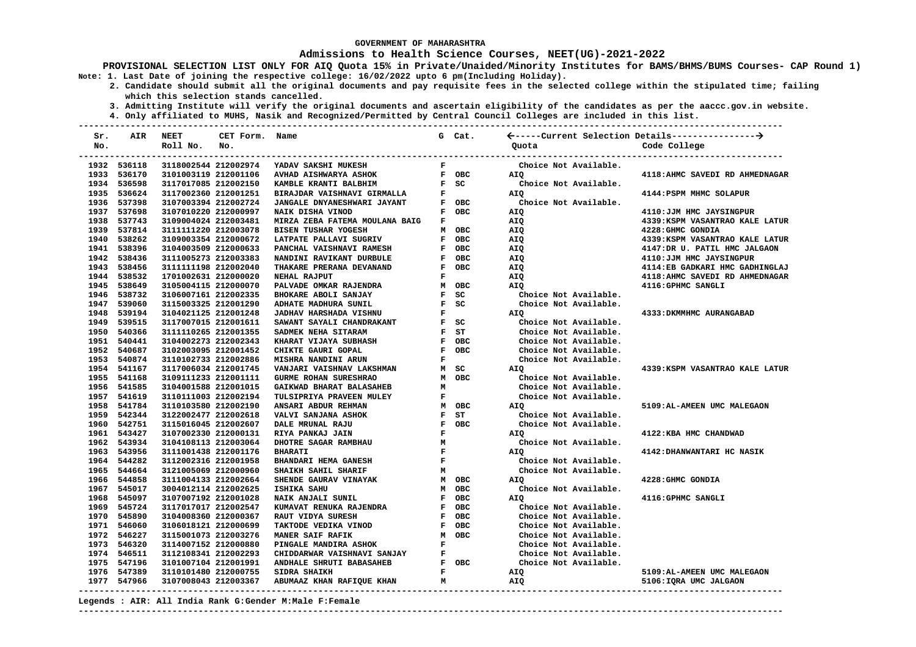GOVERNMENT OF MAHARASHTRA

# Admissions to Health Science Courses, NEET(UG)-2021-2022

**PROVISIONAL SELECTION LIST ONLY FOR AIQ Quota 15% in Private/Unaided/Minority Institutes for BAMS/BHMS/BUMS Courses- CAP Round 1)**

**Note: 1. Last Date of joining the respective college: 16/02/2022 upto 6 pm(Including Holiday).**

**2. Candidate should submit all the original documents and pay requisite fees in the selected college within the stipulated time; failing which this selection stands cancelled.**

**3. Admitting Institute will verify the original documents and ascertain eligibility of the candidates as per the aaccc.gov.in website.**

**4. Only affiliated to MUHS, Nasik and Recognized/Permitted by Central Council Colleges are included in this list.**

| Sr. No. | AIR | NEET Roll No. | CET Form. No. | Name | G | Cat. | Quota | Code College |
|---|---|---|---|---|---|---|---|---|
| 1932 | 536118 | 3118002544 | 212002974 | YADAV SAKSHI MUKESH | F | | Choice Not Available. | |
| 1933 | 536170 | 3101003119 | 212001106 | AVHAD AISHWARYA ASHOK | F | OBC | AIQ | 4118:AHMC SAVEDI RD AHMEDNAGAR |
| 1934 | 536598 | 3117017085 | 212002150 | KAMBLE KRANTI BALBHIM | F | SC | Choice Not Available. | |
| 1935 | 536624 | 3117002360 | 212001251 | BIRAJDAR VAISHNAVI GIRMALLA | F | | AIQ | 4144:PSPM MHMC SOLAPUR |
| 1936 | 537398 | 3107003394 | 212002724 | JANGALE DNYANESHWARI JAYANT | F | OBC | Choice Not Available. | |
| 1937 | 537698 | 3107010220 | 212000997 | NAIK DISHA VINOD | F | OBC | AIQ | 4110:JJM HMC JAYSINGPUR |
| 1938 | 537743 | 3109004024 | 212003481 | MIRZA ZEBA FATEMA MOULANA BAIG | F | | AIQ | 4339:KSPM VASANTRAO KALE LATUR |
| 1939 | 537814 | 3111111220 | 212003078 | BISEN TUSHAR YOGESH | M | OBC | AIQ | 4228:GHMC GONDIA |
| 1940 | 538262 | 3109003354 | 212000672 | LATPATE PALLAVI SUGRIV | F | OBC | AIQ | 4339:KSPM VASANTRAO KALE LATUR |
| 1941 | 538396 | 3104003509 | 212000633 | PANCHAL VAISHNAVI RAMESH | F | OBC | AIQ | 4147:DR U. PATIL HMC JALGAON |
| 1942 | 538436 | 3111005273 | 212003383 | NANDINI RAVIKANT DURBULE | F | OBC | AIQ | 4110:JJM HMC JAYSINGPUR |
| 1943 | 538456 | 3111111198 | 212002040 | THAKARE PRERANA DEVANAND | F | OBC | AIQ | 4114:EB GADKARI HMC GADHINGLAJ |
| 1944 | 538532 | 1701002631 | 212000020 | NEHAL RAJPUT | F | | AIQ | 4118:AHMC SAVEDI RD AHMEDNAGAR |
| 1945 | 538649 | 3105004115 | 212000070 | PALVADE OMKAR RAJENDRA | M | OBC | AIQ | 4116:GPHMC SANGLI |
| 1946 | 538732 | 3106007161 | 212002335 | BHOKARE ABOLI SANJAY | F | SC | Choice Not Available. | |
| 1947 | 539060 | 3115003325 | 212001290 | ADHATE MADHURA SUNIL | F | SC | Choice Not Available. | |
| 1948 | 539194 | 3104021125 | 212001248 | JADHAV HARSHADA VISHNU | F | | AIQ | 4333:DKMMHMC AURANGABAD |
| 1949 | 539515 | 3117007015 | 212001611 | SAWANT SAYALI CHANDRAKANT | F | SC | Choice Not Available. | |
| 1950 | 540366 | 3111110265 | 212001355 | SADMEK NEHA SITARAM | F | ST | Choice Not Available. | |
| 1951 | 540441 | 3104002273 | 212002343 | KHARAT VIJAYA SUBHASH | F | OBC | Choice Not Available. | |
| 1952 | 540687 | 3102003095 | 212001452 | CHIKTE GAURI GOPAL | F | OBC | Choice Not Available. | |
| 1953 | 540874 | 3110102733 | 212002886 | MISHRA NANDINI ARUN | F | | Choice Not Available. | |
| 1954 | 541167 | 3117006034 | 212001745 | VANJARI VAISHNAV LAKSHMAN | M | SC | AIQ | 4339:KSPM VASANTRAO KALE LATUR |
| 1955 | 541168 | 3109111233 | 212001111 | GURME ROHAN SURESHRAO | M | OBC | Choice Not Available. | |
| 1956 | 541585 | 3104001588 | 212001015 | GAIKWAD BHARAT BALASAHEB | M | | Choice Not Available. | |
| 1957 | 541619 | 3110111003 | 212002194 | TULSIPRIYA PRAVEEN MULEY | F | | Choice Not Available. | |
| 1958 | 541784 | 3110103580 | 212002190 | ANSARI ABDUR REHMAN | M | OBC | AIQ | 5109:AL-AMEEN UMC MALEGAON |
| 1959 | 542344 | 3122002477 | 212002618 | VALVI SANJANA ASHOK | F | ST | Choice Not Available. | |
| 1960 | 542751 | 3115016045 | 212002607 | DALE MRUNAL RAJU | F | OBC | Choice Not Available. | |
| 1961 | 543427 | 3107002330 | 212000131 | RIYA PANKAJ JAIN | F | | AIQ | 4122:KBA HMC CHANDWAD |
| 1962 | 543934 | 3104108113 | 212003064 | DHOTRE SAGAR RAMBHAU | M | | Choice Not Available. | |
| 1963 | 543956 | 3111001438 | 212001176 | BHARATI | F | | AIQ | 4142:DHANWANTARI HC NASIK |
| 1964 | 544282 | 3112002316 | 212001958 | BHANDARI HEMA GANESH | F | | Choice Not Available. | |
| 1965 | 544664 | 3121005069 | 212000960 | SHAIKH SAHIL SHARIF | M | | Choice Not Available. | |
| 1966 | 544858 | 3111004133 | 212002664 | SHENDE GAURAV VINAYAK | M | OBC | AIQ | 4228:GHMC GONDIA |
| 1967 | 545017 | 3004012114 | 212002625 | ISHIKA SAHU | M | OBC | Choice Not Available. | |
| 1968 | 545097 | 3107007192 | 212001028 | NAIK ANJALI SUNIL | F | OBC | AIQ | 4116:GPHMC SANGLI |
| 1969 | 545724 | 3117017017 | 212002547 | KUMAVAT RENUKA RAJENDRA | F | OBC | Choice Not Available. | |
| 1970 | 545890 | 3104008360 | 212000367 | RAUT VIDYA SURESH | F | OBC | Choice Not Available. | |
| 1971 | 546060 | 3106018121 | 212000699 | TAKTODE VEDIKA VINOD | F | OBC | Choice Not Available. | |
| 1972 | 546227 | 3115001073 | 212003276 | MANER SAIF RAFIK | M | OBC | Choice Not Available. | |
| 1973 | 546320 | 3114007152 | 212000880 | PINGALE MANDIRA ASHOK | F | | Choice Not Available. | |
| 1974 | 546511 | 3112108341 | 212002293 | CHIDDARWAR VAISHNAVI SANJAY | F | | Choice Not Available. | |
| 1975 | 547196 | 3101007104 | 212001991 | ANDHALE SHRUTI BABASAHEB | F | OBC | Choice Not Available. | |
| 1976 | 547389 | 3110101480 | 212000755 | SIDRA SHAIKH | F | | AIQ | 5109:AL-AMEEN UMC MALEGAON |
| 1977 | 547966 | 3107008043 | 212003367 | ABUMAAZ KHAN RAFIQUE KHAN | M | | AIQ | 5106:IQRA UMC JALGAON |

**Legends : AIR: All India Rank G:Gender M:Male F:Female**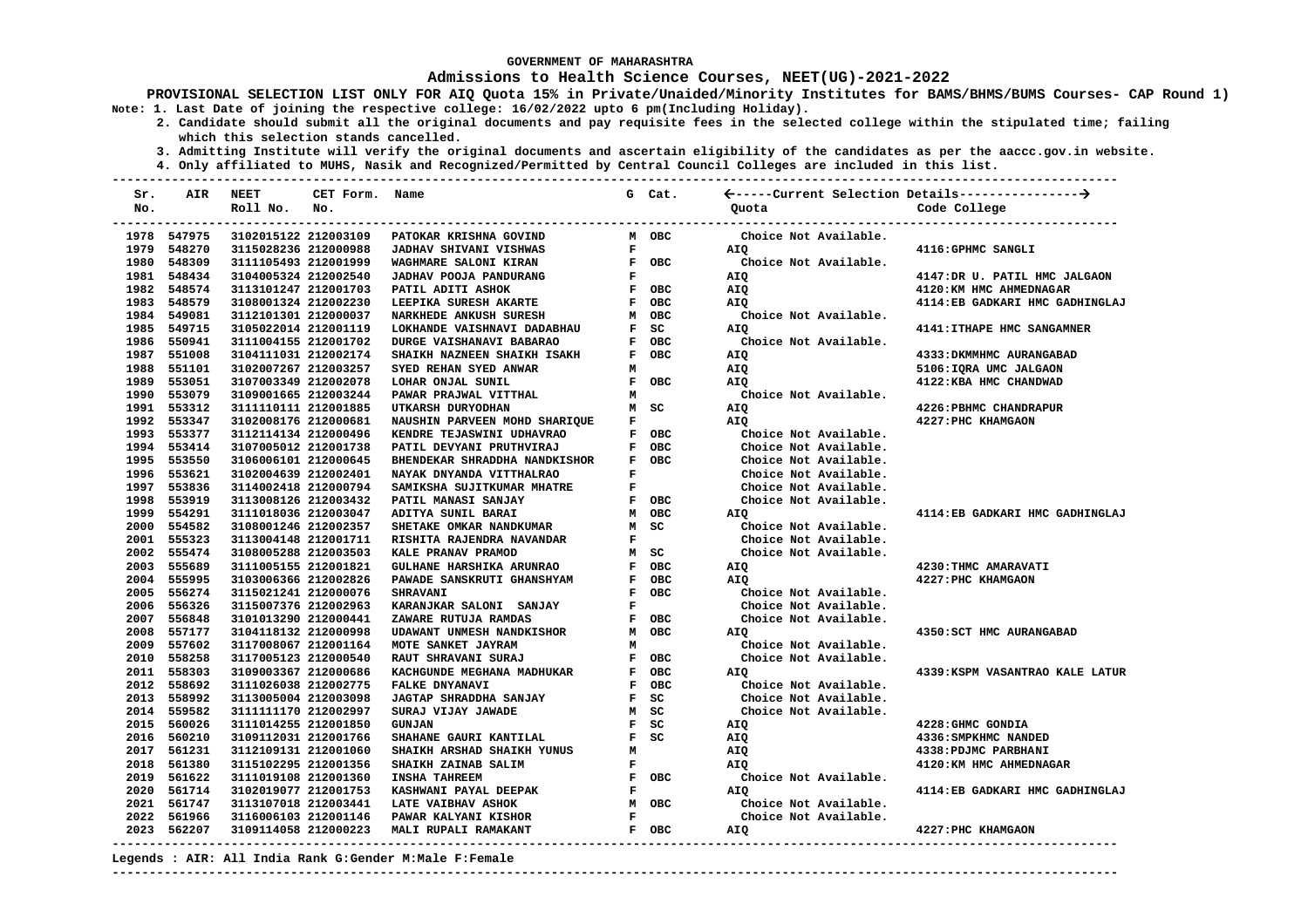GOVERNMENT OF MAHARASHTRA

## Admissions to Health Science Courses, NEET(UG)-2021-2022

**PROVISIONAL SELECTION LIST ONLY FOR AIQ Quota 15% in Private/Unaided/Minority Institutes for BAMS/BHMS/BUMS Courses- CAP Round 1)**

**Note: 1. Last Date of joining the respective college: 16/02/2022 upto 6 pm(Including Holiday).**

**2. Candidate should submit all the original documents and pay requisite fees in the selected college within the stipulated time; failing which this selection stands cancelled.**

**3. Admitting Institute will verify the original documents and ascertain eligibility of the candidates as per the aaccc.gov.in website.**

**4. Only affiliated to MUHS, Nasik and Recognized/Permitted by Central Council Colleges are included in this list.**

| Sr. No. | AIR | NEET Roll No. | CET Form. No. | Name | G | Cat. | Quota | Code College |
|---|---|---|---|---|---|---|---|---|
| 1978 | 547975 | 3102015122 | 212003109 | PATOKAR KRISHNA GOVIND | M | OBC | Choice Not Available. | |
| 1979 | 548270 | 3115028236 | 212000988 | JADHAV SHIVANI VISHWAS | F | | AIQ | 4116:GPHMC SANGLI |
| 1980 | 548309 | 3111105493 | 212001999 | WAGHMARE SALONI KIRAN | F | OBC | Choice Not Available. | |
| 1981 | 548434 | 3104005324 | 212002540 | JADHAV POOJA PANDURANG | F | | AIQ | 4147:DR U. PATIL HMC JALGAON |
| 1982 | 548574 | 3113101247 | 212001703 | PATIL ADITI ASHOK | F | OBC | AIQ | 4120:KM HMC AHMEDNAGAR |
| 1983 | 548579 | 3108001324 | 212002230 | LEEPIKA SURESH AKARTE | F | OBC | AIQ | 4114:EB GADKARI HMC GADHINGLAJ |
| 1984 | 549081 | 3112101301 | 212000037 | NARKHEDE ANKUSH SURESH | M | OBC | Choice Not Available. | |
| 1985 | 549715 | 3105022014 | 212001119 | LOKHANDE VAISHNAVI DADABHAU | F | SC | AIQ | 4141:ITHAPE HMC SANGAMNER |
| 1986 | 550941 | 3111004155 | 212001702 | DURGE VAISHANAVI BABARAO | F | OBC | Choice Not Available. | |
| 1987 | 551008 | 3104111031 | 212002174 | SHAIKH NAZNEEN SHAIKH ISAKH | F | OBC | AIQ | 4333:DKMMHMC AURANGABAD |
| 1988 | 551101 | 3102007267 | 212002325 | SYED REHAN SYED ANWAR | M | | AIQ | 5106:IQRA UMC JALGAON |
| 1989 | 553051 | 3107003349 | 212002078 | LOHAR ONJAL SUNIL | F | OBC | AIQ | 4122:KBA HMC CHANDWAD |
| 1990 | 553079 | 3109001665 | 212003244 | PAWAR PRAJWAL VITTHAL | M | | Choice Not Available. | |
| 1991 | 553312 | 3111110111 | 212001885 | UTKARSH DURYODHAN | M | SC | AIQ | 4226:PBHMC CHANDRAPUR |
| 1992 | 553347 | 3102008176 | 212000681 | NAUSHIN PARVEEN MOHD SHARIQUE | F | | AIQ | 4227:PHC KHAMGAON |
| 1993 | 553377 | 3112114134 | 212000496 | KENDRE TEJASWINI UDHAVRAO | F | OBC | Choice Not Available. | |
| 1994 | 553414 | 3107005012 | 212001738 | PATIL DEVYANI PRUTHVIRAJ | F | OBC | Choice Not Available. | |
| 1995 | 553550 | 3106006101 | 212000645 | BHENDEKAR SHRADDHA NANDKISHOR | F | OBC | Choice Not Available. | |
| 1996 | 553621 | 3102004639 | 212002401 | NAYAK DNYANDA VITTHALRAO | F | | Choice Not Available. | |
| 1997 | 553836 | 3114002418 | 212000794 | SAMIKSHA SUJITKUMAR MHATRE | F | | Choice Not Available. | |
| 1998 | 553919 | 3113008126 | 212003432 | PATIL MANASI SANJAY | F | OBC | Choice Not Available. | |
| 1999 | 554291 | 3111018036 | 212003047 | ADITYA SUNIL BARAI | M | OBC | AIQ | 4114:EB GADKARI HMC GADHINGLAJ |
| 2000 | 554582 | 3108001246 | 212002357 | SHETAKE OMKAR NANDKUMAR | M | SC | Choice Not Available. | |
| 2001 | 555323 | 3113004148 | 212001711 | RISHITA RAJENDRA NAVANDAR | F | | Choice Not Available. | |
| 2002 | 555474 | 3108005288 | 212003503 | KALE PRANAV PRAMOD | M | SC | Choice Not Available. | |
| 2003 | 555689 | 3111005155 | 212001821 | GULHANE HARSHIKA ARUNRAO | F | OBC | AIQ | 4230:THMC AMARAVATI |
| 2004 | 555995 | 3103006366 | 212002826 | PAWADE SANSKRUTI GHANSHYAM | F | OBC | AIQ | 4227:PHC KHAMGAON |
| 2005 | 556274 | 3115021241 | 212000076 | SHRAVANI | F | OBC | Choice Not Available. | |
| 2006 | 556326 | 3115007376 | 212002963 | KARANJKAR SALONI SANJAY | F | | Choice Not Available. | |
| 2007 | 556848 | 3101013290 | 212000441 | ZAWARE RUTUJA RAMDAS | F | OBC | Choice Not Available. | |
| 2008 | 557177 | 3104118132 | 212000998 | UDAWANT UNMESH NANDKISHOR | M | OBC | AIQ | 4350:SCT HMC AURANGABAD |
| 2009 | 557602 | 3117008067 | 212001164 | MOTE SANKET JAYRAM | M | | Choice Not Available. | |
| 2010 | 558258 | 3117005123 | 212000540 | RAUT SHRAVANI SURAJ | F | OBC | Choice Not Available. | |
| 2011 | 558303 | 3109003367 | 212000686 | KACHGUNDE MEGHANA MADHUKAR | F | OBC | AIQ | 4339:KSPM VASANTRAO KALE LATUR |
| 2012 | 558692 | 3111026038 | 212002775 | FALKE DNYANAVI | F | OBC | Choice Not Available. | |
| 2013 | 558992 | 3113005004 | 212003098 | JAGTAP SHRADDHA SANJAY | F | SC | Choice Not Available. | |
| 2014 | 559582 | 3111111170 | 212002997 | SURAJ VIJAY JAWADE | M | SC | Choice Not Available. | |
| 2015 | 560026 | 3111014255 | 212001850 | GUNJAN | F | SC | AIQ | 4228:GHMC GONDIA |
| 2016 | 560210 | 3109112031 | 212001766 | SHAHANE GAURI KANTILAL | F | SC | AIQ | 4336:SMPKHMC NANDED |
| 2017 | 561231 | 3112109131 | 212001060 | SHAIKH ARSHAD SHAIKH YUNUS | M | | AIQ | 4338:PDJMC PARBHANI |
| 2018 | 561380 | 3115102295 | 212001356 | SHAIKH ZAINAB SALIM | F | | AIQ | 4120:KM HMC AHMEDNAGAR |
| 2019 | 561622 | 3111019108 | 212001360 | INSHA TAHREEM | F | OBC | Choice Not Available. | |
| 2020 | 561714 | 3102019077 | 212001753 | KASHWANI PAYAL DEEPAK | F | | AIQ | 4114:EB GADKARI HMC GADHINGLAJ |
| 2021 | 561747 | 3113107018 | 212003441 | LATE VAIBHAV ASHOK | M | OBC | Choice Not Available. | |
| 2022 | 561966 | 3116006103 | 212001146 | PAWAR KALYANI KISHOR | F | | Choice Not Available. | |
| 2023 | 562207 | 3109114058 | 212000223 | MALI RUPALI RAMAKANT | F | OBC | AIQ | 4227:PHC KHAMGAON |

**Legends : AIR: All India Rank G:Gender M:Male F:Female**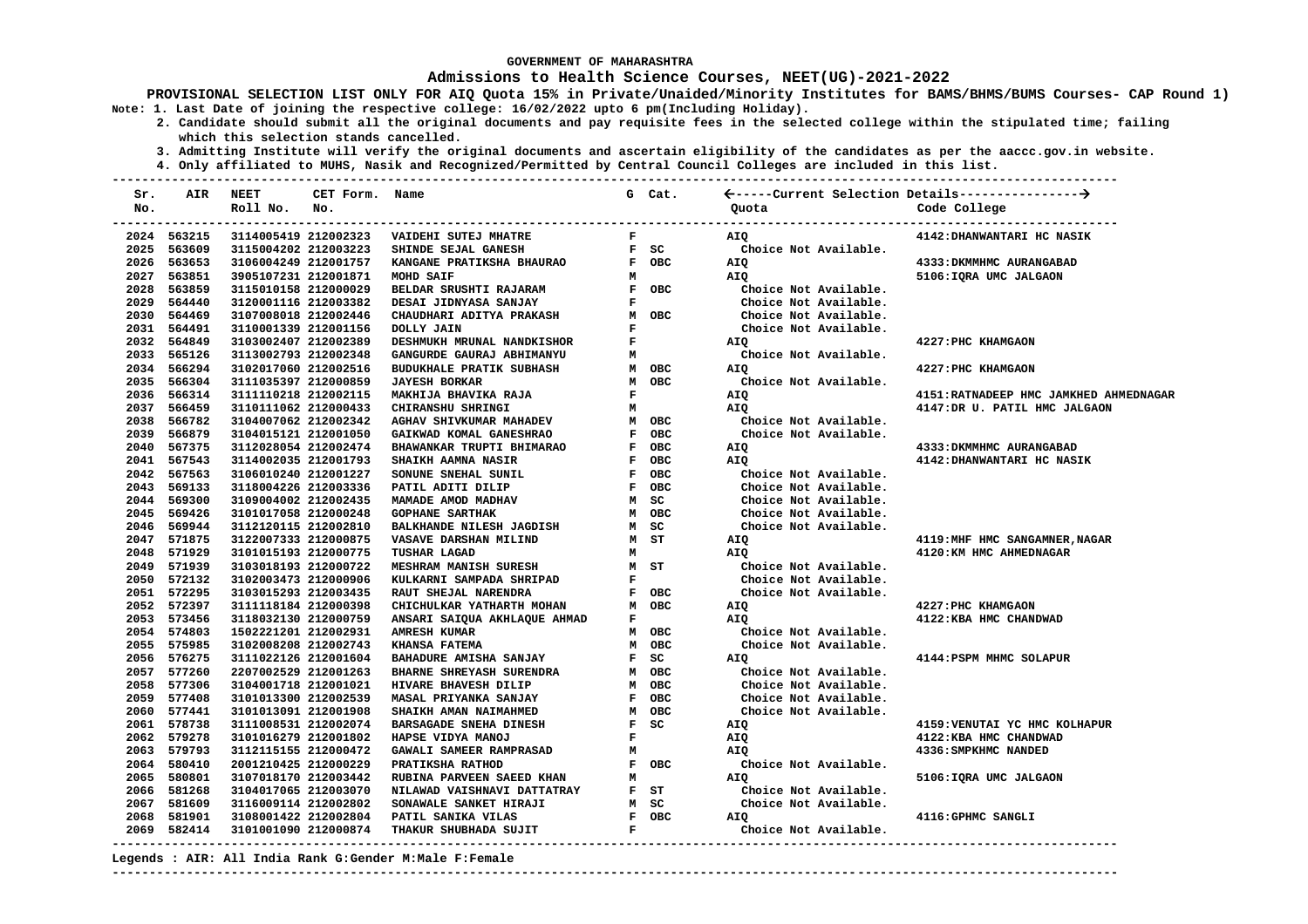GOVERNMENT OF MAHARASHTRA

# Admissions to Health Science Courses, NEET(UG)-2021-2022

**PROVISIONAL SELECTION LIST ONLY FOR AIQ Quota 15% in Private/Unaided/Minority Institutes for BAMS/BHMS/BUMS Courses- CAP Round 1)**

**Note: 1. Last Date of joining the respective college: 16/02/2022 upto 6 pm(Including Holiday).**

**2. Candidate should submit all the original documents and pay requisite fees in the selected college within the stipulated time; failing which this selection stands cancelled.**

**3. Admitting Institute will verify the original documents and ascertain eligibility of the candidates as per the aaccc.gov.in website.**

**4. Only affiliated to MUHS, Nasik and Recognized/Permitted by Central Council Colleges are included in this list.**

| Sr. No. | AIR | NEET Roll No. | CET Form. No. | Name | G | Cat. | Quota | Code College |
|---|---|---|---|---|---|---|---|---|
| 2024 | 563215 | 3114005419 | 212002323 | VAIDEHI SUTEJ MHATRE | F | | AIQ | 4142:DHANWANTARI HC NASIK |
| 2025 | 563609 | 3115004202 | 212003223 | SHINDE SEJAL GANESH | F | SC | Choice Not Available. | |
| 2026 | 563653 | 3106004249 | 212001757 | KANGANE PRATIKSHA BHAURAO | F | OBC | AIQ | 4333:DKMMHMC AURANGABAD |
| 2027 | 563851 | 3905107231 | 212001871 | MOHD SAIF | M | | AIQ | 5106:IQRA UMC JALGAON |
| 2028 | 563859 | 3115010158 | 212000029 | BELDAR SRUSHTI RAJARAM | F | OBC | Choice Not Available. | |
| 2029 | 564440 | 3120001116 | 212003382 | DESAI JIDNYASA SANJAY | F | | Choice Not Available. | |
| 2030 | 564469 | 3107008018 | 212002446 | CHAUDHARI ADITYA PRAKASH | M | OBC | Choice Not Available. | |
| 2031 | 564491 | 3110001339 | 212001156 | DOLLY JAIN | F | | Choice Not Available. | |
| 2032 | 564849 | 3103002407 | 212002389 | DESHMUKH MRUNAL NANDKISHOR | F | | AIQ | 4227:PHC KHAMGAON |
| 2033 | 565126 | 3113002793 | 212002348 | GANGURDE GAURAJ ABHIMANYU | M | | Choice Not Available. | |
| 2034 | 566294 | 3102017060 | 212002516 | BUDUKHALE PRATIK SUBHASH | M | OBC | AIQ | 4227:PHC KHAMGAON |
| 2035 | 566304 | 3111035397 | 212000859 | JAYESH BORKAR | M | OBC | Choice Not Available. | |
| 2036 | 566314 | 3111110218 | 212002115 | MAKHIJA BHAVIKA RAJA | F | | AIQ | 4151:RATNADEEP HMC JAMKHED AHMEDNAGAR |
| 2037 | 566459 | 3110111062 | 212000433 | CHIRANSHU SHRINGI | M | | AIQ | 4147:DR U. PATIL HMC JALGAON |
| 2038 | 566782 | 3104007062 | 212002342 | AGHAV SHIVKUMAR MAHADEV | M | OBC | Choice Not Available. | |
| 2039 | 566879 | 3104015121 | 212001050 | GAIKWAD KOMAL GANESHRAO | F | OBC | Choice Not Available. | |
| 2040 | 567375 | 3112028054 | 212002474 | BHAWANKAR TRUPTI BHIMARAO | F | OBC | AIQ | 4333:DKMMHMC AURANGABAD |
| 2041 | 567543 | 3114002035 | 212001793 | SHAIKH AAMNA NASIR | F | OBC | AIQ | 4142:DHANWANTARI HC NASIK |
| 2042 | 567563 | 3106010240 | 212001227 | SONUNE SNEHAL SUNIL | F | OBC | Choice Not Available. | |
| 2043 | 569133 | 3118004226 | 212003336 | PATIL ADITI DILIP | F | OBC | Choice Not Available. | |
| 2044 | 569300 | 3109004002 | 212002435 | MAMADE AMOD MADHAV | M | SC | Choice Not Available. | |
| 2045 | 569426 | 3101017058 | 212000248 | GOPHANE SARTHAK | M | OBC | Choice Not Available. | |
| 2046 | 569944 | 3112120115 | 212002810 | BALKHANDE NILESH JAGDISH | M | SC | Choice Not Available. | |
| 2047 | 571875 | 3122007333 | 212000875 | VASAVE DARSHAN MILIND | M | ST | AIQ | 4119:MHF HMC SANGAMNER,NAGAR |
| 2048 | 571929 | 3101015193 | 212000775 | TUSHAR LAGAD | M | | AIQ | 4120:KM HMC AHMEDNAGAR |
| 2049 | 571939 | 3103018193 | 212000722 | MESHRAM MANISH SURESH | M | ST | Choice Not Available. | |
| 2050 | 572132 | 3102003473 | 212000906 | KULKARNI SAMPADA SHRIPAD | F | | Choice Not Available. | |
| 2051 | 572295 | 3103015293 | 212003435 | RAUT SHEJAL NARENDRA | F | OBC | Choice Not Available. | |
| 2052 | 572397 | 3111118184 | 212000398 | CHICHULKAR YATHARTH MOHAN | M | OBC | AIQ | 4227:PHC KHAMGAON |
| 2053 | 573456 | 3118032130 | 212000759 | ANSARI SAIQUA AKHLAQUE AHMAD | F | | AIQ | 4122:KBA HMC CHANDWAD |
| 2054 | 574803 | 1502221201 | 212002931 | AMRESH KUMAR | M | OBC | Choice Not Available. | |
| 2055 | 575985 | 3102008208 | 212002743 | KHANSA FATEMA | M | OBC | Choice Not Available. | |
| 2056 | 576275 | 3111022126 | 212001604 | BAHADURE AMISHA SANJAY | F | SC | AIQ | 4144:PSPM MHMC SOLAPUR |
| 2057 | 577260 | 2207002529 | 212001263 | BHARNE SHREYASH SURENDRA | M | OBC | Choice Not Available. | |
| 2058 | 577306 | 3104001718 | 212001021 | HIVARE BHAVESH DILIP | M | OBC | Choice Not Available. | |
| 2059 | 577408 | 3101013300 | 212002539 | MASAL PRIYANKA SANJAY | F | OBC | Choice Not Available. | |
| 2060 | 577441 | 3101013091 | 212001908 | SHAIKH AMAN NAIMAHMED | M | OBC | Choice Not Available. | |
| 2061 | 578738 | 3111008531 | 212002074 | BARSAGADE SNEHA DINESH | F | SC | AIQ | 4159:VENUTAI YC HMC KOLHAPUR |
| 2062 | 579278 | 3101016279 | 212001802 | HAPSE VIDYA MANOJ | F | | AIQ | 4122:KBA HMC CHANDWAD |
| 2063 | 579793 | 3112115155 | 212000472 | GAWALI SAMEER RAMPRASAD | M | | AIQ | 4336:SMPKHMC NANDED |
| 2064 | 580410 | 2001210425 | 212000229 | PRATIKSHA RATHOD | F | OBC | Choice Not Available. | |
| 2065 | 580801 | 3107018170 | 212003442 | RUBINA PARVEEN SAEED KHAN | M | | AIQ | 5106:IQRA UMC JALGAON |
| 2066 | 581268 | 3104017065 | 212003070 | NILAWAD VAISHNAVI DATTATRAY | F | ST | Choice Not Available. | |
| 2067 | 581609 | 3116009114 | 212002802 | SONAWALE SANKET HIRAJI | M | SC | Choice Not Available. | |
| 2068 | 581901 | 3108001422 | 212002804 | PATIL SANIKA VILAS | F | OBC | AIQ | 4116:GPHMC SANGLI |
| 2069 | 582414 | 3101001090 | 212000874 | THAKUR SHUBHADA SUJIT | F | | Choice Not Available. | |

**Legends : AIR: All India Rank G:Gender M:Male F:Female**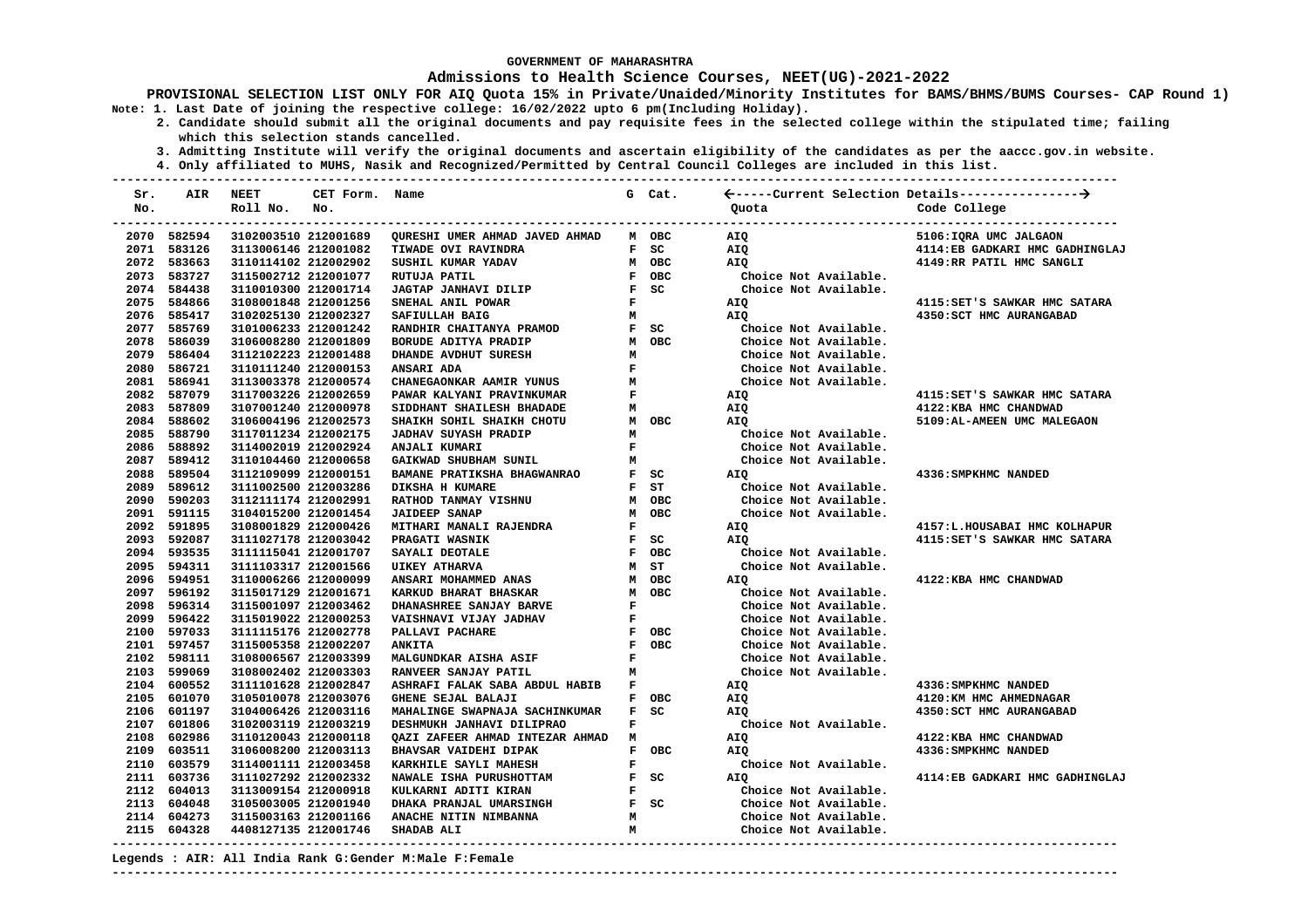**GOVERNMENT OF MAHARASHTRA**

**Admissions to Health Science Courses, NEET(UG)-2021-2022**

**PROVISIONAL SELECTION LIST ONLY FOR AIQ Quota 15% in Private/Unaided/Minority Institutes for BAMS/BHMS/BUMS Courses- CAP Round 1)**

**Note: 1. Last Date of joining the respective college: 16/02/2022 upto 6 pm(Including Holiday).**

**2. Candidate should submit all the original documents and pay requisite fees in the selected college within the stipulated time; failing which this selection stands cancelled.**

**3. Admitting Institute will verify the original documents and ascertain eligibility of the candidates as per the aaccc.gov.in website.**

**4. Only affiliated to MUHS, Nasik and Recognized/Permitted by Central Council Colleges are included in this list.**

| Sr. No. | AIR | NEET Roll No. | CET Form. No. | Name | G | Cat. | Current Selection Details Quota | Code College |
|---|---|---|---|---|---|---|---|---|
| 2070 | 582594 | 3102003510 | 212001689 | QURESHI UMER AHMAD JAVED AHMAD | M | OBC | AIQ | 5106:IQRA UMC JALGAON |
| 2071 | 583126 | 3113006146 | 212001082 | TIWADE OVI RAVINDRA | F | SC | AIQ | 4114:EB GADKARI HMC GADHINGLAJ |
| 2072 | 583663 | 3110114102 | 212002902 | SUSHIL KUMAR YADAV | M | OBC | AIQ | 4149:RR PATIL HMC SANGLI |
| 2073 | 583727 | 3115002712 | 212001077 | RUTUJA PATIL | F | OBC | Choice Not Available. | |
| 2074 | 584438 | 3110010300 | 212001714 | JAGTAP JANHAVI DILIP | F | SC | Choice Not Available. | |
| 2075 | 584866 | 3108001848 | 212001256 | SNEHAL ANIL POWAR | F | | AIQ | 4115:SET'S SAWKAR HMC SATARA |
| 2076 | 585417 | 3102025130 | 212002327 | SAFIULLAH BAIG | M | | AIQ | 4350:SCT HMC AURANGABAD |
| 2077 | 585769 | 3101006233 | 212001242 | RANDHIR CHAITANYA PRAMOD | F | SC | Choice Not Available. | |
| 2078 | 586039 | 3106008280 | 212001809 | BORUDE ADITYA PRADIP | M | OBC | Choice Not Available. | |
| 2079 | 586404 | 3112102223 | 212001488 | DHANDE AVDHUT SURESH | M | | Choice Not Available. | |
| 2080 | 586721 | 3110111240 | 212000153 | ANSARI ADA | F | | Choice Not Available. | |
| 2081 | 586941 | 3113003378 | 212000574 | CHANEGAONKAR AAMIR YUNUS | M | | Choice Not Available. | |
| 2082 | 587079 | 3117003226 | 212002659 | PAWAR KALYANI PRAVINKUMAR | F | | AIQ | 4115:SET'S SAWKAR HMC SATARA |
| 2083 | 587809 | 3107001240 | 212000978 | SIDDHANT SHAILESH BHADADE | M | | AIQ | 4122:KBA HMC CHANDWAD |
| 2084 | 588602 | 3106004196 | 212002573 | SHAIKH SOHIL SHAIKH CHOTU | M | OBC | AIQ | 5109:AL-AMEEN UMC MALEGAON |
| 2085 | 588790 | 3117011234 | 212002175 | JADHAV SUYASH PRADIP | M | | Choice Not Available. | |
| 2086 | 588892 | 3114002019 | 212002924 | ANJALI KUMARI | F | | Choice Not Available. | |
| 2087 | 589412 | 3110104460 | 212000658 | GAIKWAD SHUBHAM SUNIL | M | | Choice Not Available. | |
| 2088 | 589504 | 3112109099 | 212000151 | BAMANE PRATIKSHA BHAGWANRAO | F | SC | AIQ | 4336:SMPKHMC NANDED |
| 2089 | 589612 | 3111002500 | 212003286 | DIKSHA H KUMARE | F | ST | Choice Not Available. | |
| 2090 | 590203 | 3112111174 | 212002991 | RATHOD TANMAY VISHNU | M | OBC | Choice Not Available. | |
| 2091 | 591115 | 3104015200 | 212001454 | JAIDEEP SANAP | M | OBC | Choice Not Available. | |
| 2092 | 591895 | 3108001829 | 212000426 | MITHARI MANALI RAJENDRA | F | | AIQ | 4157:L.HOUSABAI HMC KOLHAPUR |
| 2093 | 592087 | 3111027178 | 212003042 | PRAGATI WASNIK | F | SC | AIQ | 4115:SET'S SAWKAR HMC SATARA |
| 2094 | 593535 | 3111115041 | 212001707 | SAYALI DEOTALE | F | OBC | Choice Not Available. | |
| 2095 | 594311 | 3111103317 | 212001566 | UIKEY ATHARVA | M | ST | Choice Not Available. | |
| 2096 | 594951 | 3110006266 | 212000099 | ANSARI MOHAMMED ANAS | M | OBC | AIQ | 4122:KBA HMC CHANDWAD |
| 2097 | 596192 | 3115017129 | 212001671 | KARKUD BHARAT BHASKAR | M | OBC | Choice Not Available. | |
| 2098 | 596314 | 3115001097 | 212003462 | DHANASHREE SANJAY BARVE | F | | Choice Not Available. | |
| 2099 | 596422 | 3115019022 | 212000253 | VAISHNAVI VIJAY JADHAV | F | | Choice Not Available. | |
| 2100 | 597033 | 3111115176 | 212002778 | PALLAVI PACHARE | F | OBC | Choice Not Available. | |
| 2101 | 597457 | 3115005358 | 212002207 | ANKITA | F | OBC | Choice Not Available. | |
| 2102 | 598111 | 3108006567 | 212003399 | MALGUNDKAR AISHA ASIF | F | | Choice Not Available. | |
| 2103 | 599069 | 3108002402 | 212003303 | RANVEER SANJAY PATIL | M | | Choice Not Available. | |
| 2104 | 600552 | 3111101628 | 212002847 | ASHRAFI FALAK SABA ABDUL HABIB | F | | AIQ | 4336:SMPKHMC NANDED |
| 2105 | 601070 | 3105010078 | 212003076 | GHENE SEJAL BALAJI | F | OBC | AIQ | 4120:KM HMC AHMEDNAGAR |
| 2106 | 601197 | 3104006426 | 212003116 | MAHALINGE SWAPNAJA SACHINKUMAR | F | SC | AIQ | 4350:SCT HMC AURANGABAD |
| 2107 | 601806 | 3102003119 | 212003219 | DESHMUKH JANHAVI DILIPRAO | F | | Choice Not Available. | |
| 2108 | 602986 | 3110120043 | 212000118 | QAZI ZAFEER AHMAD INTEZAR AHMAD | M | | AIQ | 4122:KBA HMC CHANDWAD |
| 2109 | 603511 | 3106008200 | 212003113 | BHAVSAR VAIDEHI DIPAK | F | OBC | AIQ | 4336:SMPKHMC NANDED |
| 2110 | 603579 | 3114001111 | 212003458 | KARKHILE SAYLI MAHESH | F | | Choice Not Available. | |
| 2111 | 603736 | 3111027292 | 212002332 | NAWALE ISHA PURUSHOTTAM | F | SC | AIQ | 4114:EB GADKARI HMC GADHINGLAJ |
| 2112 | 604013 | 3113009154 | 212000918 | KULKARNI ADITI KIRAN | F | | Choice Not Available. | |
| 2113 | 604048 | 3105003005 | 212001940 | DHAKA PRANJAL UMARSINGH | F | SC | Choice Not Available. | |
| 2114 | 604273 | 3115003163 | 212001166 | ANACHE NITIN NIMBANNA | M | | Choice Not Available. | |
| 2115 | 604328 | 4408127135 | 212001746 | SHADAB ALI | M | | Choice Not Available. | |

**Legends : AIR: All India Rank G:Gender M:Male F:Female**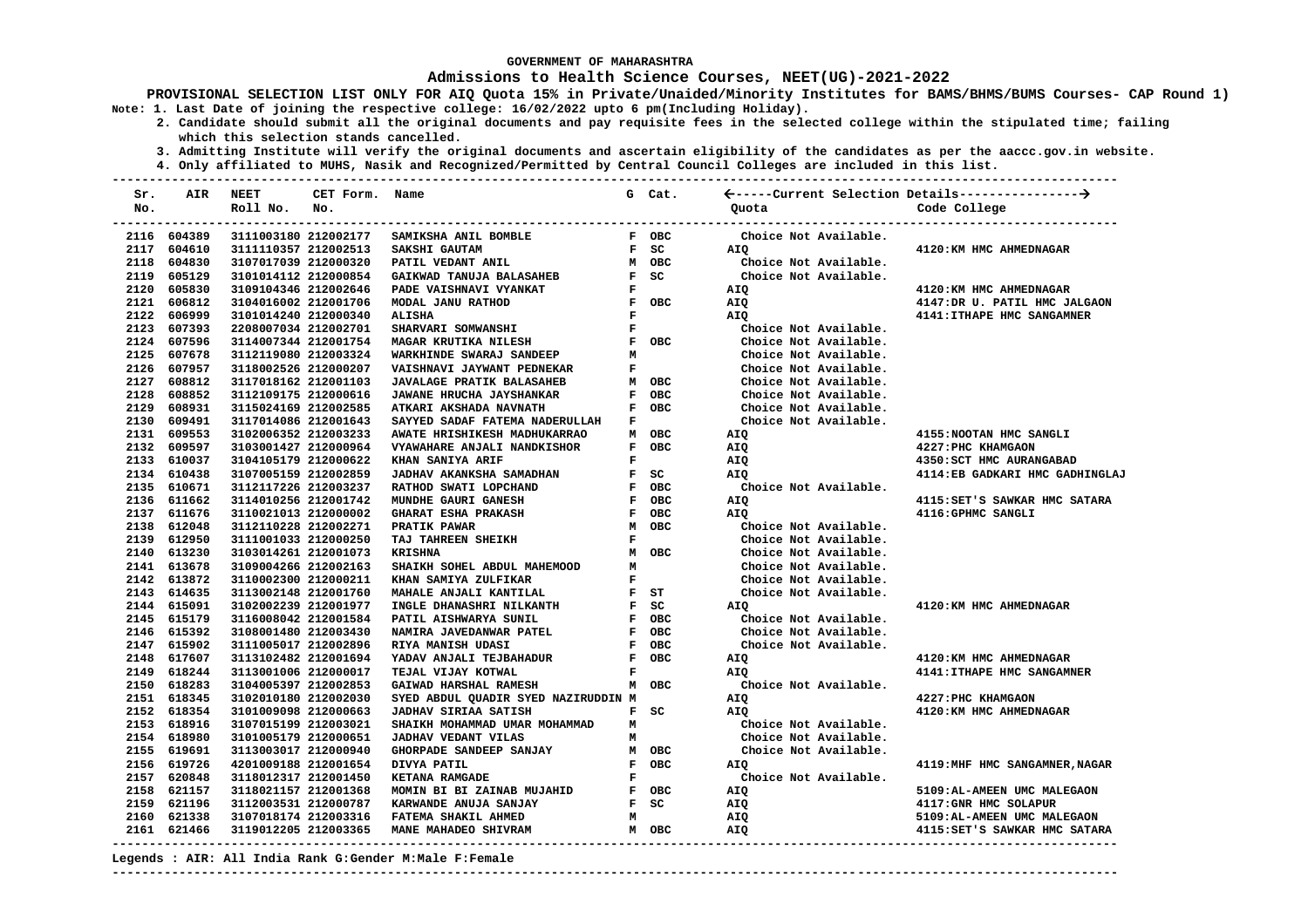GOVERNMENT OF MAHARASHTRA

**Admissions to Health Science Courses, NEET(UG)-2021-2022**

**PROVISIONAL SELECTION LIST ONLY FOR AIQ Quota 15% in Private/Unaided/Minority Institutes for BAMS/BHMS/BUMS Courses- CAP Round 1)**

Note: 1. Last Date of joining the respective college: 16/02/2022 upto 6 pm(Including Holiday).

2. Candidate should submit all the original documents and pay requisite fees in the selected college within the stipulated time; failing which this selection stands cancelled.

3. Admitting Institute will verify the original documents and ascertain eligibility of the candidates as per the aaccc.gov.in website.

4. Only affiliated to MUHS, Nasik and Recognized/Permitted by Central Council Colleges are included in this list.

| Sr. No. | AIR | NEET Roll No. | CET Form. No. | Name | G | Cat. | Current Selection Details Quota | Code College |
|---|---|---|---|---|---|---|---|---|
| 2116 | 604389 | 3111003180 | 212002177 | SAMIKSHA ANIL BOMBLE | F | OBC | Choice Not Available. | |
| 2117 | 604610 | 3111110357 | 212002513 | SAKSHI GAUTAM | F | SC | AIQ | 4120:KM HMC AHMEDNAGAR |
| 2118 | 604830 | 3107017039 | 212000320 | PATIL VEDANT ANIL | M | OBC | Choice Not Available. | |
| 2119 | 605129 | 3101014112 | 212000854 | GAIKWAD TANUJA BALASAHEB | F | SC | Choice Not Available. | |
| 2120 | 605830 | 3109104346 | 212002646 | PADE VAISHNAVI VYANKAT | F | | AIQ | 4120:KM HMC AHMEDNAGAR |
| 2121 | 606812 | 3104016002 | 212001706 | MODAL JANU RATHOD | F | OBC | AIQ | 4147:DR U. PATIL HMC JALGAON |
| 2122 | 606999 | 3101014240 | 212000340 | ALISHA | F | | AIQ | 4141:ITHAPE HMC SANGAMNER |
| 2123 | 607393 | 2208007034 | 212002701 | SHARVARI SOMWANSHI | F | | Choice Not Available. | |
| 2124 | 607596 | 3114007344 | 212001754 | MAGAR KRUTIKA NILESH | F | OBC | Choice Not Available. | |
| 2125 | 607678 | 3112119080 | 212003324 | WARKHINDE SWARAJ SANDEEP | M | | Choice Not Available. | |
| 2126 | 607957 | 3118002526 | 212000207 | VAISHNAVI JAYWANT PEDNEKAR | F | | Choice Not Available. | |
| 2127 | 608812 | 3117018162 | 212001103 | JAVALAGE PRATIK BALASAHEB | M | OBC | Choice Not Available. | |
| 2128 | 608852 | 3112109175 | 212000616 | JAWANE HRUCHA JAYSHANKAR | F | OBC | Choice Not Available. | |
| 2129 | 608931 | 3115024169 | 212002585 | ATKARI AKSHADA NAVNATH | F | OBC | Choice Not Available. | |
| 2130 | 609491 | 3117014086 | 212001643 | SAYYED SADAF FATEMA NADERULLAH | F | | Choice Not Available. | |
| 2131 | 609553 | 3102006352 | 212003233 | AWATE HRISHIKESH MADHUKARRAO | M | OBC | AIQ | 4155:NOOTAN HMC SANGLI |
| 2132 | 609597 | 3103001427 | 212000964 | VYAWAHARE ANJALI NANDKISHOR | F | OBC | AIQ | 4227:PHC KHAMGAON |
| 2133 | 610037 | 3104105179 | 212000622 | KHAN SANIYA ARIF | F | | AIQ | 4350:SCT HMC AURANGABAD |
| 2134 | 610438 | 3107005159 | 212002859 | JADHAV AKANKSHA SAMADHAN | F | SC | AIQ | 4114:EB GADKARI HMC GADHINGLAJ |
| 2135 | 610671 | 3112117226 | 212003237 | RATHOD SWATI LOPCHAND | F | OBC | Choice Not Available. | |
| 2136 | 611662 | 3114010256 | 212001742 | MUNDHE GAURI GANESH | F | OBC | AIQ | 4115:SET'S SAWKAR HMC SATARA |
| 2137 | 611676 | 3110021013 | 212000002 | GHARAT ESHA PRAKASH | F | OBC | AIQ | 4116:GPHMC SANGLI |
| 2138 | 612048 | 3112110228 | 212002271 | PRATIK PAWAR | M | OBC | Choice Not Available. | |
| 2139 | 612950 | 3111001033 | 212000250 | TAJ TAHREEN SHEIKH | F | | Choice Not Available. | |
| 2140 | 613230 | 3103014261 | 212001073 | KRISHNA | M | OBC | Choice Not Available. | |
| 2141 | 613678 | 3109004266 | 212002163 | SHAIKH SOHEL ABDUL MAHEMOOD | M | | Choice Not Available. | |
| 2142 | 613872 | 3110002300 | 212000211 | KHAN SAMIYA ZULFIKAR | F | | Choice Not Available. | |
| 2143 | 614635 | 3113002148 | 212001760 | MAHALE ANJALI KANTILAL | F | ST | Choice Not Available. | |
| 2144 | 615091 | 3102002239 | 212001977 | INGLE DHANASHRI NILKANTH | F | SC | AIQ | 4120:KM HMC AHMEDNAGAR |
| 2145 | 615179 | 3116008042 | 212001584 | PATIL AISHWARYA SUNIL | F | OBC | Choice Not Available. | |
| 2146 | 615392 | 3108001480 | 212003430 | NAMIRA JAVEDANWAR PATEL | F | OBC | Choice Not Available. | |
| 2147 | 615902 | 3111005017 | 212002896 | RIYA MANISH UDASI | F | OBC | Choice Not Available. | |
| 2148 | 617607 | 3113102482 | 212001694 | YADAV ANJALI TEJBAHADUR | F | OBC | AIQ | 4120:KM HMC AHMEDNAGAR |
| 2149 | 618244 | 3113001006 | 212000017 | TEJAL VIJAY KOTWAL | F | | AIQ | 4141:ITHAPE HMC SANGAMNER |
| 2150 | 618283 | 3104005397 | 212002853 | GAIWAD HARSHAL RAMESH | M | OBC | Choice Not Available. | |
| 2151 | 618345 | 3102010180 | 212002030 | SYED ABDUL QUADIR SYED NAZIRUDDIN | M | | AIQ | 4227:PHC KHAMGAON |
| 2152 | 618354 | 3101009098 | 212000663 | JADHAV SIRIAA SATISH | F | SC | AIQ | 4120:KM HMC AHMEDNAGAR |
| 2153 | 618916 | 3107015199 | 212003021 | SHAIKH MOHAMMAD UMAR MOHAMMAD | M | | Choice Not Available. | |
| 2154 | 618980 | 3101005179 | 212000651 | JADHAV VEDANT VILAS | M | | Choice Not Available. | |
| 2155 | 619691 | 3113003017 | 212000940 | GHORPADE SANDEEP SANJAY | M | OBC | Choice Not Available. | |
| 2156 | 619726 | 4201009188 | 212001654 | DIVYA PATIL | F | OBC | AIQ | 4119:MHF HMC SANGAMNER,NAGAR |
| 2157 | 620848 | 3118012317 | 212001450 | KETANA RAMGADE | F | | Choice Not Available. | |
| 2158 | 621157 | 3118021157 | 212001368 | MOMIN BI BI ZAINAB MUJAHID | F | OBC | AIQ | 5109:AL-AMEEN UMC MALEGAON |
| 2159 | 621196 | 3112003531 | 212000787 | KARWANDE ANUJA SANJAY | F | SC | AIQ | 4117:GNR HMC SOLAPUR |
| 2160 | 621338 | 3107018174 | 212003316 | FATEMA SHAKIL AHMED | M | | AIQ | 5109:AL-AMEEN UMC MALEGAON |
| 2161 | 621466 | 3119012205 | 212003365 | MANE MAHADEO SHIVRAM | M | OBC | AIQ | 4115:SET'S SAWKAR HMC SATARA |

Legends : AIR: All India Rank G:Gender M:Male F:Female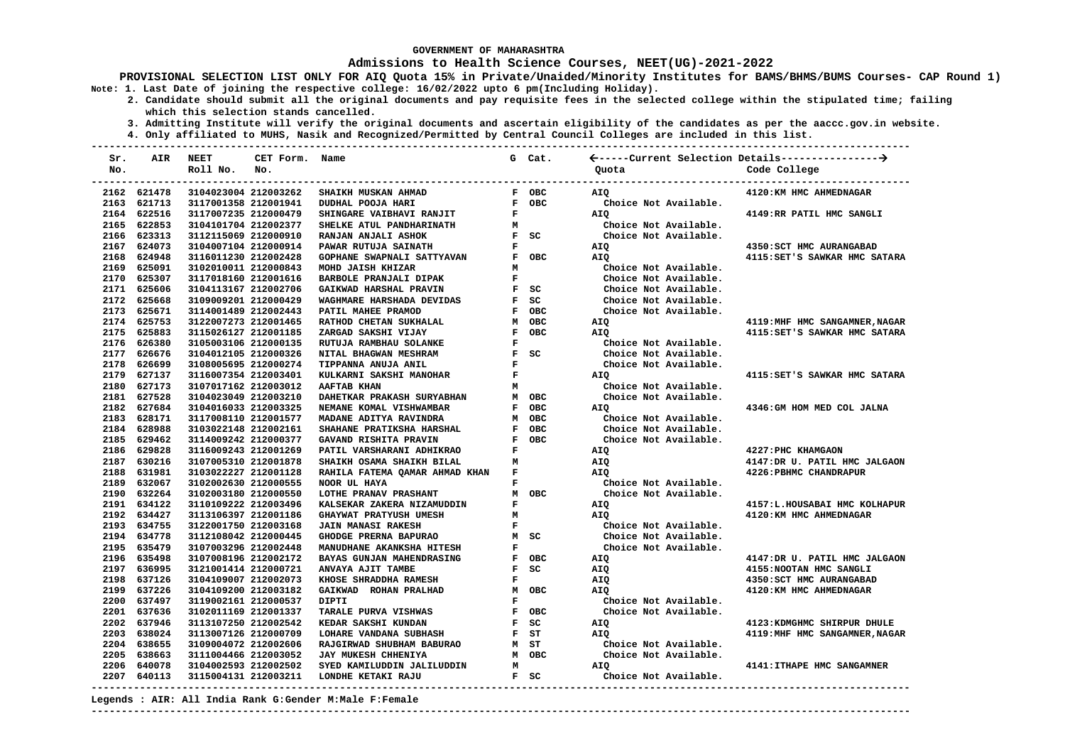GOVERNMENT OF MAHARASHTRA

## Admissions to Health Science Courses, NEET(UG)-2021-2022

**PROVISIONAL SELECTION LIST ONLY FOR AIQ Quota 15% in Private/Unaided/Minority Institutes for BAMS/BHMS/BUMS Courses- CAP Round 1)**

**Note: 1. Last Date of joining the respective college: 16/02/2022 upto 6 pm(Including Holiday).**

**2. Candidate should submit all the original documents and pay requisite fees in the selected college within the stipulated time; failing which this selection stands cancelled.**

**3. Admitting Institute will verify the original documents and ascertain eligibility of the candidates as per the aaccc.gov.in website.**

**4. Only affiliated to MUHS, Nasik and Recognized/Permitted by Central Council Colleges are included in this list.**

| Sr. No. | AIR | NEET Roll No. | CET Form. No. | Name | G | Cat. | Quota | Code College |
|---|---|---|---|---|---|---|---|---|
| 2162 | 621478 | 3104023004 | 212003262 | SHAIKH MUSKAN AHMAD | F | OBC | AIQ | 4120:KM HMC AHMEDNAGAR |
| 2163 | 621713 | 3117001358 | 212001941 | DUDHAL POOJA HARI | F | OBC | Choice Not Available. | |
| 2164 | 622516 | 3117007235 | 212000479 | SHINGARE VAIBHAVI RANJIT | F | | AIQ | 4149:RR PATIL HMC SANGLI |
| 2165 | 622853 | 3104101704 | 212002377 | SHELKE ATUL PANDHARINATH | M | | Choice Not Available. | |
| 2166 | 623313 | 3112115069 | 212000910 | RANJAN ANJALI ASHOK | F | SC | Choice Not Available. | |
| 2167 | 624073 | 3104007104 | 212000914 | PAWAR RUTUJA SAINATH | F | | AIQ | 4350:SCT HMC AURANGABAD |
| 2168 | 624948 | 3116011230 | 212002428 | GOPHANE SWAPNALI SATTYAVAN | F | OBC | AIQ | 4115:SET'S SAWKAR HMC SATARA |
| 2169 | 625091 | 3102010011 | 212000843 | MOHD JAISH KHIZAR | M | | Choice Not Available. | |
| 2170 | 625307 | 3117018160 | 212001616 | BARBOLE PRANJALI DIPAK | F | | Choice Not Available. | |
| 2171 | 625606 | 3104113167 | 212002706 | GAIKWAD HARSHAL PRAVIN | F | SC | Choice Not Available. | |
| 2172 | 625668 | 3109009201 | 212000429 | WAGHMARE HARSHADA DEVIDAS | F | SC | Choice Not Available. | |
| 2173 | 625671 | 3114001489 | 212002443 | PATIL MAHEE PRAMOD | F | OBC | Choice Not Available. | |
| 2174 | 625753 | 3122007273 | 212001465 | RATHOD CHETAN SUKHALAL | M | OBC | AIQ | 4119:MHF HMC SANGAMNER,NAGAR |
| 2175 | 625883 | 3115026127 | 212001185 | ZARGAD SAKSHI VIJAY | F | OBC | AIQ | 4115:SET'S SAWKAR HMC SATARA |
| 2176 | 626380 | 3105003106 | 212000135 | RUTUJA RAMBHAU SOLANKE | F | | Choice Not Available. | |
| 2177 | 626676 | 3104012105 | 212000326 | NITAL BHAGWAN MESHRAM | F | SC | Choice Not Available. | |
| 2178 | 626699 | 3108005695 | 212000274 | TIPPANNA ANUJA ANIL | F | | Choice Not Available. | |
| 2179 | 627137 | 3116007354 | 212003401 | KULKARNI SAKSHI MANOHAR | F | | AIQ | 4115:SET'S SAWKAR HMC SATARA |
| 2180 | 627173 | 3107017162 | 212003012 | AAFTAB KHAN | M | | Choice Not Available. | |
| 2181 | 627528 | 3104023049 | 212003210 | DAHETKAR PRAKASH SURYABHAN | M | OBC | Choice Not Available. | |
| 2182 | 627684 | 3104016033 | 212003325 | NEMANE KOMAL VISHWAMBAR | F | OBC | AIQ | 4346:GM HOM MED COL JALNA |
| 2183 | 628171 | 3117008110 | 212001577 | MADANE ADITYA RAVINDRA | M | OBC | Choice Not Available. | |
| 2184 | 628988 | 3103022148 | 212002161 | SHAHANE PRATIKSHA HARSHAL | F | OBC | Choice Not Available. | |
| 2185 | 629462 | 3114009242 | 212000377 | GAVAND RISHITA PRAVIN | F | OBC | Choice Not Available. | |
| 2186 | 629828 | 3116009243 | 212001269 | PATIL VARSHARANI ADHIKRAO | F | | AIQ | 4227:PHC KHAMGAON |
| 2187 | 630216 | 3107005310 | 212001878 | SHAIKH OSAMA SHAIKH BILAL | M | | AIQ | 4147:DR U. PATIL HMC JALGAON |
| 2188 | 631981 | 3103022227 | 212001128 | RAHILA FATEMA QAMAR AHMAD KHAN | F | | AIQ | 4226:PBHMC CHANDRAPUR |
| 2189 | 632067 | 3102002630 | 212000555 | NOOR UL HAYA | F | | Choice Not Available. | |
| 2190 | 632264 | 3102003180 | 212000550 | LOTHE PRANAV PRASHANT | M | OBC | Choice Not Available. | |
| 2191 | 634122 | 3110109222 | 212003496 | KALSEKAR ZAKERA NIZAMUDDIN | F | | AIQ | 4157:L.HOUSABAI HMC KOLHAPUR |
| 2192 | 634427 | 3113106397 | 212001186 | GHAYWAT PRATYUSH UMESH | M | | AIQ | 4120:KM HMC AHMEDNAGAR |
| 2193 | 634755 | 3122001750 | 212003168 | JAIN MANASI RAKESH | F | | Choice Not Available. | |
| 2194 | 634778 | 3112108042 | 212000445 | GHODGE PRERNA BAPURAO | M | SC | Choice Not Available. | |
| 2195 | 635479 | 3107003296 | 212002448 | MANUDHANE AKANKSHA HITESH | F | | Choice Not Available. | |
| 2196 | 635498 | 3107008196 | 212002172 | BAYAS GUNJAN MAHENDRASING | F | OBC | AIQ | 4147:DR U. PATIL HMC JALGAON |
| 2197 | 636995 | 3121001414 | 212000721 | ANVAYA AJIT TAMBE | F | SC | AIQ | 4155:NOOTAN HMC SANGLI |
| 2198 | 637126 | 3104109007 | 212002073 | KHOSE SHRADDHA RAMESH | F | | AIQ | 4350:SCT HMC AURANGABAD |
| 2199 | 637226 | 3104109200 | 212003182 | GAIKWAD ROHAN PRALHAD | M | OBC | AIQ | 4120:KM HMC AHMEDNAGAR |
| 2200 | 637497 | 3119002161 | 212000537 | DIPTI | F | | Choice Not Available. | |
| 2201 | 637636 | 3102011169 | 212001337 | TARALE PURVA VISHWAS | F | OBC | Choice Not Available. | |
| 2202 | 637946 | 3113107250 | 212002542 | KEDAR SAKSHI KUNDAN | F | SC | AIQ | 4123:KDMGHMC SHIRPUR DHULE |
| 2203 | 638024 | 3113007126 | 212000709 | LOHARE VANDANA SUBHASH | F | ST | AIQ | 4119:MHF HMC SANGAMNER,NAGAR |
| 2204 | 638655 | 3109004072 | 212002606 | RAJGIRWAD SHUBHAM BABURAO | M | ST | Choice Not Available. | |
| 2205 | 638663 | 3111004466 | 212003052 | JAY MUKESH CHHENIYA | M | OBC | Choice Not Available. | |
| 2206 | 640078 | 3104002593 | 212002502 | SYED KAMILUDDIN JALILUDDIN | M | | AIQ | 4141:ITHAPE HMC SANGAMNER |
| 2207 | 640113 | 3115004131 | 212003211 | LONDHE KETAKI RAJU | F | SC | Choice Not Available. | |

**Legends : AIR: All India Rank G:Gender M:Male F:Female**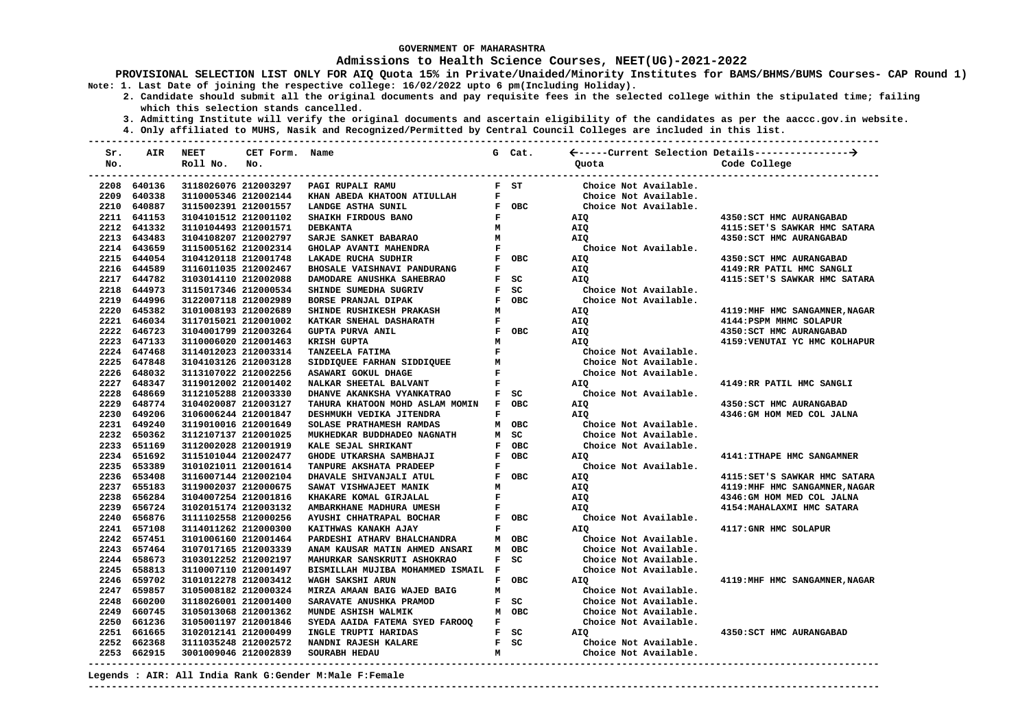GOVERNMENT OF MAHARASHTRA

## Admissions to Health Science Courses, NEET(UG)-2021-2022

**PROVISIONAL SELECTION LIST ONLY FOR AIQ Quota 15% in Private/Unaided/Minority Institutes for BAMS/BHMS/BUMS Courses- CAP Round 1)**

**Note: 1. Last Date of joining the respective college: 16/02/2022 upto 6 pm(Including Holiday).**

**2. Candidate should submit all the original documents and pay requisite fees in the selected college within the stipulated time; failing which this selection stands cancelled.**

**3. Admitting Institute will verify the original documents and ascertain eligibility of the candidates as per the aaccc.gov.in website.**

**4. Only affiliated to MUHS, Nasik and Recognized/Permitted by Central Council Colleges are included in this list.**

| Sr. No. | AIR | NEET Roll No. | CET Form. No. | Name | G | Cat. | Quota | Code College |
|---|---|---|---|---|---|---|---|---|
| 2208 | 640136 | 3118026076 | 212003297 | PAGI RUPALI RAMU | F | ST | Choice Not Available. | |
| 2209 | 640338 | 3110005346 | 212002144 | KHAN ABEDA KHATOON ATIULLAH | F | | Choice Not Available. | |
| 2210 | 640887 | 3115002391 | 212001557 | LANDGE ASTHA SUNIL | F | OBC | Choice Not Available. | |
| 2211 | 641153 | 3104101512 | 212001102 | SHAIKH FIRDOUS BANO | F | | AIQ | 4350:SCT HMC AURANGABAD |
| 2212 | 641332 | 3110104493 | 212001571 | DEBKANTA | M | | AIQ | 4115:SET'S SAWKAR HMC SATARA |
| 2213 | 643483 | 3104108207 | 212002797 | SARJE SANKET BABARAO | M | | AIQ | 4350:SCT HMC AURANGABAD |
| 2214 | 643659 | 3115005162 | 212002314 | GHOLAP AVANTI MAHENDRA | F | | Choice Not Available. | |
| 2215 | 644054 | 3104120118 | 212001748 | LAKADE RUCHA SUDHIR | F | OBC | AIQ | 4350:SCT HMC AURANGABAD |
| 2216 | 644589 | 3116011035 | 212002467 | BHOSALE VAISHNAVI PANDURANG | F | | AIQ | 4149:RR PATIL HMC SANGLI |
| 2217 | 644782 | 3103014110 | 212002088 | DAMODARE ANUSHKA SAHEBRAO | F | SC | AIQ | 4115:SET'S SAWKAR HMC SATARA |
| 2218 | 644973 | 3115017346 | 212000534 | SHINDE SUMEDHA SUGRIV | F | SC | Choice Not Available. | |
| 2219 | 644996 | 3122007118 | 212002989 | BORSE PRANJAL DIPAK | F | OBC | Choice Not Available. | |
| 2220 | 645382 | 3101008193 | 212002689 | SHINDE RUSHIKESH PRAKASH | M | | AIQ | 4119:MHF HMC SANGAMNER,NAGAR |
| 2221 | 646034 | 3117015021 | 212001002 | KATKAR SNEHAL DASHARATH | F | | AIQ | 4144:PSPM MHMC SOLAPUR |
| 2222 | 646723 | 3104001799 | 212003264 | GUPTA PURVA ANIL | F | OBC | AIQ | 4350:SCT HMC AURANGABAD |
| 2223 | 647133 | 3110006020 | 212001463 | KRISH GUPTA | M | | AIQ | 4159:VENUTAI YC HMC KOLHAPUR |
| 2224 | 647468 | 3114012023 | 212003314 | TANZEELA FATIMA | F | | Choice Not Available. | |
| 2225 | 647848 | 3104103126 | 212003128 | SIDDIQUEE FARHAN SIDDIQUEE | M | | Choice Not Available. | |
| 2226 | 648032 | 3113107022 | 212002256 | ASAWARI GOKUL DHAGE | F | | Choice Not Available. | |
| 2227 | 648347 | 3119012002 | 212001402 | NALKAR SHEETAL BALVANT | F | | AIQ | 4149:RR PATIL HMC SANGLI |
| 2228 | 648669 | 3112105288 | 212003330 | DHANVE AKANKSHA VYANKATRAO | F | SC | Choice Not Available. | |
| 2229 | 648774 | 3104020087 | 212003127 | TAHURA KHATOON MOHD ASLAM MOMIN | F | OBC | AIQ | 4350:SCT HMC AURANGABAD |
| 2230 | 649206 | 3106006244 | 212001847 | DESHMUKH VEDIKA JITENDRA | F | | AIQ | 4346:GM HOM MED COL JALNA |
| 2231 | 649240 | 3119010016 | 212001649 | SOLASE PRATHAMESH RAMDAS | M | OBC | Choice Not Available. | |
| 2232 | 650362 | 3112107137 | 212001025 | MUKHEDKAR BUDDHADEO NAGNATH | M | SC | Choice Not Available. | |
| 2233 | 651169 | 3112002028 | 212001919 | KALE SEJAL SHRIKANT | F | OBC | Choice Not Available. | |
| 2234 | 651692 | 3115101044 | 212002477 | GHODE UTKARSHA SAMBHAJI | F | OBC | AIQ | 4141:ITHAPE HMC SANGAMNER |
| 2235 | 653389 | 3101021011 | 212001614 | TANPURE AKSHATA PRADEEP | F | | Choice Not Available. | |
| 2236 | 653408 | 3116007144 | 212002104 | DHAVALE SHIVANJALI ATUL | F | OBC | AIQ | 4115:SET'S SAWKAR HMC SATARA |
| 2237 | 655183 | 3119002037 | 212000675 | SAWAT VISHWAJEET MANIK | M | | AIQ | 4119:MHF HMC SANGAMNER,NAGAR |
| 2238 | 656284 | 3104007254 | 212001816 | KHAKARE KOMAL GIRJALAL | F | | AIQ | 4346:GM HOM MED COL JALNA |
| 2239 | 656724 | 3102015174 | 212003132 | AMBARKHANE MADHURA UMESH | F | | AIQ | 4154:MAHALAXMI HMC SATARA |
| 2240 | 656876 | 3111102558 | 212000256 | AYUSHI CHHATRAPAL BOCHAR | F | OBC | Choice Not Available. | |
| 2241 | 657108 | 3114011262 | 212000300 | KAITHWAS KANAKH AJAY | F | | AIQ | 4117:GNR HMC SOLAPUR |
| 2242 | 657451 | 3101006160 | 212001464 | PARDESHI ATHARV BHALCHANDRA | M | OBC | Choice Not Available. | |
| 2243 | 657464 | 3107017165 | 212003339 | ANAM KAUSAR MATIN AHMED ANSARI | M | OBC | Choice Not Available. | |
| 2244 | 658673 | 3103012252 | 212002197 | MAHURKAR SANSKRUTI ASHOKRAO | F | SC | Choice Not Available. | |
| 2245 | 658813 | 3110007110 | 212001497 | BISMILLAH MUJIBA MOHAMMED ISMAIL | F | | Choice Not Available. | |
| 2246 | 659702 | 3101012278 | 212003412 | WAGH SAKSHI ARUN | F | OBC | AIQ | 4119:MHF HMC SANGAMNER,NAGAR |
| 2247 | 659857 | 3105008182 | 212000324 | MIRZA AMAAN BAIG WAJED BAIG | M | | Choice Not Available. | |
| 2248 | 660200 | 3118026001 | 212001400 | SARAVATE ANUSHKA PRAMOD | F | SC | Choice Not Available. | |
| 2249 | 660745 | 3105013068 | 212001362 | MUNDE ASHISH WALMIK | M | OBC | Choice Not Available. | |
| 2250 | 661236 | 3105001197 | 212001846 | SYEDA AAIDA FATEMA SYED FAROOQ | F | | Choice Not Available. | |
| 2251 | 661665 | 3102012141 | 212000499 | INGLE TRUPTI HARIDAS | F | SC | AIQ | 4350:SCT HMC AURANGABAD |
| 2252 | 662368 | 3111035248 | 212002572 | NANDNI RAJESH KALARE | F | SC | Choice Not Available. | |
| 2253 | 662915 | 3001009046 | 212002839 | SOURABH HEDAU | M | | Choice Not Available. | |

**Legends : AIR: All India Rank G:Gender M:Male F:Female**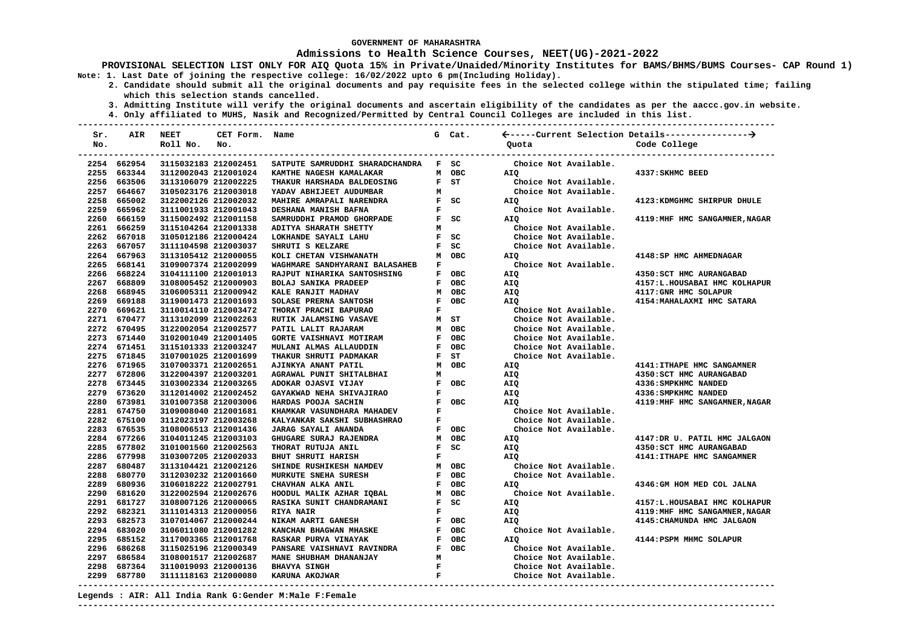GOVERNMENT OF MAHARASHTRA

# Admissions to Health Science Courses, NEET(UG)-2021-2022

**PROVISIONAL SELECTION LIST ONLY FOR AIQ Quota 15% in Private/Unaided/Minority Institutes for BAMS/BHMS/BUMS Courses- CAP Round 1)**

**Note: 1. Last Date of joining the respective college: 16/02/2022 upto 6 pm(Including Holiday).**

**2. Candidate should submit all the original documents and pay requisite fees in the selected college within the stipulated time; failing which this selection stands cancelled.**

**3. Admitting Institute will verify the original documents and ascertain eligibility of the candidates as per the aaccc.gov.in website.**

**4. Only affiliated to MUHS, Nasik and Recognized/Permitted by Central Council Colleges are included in this list.**

| Sr. No. | AIR | NEET Roll No. | CET Form. No. | Name | G | Cat. | Quota | Code College |
|---|---|---|---|---|---|---|---|---|
| 2254 | 662954 | 3115032183 | 212002451 | SATPUTE SAMRUDDHI SHARADCHANDRA | F | SC | Choice Not Available. | |
| 2255 | 663344 | 3112002043 | 212001024 | KAMTHE NAGESH KAMALAKAR | M | OBC | AIQ | 4337:SKHMC BEED |
| 2256 | 663506 | 3113106079 | 212002225 | THAKUR HARSHADA BALDEOSING | F | ST | Choice Not Available. | |
| 2257 | 664667 | 3105023176 | 212003018 | YADAV ABHIJEET AUDUMBAR | M | | Choice Not Available. | |
| 2258 | 665002 | 3122002126 | 212002032 | MAHIRE AMRAPALI NARENDRA | F | SC | AIQ | 4123:KDMGHMC SHIRPUR DHULE |
| 2259 | 665962 | 3111001933 | 212001043 | DESHANA MANISH BAFNA | F | | Choice Not Available. | |
| 2260 | 666159 | 3115002492 | 212001158 | SAMRUDDHI PRAMOD GHORPADE | F | SC | AIQ | 4119:MHF HMC SANGAMNER,NAGAR |
| 2261 | 666259 | 3115104264 | 212001338 | ADITYA SHARATH SHETTY | M | | Choice Not Available. | |
| 2262 | 667018 | 3105012186 | 212000424 | LOKHANDE SAYALI LAHU | F | SC | Choice Not Available. | |
| 2263 | 667057 | 3111104598 | 212003037 | SHRUTI S KELZARE | F | SC | Choice Not Available. | |
| 2264 | 667963 | 3113105412 | 212000055 | KOLI CHETAN VISHWANATH | M | OBC | AIQ | 4148:SP HMC AHMEDNAGAR |
| 2265 | 668141 | 3109007374 | 212002099 | WAGHMARE SANDHYARANI BALASAHEB | F | | Choice Not Available. | |
| 2266 | 668224 | 3104111100 | 212001013 | RAJPUT NIHARIKA SANTOSHSING | F | OBC | AIQ | 4350:SCT HMC AURANGABAD |
| 2267 | 668809 | 3108005452 | 212000903 | BOLAJ SANIKA PRADEEP | F | OBC | AIQ | 4157:L.HOUSABAI HMC KOLHAPUR |
| 2268 | 668945 | 3106005311 | 212000942 | KALE RANJIT MADHAV | M | OBC | AIQ | 4117:GNR HMC SOLAPUR |
| 2269 | 669188 | 3119001473 | 212001693 | SOLASE PRERNA SANTOSH | F | OBC | AIQ | 4154:MAHALAXMI HMC SATARA |
| 2270 | 669621 | 3110014110 | 212003472 | THORAT PRACHI BAPURAO | F | | Choice Not Available. | |
| 2271 | 670477 | 3113102099 | 212002263 | RUTIK JALAMSING VASAVE | M | ST | Choice Not Available. | |
| 2272 | 670495 | 3122002054 | 212002577 | PATIL LALIT RAJARAM | M | OBC | Choice Not Available. | |
| 2273 | 671440 | 3102001049 | 212001405 | GORTE VAISHNAVI MOTIRAM | F | OBC | Choice Not Available. | |
| 2274 | 671451 | 3115101333 | 212003247 | MULANI ALMAS ALLAUDDIN | F | OBC | Choice Not Available. | |
| 2275 | 671845 | 3107001025 | 212001699 | THAKUR SHRUTI PADMAKAR | F | ST | Choice Not Available. | |
| 2276 | 671965 | 3107003371 | 212002651 | AJINKYA ANANT PATIL | M | OBC | AIQ | 4141:ITHAPE HMC SANGAMNER |
| 2277 | 672806 | 3122004397 | 212003201 | AGRAWAL PUNIT SHITALBHAI | M | | AIQ | 4350:SCT HMC AURANGABAD |
| 2278 | 673445 | 3103002334 | 212003265 | ADOKAR OJASVI VIJAY | F | OBC | AIQ | 4336:SMPKHMC NANDED |
| 2279 | 673620 | 3112014002 | 212002452 | GAIKWAD NEHA SHIVAJIRAO | F | | AIQ | 4336:SMPKHMC NANDED |
| 2280 | 673981 | 3101007358 | 212003006 | HARDAS POOJA SACHIN | F | OBC | AIQ | 4119:MHF HMC SANGAMNER,NAGAR |
| 2281 | 674750 | 3109008040 | 212001681 | KHAMKAR VASUNDHARA MAHADEV | F | | Choice Not Available. | |
| 2282 | 675100 | 3112023197 | 212003268 | KALYANKAR SAKSHI SUBHASHRAO | F | | Choice Not Available. | |
| 2283 | 676535 | 3108006513 | 212001436 | JARAG SAYALI ANANDA | F | OBC | Choice Not Available. | |
| 2284 | 677266 | 3104011245 | 212003103 | GHUGARE SURAJ RAJENDRA | M | OBC | AIQ | 4147:DR U. PATIL HMC JALGAON |
| 2285 | 677802 | 3101001560 | 212002563 | THORAT RUTUJA ANIL | F | SC | AIQ | 4350:SCT HMC AURANGABAD |
| 2286 | 677998 | 3103007205 | 212002033 | BHUT SHRUTI HARISH | F | | AIQ | 4141:ITHAPE HMC SANGAMNER |
| 2287 | 680487 | 3113104421 | 212002126 | SHINDE RUSHIKESH NAMDEV | M | OBC | Choice Not Available. | |
| 2288 | 680770 | 3112030232 | 212001660 | MURKUTE SNEHA SURESH | F | OBC | Choice Not Available. | |
| 2289 | 680936 | 3106018222 | 212002791 | CHAVHAN ALKA ANIL | F | OBC | AIQ | 4346:GM HOM MED COL JALNA |
| 2290 | 681620 | 3122002594 | 212002676 | HOODUL MALIK AZHAR IQBAL | M | OBC | Choice Not Available. | |
| 2291 | 681727 | 3108007126 | 212000065 | RASIKA SUNIT CHANDRAMANI | F | SC | AIQ | 4157:L.HOUSABAI HMC KOLHAPUR |
| 2292 | 682321 | 3111014313 | 212000056 | RIYA NAIR | F | | AIQ | 4119:MHF HMC SANGAMNER,NAGAR |
| 2293 | 682573 | 3107014067 | 212000244 | NIKAM AARTI GANESH | F | OBC | AIQ | 4145:CHAMUNDA HMC JALGAON |
| 2294 | 683020 | 3106011080 | 212001282 | KANCHAN BHAGWAN MHASKE | F | OBC | Choice Not Available. | |
| 2295 | 685152 | 3117003365 | 212001768 | RASKAR PURVA VINAYAK | F | OBC | AIQ | 4144:PSPM MHMC SOLAPUR |
| 2296 | 686268 | 3115025196 | 212000349 | PANSARE VAISHNAVI RAVINDRA | F | OBC | Choice Not Available. | |
| 2297 | 686584 | 3108001517 | 212002687 | MANE SHUBHAM DHANANJAY | M | | Choice Not Available. | |
| 2298 | 687364 | 3110019093 | 212000136 | BHAVYA SINGH | F | | Choice Not Available. | |
| 2299 | 687780 | 3111118163 | 212000080 | KARUNA AKOJWAR | F | | Choice Not Available. | |

Legends : AIR: All India Rank G:Gender M:Male F:Female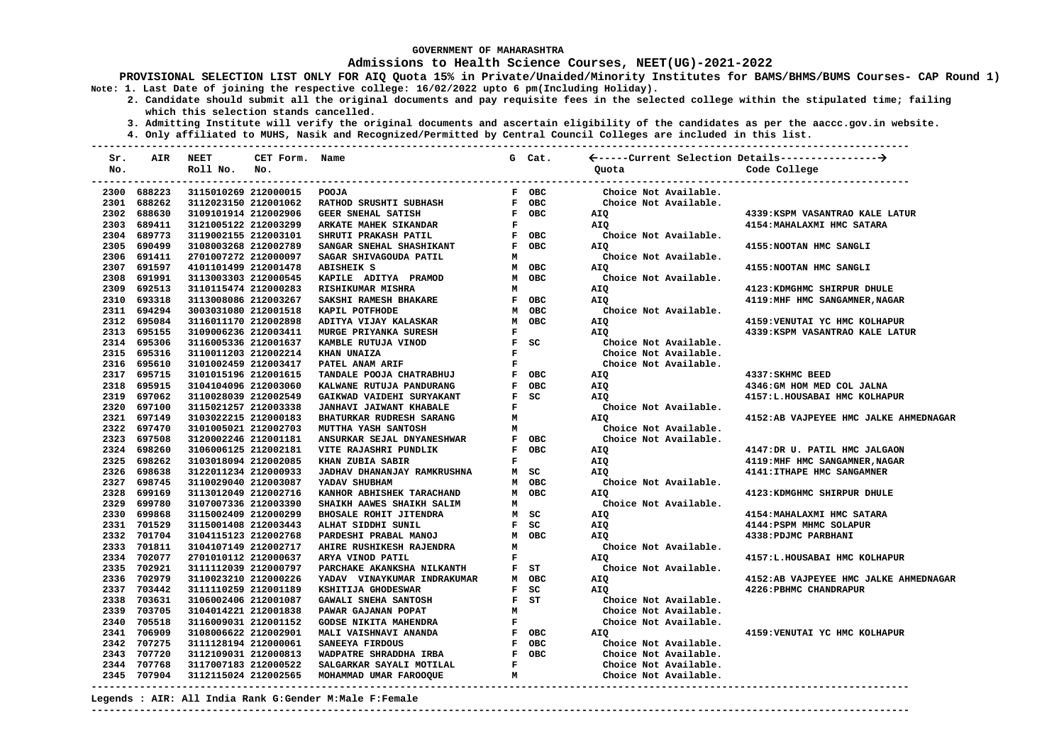GOVERNMENT OF MAHARASHTRA

## Admissions to Health Science Courses, NEET(UG)-2021-2022

**PROVISIONAL SELECTION LIST ONLY FOR AIQ Quota 15% in Private/Unaided/Minority Institutes for BAMS/BHMS/BUMS Courses- CAP Round 1)**

Note: 1. Last Date of joining the respective college: 16/02/2022 upto 6 pm(Including Holiday).
2. Candidate should submit all the original documents and pay requisite fees in the selected college within the stipulated time; failing which this selection stands cancelled.
3. Admitting Institute will verify the original documents and ascertain eligibility of the candidates as per the aaccc.gov.in website.
4. Only affiliated to MUHS, Nasik and Recognized/Permitted by Central Council Colleges are included in this list.

| Sr. No. | AIR | NEET Roll No. | CET Form. No. | Name | G | Cat. | Quota | Code College |
|---|---|---|---|---|---|---|---|---|
| 2300 | 688223 | 3115010269 | 212000015 | POOJA | F | OBC | Choice Not Available. | |
| 2301 | 688262 | 3112023150 | 212001062 | RATHOD SRUSHTI SUBHASH | F | OBC | Choice Not Available. | |
| 2302 | 688630 | 3109101914 | 212002906 | GEER SNEHAL SATISH | F | OBC | AIQ | 4339:KSPM VASANTRAO KALE LATUR |
| 2303 | 689411 | 3121005122 | 212003299 | ARKATE MAHEK SIKANDAR | F | | AIQ | 4154:MAHALAXMI HMC SATARA |
| 2304 | 689773 | 3119002155 | 212003101 | SHRUTI PRAKASH PATIL | F | OBC | Choice Not Available. | |
| 2305 | 690499 | 3108003268 | 212002789 | SANGAR SNEHAL SHASHIKANT | F | OBC | AIQ | 4155:NOOTAN HMC SANGLI |
| 2306 | 691411 | 2701007272 | 212000097 | SAGAR SHIVAGOUDA PATIL | M | | Choice Not Available. | |
| 2307 | 691597 | 4101101499 | 212001478 | ABISHEIK S | M | OBC | AIQ | 4155:NOOTAN HMC SANGLI |
| 2308 | 691991 | 3113003303 | 212000545 | KAPILE ADITYA PRAMOD | M | OBC | Choice Not Available. | |
| 2309 | 692513 | 3110115474 | 212000283 | RISHIKUMAR MISHRA | M | | AIQ | 4123:KDMGHMC SHIRPUR DHULE |
| 2310 | 693318 | 3113008086 | 212003267 | SAKSHI RAMESH BHAKARE | F | OBC | AIQ | 4119:MHF HMC SANGAMNER,NAGAR |
| 2311 | 694294 | 3003031080 | 212001518 | KAPIL POTFHODE | M | OBC | Choice Not Available. | |
| 2312 | 695084 | 3116011170 | 212002898 | ADITYA VIJAY KALASKAR | M | OBC | AIQ | 4159:VENUTAI YC HMC KOLHAPUR |
| 2313 | 695155 | 3109006236 | 212003411 | MURGE PRIYANKA SURESH | F | | AIQ | 4339:KSPM VASANTRAO KALE LATUR |
| 2314 | 695306 | 3116005336 | 212001637 | KAMBLE RUTUJA VINOD | F | SC | Choice Not Available. | |
| 2315 | 695316 | 3110011203 | 212002214 | KHAN UNAIZA | F | | Choice Not Available. | |
| 2316 | 695610 | 3101002459 | 212003417 | PATEL ANAM ARIF | F | | Choice Not Available. | |
| 2317 | 695715 | 3101015196 | 212001615 | TANDALE POOJA CHATRABHUJ | F | OBC | AIQ | 4337:SKHMC BEED |
| 2318 | 695915 | 3104104096 | 212003060 | KALWANE RUTUJA PANDURANG | F | OBC | AIQ | 4346:GM HOM MED COL JALNA |
| 2319 | 697062 | 3110028039 | 212002549 | GAIKWAD VAIDEHI SURYAKANT | F | SC | AIQ | 4157:L.HOUSABAI HMC KOLHAPUR |
| 2320 | 697100 | 3115021257 | 212003338 | JANHAVI JAIWANT KHABALE | F | | Choice Not Available. | |
| 2321 | 697149 | 3103022215 | 212000183 | BHATURKAR RUDRESH SARANG | M | | AIQ | 4152:AB VAJPEYEE HMC JALKE AHMEDNAGAR |
| 2322 | 697470 | 3101005021 | 212002703 | MUTTHA YASH SANTOSH | M | | Choice Not Available. | |
| 2323 | 697508 | 3120002246 | 212001181 | ANSURKAR SEJAL DNYANESHWAR | F | OBC | Choice Not Available. | |
| 2324 | 698260 | 3106006125 | 212002181 | VITE RAJASHRI PUNDLIK | F | OBC | AIQ | 4147:DR U. PATIL HMC JALGAON |
| 2325 | 698262 | 3103018094 | 212002085 | KHAN ZUBIA SABIR | F | | AIQ | 4119:MHF HMC SANGAMNER,NAGAR |
| 2326 | 698638 | 3122011234 | 212000933 | JADHAV DHANANJAY RAMKRUSHNA | M | SC | AIQ | 4141:ITHAPE HMC SANGAMNER |
| 2327 | 698745 | 3110029040 | 212003087 | YADAV SHUBHAM | M | OBC | Choice Not Available. | |
| 2328 | 699169 | 3113012049 | 212002716 | KANHOR ABHISHEK TARACHAND | M | OBC | AIQ | 4123:KDMGHMC SHIRPUR DHULE |
| 2329 | 699780 | 3107007336 | 212003390 | SHAIKH AAWES SHAIKH SALIM | M | | Choice Not Available. | |
| 2330 | 699868 | 3115002409 | 212000299 | BHOSALE ROHIT JITENDRA | M | SC | AIQ | 4154:MAHALAXMI HMC SATARA |
| 2331 | 701529 | 3115001408 | 212003443 | ALHAT SIDDHI SUNIL | F | SC | AIQ | 4144:PSPM MHMC SOLAPUR |
| 2332 | 701704 | 3104115123 | 212002768 | PARDESHI PRABAL MANOJ | M | OBC | AIQ | 4338:PDJMC PARBHANI |
| 2333 | 701811 | 3104107149 | 212002717 | AHIRE RUSHIKESH RAJENDRA | M | | Choice Not Available. | |
| 2334 | 702077 | 2701010112 | 212000637 | ARYA VINOD PATIL | F | | AIQ | 4157:L.HOUSABAI HMC KOLHAPUR |
| 2335 | 702921 | 3111112039 | 212000797 | PARCHAKE AKANKSHA NILKANTH | F | ST | Choice Not Available. | |
| 2336 | 702979 | 3110023210 | 212000226 | YADAV VINAYKUMAR INDRAKUMAR | M | OBC | AIQ | 4152:AB VAJPEYEE HMC JALKE AHMEDNAGAR |
| 2337 | 703442 | 3111110259 | 212001189 | KSHITIJA GHODESWAR | F | SC | AIQ | 4226:PBHMC CHANDRAPUR |
| 2338 | 703631 | 3106002406 | 212001087 | GAWALI SNEHA SANTOSH | F | ST | Choice Not Available. | |
| 2339 | 703705 | 3104014221 | 212001838 | PAWAR GAJANAN POPAT | M | | Choice Not Available. | |
| 2340 | 705518 | 3116009031 | 212001152 | GODSE NIKITA MAHENDRA | F | | Choice Not Available. | |
| 2341 | 706909 | 3108006622 | 212002901 | MALI VAISHNAVI ANANDA | F | OBC | AIQ | 4159:VENUTAI YC HMC KOLHAPUR |
| 2342 | 707275 | 3111128194 | 212000061 | SANEEYA FIRDOUS | F | OBC | Choice Not Available. | |
| 2343 | 707720 | 3112109031 | 212000813 | WADPATRE SHRADDHA IRBA | F | OBC | Choice Not Available. | |
| 2344 | 707768 | 3117007183 | 212000522 | SALGARKAR SAYALI MOTILAL | F | | Choice Not Available. | |
| 2345 | 707904 | 3112115024 | 212002565 | MOHAMMAD UMAR FAROOQUE | M | | Choice Not Available. | |

Legends : AIR: All India Rank G:Gender M:Male F:Female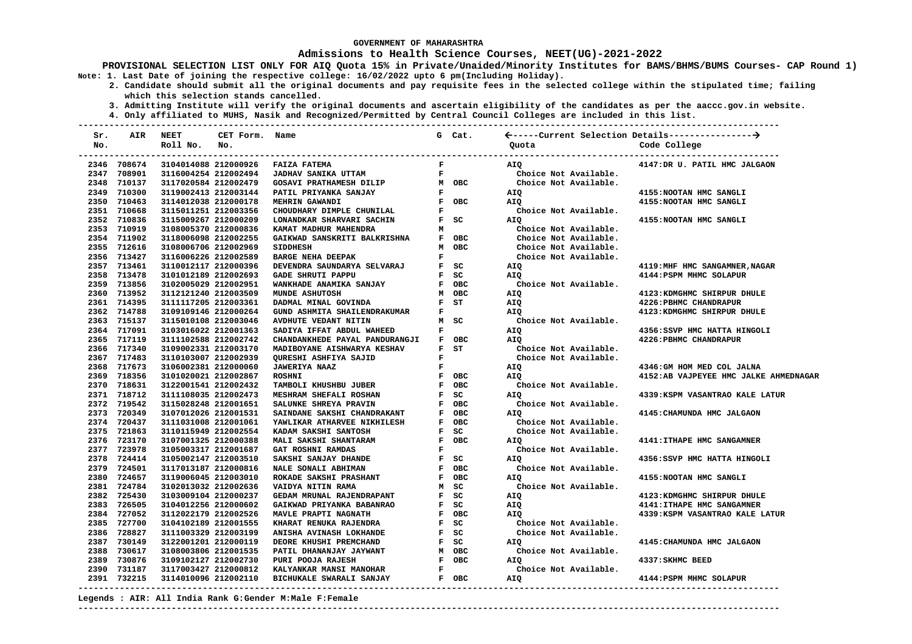GOVERNMENT OF MAHARASHTRA

# Admissions to Health Science Courses, NEET(UG)-2021-2022

**PROVISIONAL SELECTION LIST ONLY FOR AIQ Quota 15% in Private/Unaided/Minority Institutes for BAMS/BHMS/BUMS Courses- CAP Round 1)**

**Note: 1. Last Date of joining the respective college: 16/02/2022 upto 6 pm(Including Holiday).**

**2. Candidate should submit all the original documents and pay requisite fees in the selected college within the stipulated time; failing which this selection stands cancelled.**

**3. Admitting Institute will verify the original documents and ascertain eligibility of the candidates as per the aaccc.gov.in website.**

**4. Only affiliated to MUHS, Nasik and Recognized/Permitted by Central Council Colleges are included in this list.**

| Sr. No. | AIR | NEET Roll No. | CET Form. No. | Name | G | Cat. | Quota | Code College |
|---|---|---|---|---|---|---|---|---|
| 2346 | 708674 | 3104014088 | 212000926 | FAIZA FATEMA | F | | AIQ | 4147:DR U. PATIL HMC JALGAON |
| 2347 | 708901 | 3116004254 | 212002494 | JADHAV SANIKA UTTAM | F | | Choice Not Available. | |
| 2348 | 710137 | 3117020584 | 212002479 | GOSAVI PRATHAMESH DILIP | M | OBC | Choice Not Available. | |
| 2349 | 710300 | 3119002413 | 212003144 | PATIL PRIYANKA SANJAY | F | | AIQ | 4155:NOOTAN HMC SANGLI |
| 2350 | 710463 | 3114012038 | 212000178 | MEHRIN GAWANDI | F | OBC | AIQ | 4155:NOOTAN HMC SANGLI |
| 2351 | 710668 | 3115011251 | 212003356 | CHOUDHARY DIMPLE CHUNILAL | F | | Choice Not Available. | |
| 2352 | 710836 | 3115009267 | 212000209 | LONANDKAR SHARVARI SACHIN | F | SC | AIQ | 4155:NOOTAN HMC SANGLI |
| 2353 | 710919 | 3108005370 | 212000836 | KAMAT MADHUR MAHENDRA | M | | Choice Not Available. | |
| 2354 | 711902 | 3118006098 | 212002255 | GAIKWAD SANSKRITI BALKRISHNA | F | OBC | Choice Not Available. | |
| 2355 | 712616 | 3108006706 | 212002969 | SIDDHESH | M | OBC | Choice Not Available. | |
| 2356 | 713427 | 3116006226 | 212002589 | BARGE NEHA DEEPAK | F | | Choice Not Available. | |
| 2357 | 713461 | 3110012117 | 212000396 | DEVENDRA SAUNDARYA SELVARAJ | F | SC | AIQ | 4119:MHF HMC SANGAMNER,NAGAR |
| 2358 | 713478 | 3101012189 | 212002693 | GADE SHRUTI PAPPU | F | SC | AIQ | 4144:PSPM MHMC SOLAPUR |
| 2359 | 713856 | 3102005029 | 212002951 | WANKHADE ANAMIKA SANJAY | F | OBC | Choice Not Available. | |
| 2360 | 713952 | 3112121240 | 212003509 | MUNDE ASHUTOSH | M | OBC | AIQ | 4123:KDMGHMC SHIRPUR DHULE |
| 2361 | 714395 | 3111117205 | 212003361 | DADMAL MINAL GOVINDA | F | ST | AIQ | 4226:PBHMC CHANDRAPUR |
| 2362 | 714788 | 3109109146 | 212000264 | GUND ASHMITA SHAILENDRAKUMAR | F | | AIQ | 4123:KDMGHMC SHIRPUR DHULE |
| 2363 | 715137 | 3115010108 | 212003046 | AVDHUTE VEDANT NITIN | M | SC | Choice Not Available. | |
| 2364 | 717091 | 3103016022 | 212001363 | SADIYA IFFAT ABDUL WAHEED | F | | AIQ | 4356:SSVP HMC HATTA HINGOLI |
| 2365 | 717119 | 3111102588 | 212002742 | CHANDANKHEDE PAYAL PANDURANGJI | F | OBC | AIQ | 4226:PBHMC CHANDRAPUR |
| 2366 | 717340 | 3109002331 | 212003170 | MADIBOYANE AISHWARYA KESHAV | F | ST | Choice Not Available. | |
| 2367 | 717483 | 3110103007 | 212002939 | QURESHI ASHFIYA SAJID | F | | Choice Not Available. | |
| 2368 | 717673 | 3106002381 | 212000060 | JAWERIYA NAAZ | F | | AIQ | 4346:GM HOM MED COL JALNA |
| 2369 | 718356 | 3101020021 | 212002867 | ROSHNI | F | OBC | AIQ | 4152:AB VAJPEYEE HMC JALKE AHMEDNAGAR |
| 2370 | 718631 | 3122001541 | 212002432 | TAMBOLI KHUSHBU JUBER | F | OBC | Choice Not Available. | |
| 2371 | 718712 | 3111108035 | 212002473 | MESHRAM SHEFALI ROSHAN | F | SC | AIQ | 4339:KSPM VASANTRAO KALE LATUR |
| 2372 | 719542 | 3115028248 | 212001651 | SALUNKE SHREYA PRAVIN | F | OBC | Choice Not Available. | |
| 2373 | 720349 | 3107012026 | 212001531 | SAINDANE SAKSHI CHANDRAKANT | F | OBC | AIQ | 4145:CHAMUNDA HMC JALGAON |
| 2374 | 720437 | 3111031008 | 212001061 | YAWLIKAR ATHARVEE NIKHILESH | F | OBC | Choice Not Available. | |
| 2375 | 721863 | 3110115949 | 212002554 | KADAM SAKSHI SANTOSH | F | SC | Choice Not Available. | |
| 2376 | 723170 | 3107001325 | 212000388 | MALI SAKSHI SHANTARAM | F | OBC | AIQ | 4141:ITHAPE HMC SANGAMNER |
| 2377 | 723978 | 3105003317 | 212001687 | GAT ROSHNI RAMDAS | F | | Choice Not Available. | |
| 2378 | 724414 | 3105002147 | 212003510 | SAKSHI SANJAY DHANDE | F | SC | AIQ | 4356:SSVP HMC HATTA HINGOLI |
| 2379 | 724501 | 3117013187 | 212000816 | NALE SONALI ABHIMAN | F | OBC | Choice Not Available. | |
| 2380 | 724657 | 3119006045 | 212003010 | ROKADE SAKSHI PRASHANT | F | OBC | AIQ | 4155:NOOTAN HMC SANGLI |
| 2381 | 724784 | 3102013032 | 212002636 | VAIDYA NITIN RAMA | M | SC | Choice Not Available. | |
| 2382 | 725430 | 3103009104 | 212000237 | GEDAM MRUNAL RAJENDRAPANT | F | SC | AIQ | 4123:KDMGHMC SHIRPUR DHULE |
| 2383 | 726505 | 3104012256 | 212000602 | GAIKWAD PRIYANKA BABANRAO | F | SC | AIQ | 4141:ITHAPE HMC SANGAMNER |
| 2384 | 727052 | 3112022179 | 212002526 | MAVLE PRAPTI NAGNATH | F | OBC | AIQ | 4339:KSPM VASANTRAO KALE LATUR |
| 2385 | 727700 | 3104102189 | 212001555 | KHARAT RENUKA RAJENDRA | F | SC | Choice Not Available. | |
| 2386 | 728827 | 3111003329 | 212003199 | ANISHA AVINASH LOKHANDE | F | SC | Choice Not Available. | |
| 2387 | 730149 | 3122001201 | 212000119 | DEORE KHUSHI PREMCHAND | F | SC | AIQ | 4145:CHAMUNDA HMC JALGAON |
| 2388 | 730617 | 3108003806 | 212001535 | PATIL DHANANJAY JAYWANT | M | OBC | Choice Not Available. | |
| 2389 | 730876 | 3109102127 | 212002730 | PURI POOJA RAJESH | F | OBC | AIQ | 4337:SKHMC BEED |
| 2390 | 731187 | 3117003427 | 212000812 | KALYANKAR MANSI MANOHAR | F | | Choice Not Available. | |
| 2391 | 732215 | 3114010096 | 212002110 | BICHUKALE SWARALI SANJAY | F | OBC | AIQ | 4144:PSPM MHMC SOLAPUR |

**Legends : AIR: All India Rank G:Gender M:Male F:Female**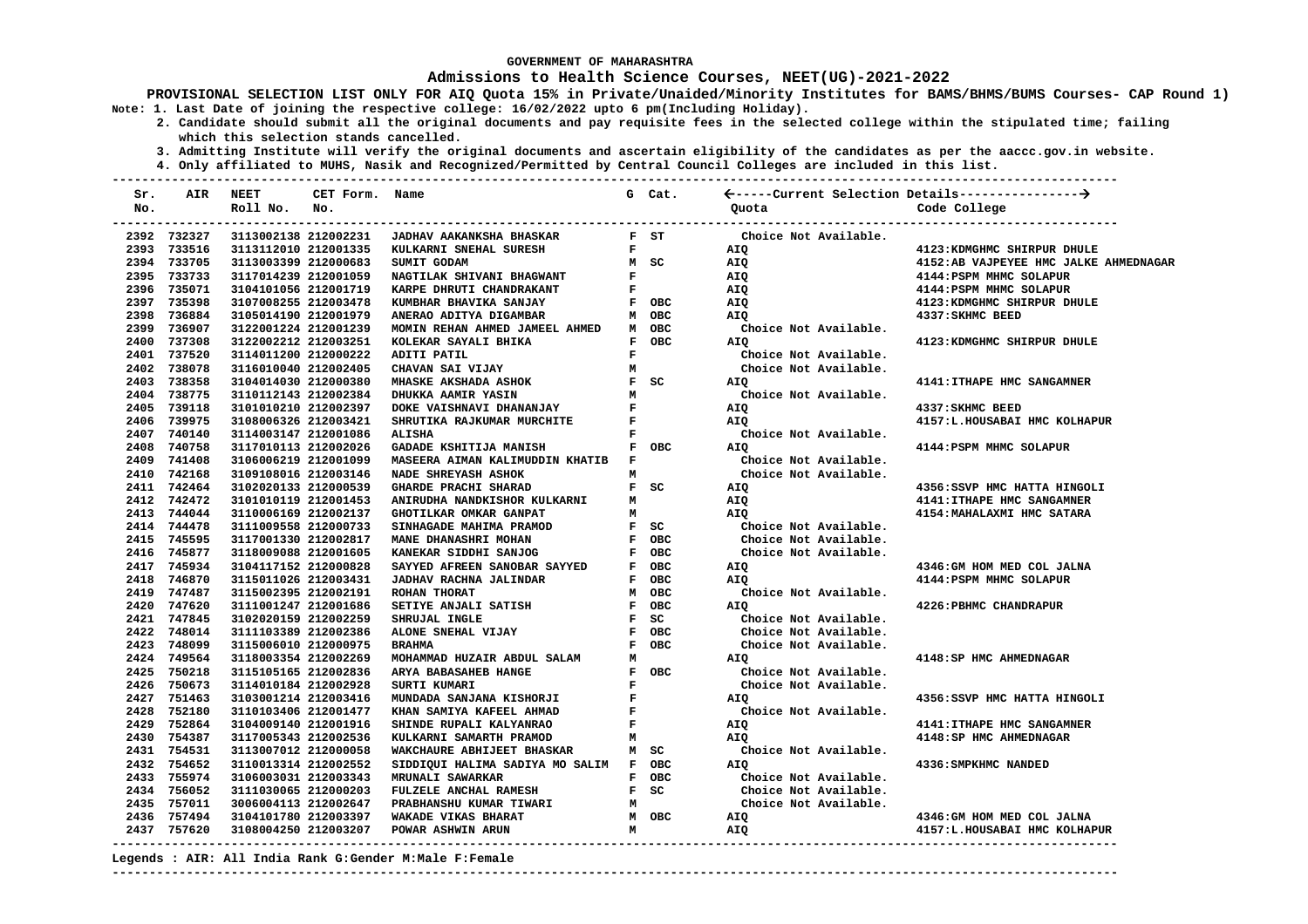GOVERNMENT OF MAHARASHTRA

## Admissions to Health Science Courses, NEET(UG)-2021-2022

**PROVISIONAL SELECTION LIST ONLY FOR AIQ Quota 15% in Private/Unaided/Minority Institutes for BAMS/BHMS/BUMS Courses- CAP Round 1)**

**Note: 1. Last Date of joining the respective college: 16/02/2022 upto 6 pm(Including Holiday).**

**2. Candidate should submit all the original documents and pay requisite fees in the selected college within the stipulated time; failing which this selection stands cancelled.**

**3. Admitting Institute will verify the original documents and ascertain eligibility of the candidates as per the aaccc.gov.in website.**

**4. Only affiliated to MUHS, Nasik and Recognized/Permitted by Central Council Colleges are included in this list.**

| Sr. No. | AIR | NEET Roll No. | CET Form. No. | Name | G | Cat. | Quota | Code College |
|---|---|---|---|---|---|---|---|---|
| 2392 | 732327 | 3113002138 | 212002231 | JADHAV AAKANKSHA BHASKAR | F | ST | Choice Not Available. | |
| 2393 | 733516 | 3113112010 | 212001335 | KULKARNI SNEHAL SURESH | F | | AIQ | 4123:KDMGHMC SHIRPUR DHULE |
| 2394 | 733705 | 3113003399 | 212000683 | SUMIT GODAM | M | SC | AIQ | 4152:AB VAJPEYEE HMC JALKE AHMEDNAGAR |
| 2395 | 733733 | 3117014239 | 212001059 | NAGTILAK SHIVANI BHAGWANT | F | | AIQ | 4144:PSPM MHMC SOLAPUR |
| 2396 | 735071 | 3104101056 | 212001719 | KARPE DHRUTI CHANDRAKANT | F | | AIQ | 4144:PSPM MHMC SOLAPUR |
| 2397 | 735398 | 3107008255 | 212003478 | KUMBHAR BHAVIKA SANJAY | F | OBC | AIQ | 4123:KDMGHMC SHIRPUR DHULE |
| 2398 | 736884 | 3105014190 | 212001979 | ANERAO ADITYA DIGAMBAR | M | OBC | AIQ | 4337:SKHMC BEED |
| 2399 | 736907 | 3122001224 | 212001239 | MOMIN REHAN AHMED JAMEEL AHMED | M | OBC | Choice Not Available. | |
| 2400 | 737308 | 3122002212 | 212003251 | KOLEKAR SAYALI BHIKA | F | OBC | AIQ | 4123:KDMGHMC SHIRPUR DHULE |
| 2401 | 737520 | 3114011200 | 212000222 | ADITI PATIL | F | | Choice Not Available. | |
| 2402 | 738078 | 3116010040 | 212002405 | CHAVAN SAI VIJAY | M | | Choice Not Available. | |
| 2403 | 738358 | 3104014030 | 212000380 | MHASKE AKSHADA ASHOK | F | SC | AIQ | 4141:ITHAPE HMC SANGAMNER |
| 2404 | 738775 | 3110112143 | 212002384 | DHUKKA AAMIR YASIN | M | | Choice Not Available. | |
| 2405 | 739118 | 3101010210 | 212002397 | DOKE VAISHNAVI DHANANJAY | F | | AIQ | 4337:SKHMC BEED |
| 2406 | 739975 | 3108006326 | 212003421 | SHRUTIKA RAJKUMAR MURCHITE | F | | AIQ | 4157:L.HOUSABAI HMC KOLHAPUR |
| 2407 | 740140 | 3114003147 | 212001086 | ALISHA | F | | Choice Not Available. | |
| 2408 | 740758 | 3117010113 | 212002026 | GADADE KSHITIJA MANISH | F | OBC | AIQ | 4144:PSPM MHMC SOLAPUR |
| 2409 | 741408 | 3106006219 | 212001099 | MASEERA AIMAN KALIMUDDIN KHATIB | F | | Choice Not Available. | |
| 2410 | 742168 | 3109108016 | 212003146 | NADE SHREYASH ASHOK | M | | Choice Not Available. | |
| 2411 | 742464 | 3102020133 | 212000539 | GHARDE PRACHI SHARAD | F | SC | AIQ | 4356:SSVP HMC HATTA HINGOLI |
| 2412 | 742472 | 3101010119 | 212001453 | ANIRUDHA NANDKISHOR KULKARNI | M | | AIQ | 4141:ITHAPE HMC SANGAMNER |
| 2413 | 744044 | 3110006169 | 212002137 | GHOTILKAR OMKAR GANPAT | M | | AIQ | 4154:MAHALAXMI HMC SATARA |
| 2414 | 744478 | 3111009558 | 212000733 | SINHAGADE MAHIMA PRAMOD | F | SC | Choice Not Available. | |
| 2415 | 745595 | 3117001330 | 212002817 | MANE DHANASHRI MOHAN | F | OBC | Choice Not Available. | |
| 2416 | 745877 | 3118009088 | 212001605 | KANEKAR SIDDHI SANJOG | F | OBC | Choice Not Available. | |
| 2417 | 745934 | 3104117152 | 212000828 | SAYYED AFREEN SANOBAR SAYYED | F | OBC | AIQ | 4346:GM HOM MED COL JALNA |
| 2418 | 746870 | 3115011026 | 212003431 | JADHAV RACHNA JALINDAR | F | OBC | AIQ | 4144:PSPM MHMC SOLAPUR |
| 2419 | 747487 | 3115002395 | 212002191 | ROHAN THORAT | M | OBC | Choice Not Available. | |
| 2420 | 747620 | 3111001247 | 212001686 | SETIYE ANJALI SATISH | F | OBC | AIQ | 4226:PBHMC CHANDRAPUR |
| 2421 | 747845 | 3102020159 | 212002259 | SHRUJAL INGLE | F | SC | Choice Not Available. | |
| 2422 | 748014 | 3111103389 | 212002386 | ALONE SNEHAL VIJAY | F | OBC | Choice Not Available. | |
| 2423 | 748099 | 3115006010 | 212000975 | BRAHMA | F | OBC | Choice Not Available. | |
| 2424 | 749564 | 3118003354 | 212002269 | MOHAMMAD HUZAIR ABDUL SALAM | M | | AIQ | 4148:SP HMC AHMEDNAGAR |
| 2425 | 750218 | 3115105165 | 212002836 | ARYA BABASAHEB HANGE | F | OBC | Choice Not Available. | |
| 2426 | 750673 | 3114010184 | 212002928 | SURTI KUMARI | F | | Choice Not Available. | |
| 2427 | 751463 | 3103001214 | 212003416 | MUNDADA SANJANA KISHORJI | F | | AIQ | 4356:SSVP HMC HATTA HINGOLI |
| 2428 | 752180 | 3110103406 | 212001477 | KHAN SAMIYA KAFEEL AHMAD | F | | Choice Not Available. | |
| 2429 | 752864 | 3104009140 | 212001916 | SHINDE RUPALI KALYANRAO | F | | AIQ | 4141:ITHAPE HMC SANGAMNER |
| 2430 | 754387 | 3117005343 | 212002536 | KULKARNI SAMARTH PRAMOD | M | | AIQ | 4148:SP HMC AHMEDNAGAR |
| 2431 | 754531 | 3113007012 | 212000058 | WAKCHAURE ABHIJEET BHASKAR | M | SC | Choice Not Available. | |
| 2432 | 754652 | 3110013314 | 212002552 | SIDDIQUI HALIMA SADIYA MO SALIM | F | OBC | AIQ | 4336:SMPKHMC NANDED |
| 2433 | 755974 | 3106003031 | 212003343 | MRUNALI SAWARKAR | F | OBC | Choice Not Available. | |
| 2434 | 756052 | 3111030065 | 212000203 | FULZELE ANCHAL RAMESH | F | SC | Choice Not Available. | |
| 2435 | 757011 | 3006004113 | 212002647 | PRABHANSHU KUMAR TIWARI | M | | Choice Not Available. | |
| 2436 | 757494 | 3104101780 | 212003397 | WAKADE VIKAS BHARAT | M | OBC | AIQ | 4346:GM HOM MED COL JALNA |
| 2437 | 757620 | 3108004250 | 212003207 | POWAR ASHWIN ARUN | M | | AIQ | 4157:L.HOUSABAI HMC KOLHAPUR |

**Legends : AIR: All India Rank G:Gender M:Male F:Female**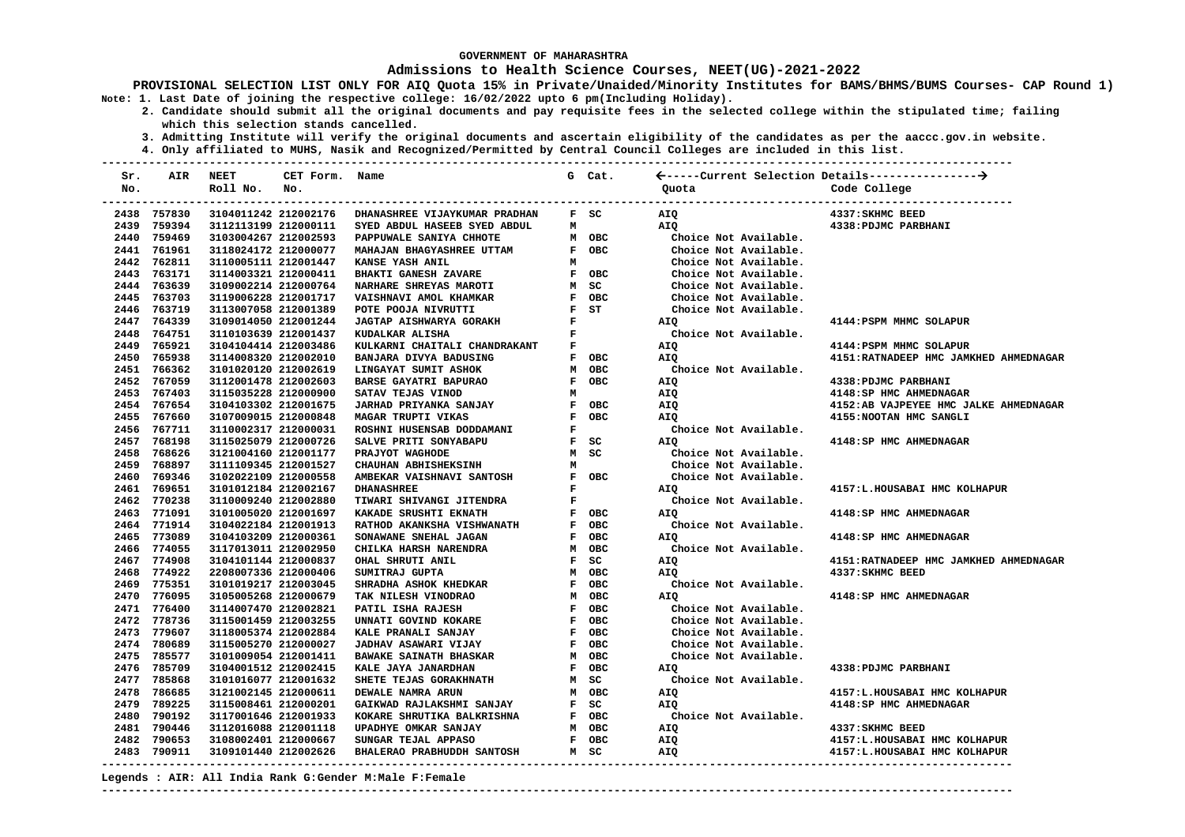GOVERNMENT OF MAHARASHTRA

**Admissions to Health Science Courses, NEET(UG)-2021-2022**

**PROVISIONAL SELECTION LIST ONLY FOR AIQ Quota 15% in Private/Unaided/Minority Institutes for BAMS/BHMS/BUMS Courses- CAP Round 1)**

**Note: 1. Last Date of joining the respective college: 16/02/2022 upto 6 pm(Including Holiday).**

**2. Candidate should submit all the original documents and pay requisite fees in the selected college within the stipulated time; failing which this selection stands cancelled.**

**3. Admitting Institute will verify the original documents and ascertain eligibility of the candidates as per the aaccc.gov.in website.**

**4. Only affiliated to MUHS, Nasik and Recognized/Permitted by Central Council Colleges are included in this list.**

| Sr. No. | AIR | NEET Roll No. | CET Form. No. | Name | G | Cat. | Quota | Code College |
|---|---|---|---|---|---|---|---|---|
| 2438 | 757830 | 3104011242 | 212002176 | DHANASHREE VIJAYKUMAR PRADHAN | F | SC | AIQ | 4337:SKHMC BEED |
| 2439 | 759394 | 3112113199 | 212000111 | SYED ABDUL HASEEB SYED ABDUL | M | | AIQ | 4338:PDJMC PARBHANI |
| 2440 | 759469 | 3103004267 | 212002593 | PAPPUWALE SANIYA CHHOTE | M | OBC | Choice Not Available. | |
| 2441 | 761961 | 3118024172 | 212000077 | MAHAJAN BHAGYASHREE UTTAM | F | OBC | Choice Not Available. | |
| 2442 | 762811 | 3110005111 | 212001447 | KANSE YASH ANIL | M | | Choice Not Available. | |
| 2443 | 763171 | 3114003321 | 212000411 | BHAKTI GANESH ZAVARE | F | OBC | Choice Not Available. | |
| 2444 | 763639 | 3109002214 | 212000764 | NARHARE SHREYAS MAROTI | M | SC | Choice Not Available. | |
| 2445 | 763703 | 3119006228 | 212001717 | VAISHNAVI AMOL KHAMKAR | F | OBC | Choice Not Available. | |
| 2446 | 763719 | 3113007058 | 212001389 | POTE POOJA NIVRUTTI | F | ST | Choice Not Available. | |
| 2447 | 764339 | 3109014050 | 212001244 | JAGTAP AISHWARYA GORAKH | F | | AIQ | 4144:PSPM MHMC SOLAPUR |
| 2448 | 764751 | 3110103639 | 212001437 | KUDALKAR ALISHA | F | | Choice Not Available. | |
| 2449 | 765921 | 3104104414 | 212003486 | KULKARNI CHAITALI CHANDRAKANT | F | | AIQ | 4144:PSPM MHMC SOLAPUR |
| 2450 | 765938 | 3114008320 | 212002010 | BANJARA DIVYA BADUSING | F | OBC | AIQ | 4151:RATNADEEP HMC JAMKHED AHMEDNAGAR |
| 2451 | 766362 | 3101020120 | 212002619 | LINGAYAT SUMIT ASHOK | M | OBC | Choice Not Available. | |
| 2452 | 767059 | 3112001478 | 212002603 | BARSE GAYATRI BAPURAO | F | OBC | AIQ | 4338:PDJMC PARBHANI |
| 2453 | 767403 | 3115035228 | 212000900 | SATAV TEJAS VINOD | M | | AIQ | 4148:SP HMC AHMEDNAGAR |
| 2454 | 767654 | 3104103302 | 212001675 | JARHAD PRIYANKA SANJAY | F | OBC | AIQ | 4152:AB VAJPEYEE HMC JALKE AHMEDNAGAR |
| 2455 | 767660 | 3107009015 | 212000848 | MAGAR TRUPTI VIKAS | F | OBC | AIQ | 4155:NOOTAN HMC SANGLI |
| 2456 | 767711 | 3110002317 | 212000031 | ROSHNI HUSENSAB DODDAMANI | F | | Choice Not Available. | |
| 2457 | 768198 | 3115025079 | 212000726 | SALVE PRITI SONYABAPU | F | SC | AIQ | 4148:SP HMC AHMEDNAGAR |
| 2458 | 768626 | 3121004160 | 212001177 | PRAJYOT WAGHODE | M | SC | Choice Not Available. | |
| 2459 | 768897 | 3111109345 | 212001527 | CHAUHAN ABHISHEKSINH | M | | Choice Not Available. | |
| 2460 | 769346 | 3102022109 | 212000558 | AMBEKAR VAISHNAVI SANTOSH | F | OBC | Choice Not Available. | |
| 2461 | 769651 | 3101012184 | 212002167 | DHANASHREE | F | | AIQ | 4157:L.HOUSABAI HMC KOLHAPUR |
| 2462 | 770238 | 3110009240 | 212002880 | TIWARI SHIVANGI JITENDRA | F | | Choice Not Available. | |
| 2463 | 771091 | 3101005020 | 212001697 | KAKADE SRUSHTI EKNATH | F | OBC | AIQ | 4148:SP HMC AHMEDNAGAR |
| 2464 | 771914 | 3104022184 | 212001913 | RATHOD AKANKSHA VISHWANATH | F | OBC | Choice Not Available. | |
| 2465 | 773089 | 3104103209 | 212000361 | SONAWANE SNEHAL JAGAN | F | OBC | AIQ | 4148:SP HMC AHMEDNAGAR |
| 2466 | 774055 | 3117013011 | 212002950 | CHILKA HARSH NARENDRA | M | OBC | Choice Not Available. | |
| 2467 | 774908 | 3104101144 | 212000837 | OHAL SHRUTI ANIL | F | SC | AIQ | 4151:RATNADEEP HMC JAMKHED AHMEDNAGAR |
| 2468 | 774922 | 2208007336 | 212000406 | SUMITRAJ GUPTA | M | OBC | AIQ | 4337:SKHMC BEED |
| 2469 | 775351 | 3101019217 | 212003045 | SHRADHA ASHOK KHEDKAR | F | OBC | Choice Not Available. | |
| 2470 | 776095 | 3105005268 | 212000679 | TAK NILESH VINODRAO | M | OBC | AIQ | 4148:SP HMC AHMEDNAGAR |
| 2471 | 776400 | 3114007470 | 212002821 | PATIL ISHA RAJESH | F | OBC | Choice Not Available. | |
| 2472 | 778736 | 3115001459 | 212003255 | UNNATI GOVIND KOKARE | F | OBC | Choice Not Available. | |
| 2473 | 779607 | 3118005374 | 212002884 | KALE PRANALI SANJAY | F | OBC | Choice Not Available. | |
| 2474 | 780689 | 3115005270 | 212000027 | JADHAV ASAWARI VIJAY | F | OBC | Choice Not Available. | |
| 2475 | 785577 | 3101009054 | 212001411 | BAWAKE SAINATH BHASKAR | M | OBC | Choice Not Available. | |
| 2476 | 785709 | 3104001512 | 212002415 | KALE JAYA JANARDHAN | F | OBC | AIQ | 4338:PDJMC PARBHANI |
| 2477 | 785868 | 3101016077 | 212001632 | SHETE TEJAS GORAKHNATH | M | SC | Choice Not Available. | |
| 2478 | 786685 | 3121002145 | 212000611 | DEWALE NAMRA ARUN | M | OBC | AIQ | 4157:L.HOUSABAI HMC KOLHAPUR |
| 2479 | 789225 | 3115008461 | 212000201 | GAIKWAD RAJLAKSHMI SANJAY | F | SC | AIQ | 4148:SP HMC AHMEDNAGAR |
| 2480 | 790192 | 3117001646 | 212001933 | KOKARE SHRUTIKA BALKRISHNA | F | OBC | Choice Not Available. | |
| 2481 | 790446 | 3112016088 | 212001118 | UPADHYE OMKAR SANJAY | M | OBC | AIQ | 4337:SKHMC BEED |
| 2482 | 790653 | 3108002401 | 212000667 | SUNGAR TEJAL APPASO | F | OBC | AIQ | 4157:L.HOUSABAI HMC KOLHAPUR |
| 2483 | 790911 | 3109101440 | 212002626 | BHALERAO PRABHUDDH SANTOSH | M | SC | AIQ | 4157:L.HOUSABAI HMC KOLHAPUR |

**Legends : AIR: All India Rank G:Gender M:Male F:Female**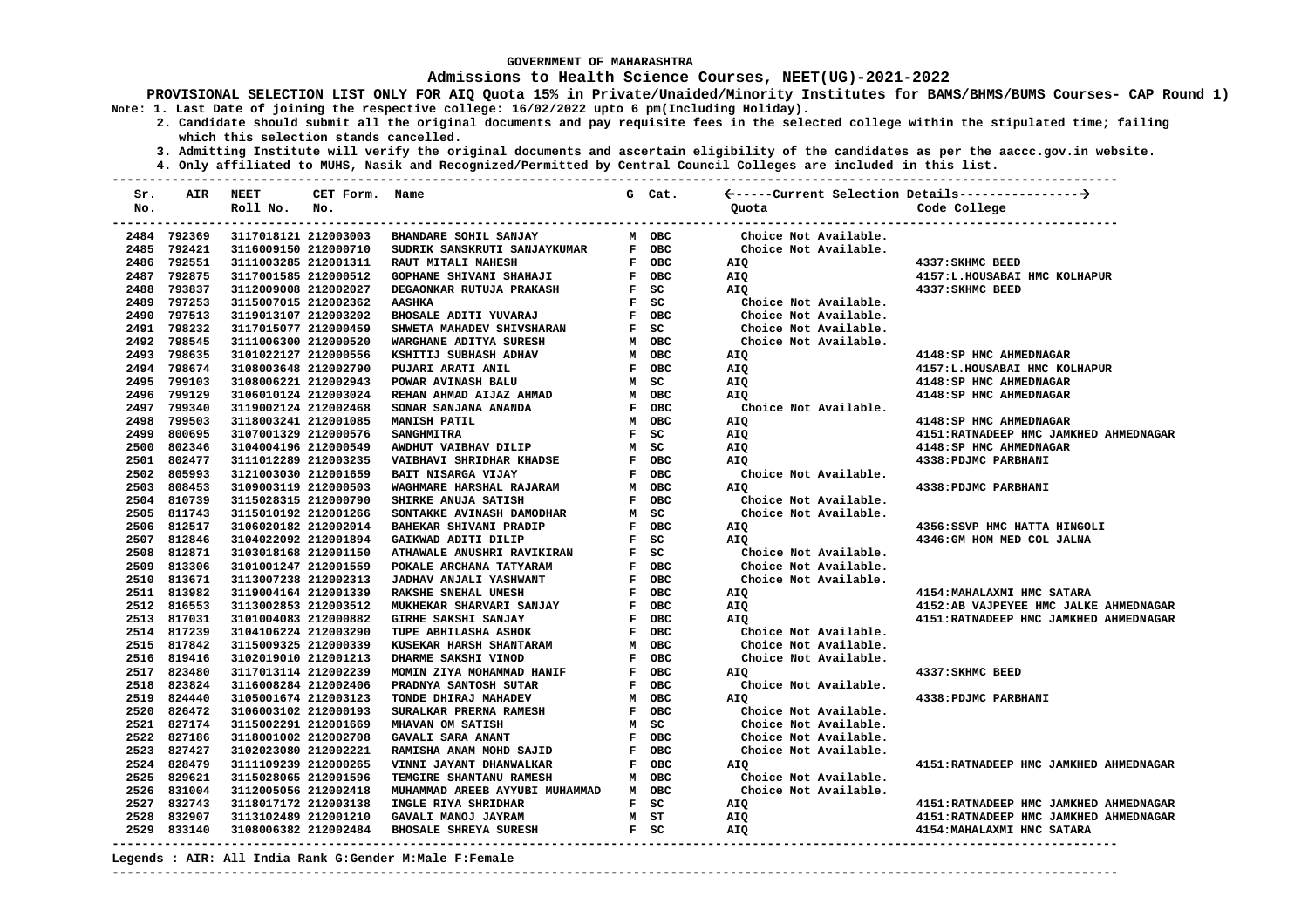GOVERNMENT OF MAHARASHTRA

**Admissions to Health Science Courses, NEET(UG)-2021-2022**

**PROVISIONAL SELECTION LIST ONLY FOR AIQ Quota 15% in Private/Unaided/Minority Institutes for BAMS/BHMS/BUMS Courses- CAP Round 1)**

Note: 1. Last Date of joining the respective college: 16/02/2022 upto 6 pm(Including Holiday).

2. Candidate should submit all the original documents and pay requisite fees in the selected college within the stipulated time; failing which this selection stands cancelled.

3. Admitting Institute will verify the original documents and ascertain eligibility of the candidates as per the aaccc.gov.in website.

4. Only affiliated to MUHS, Nasik and Recognized/Permitted by Central Council Colleges are included in this list.

| Sr. No. | AIR | NEET Roll No. | CET Form. No. | Name | G | Cat. | Current Selection Details: Quota | Code College |
|---|---|---|---|---|---|---|---|---|
| 2484 | 792369 | 3117018121 | 212003003 | BHANDARE SOHIL SANJAY | M | OBC | Choice Not Available. | |
| 2485 | 792421 | 3116009150 | 212000710 | SUDRIK SANSKRUTI SANJAYKUMAR | F | OBC | Choice Not Available. | |
| 2486 | 792551 | 3111003285 | 212001311 | RAUT MITALI MAHESH | F | OBC | AIQ | 4337:SKHMC BEED |
| 2487 | 792875 | 3117001585 | 212000512 | GOPHANE SHIVANI SHAHAJI | F | OBC | AIQ | 4157:L.HOUSABAI HMC KOLHAPUR |
| 2488 | 793837 | 3112009008 | 212002027 | DEGAONKAR RUTUJA PRAKASH | F | SC | AIQ | 4337:SKHMC BEED |
| 2489 | 797253 | 3115007015 | 212002362 | AASHKA | F | SC | Choice Not Available. | |
| 2490 | 797513 | 3119013107 | 212003202 | BHOSALE ADITI YUVARAJ | F | OBC | Choice Not Available. | |
| 2491 | 798232 | 3117015077 | 212000459 | SHWETA MAHADEV SHIVSHARAN | F | SC | Choice Not Available. | |
| 2492 | 798545 | 3111006300 | 212000520 | WARGHANE ADITYA SURESH | M | OBC | Choice Not Available. | |
| 2493 | 798635 | 3101022127 | 212000556 | KSHITIJ SUBHASH ADHAV | M | OBC | AIQ | 4148:SP HMC AHMEDNAGAR |
| 2494 | 798674 | 3108003648 | 212002790 | PUJARI ARATI ANIL | F | OBC | AIQ | 4157:L.HOUSABAI HMC KOLHAPUR |
| 2495 | 799103 | 3108006221 | 212002943 | POWAR AVINASH BALU | M | SC | AIQ | 4148:SP HMC AHMEDNAGAR |
| 2496 | 799129 | 3106010124 | 212003024 | REHAN AHMAD AIJAZ AHMAD | M | OBC | AIQ | 4148:SP HMC AHMEDNAGAR |
| 2497 | 799340 | 3119002124 | 212002468 | SONAR SANJANA ANANDA | F | OBC | Choice Not Available. | |
| 2498 | 799503 | 3118003241 | 212001085 | MANISH PATIL | M | OBC | AIQ | 4148:SP HMC AHMEDNAGAR |
| 2499 | 800695 | 3107001329 | 212000576 | SANGHMITRA | F | SC | AIQ | 4151:RATNADEEP HMC JAMKHED AHMEDNAGAR |
| 2500 | 802346 | 3104004196 | 212000549 | AWDHUT VAIBHAV DILIP | M | SC | AIQ | 4148:SP HMC AHMEDNAGAR |
| 2501 | 802477 | 3111012289 | 212003235 | VAIBHAVI SHRIDHAR KHADSE | F | OBC | AIQ | 4338:PDJMC PARBHANI |
| 2502 | 805993 | 3121003030 | 212001659 | BAIT NISARGA VIJAY | F | OBC | Choice Not Available. | |
| 2503 | 808453 | 3109003119 | 212000503 | WAGHMARE HARSHAL RAJARAM | M | OBC | AIQ | 4338:PDJMC PARBHANI |
| 2504 | 810739 | 3115028315 | 212000790 | SHIRKE ANUJA SATISH | F | OBC | Choice Not Available. | |
| 2505 | 811743 | 3115010192 | 212001266 | SONTAKKE AVINASH DAMODHAR | M | SC | Choice Not Available. | |
| 2506 | 812517 | 3106020182 | 212002014 | BAHEKAR SHIVANI PRADIP | F | OBC | AIQ | 4356:SSVP HMC HATTA HINGOLI |
| 2507 | 812846 | 3104022092 | 212001894 | GAIKWAD ADITI DILIP | F | SC | AIQ | 4346:GM HOM MED COL JALNA |
| 2508 | 812871 | 3103018168 | 212001150 | ATHAWALE ANUSHRI RAVIKIRAN | F | SC | Choice Not Available. | |
| 2509 | 813306 | 3101001247 | 212001559 | POKALE ARCHANA TATYARAM | F | OBC | Choice Not Available. | |
| 2510 | 813671 | 3113007238 | 212002313 | JADHAV ANJALI YASHWANT | F | OBC | Choice Not Available. | |
| 2511 | 813982 | 3119004164 | 212001339 | RAKSHE SNEHAL UMESH | F | OBC | AIQ | 4154:MAHALAXMI HMC SATARA |
| 2512 | 816553 | 3113002853 | 212003512 | MUKHEKAR SHARVARI SANJAY | F | OBC | AIQ | 4152:AB VAJPEYEE HMC JALKE AHMEDNAGAR |
| 2513 | 817031 | 3101004083 | 212000882 | GIRHE SAKSHI SANJAY | F | OBC | AIQ | 4151:RATNADEEP HMC JAMKHED AHMEDNAGAR |
| 2514 | 817239 | 3104106224 | 212003290 | TUPE ABHILASHA ASHOK | F | OBC | Choice Not Available. | |
| 2515 | 817842 | 3115009325 | 212000339 | KUSEKAR HARSH SHANTARAM | M | OBC | Choice Not Available. | |
| 2516 | 819416 | 3102019010 | 212001213 | DHARME SAKSHI VINOD | F | OBC | Choice Not Available. | |
| 2517 | 823480 | 3117013114 | 212002239 | MOMIN ZIYA MOHAMMAD HANIF | F | OBC | AIQ | 4337:SKHMC BEED |
| 2518 | 823824 | 3116008284 | 212002406 | PRADNYA SANTOSH SUTAR | F | OBC | Choice Not Available. | |
| 2519 | 824440 | 3105001674 | 212003123 | TONDE DHIRAJ MAHADEV | M | OBC | AIQ | 4338:PDJMC PARBHANI |
| 2520 | 826472 | 3106003102 | 212000193 | SURALKAR PRERNA RAMESH | F | OBC | Choice Not Available. | |
| 2521 | 827174 | 3115002291 | 212001669 | MHAVAN OM SATISH | M | SC | Choice Not Available. | |
| 2522 | 827186 | 3118001002 | 212002708 | GAVALI SARA ANANT | F | OBC | Choice Not Available. | |
| 2523 | 827427 | 3102023080 | 212002221 | RAMISHA ANAM MOHD SAJID | F | OBC | Choice Not Available. | |
| 2524 | 828479 | 3111109239 | 212000265 | VINNI JAYANT DHANWALKAR | F | OBC | AIQ | 4151:RATNADEEP HMC JAMKHED AHMEDNAGAR |
| 2525 | 829621 | 3115028065 | 212001596 | TEMGIRE SHANTANU RAMESH | M | OBC | Choice Not Available. | |
| 2526 | 831004 | 3112005056 | 212002418 | MUHAMMAD AREEB AYYUBI MUHAMMAD | M | OBC | Choice Not Available. | |
| 2527 | 832743 | 3118017172 | 212003138 | INGLE RIYA SHRIDHAR | F | SC | AIQ | 4151:RATNADEEP HMC JAMKHED AHMEDNAGAR |
| 2528 | 832907 | 3113102489 | 212001210 | GAVALI MANOJ JAYRAM | M | ST | AIQ | 4151:RATNADEEP HMC JAMKHED AHMEDNAGAR |
| 2529 | 833140 | 3108006382 | 212002484 | BHOSALE SHREYA SURESH | F | SC | AIQ | 4154:MAHALAXMI HMC SATARA |

Legends : AIR: All India Rank G:Gender M:Male F:Female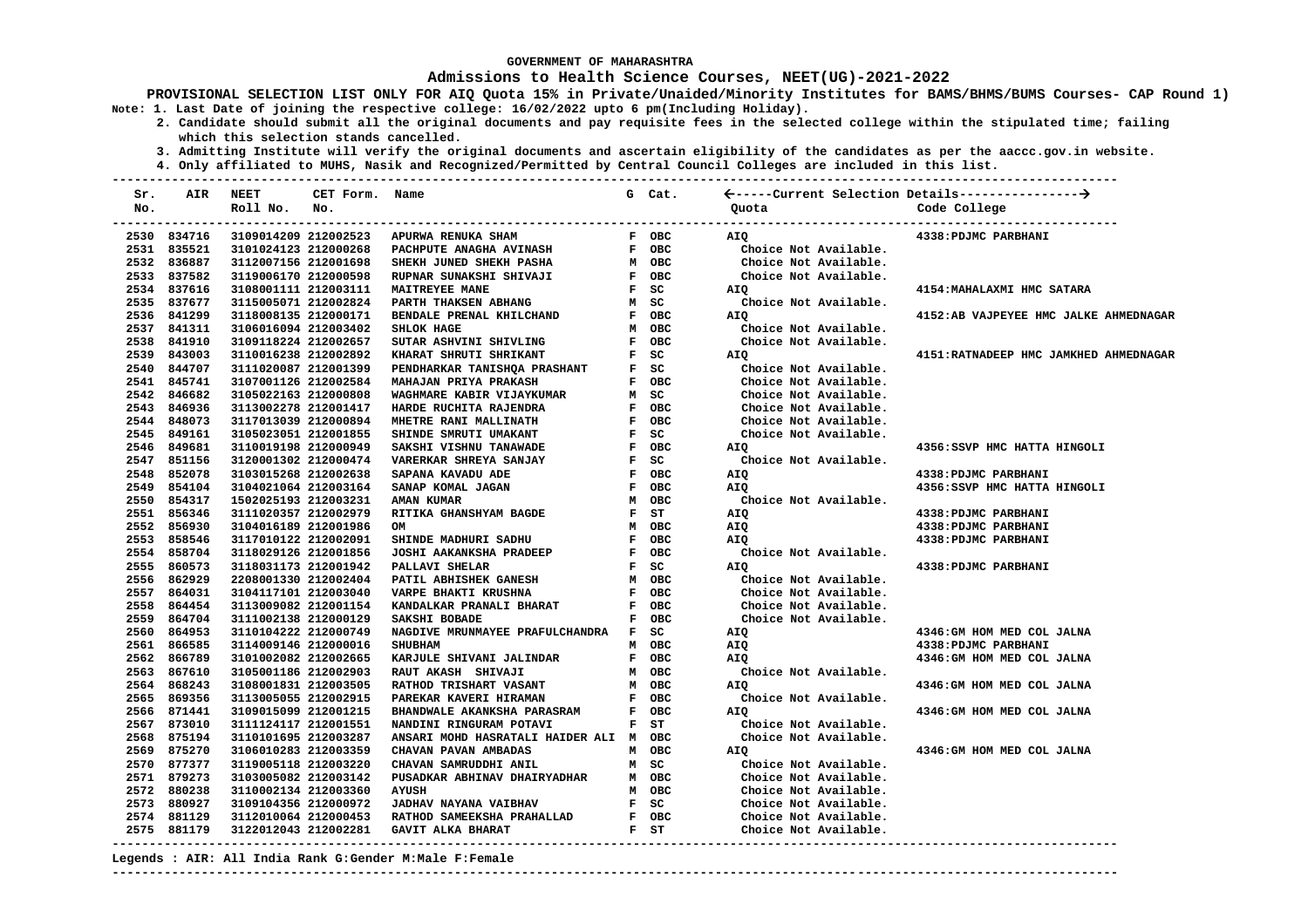GOVERNMENT OF MAHARASHTRA

**Admissions to Health Science Courses, NEET(UG)-2021-2022**

**PROVISIONAL SELECTION LIST ONLY FOR AIQ Quota 15% in Private/Unaided/Minority Institutes for BAMS/BHMS/BUMS Courses- CAP Round 1)**

Note: 1. Last Date of joining the respective college: 16/02/2022 upto 6 pm(Including Holiday).

2. Candidate should submit all the original documents and pay requisite fees in the selected college within the stipulated time; failing which this selection stands cancelled.

3. Admitting Institute will verify the original documents and ascertain eligibility of the candidates as per the aaccc.gov.in website.

4. Only affiliated to MUHS, Nasik and Recognized/Permitted by Central Council Colleges are included in this list.

| Sr. No. | AIR | NEET Roll No. | CET Form. No. | Name | G | Cat. | Current Selection Details: Quota | Code College |
|---|---|---|---|---|---|---|---|---|
| 2530 | 834716 | 3109014209 | 212002523 | APURWA RENUKA SHAM | F | OBC | AIQ | 4338:PDJMC PARBHANI |
| 2531 | 835521 | 3101024123 | 212000268 | PACHPUTE ANAGHA AVINASH | F | OBC | Choice Not Available. | |
| 2532 | 836887 | 3112007156 | 212001698 | SHEKH JUNED SHEKH PASHA | M | OBC | Choice Not Available. | |
| 2533 | 837582 | 3119006170 | 212000598 | RUPNAR SUNAKSHI SHIVAJI | F | OBC | Choice Not Available. | |
| 2534 | 837616 | 3108001111 | 212003111 | MAITREYEE MANE | F | SC | AIQ | 4154:MAHALAXMI HMC SATARA |
| 2535 | 837677 | 3115005071 | 212002824 | PARTH THAKSEN ABHANG | M | SC | Choice Not Available. | |
| 2536 | 841299 | 3118008135 | 212000171 | BENDALE PRENAL KHILCHAND | F | OBC | AIQ | 4152:AB VAJPEYEE HMC JALKE AHMEDNAGAR |
| 2537 | 841311 | 3106016094 | 212003402 | SHLOK HAGE | M | OBC | Choice Not Available. | |
| 2538 | 841910 | 3109118224 | 212002657 | SUTAR ASHVINI SHIVLING | F | OBC | Choice Not Available. | |
| 2539 | 843003 | 3110016238 | 212002892 | KHARAT SHRUTI SHRIKANT | F | SC | AIQ | 4151:RATNADEEP HMC JAMKHED AHMEDNAGAR |
| 2540 | 844707 | 3111020087 | 212001399 | PENDHARKAR TANISHQA PRASHANT | F | SC | Choice Not Available. | |
| 2541 | 845741 | 3107001126 | 212002584 | MAHAJAN PRIYA PRAKASH | F | OBC | Choice Not Available. | |
| 2542 | 846682 | 3105022163 | 212000808 | WAGHMARE KABIR VIJAYKUMAR | M | SC | Choice Not Available. | |
| 2543 | 846936 | 3113002278 | 212001417 | HARDE RUCHITA RAJENDRA | F | OBC | Choice Not Available. | |
| 2544 | 848073 | 3117013039 | 212000894 | MHETRE RANI MALLINATH | F | OBC | Choice Not Available. | |
| 2545 | 849161 | 3105023051 | 212001855 | SHINDE SMRUTI UMAKANT | F | SC | Choice Not Available. | |
| 2546 | 849681 | 3110019198 | 212000949 | SAKSHI VISHNU TANAWADE | F | OBC | AIQ | 4356:SSVP HMC HATTA HINGOLI |
| 2547 | 851156 | 3120001302 | 212000474 | VARERKAR SHREYA SANJAY | F | SC | Choice Not Available. | |
| 2548 | 852078 | 3103015268 | 212002638 | SAPANA KAVADU ADE | F | OBC | AIQ | 4338:PDJMC PARBHANI |
| 2549 | 854104 | 3104021064 | 212003164 | SANAP KOMAL JAGAN | F | OBC | AIQ | 4356:SSVP HMC HATTA HINGOLI |
| 2550 | 854317 | 1502025193 | 212003231 | AMAN KUMAR | M | OBC | Choice Not Available. | |
| 2551 | 856346 | 3111020357 | 212002979 | RITIKA GHANSHYAM BAGDE | F | ST | AIQ | 4338:PDJMC PARBHANI |
| 2552 | 856930 | 3104016189 | 212001986 | OM | M | OBC | AIQ | 4338:PDJMC PARBHANI |
| 2553 | 858546 | 3117010122 | 212002091 | SHINDE MADHURI SADHU | F | OBC | AIQ | 4338:PDJMC PARBHANI |
| 2554 | 858704 | 3118029126 | 212001856 | JOSHI AAKANKSHA PRADEEP | F | OBC | Choice Not Available. | |
| 2555 | 860573 | 3118031173 | 212001942 | PALLAVI SHELAR | F | SC | AIQ | 4338:PDJMC PARBHANI |
| 2556 | 862929 | 2208001330 | 212002404 | PATIL ABHISHEK GANESH | M | OBC | Choice Not Available. | |
| 2557 | 864031 | 3104117101 | 212003040 | VARPE BHAKTI KRUSHNA | F | OBC | Choice Not Available. | |
| 2558 | 864454 | 3113009082 | 212001154 | KANDALKAR PRANALI BHARAT | F | OBC | Choice Not Available. | |
| 2559 | 864704 | 3111002138 | 212000129 | SAKSHI BOBADE | F | OBC | Choice Not Available. | |
| 2560 | 864953 | 3110104222 | 212000749 | NAGDIVE MRUNMAYEE PRAFULCHANDRA | F | SC | AIQ | 4346:GM HOM MED COL JALNA |
| 2561 | 866585 | 3114009146 | 212000016 | SHUBHAM | M | OBC | AIQ | 4338:PDJMC PARBHANI |
| 2562 | 866789 | 3101002082 | 212002665 | KARJULE SHIVANI JALINDAR | F | OBC | AIQ | 4346:GM HOM MED COL JALNA |
| 2563 | 867610 | 3105001186 | 212002903 | RAUT AKASH SHIVAJI | M | OBC | Choice Not Available. | |
| 2564 | 868243 | 3108001831 | 212003505 | RATHOD TRISHART VASANT | M | OBC | AIQ | 4346:GM HOM MED COL JALNA |
| 2565 | 869356 | 3113005055 | 212002915 | PAREKAR KAVERI HIRAMAN | F | OBC | Choice Not Available. | |
| 2566 | 871441 | 3109015099 | 212001215 | BHANDWALE AKANKSHA PARASRAM | F | OBC | AIQ | 4346:GM HOM MED COL JALNA |
| 2567 | 873010 | 3111124117 | 212001551 | NANDINI RINGURAM POTAVI | F | ST | Choice Not Available. | |
| 2568 | 875194 | 3110101695 | 212003287 | ANSARI MOHD HASRATALI HAIDER ALI | M | OBC | Choice Not Available. | |
| 2569 | 875270 | 3106010283 | 212003359 | CHAVAN PAVAN AMBADAS | M | OBC | AIQ | 4346:GM HOM MED COL JALNA |
| 2570 | 877377 | 3119005118 | 212003220 | CHAVAN SAMRUDDHI ANIL | M | SC | Choice Not Available. | |
| 2571 | 879273 | 3103005082 | 212003142 | PUSADKAR ABHINAV DHAIRYADHAR | M | OBC | Choice Not Available. | |
| 2572 | 880238 | 3110002134 | 212003360 | AYUSH | M | OBC | Choice Not Available. | |
| 2573 | 880927 | 3109104356 | 212000972 | JADHAV NAYANA VAIBHAV | F | SC | Choice Not Available. | |
| 2574 | 881129 | 3112010064 | 212000453 | RATHOD SAMEEKSHA PRAHALLAD | F | OBC | Choice Not Available. | |
| 2575 | 881179 | 3122012043 | 212002281 | GAVIT ALKA BHARAT | F | ST | Choice Not Available. | |

Legends : AIR: All India Rank G:Gender M:Male F:Female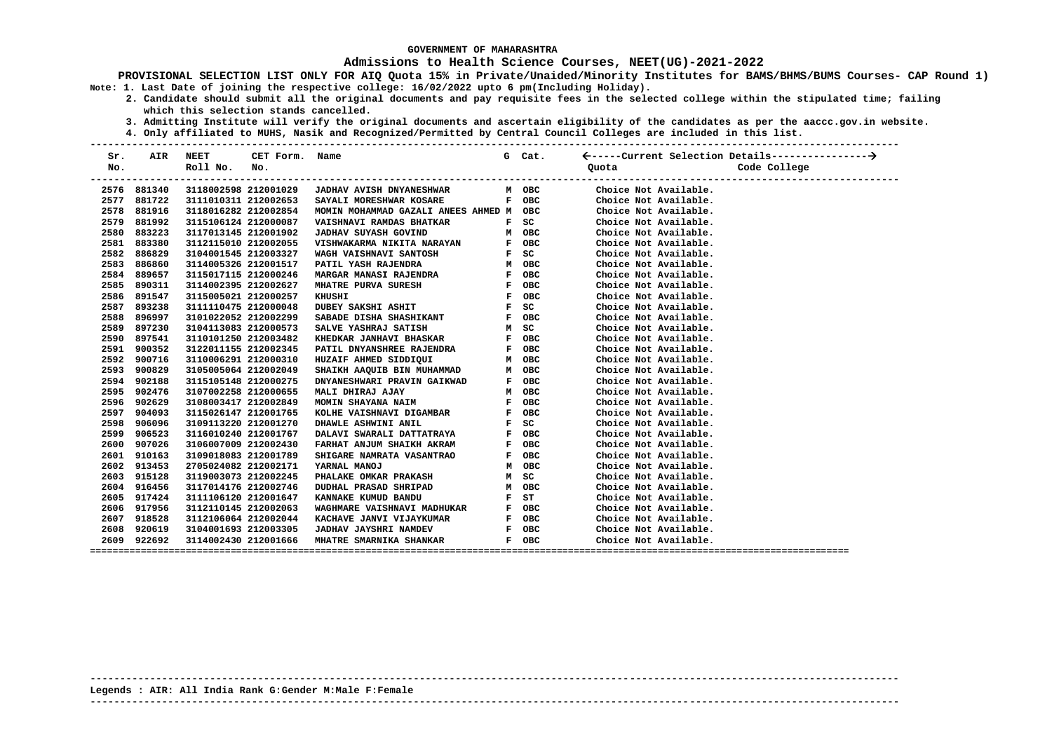GOVERNMENT OF MAHARASHTRA

Admissions to Health Science Courses, NEET(UG)-2021-2022

**PROVISIONAL SELECTION LIST ONLY FOR AIQ Quota 15% in Private/Unaided/Minority Institutes for BAMS/BHMS/BUMS Courses- CAP Round 1)**

Note: 1. Last Date of joining the respective college: 16/02/2022 upto 6 pm(Including Holiday).

2. Candidate should submit all the original documents and pay requisite fees in the selected college within the stipulated time; failing which this selection stands cancelled.

3. Admitting Institute will verify the original documents and ascertain eligibility of the candidates as per the aaccc.gov.in website.

4. Only affiliated to MUHS, Nasik and Recognized/Permitted by Central Council Colleges are included in this list.

| Sr. No. | AIR | NEET Roll No. | CET Form. No. | Name | G | Cat. | Quota (Current Selection Details) | Code College |
|---|---|---|---|---|---|---|---|---|
| 2576 | 881340 | 3118002598 | 212001029 | JADHAV AVISH DNYANESHWAR | M | OBC | Choice Not Available. | |
| 2577 | 881722 | 3111010311 | 212002653 | SAYALI MORESHWAR KOSARE | F | OBC | Choice Not Available. | |
| 2578 | 881916 | 3118016282 | 212002854 | MOMIN MOHAMMAD GAZALI ANEES AHMED | M | OBC | Choice Not Available. | |
| 2579 | 881992 | 3115106124 | 212000087 | VAISHNAVI RAMDAS BHATKAR | F | SC | Choice Not Available. | |
| 2580 | 883223 | 3117013145 | 212001902 | JADHAV SUYASH GOVIND | M | OBC | Choice Not Available. | |
| 2581 | 883380 | 3112115010 | 212002055 | VISHWAKARMA NIKITA NARAYAN | F | OBC | Choice Not Available. | |
| 2582 | 886829 | 3104001545 | 212003327 | WAGH VAISHNAVI SANTOSH | F | SC | Choice Not Available. | |
| 2583 | 886860 | 3114005326 | 212001517 | PATIL YASH RAJENDRA | M | OBC | Choice Not Available. | |
| 2584 | 889657 | 3115017115 | 212000246 | MARGAR MANASI RAJENDRA | F | OBC | Choice Not Available. | |
| 2585 | 890311 | 3114002395 | 212002627 | MHATRE PURVA SURESH | F | OBC | Choice Not Available. | |
| 2586 | 891547 | 3115005021 | 212000257 | KHUSHI | F | OBC | Choice Not Available. | |
| 2587 | 893238 | 3111110475 | 212000048 | DUBEY SAKSHI ASHIT | F | SC | Choice Not Available. | |
| 2588 | 896997 | 3101022052 | 212002299 | SABADE DISHA SHASHIKANT | F | OBC | Choice Not Available. | |
| 2589 | 897230 | 3104113083 | 212000573 | SALVE YASHRAJ SATISH | M | SC | Choice Not Available. | |
| 2590 | 897541 | 3110101250 | 212003482 | KHEDKAR JANHAVI BHASKAR | F | OBC | Choice Not Available. | |
| 2591 | 900352 | 3122011155 | 212002345 | PATIL DNYANSHREE RAJENDRA | F | OBC | Choice Not Available. | |
| 2592 | 900716 | 3110006291 | 212000310 | HUZAIF AHMED SIDDIQUI | M | OBC | Choice Not Available. | |
| 2593 | 900829 | 3105005064 | 212002049 | SHAIKH AAQUIB BIN MUHAMMAD | M | OBC | Choice Not Available. | |
| 2594 | 902188 | 3115105148 | 212000275 | DNYANESHWARI PRAVIN GAIKWAD | F | OBC | Choice Not Available. | |
| 2595 | 902476 | 3107002258 | 212000655 | MALI DHIRAJ AJAY | M | OBC | Choice Not Available. | |
| 2596 | 902629 | 3108003417 | 212002849 | MOMIN SHAYANA NAIM | F | OBC | Choice Not Available. | |
| 2597 | 904093 | 3115026147 | 212001765 | KOLHE VAISHNAVI DIGAMBAR | F | OBC | Choice Not Available. | |
| 2598 | 906096 | 3109113220 | 212001270 | DHAWLE ASHWINI ANIL | F | SC | Choice Not Available. | |
| 2599 | 906523 | 3116010240 | 212001767 | DALAVI SWARALI DATTATRAYA | F | OBC | Choice Not Available. | |
| 2600 | 907026 | 3106007009 | 212002430 | FARHAT ANJUM SHAIKH AKRAM | F | OBC | Choice Not Available. | |
| 2601 | 910163 | 3109018083 | 212001789 | SHIGARE NAMRATA VASANTRAO | F | OBC | Choice Not Available. | |
| 2602 | 913453 | 2705024082 | 212002171 | YARNAL MANOJ | M | OBC | Choice Not Available. | |
| 2603 | 915128 | 3119003073 | 212002245 | PHALAKE OMKAR PRAKASH | M | SC | Choice Not Available. | |
| 2604 | 916456 | 3117014176 | 212002746 | DUDHAL PRASAD SHRIPAD | M | OBC | Choice Not Available. | |
| 2605 | 917424 | 3111106120 | 212001647 | KANNAKE KUMUD BANDU | F | ST | Choice Not Available. | |
| 2606 | 917956 | 3112110145 | 212002063 | WAGHMARE VAISHNAVI MADHUKAR | F | OBC | Choice Not Available. | |
| 2607 | 918528 | 3112106064 | 212002044 | KACHAVE JANVI VIJAYKUMAR | F | OBC | Choice Not Available. | |
| 2608 | 920619 | 3104001693 | 212003305 | JADHAV JAYSHRI NAMDEV | F | OBC | Choice Not Available. | |
| 2609 | 922692 | 3114002430 | 212001666 | MHATRE SMARNIKA SHANKAR | F | OBC | Choice Not Available. | |

**Legends : AIR: All India Rank G:Gender M:Male F:Female**